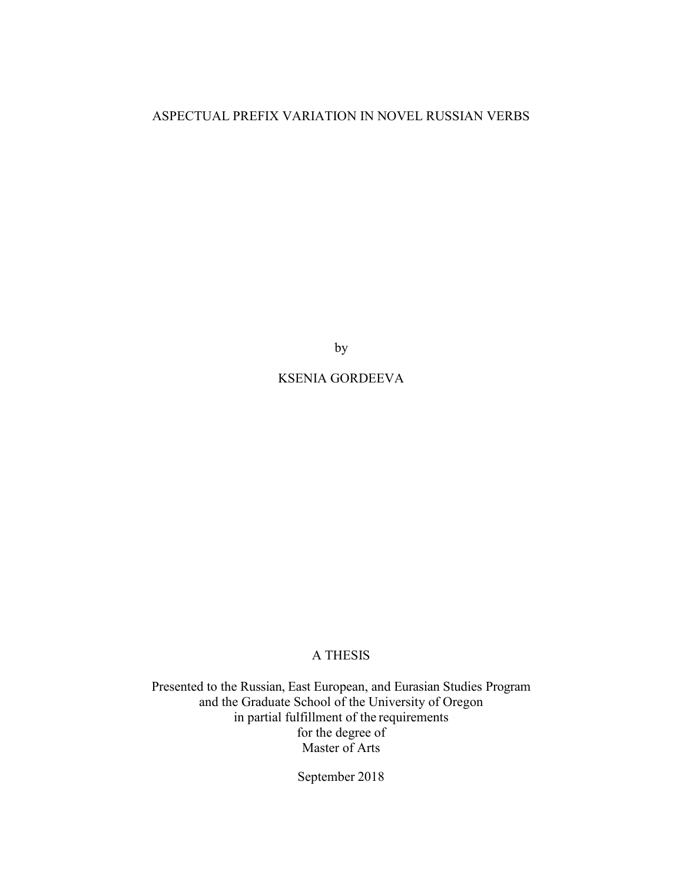# ASPECTUAL PREFIX VARIATION IN NOVEL RUSSIAN VERBS

by

KSENIA GORDEEVA

A THESIS

Presented to the Russian, East European, and Eurasian Studies Program
and the Graduate School of the University of Oregon
in partial fulfillment of the requirements
for the degree of
Master of Arts

September 2018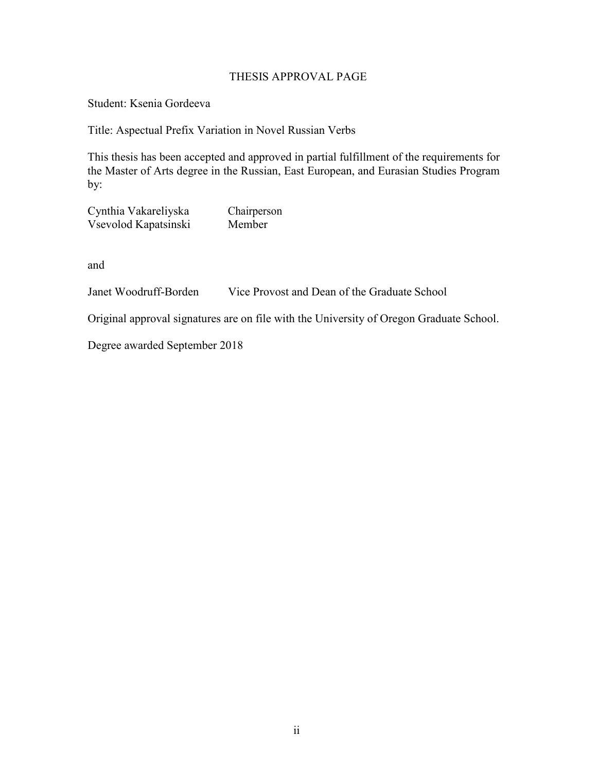# THESIS APPROVAL PAGE

Student: Ksenia Gordeeva

Title: Aspectual Prefix Variation in Novel Russian Verbs

This thesis has been accepted and approved in partial fulfillment of the requirements for the Master of Arts degree in the Russian, East European, and Eurasian Studies Program by:

| | |
|---|---|
| Cynthia Vakareliyska | Chairperson |
| Vsevolod Kapatsinski | Member |

and

| | |
|---|---|
| Janet Woodruff-Borden | Vice Provost and Dean of the Graduate School |

Original approval signatures are on file with the University of Oregon Graduate School.

Degree awarded September 2018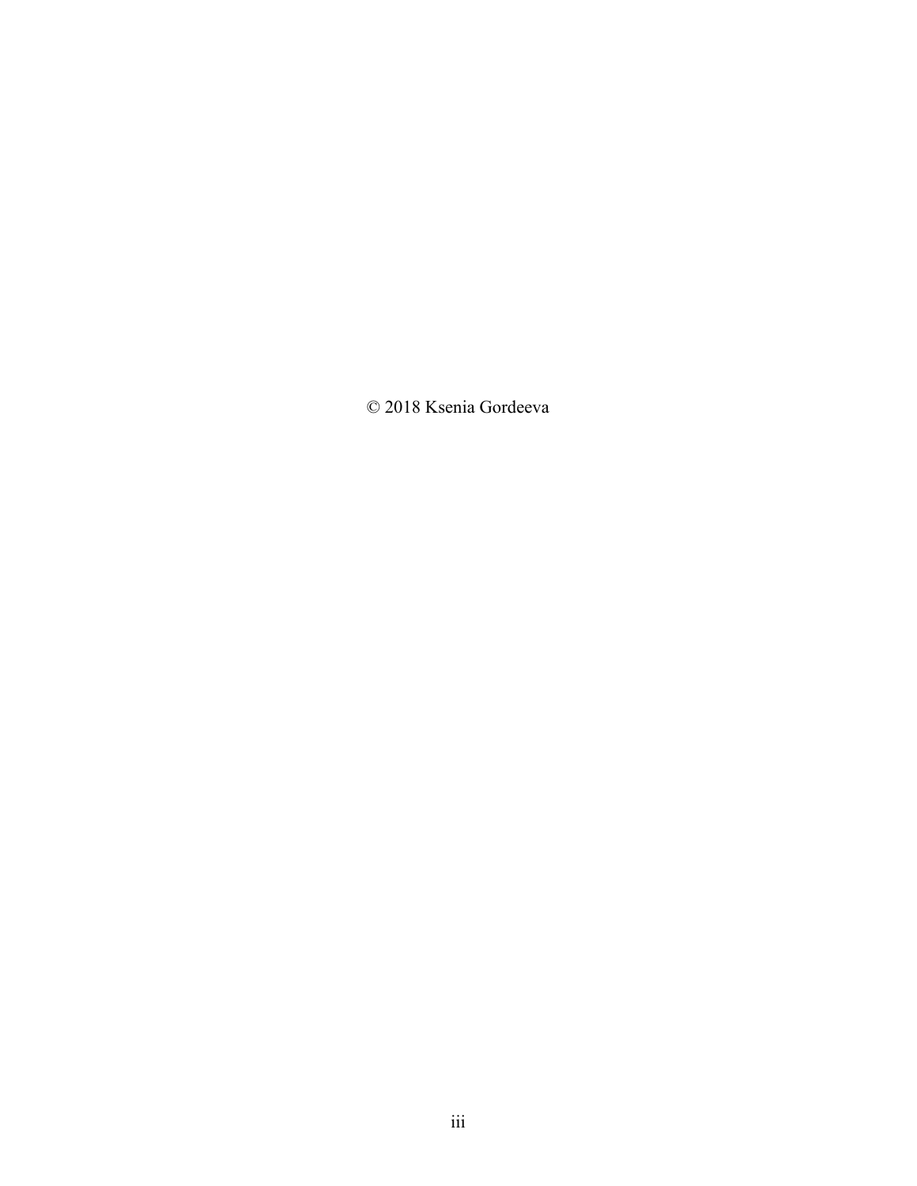© 2018 Ksenia Gordeeva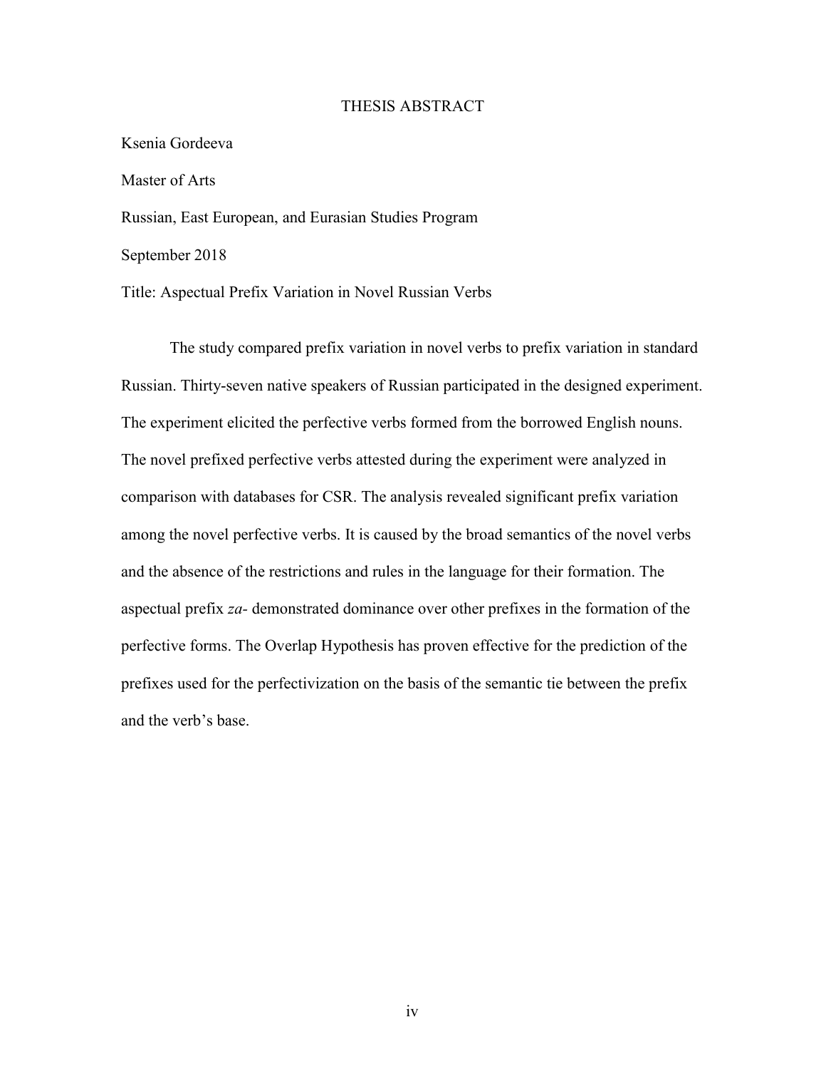# THESIS ABSTRACT

Ksenia Gordeeva

Master of Arts

Russian, East European, and Eurasian Studies Program

September 2018

Title: Aspectual Prefix Variation in Novel Russian Verbs

The study compared prefix variation in novel verbs to prefix variation in standard Russian. Thirty-seven native speakers of Russian participated in the designed experiment. The experiment elicited the perfective verbs formed from the borrowed English nouns. The novel prefixed perfective verbs attested during the experiment were analyzed in comparison with databases for CSR. The analysis revealed significant prefix variation among the novel perfective verbs. It is caused by the broad semantics of the novel verbs and the absence of the restrictions and rules in the language for their formation. The aspectual prefix *za-* demonstrated dominance over other prefixes in the formation of the perfective forms. The Overlap Hypothesis has proven effective for the prediction of the prefixes used for the perfectivization on the basis of the semantic tie between the prefix and the verb's base.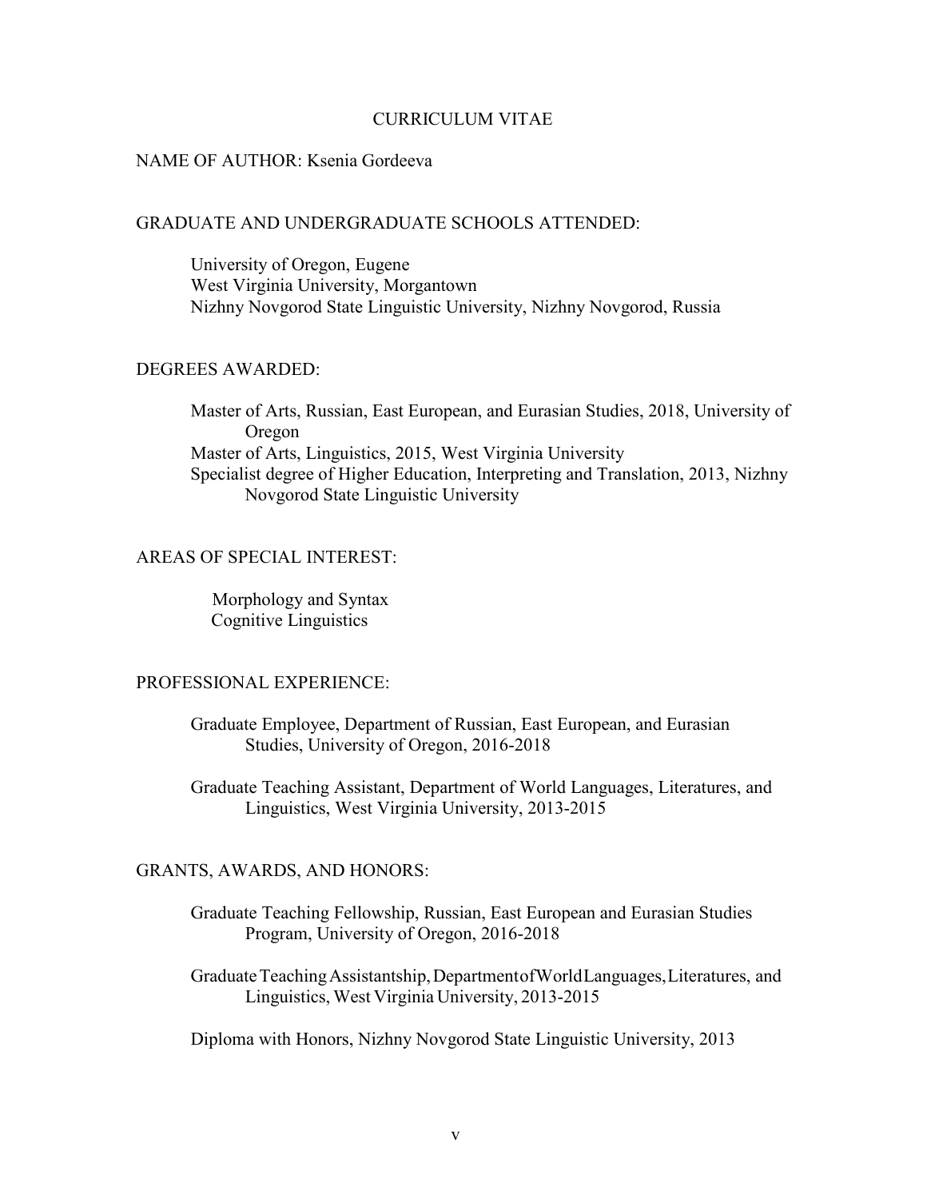# CURRICULUM VITAE

NAME OF AUTHOR: Ksenia Gordeeva

## GRADUATE AND UNDERGRADUATE SCHOOLS ATTENDED:

University of Oregon, Eugene
West Virginia University, Morgantown
Nizhny Novgorod State Linguistic University, Nizhny Novgorod, Russia

## DEGREES AWARDED:

Master of Arts, Russian, East European, and Eurasian Studies, 2018, University of Oregon
Master of Arts, Linguistics, 2015, West Virginia University
Specialist degree of Higher Education, Interpreting and Translation, 2013, Nizhny Novgorod State Linguistic University

## AREAS OF SPECIAL INTEREST:

Morphology and Syntax
Cognitive Linguistics

## PROFESSIONAL EXPERIENCE:

Graduate Employee, Department of Russian, East European, and Eurasian Studies, University of Oregon, 2016-2018

Graduate Teaching Assistant, Department of World Languages, Literatures, and Linguistics, West Virginia University, 2013-2015

## GRANTS, AWARDS, AND HONORS:

Graduate Teaching Fellowship, Russian, East European and Eurasian Studies Program, University of Oregon, 2016-2018

Graduate Teaching Assistantship, Department of World Languages, Literatures, and Linguistics, West Virginia University, 2013-2015

Diploma with Honors, Nizhny Novgorod State Linguistic University, 2013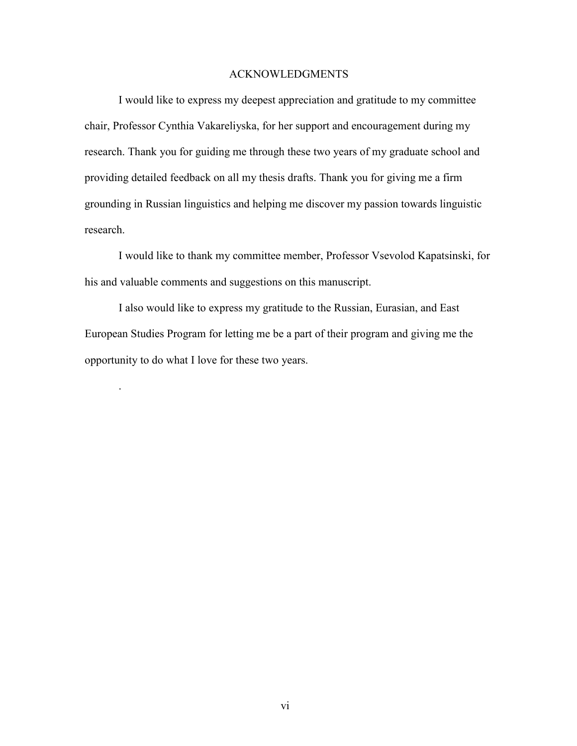# ACKNOWLEDGMENTS

I would like to express my deepest appreciation and gratitude to my committee chair, Professor Cynthia Vakareliyska, for her support and encouragement during my research. Thank you for guiding me through these two years of my graduate school and providing detailed feedback on all my thesis drafts. Thank you for giving me a firm grounding in Russian linguistics and helping me discover my passion towards linguistic research.

I would like to thank my committee member, Professor Vsevolod Kapatsinski, for his and valuable comments and suggestions on this manuscript.

I also would like to express my gratitude to the Russian, Eurasian, and East European Studies Program for letting me be a part of their program and giving me the opportunity to do what I love for these two years.

.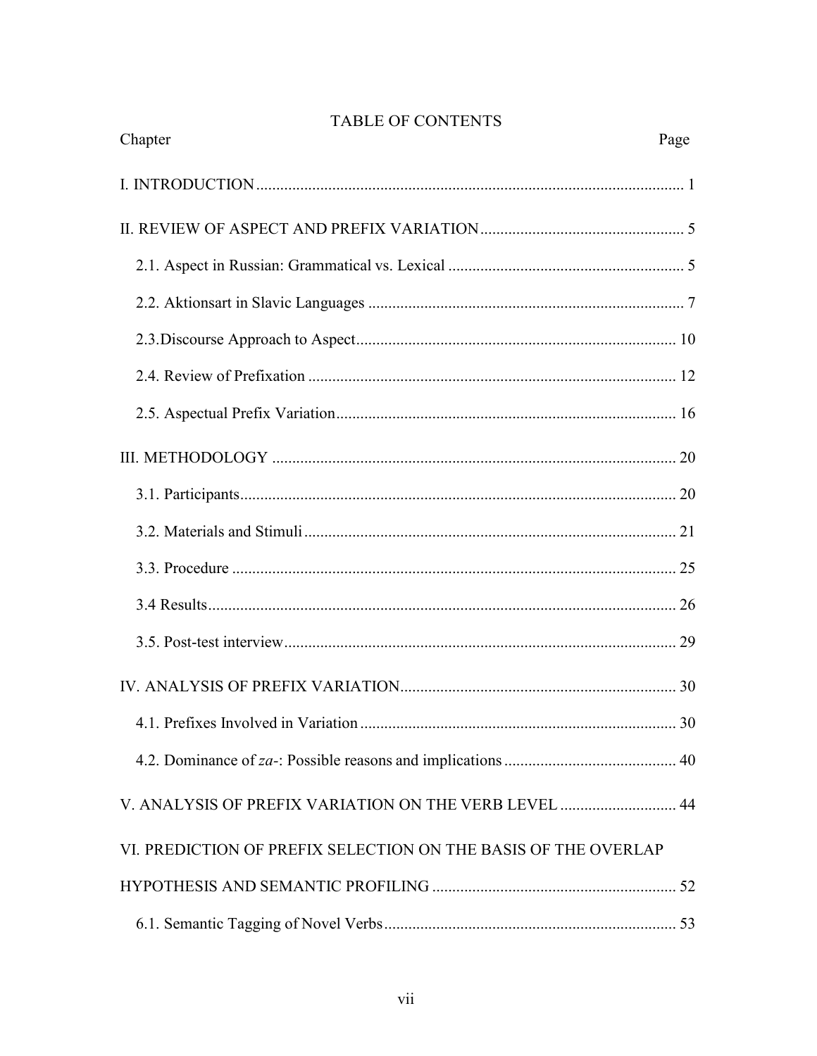# TABLE OF CONTENTS

| Chapter | Page |
|---|---|
| I. INTRODUCTION | 1 |
| II. REVIEW OF ASPECT AND PREFIX VARIATION | 5 |
| 2.1. Aspect in Russian: Grammatical vs. Lexical | 5 |
| 2.2. Aktionsart in Slavic Languages | 7 |
| 2.3.Discourse Approach to Aspect | 10 |
| 2.4. Review of Prefixation | 12 |
| 2.5. Aspectual Prefix Variation | 16 |
| III. METHODOLOGY | 20 |
| 3.1. Participants | 20 |
| 3.2. Materials and Stimuli | 21 |
| 3.3. Procedure | 25 |
| 3.4 Results | 26 |
| 3.5. Post-test interview | 29 |
| IV. ANALYSIS OF PREFIX VARIATION | 30 |
| 4.1. Prefixes Involved in Variation | 30 |
| 4.2. Dominance of *za-*: Possible reasons and implications | 40 |
| V. ANALYSIS OF PREFIX VARIATION ON THE VERB LEVEL | 44 |
| VI. PREDICTION OF PREFIX SELECTION ON THE BASIS OF THE OVERLAP HYPOTHESIS AND SEMANTIC PROFILING | 52 |
| 6.1. Semantic Tagging of Novel Verbs | 53 |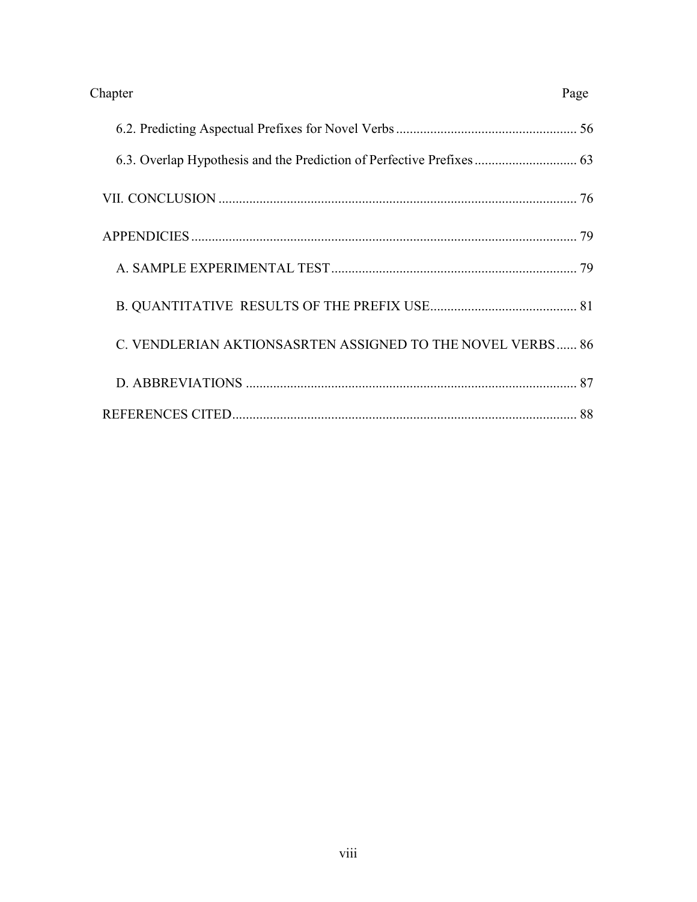| Chapter | Page |
|---|---|
| 6.2. Predicting Aspectual Prefixes for Novel Verbs | 56 |
| 6.3. Overlap Hypothesis and the Prediction of Perfective Prefixes | 63 |
| VII. CONCLUSION | 76 |
| APPENDICIES | 79 |
| A. SAMPLE EXPERIMENTAL TEST | 79 |
| B. QUANTITATIVE RESULTS OF THE PREFIX USE | 81 |
| C. VENDLERIAN AKTIONSASRTEN ASSIGNED TO THE NOVEL VERBS | 86 |
| D. ABBREVIATIONS | 87 |
| REFERENCES CITED | 88 |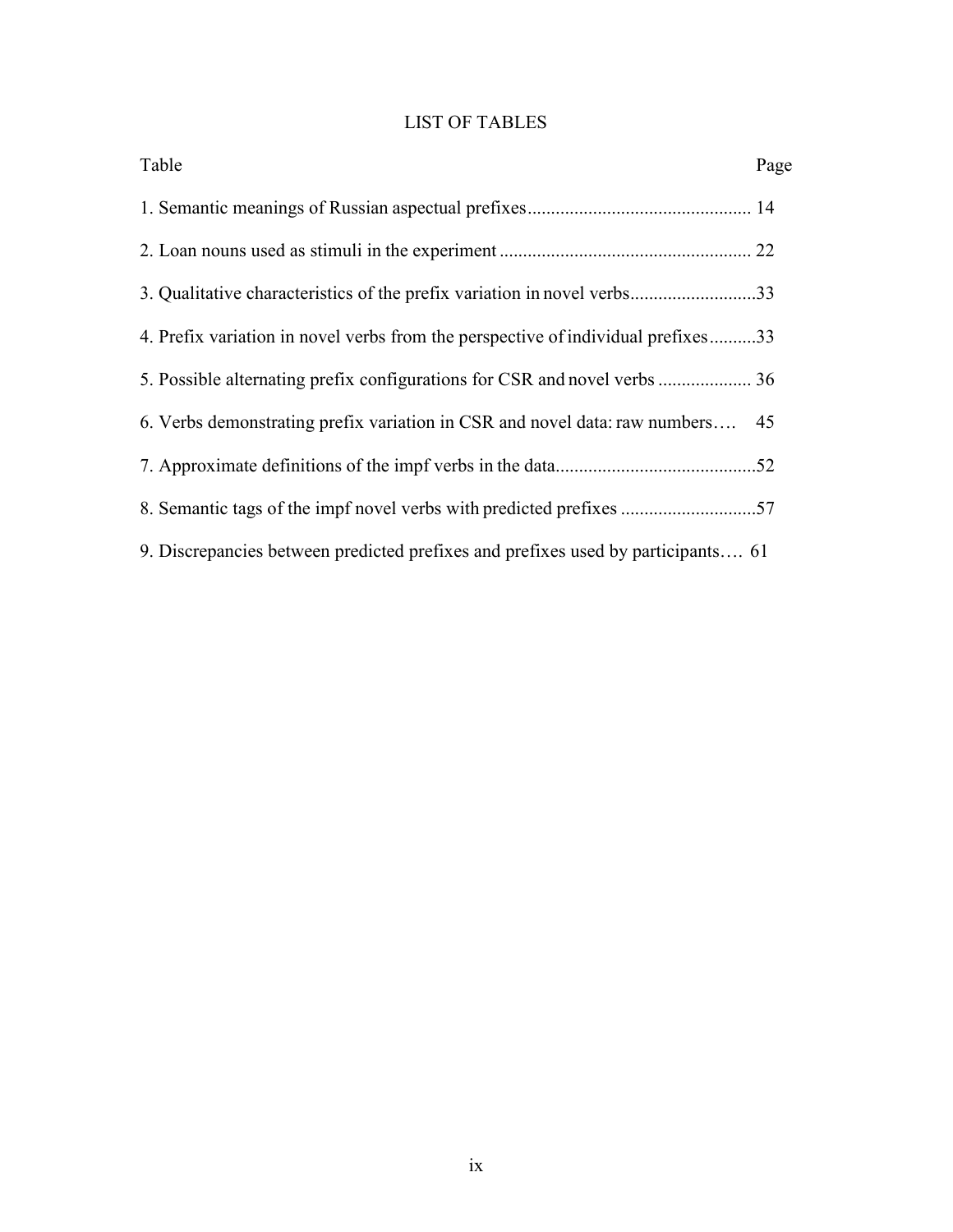# LIST OF TABLES

| Table | Page |
|---|---|
| 1. Semantic meanings of Russian aspectual prefixes | 14 |
| 2. Loan nouns used as stimuli in the experiment | 22 |
| 3. Qualitative characteristics of the prefix variation in novel verbs | 33 |
| 4. Prefix variation in novel verbs from the perspective of individual prefixes | 33 |
| 5. Possible alternating prefix configurations for CSR and novel verbs | 36 |
| 6. Verbs demonstrating prefix variation in CSR and novel data: raw numbers | 45 |
| 7. Approximate definitions of the impf verbs in the data | 52 |
| 8. Semantic tags of the impf novel verbs with predicted prefixes | 57 |
| 9. Discrepancies between predicted prefixes and prefixes used by participants | 61 |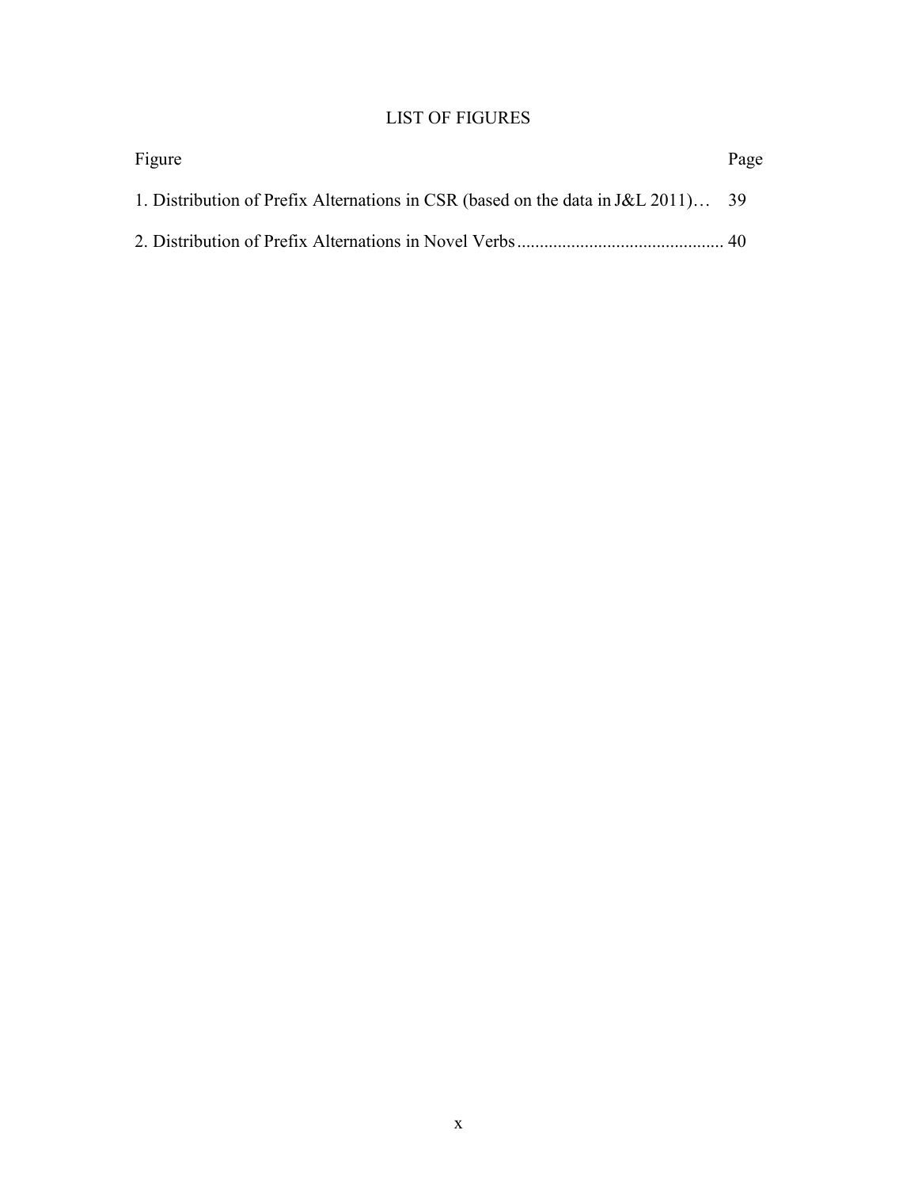# LIST OF FIGURES

| Figure | Page |
|---|---|
| 1. Distribution of Prefix Alternations in CSR (based on the data in J&L 2011)… | 39 |
| 2. Distribution of Prefix Alternations in Novel Verbs | 40 |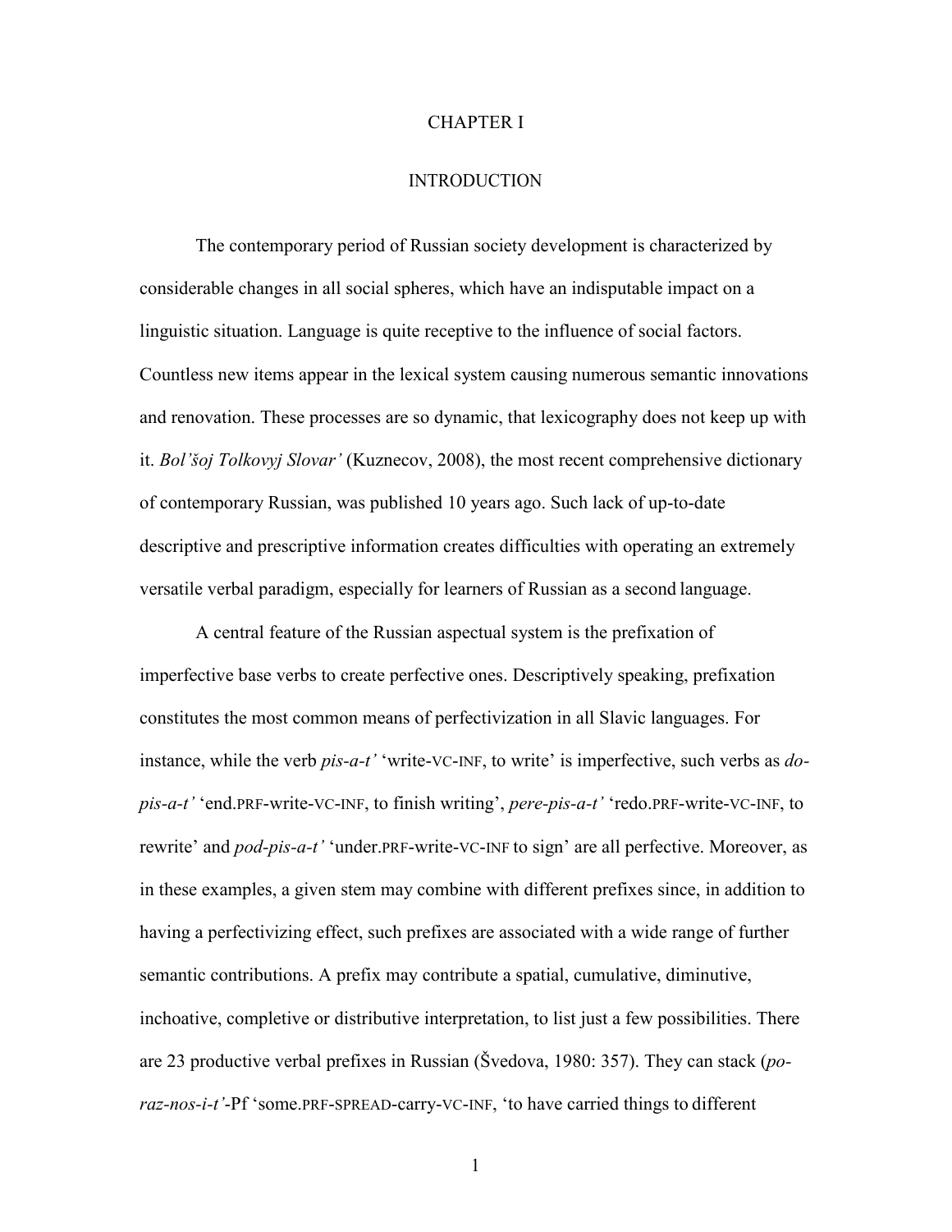# CHAPTER I

## INTRODUCTION

The contemporary period of Russian society development is characterized by considerable changes in all social spheres, which have an indisputable impact on a linguistic situation. Language is quite receptive to the influence of social factors. Countless new items appear in the lexical system causing numerous semantic innovations and renovation. These processes are so dynamic, that lexicography does not keep up with it. *Bol'šoj Tolkovyj Slovar'* (Kuznecov, 2008), the most recent comprehensive dictionary of contemporary Russian, was published 10 years ago. Such lack of up-to-date descriptive and prescriptive information creates difficulties with operating an extremely versatile verbal paradigm, especially for learners of Russian as a second language.

A central feature of the Russian aspectual system is the prefixation of imperfective base verbs to create perfective ones. Descriptively speaking, prefixation constitutes the most common means of perfectivization in all Slavic languages. For instance, while the verb *pis-a-t'* 'write-VC-INF, to write' is imperfective, such verbs as *do-pis-a-t'* 'end.PRF-write-VC-INF, to finish writing', *pere-pis-a-t'* 'redo.PRF-write-VC-INF, to rewrite' and *pod-pis-a-t'* 'under.PRF-write-VC-INF to sign' are all perfective. Moreover, as in these examples, a given stem may combine with different prefixes since, in addition to having a perfectivizing effect, such prefixes are associated with a wide range of further semantic contributions. A prefix may contribute a spatial, cumulative, diminutive, inchoative, completive or distributive interpretation, to list just a few possibilities. There are 23 productive verbal prefixes in Russian (Švedova, 1980: 357). They can stack (*po-raz-nos-i-t'*-Pf 'some.PRF-SPREAD-carry-VC-INF, 'to have carried things to different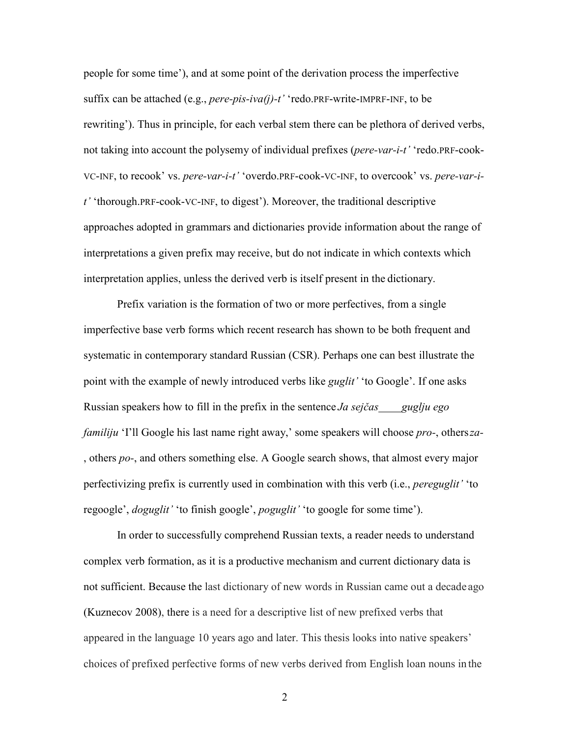people for some time'), and at some point of the derivation process the imperfective suffix can be attached (e.g., *pere-pis-iva(j)-t'* 'redo.PRF-write-IMPRF-INF, to be rewriting'). Thus in principle, for each verbal stem there can be plethora of derived verbs, not taking into account the polysemy of individual prefixes (*pere-var-i-t'* 'redo.PRF-cook-VC-INF, to recook' vs. *pere-var-i-t'* 'overdo.PRF-cook-VC-INF, to overcook' vs. *pere-var-i-t'* 'thorough.PRF-cook-VC-INF, to digest'). Moreover, the traditional descriptive approaches adopted in grammars and dictionaries provide information about the range of interpretations a given prefix may receive, but do not indicate in which contexts which interpretation applies, unless the derived verb is itself present in the dictionary.

Prefix variation is the formation of two or more perfectives, from a single imperfective base verb forms which recent research has shown to be both frequent and systematic in contemporary standard Russian (CSR). Perhaps one can best illustrate the point with the example of newly introduced verbs like *guglit'* 'to Google'. If one asks Russian speakers how to fill in the prefix in the sentence *Ja sejčas____guglju ego familiju* 'I'll Google his last name right away,' some speakers will choose *pro-*, others *za-*, others *po-*, and others something else. A Google search shows, that almost every major perfectivizing prefix is currently used in combination with this verb (i.e., *pereguglit'* 'to regoogle', *doguglit'* 'to finish google', *poguglit'* 'to google for some time').

In order to successfully comprehend Russian texts, a reader needs to understand complex verb formation, as it is a productive mechanism and current dictionary data is not sufficient. Because the last dictionary of new words in Russian came out a decade ago (Kuznecov 2008), there is a need for a descriptive list of new prefixed verbs that appeared in the language 10 years ago and later. This thesis looks into native speakers' choices of prefixed perfective forms of new verbs derived from English loan nouns in the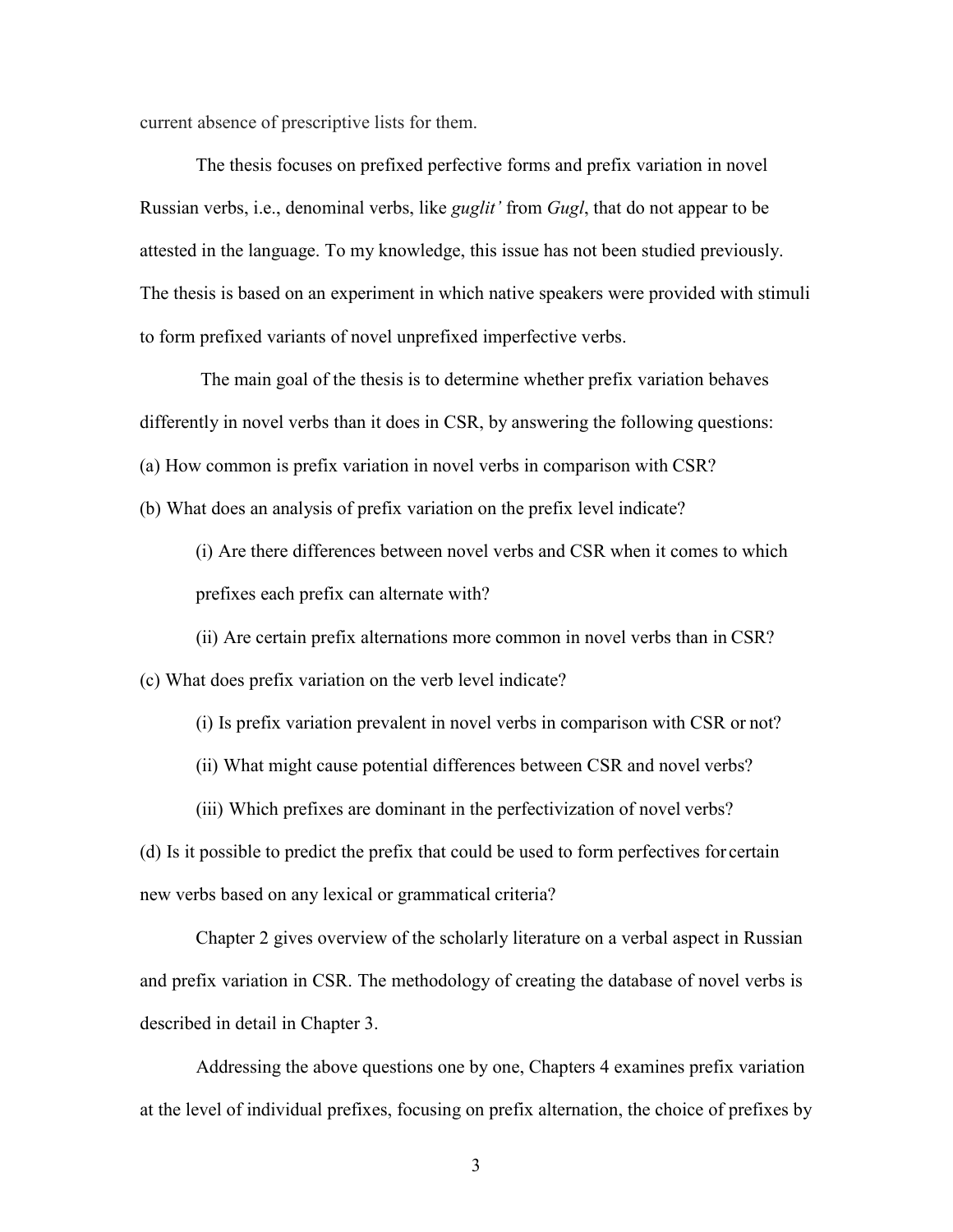current absence of prescriptive lists for them.

The thesis focuses on prefixed perfective forms and prefix variation in novel Russian verbs, i.e., denominal verbs, like *guglit'* from *Gugl*, that do not appear to be attested in the language. To my knowledge, this issue has not been studied previously. The thesis is based on an experiment in which native speakers were provided with stimuli to form prefixed variants of novel unprefixed imperfective verbs.

The main goal of the thesis is to determine whether prefix variation behaves differently in novel verbs than it does in CSR, by answering the following questions:

(a) How common is prefix variation in novel verbs in comparison with CSR?

(b) What does an analysis of prefix variation on the prefix level indicate?

> (i) Are there differences between novel verbs and CSR when it comes to which prefixes each prefix can alternate with?
>
> (ii) Are certain prefix alternations more common in novel verbs than in CSR?

(c) What does prefix variation on the verb level indicate?

> (i) Is prefix variation prevalent in novel verbs in comparison with CSR or not?
>
> (ii) What might cause potential differences between CSR and novel verbs?
>
> (iii) Which prefixes are dominant in the perfectivization of novel verbs?

(d) Is it possible to predict the prefix that could be used to form perfectives for certain new verbs based on any lexical or grammatical criteria?

Chapter 2 gives overview of the scholarly literature on a verbal aspect in Russian and prefix variation in CSR. The methodology of creating the database of novel verbs is described in detail in Chapter 3.

Addressing the above questions one by one, Chapters 4 examines prefix variation at the level of individual prefixes, focusing on prefix alternation, the choice of prefixes by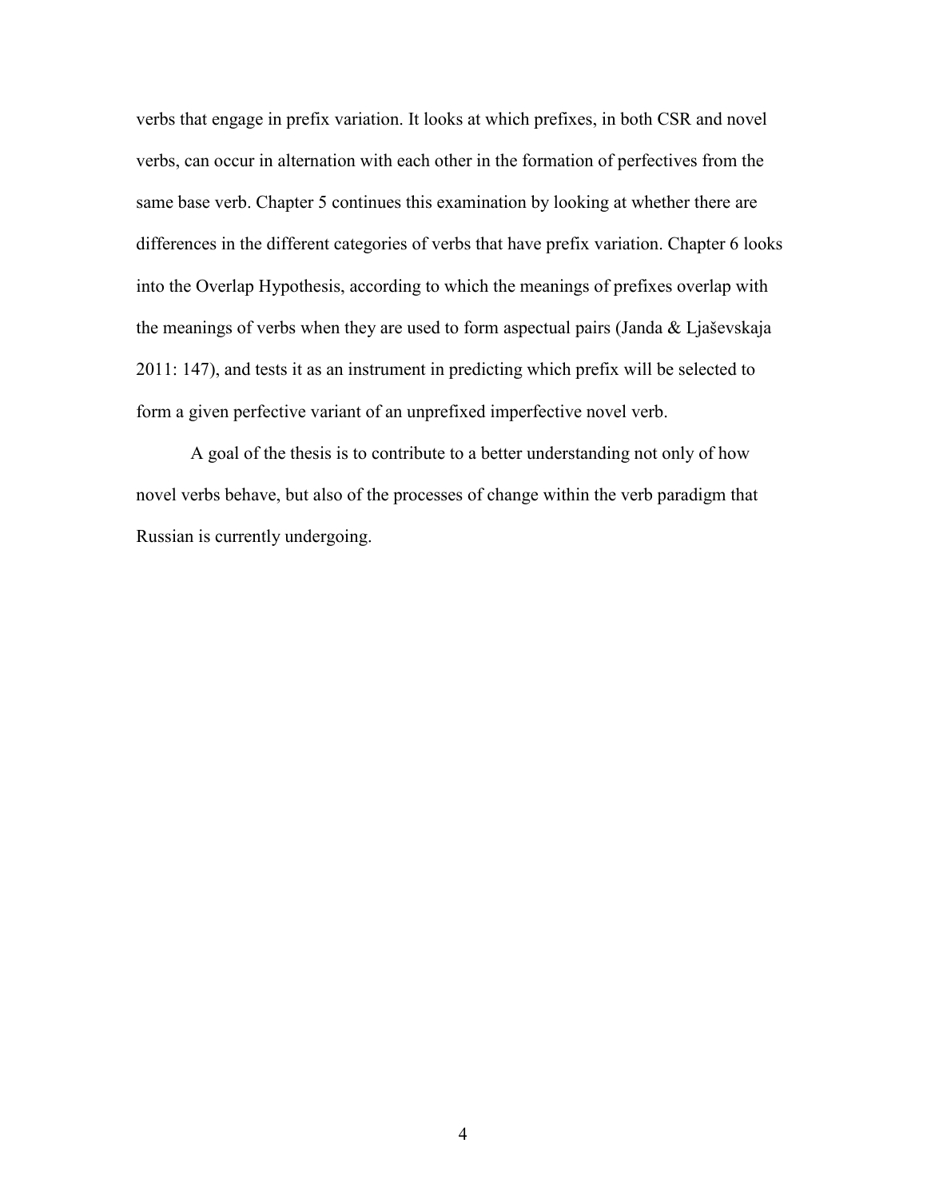verbs that engage in prefix variation. It looks at which prefixes, in both CSR and novel verbs, can occur in alternation with each other in the formation of perfectives from the same base verb. Chapter 5 continues this examination by looking at whether there are differences in the different categories of verbs that have prefix variation. Chapter 6 looks into the Overlap Hypothesis, according to which the meanings of prefixes overlap with the meanings of verbs when they are used to form aspectual pairs (Janda & Ljaševskaja 2011: 147), and tests it as an instrument in predicting which prefix will be selected to form a given perfective variant of an unprefixed imperfective novel verb.

A goal of the thesis is to contribute to a better understanding not only of how novel verbs behave, but also of the processes of change within the verb paradigm that Russian is currently undergoing.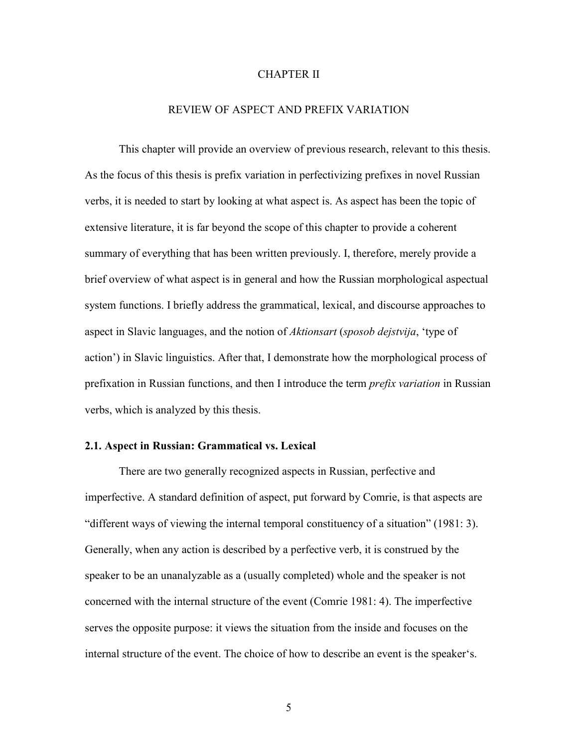# CHAPTER II

# REVIEW OF ASPECT AND PREFIX VARIATION

This chapter will provide an overview of previous research, relevant to this thesis. As the focus of this thesis is prefix variation in perfectivizing prefixes in novel Russian verbs, it is needed to start by looking at what aspect is. As aspect has been the topic of extensive literature, it is far beyond the scope of this chapter to provide a coherent summary of everything that has been written previously. I, therefore, merely provide a brief overview of what aspect is in general and how the Russian morphological aspectual system functions. I briefly address the grammatical, lexical, and discourse approaches to aspect in Slavic languages, and the notion of *Aktionsart* (*sposob dejstvija*, 'type of action') in Slavic linguistics. After that, I demonstrate how the morphological process of prefixation in Russian functions, and then I introduce the term *prefix variation* in Russian verbs, which is analyzed by this thesis.

## 2.1. Aspect in Russian: Grammatical vs. Lexical

There are two generally recognized aspects in Russian, perfective and imperfective. A standard definition of aspect, put forward by Comrie, is that aspects are "different ways of viewing the internal temporal constituency of a situation" (1981: 3). Generally, when any action is described by a perfective verb, it is construed by the speaker to be an unanalyzable as a (usually completed) whole and the speaker is not concerned with the internal structure of the event (Comrie 1981: 4). The imperfective serves the opposite purpose: it views the situation from the inside and focuses on the internal structure of the event. The choice of how to describe an event is the speaker's.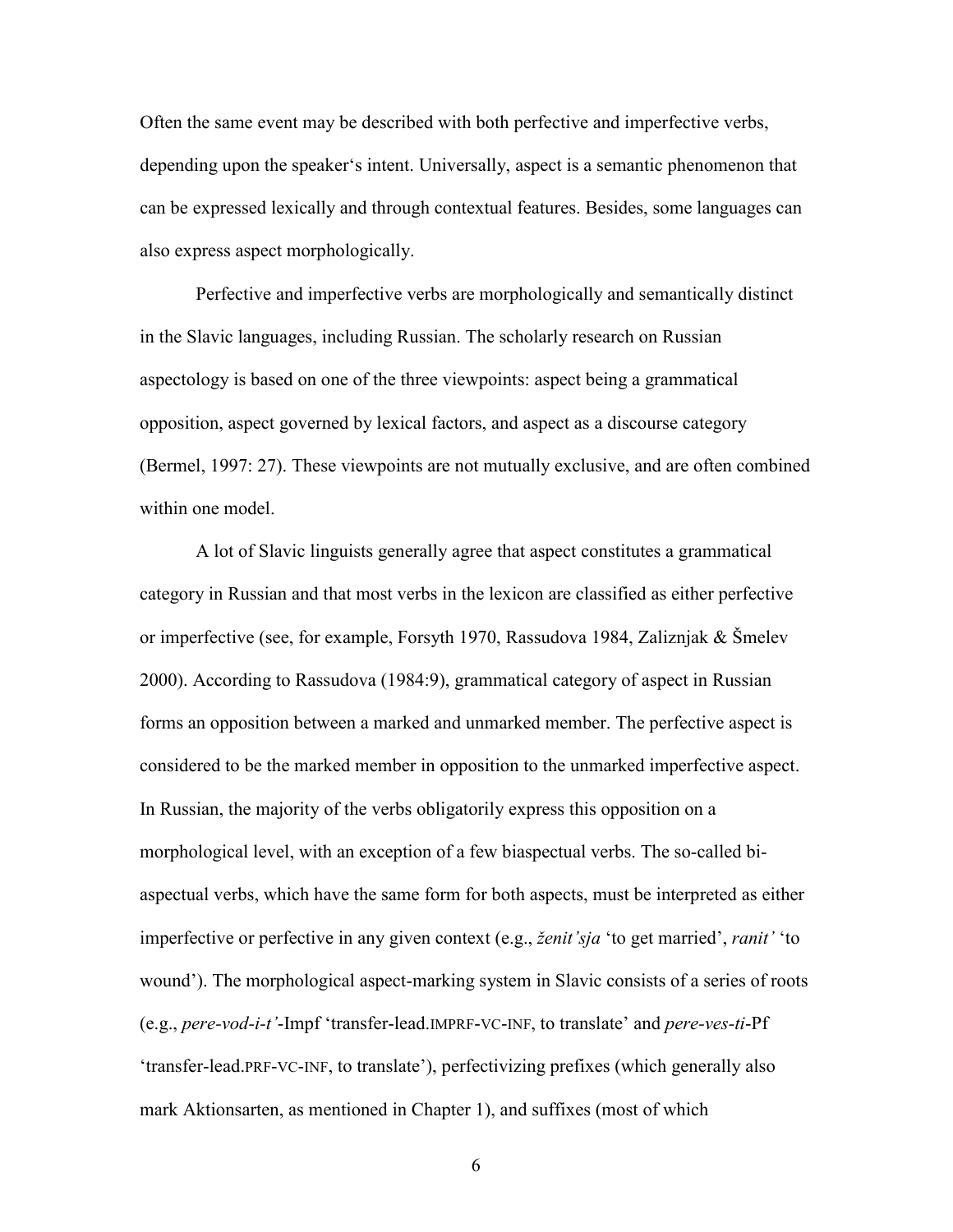Often the same event may be described with both perfective and imperfective verbs, depending upon the speaker's intent. Universally, aspect is a semantic phenomenon that can be expressed lexically and through contextual features. Besides, some languages can also express aspect morphologically.

Perfective and imperfective verbs are morphologically and semantically distinct in the Slavic languages, including Russian. The scholarly research on Russian aspectology is based on one of the three viewpoints: aspect being a grammatical opposition, aspect governed by lexical factors, and aspect as a discourse category (Bermel, 1997: 27). These viewpoints are not mutually exclusive, and are often combined within one model.

A lot of Slavic linguists generally agree that aspect constitutes a grammatical category in Russian and that most verbs in the lexicon are classified as either perfective or imperfective (see, for example, Forsyth 1970, Rassudova 1984, Zaliznjak & Šmelev 2000). According to Rassudova (1984:9), grammatical category of aspect in Russian forms an opposition between a marked and unmarked member. The perfective aspect is considered to be the marked member in opposition to the unmarked imperfective aspect. In Russian, the majority of the verbs obligatorily express this opposition on a morphological level, with an exception of a few biaspectual verbs. The so-called bi-aspectual verbs, which have the same form for both aspects, must be interpreted as either imperfective or perfective in any given context (e.g., *ženit'sja* 'to get married', *ranit'* 'to wound'). The morphological aspect-marking system in Slavic consists of a series of roots (e.g., *pere-vod-i-t'*-Impf 'transfer-lead.IMPRF-VC-INF, to translate' and *pere-ves-ti*-Pf 'transfer-lead.PRF-VC-INF, to translate'), perfectivizing prefixes (which generally also mark Aktionsarten, as mentioned in Chapter 1), and suffixes (most of which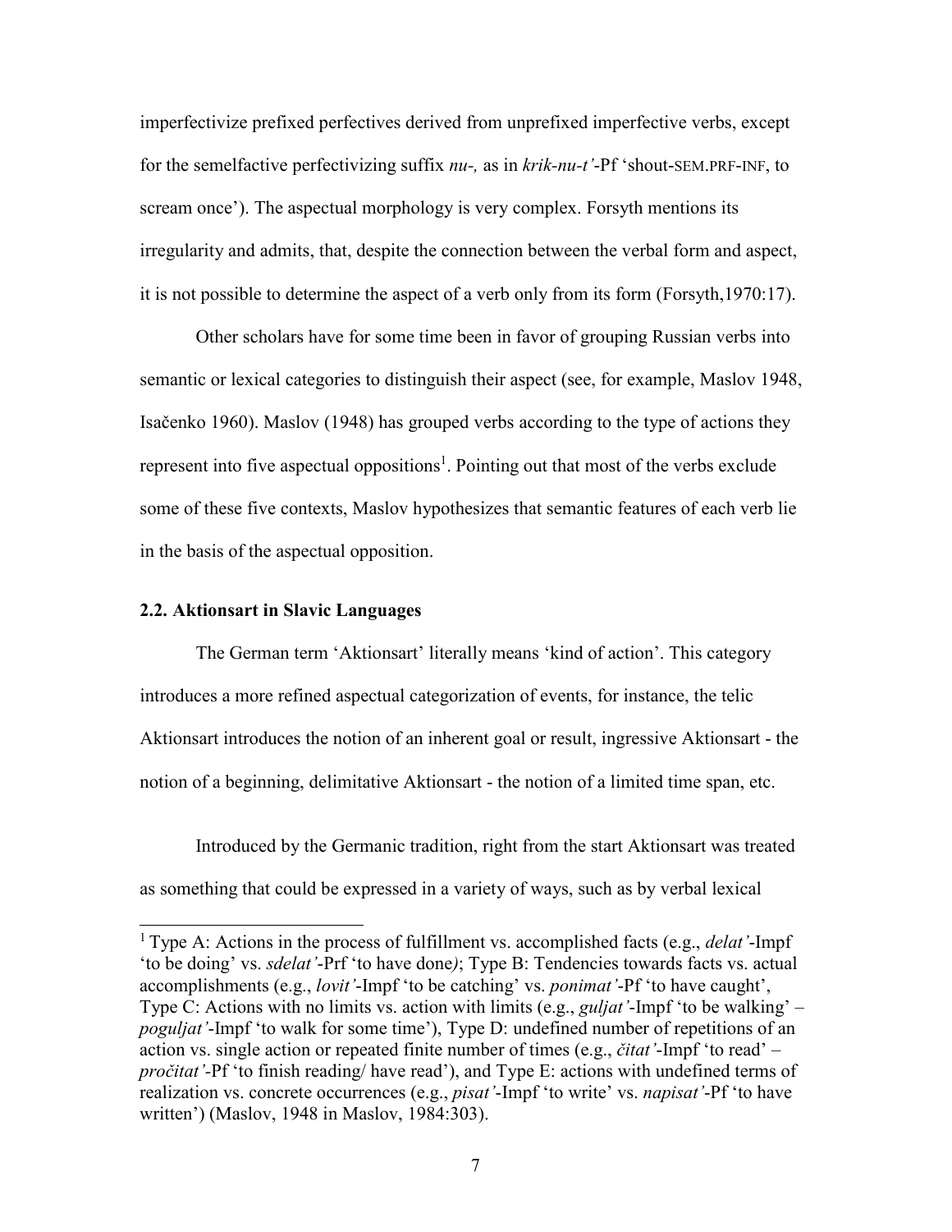imperfectivize prefixed perfectives derived from unprefixed imperfective verbs, except for the semelfactive perfectivizing suffix *nu-,* as in *krik-nu-t'*-Pf 'shout-SEM.PRF-INF, to scream once'). The aspectual morphology is very complex. Forsyth mentions its irregularity and admits, that, despite the connection between the verbal form and aspect, it is not possible to determine the aspect of a verb only from its form (Forsyth,1970:17).

Other scholars have for some time been in favor of grouping Russian verbs into semantic or lexical categories to distinguish their aspect (see, for example, Maslov 1948, Isačenko 1960). Maslov (1948) has grouped verbs according to the type of actions they represent into five aspectual oppositions[1]. Pointing out that most of the verbs exclude some of these five contexts, Maslov hypothesizes that semantic features of each verb lie in the basis of the aspectual opposition.

### 2.2. Aktionsart in Slavic Languages

The German term 'Aktionsart' literally means 'kind of action'. This category introduces a more refined aspectual categorization of events, for instance, the telic Aktionsart introduces the notion of an inherent goal or result, ingressive Aktionsart - the notion of a beginning, delimitative Aktionsart - the notion of a limited time span, etc.

Introduced by the Germanic tradition, right from the start Aktionsart was treated as something that could be expressed in a variety of ways, such as by verbal lexical

---

[1] Type A: Actions in the process of fulfillment vs. accomplished facts (e.g., *delat'*-Impf 'to be doing' vs. *sdelat'*-Prf 'to have done*)*; Type B: Tendencies towards facts vs. actual accomplishments (e.g., *lovit'*-Impf 'to be catching' vs. *ponimat'*-Pf 'to have caught', Type C: Actions with no limits vs. action with limits (e.g., *guljat'*-Impf 'to be walking' – *poguljat'*-Impf 'to walk for some time'), Type D: undefined number of repetitions of an action vs. single action or repeated finite number of times (e.g., *čitat'*-Impf 'to read' – *pročitat'*-Pf 'to finish reading/ have read'), and Type E: actions with undefined terms of realization vs. concrete occurrences (e.g., *pisat'*-Impf 'to write' vs. *napisat'*-Pf 'to have written') (Maslov, 1948 in Maslov, 1984:303).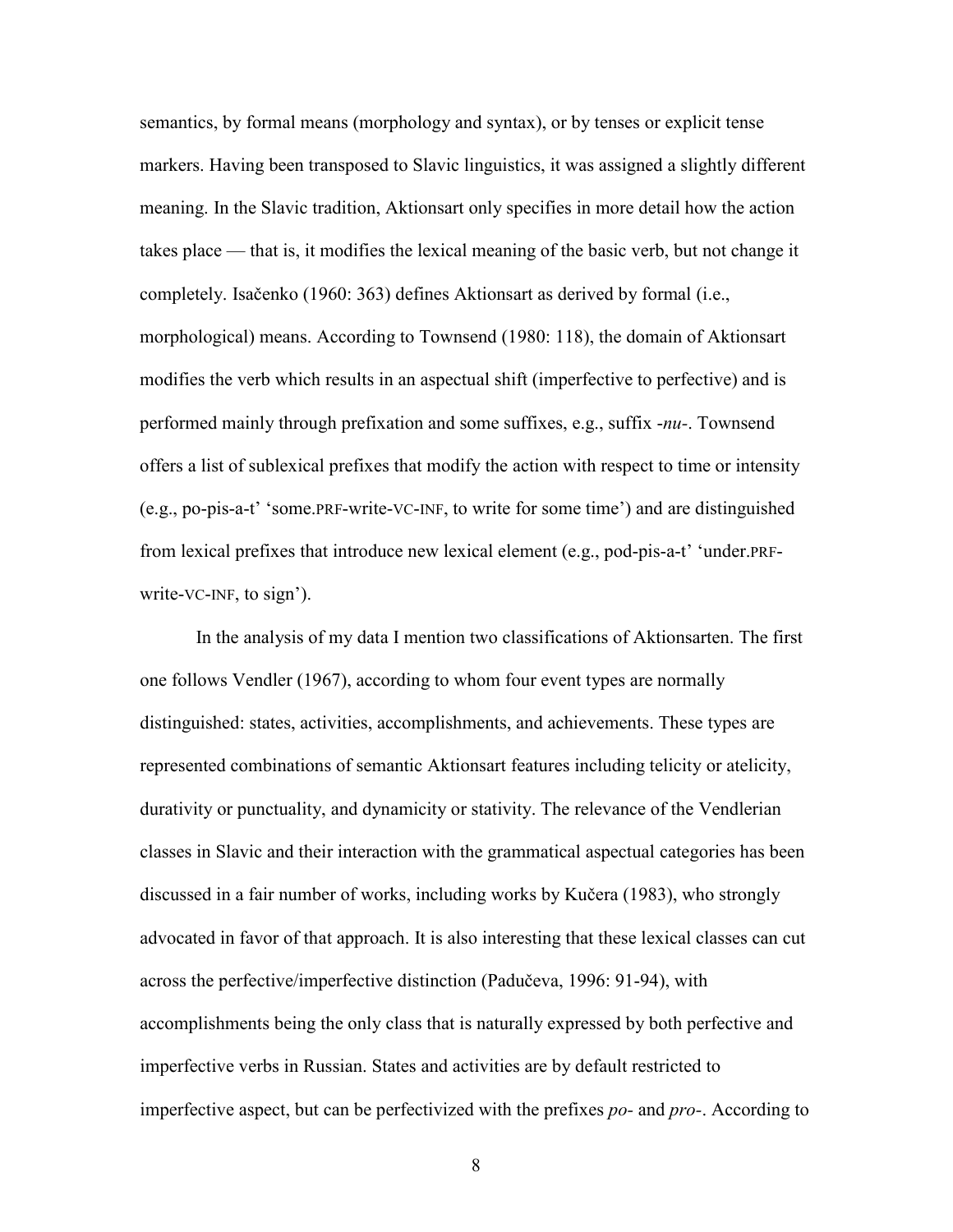semantics, by formal means (morphology and syntax), or by tenses or explicit tense markers. Having been transposed to Slavic linguistics, it was assigned a slightly different meaning. In the Slavic tradition, Aktionsart only specifies in more detail how the action takes place — that is, it modifies the lexical meaning of the basic verb, but not change it completely. Isačenko (1960: 363) defines Aktionsart as derived by formal (i.e., morphological) means. According to Townsend (1980: 118), the domain of Aktionsart modifies the verb which results in an aspectual shift (imperfective to perfective) and is performed mainly through prefixation and some suffixes, e.g., suffix *-nu-*. Townsend offers a list of sublexical prefixes that modify the action with respect to time or intensity (e.g., po-pis-a-t' 'some.PRF-write-VC-INF, to write for some time') and are distinguished from lexical prefixes that introduce new lexical element (e.g., pod-pis-a-t' 'under.PRF-write-VC-INF, to sign').

In the analysis of my data I mention two classifications of Aktionsarten. The first one follows Vendler (1967), according to whom four event types are normally distinguished: states, activities, accomplishments, and achievements. These types are represented combinations of semantic Aktionsart features including telicity or atelicity, durativity or punctuality, and dynamicity or stativity. The relevance of the Vendlerian classes in Slavic and their interaction with the grammatical aspectual categories has been discussed in a fair number of works, including works by Kučera (1983), who strongly advocated in favor of that approach. It is also interesting that these lexical classes can cut across the perfective/imperfective distinction (Padučeva, 1996: 91-94), with accomplishments being the only class that is naturally expressed by both perfective and imperfective verbs in Russian. States and activities are by default restricted to imperfective aspect, but can be perfectivized with the prefixes *po-* and *pro-*. According to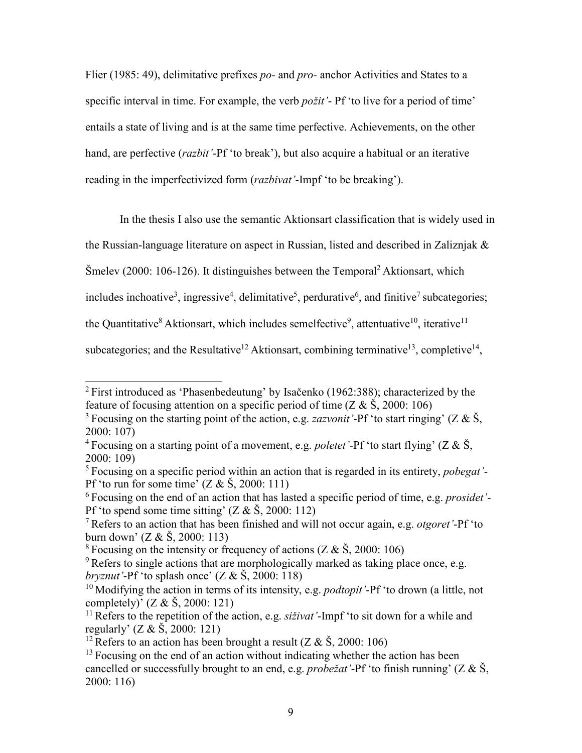Flier (1985: 49), delimitative prefixes *po-* and *pro-* anchor Activities and States to a specific interval in time. For example, the verb *požit'*- Pf 'to live for a period of time' entails a state of living and is at the same time perfective. Achievements, on the other hand, are perfective (*razbit'*-Pf 'to break'), but also acquire a habitual or an iterative reading in the imperfectivized form (*razbivat'*-Impf 'to be breaking').

In the thesis I also use the semantic Aktionsart classification that is widely used in the Russian-language literature on aspect in Russian, listed and described in Zaliznjak & Šmelev (2000: 106-126). It distinguishes between the Temporal[2] Aktionsart, which includes inchoative[3], ingressive[4], delimitative[5], perdurative[6], and finitive[7] subcategories; the Quantitative[8] Aktionsart, which includes semelfective[9], attentuative[10], iterative[11] subcategories; and the Resultative[12] Aktionsart, combining terminative[13], completive[14],

---

[2] First introduced as 'Phasenbedeutung' by Isačenko (1962:388); characterized by the feature of focusing attention on a specific period of time (Z & Š, 2000: 106)

[3] Focusing on the starting point of the action, e.g. *zazvonit'*-Pf 'to start ringing' (Z & Š, 2000: 107)

[4] Focusing on a starting point of a movement, e.g. *poletet'*-Pf 'to start flying' (Z & Š, 2000: 109)

[5] Focusing on a specific period within an action that is regarded in its entirety, *pobegat'*-Pf 'to run for some time' (Z & Š, 2000: 111)

[6] Focusing on the end of an action that has lasted a specific period of time, e.g. *prosidet'*-Pf 'to spend some time sitting' (Z & Š, 2000: 112)

[7] Refers to an action that has been finished and will not occur again, e.g. *otgoret'*-Pf 'to burn down' (Z & Š, 2000: 113)

[8] Focusing on the intensity or frequency of actions (Z & Š, 2000: 106)

[9] Refers to single actions that are morphologically marked as taking place once, e.g. *bryznut'*-Pf 'to splash once' (Z & Š, 2000: 118)

[10] Modifying the action in terms of its intensity, e.g. *podtopit'*-Pf 'to drown (a little, not completely)' (Z & Š, 2000: 121)

[11] Refers to the repetition of the action, e.g. *siživat'*-Impf 'to sit down for a while and regularly' (Z & Š, 2000: 121)

[12] Refers to an action has been brought a result (Z & Š, 2000: 106)

[13] Focusing on the end of an action without indicating whether the action has been cancelled or successfully brought to an end, e.g. *probežat'*-Pf 'to finish running' (Z & Š, 2000: 116)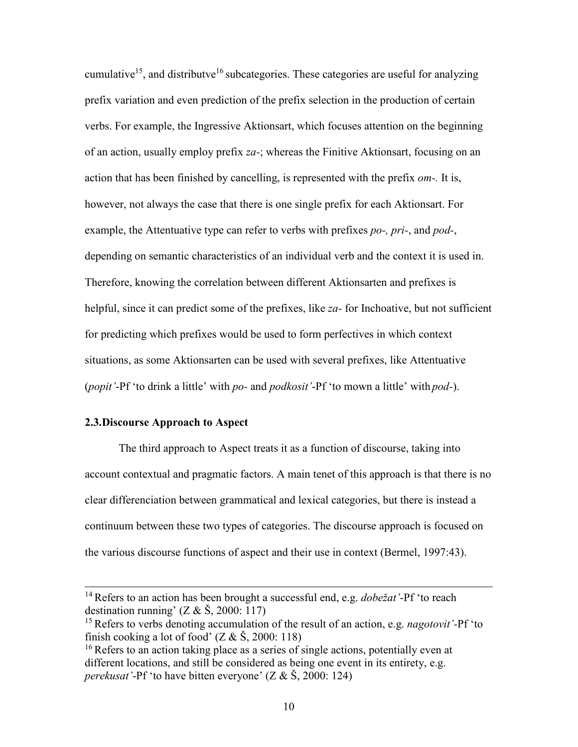cumulative[15], and distributve[16] subcategories. These categories are useful for analyzing prefix variation and even prediction of the prefix selection in the production of certain verbs. For example, the Ingressive Aktionsart, which focuses attention on the beginning of an action, usually employ prefix *za-*; whereas the Finitive Aktionsart, focusing on an action that has been finished by cancelling, is represented with the prefix *om-.* It is, however, not always the case that there is one single prefix for each Aktionsart. For example, the Attentuative type can refer to verbs with prefixes *po-, pri-*, and *pod-*, depending on semantic characteristics of an individual verb and the context it is used in. Therefore, knowing the correlation between different Aktionsarten and prefixes is helpful, since it can predict some of the prefixes, like *za-* for Inchoative, but not sufficient for predicting which prefixes would be used to form perfectives in which context situations, as some Aktionsarten can be used with several prefixes, like Attentuative (*popit'*-Pf 'to drink a little' with *po-* and *podkosit'*-Pf 'to mown a little' with *pod-*).

### 2.3. Discourse Approach to Aspect

The third approach to Aspect treats it as a function of discourse, taking into account contextual and pragmatic factors. A main tenet of this approach is that there is no clear differenciation between grammatical and lexical categories, but there is instead a continuum between these two types of categories. The discourse approach is focused on the various discourse functions of aspect and their use in context (Bermel, 1997:43).

---

[14] Refers to an action has been brought a successful end, e.g. *dobežat'*-Pf 'to reach destination running' (Z & Š, 2000: 117)

[15] Refers to verbs denoting accumulation of the result of an action, e.g. *nagotovit'*-Pf 'to finish cooking a lot of food' (Z & Š, 2000: 118)

[16] Refers to an action taking place as a series of single actions, potentially even at different locations, and still be considered as being one event in its entirety, e.g. *perekusat'*-Pf 'to have bitten everyone' (Z & Š, 2000: 124)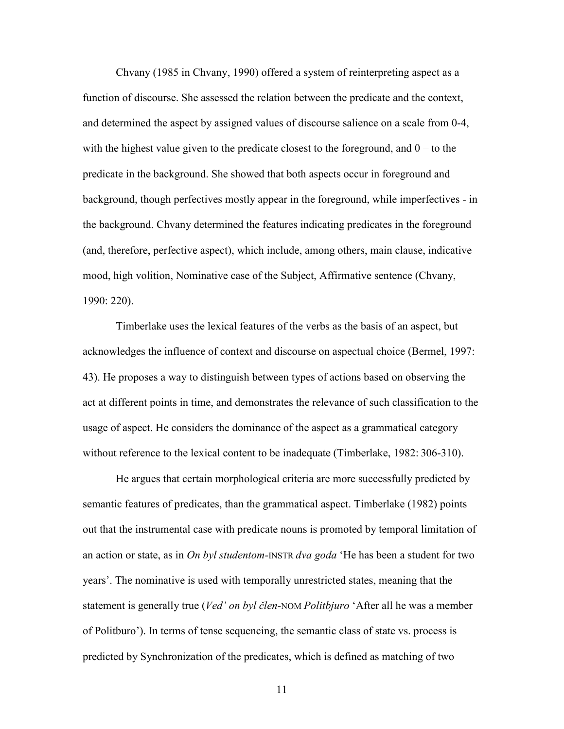Chvany (1985 in Chvany, 1990) offered a system of reinterpreting aspect as a function of discourse. She assessed the relation between the predicate and the context, and determined the aspect by assigned values of discourse salience on a scale from 0-4, with the highest value given to the predicate closest to the foreground, and 0 – to the predicate in the background. She showed that both aspects occur in foreground and background, though perfectives mostly appear in the foreground, while imperfectives - in the background. Chvany determined the features indicating predicates in the foreground (and, therefore, perfective aspect), which include, among others, main clause, indicative mood, high volition, Nominative case of the Subject, Affirmative sentence (Chvany, 1990: 220).

Timberlake uses the lexical features of the verbs as the basis of an aspect, but acknowledges the influence of context and discourse on aspectual choice (Bermel, 1997: 43). He proposes a way to distinguish between types of actions based on observing the act at different points in time, and demonstrates the relevance of such classification to the usage of aspect. He considers the dominance of the aspect as a grammatical category without reference to the lexical content to be inadequate (Timberlake, 1982: 306-310).

He argues that certain morphological criteria are more successfully predicted by semantic features of predicates, than the grammatical aspect. Timberlake (1982) points out that the instrumental case with predicate nouns is promoted by temporal limitation of an action or state, as in *On byl studentom*-INSTR *dva goda* 'He has been a student for two years'. The nominative is used with temporally unrestricted states, meaning that the statement is generally true (*Ved' on byl člen*-NOM *Politbjuro* 'After all he was a member of Politburo'). In terms of tense sequencing, the semantic class of state vs. process is predicted by Synchronization of the predicates, which is defined as matching of two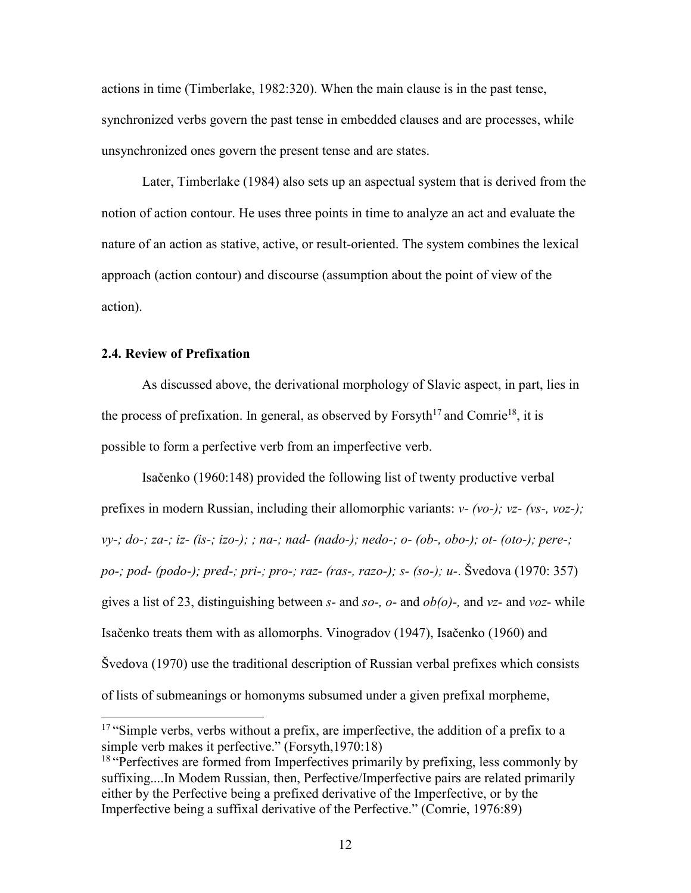actions in time (Timberlake, 1982:320). When the main clause is in the past tense, synchronized verbs govern the past tense in embedded clauses and are processes, while unsynchronized ones govern the present tense and are states.

Later, Timberlake (1984) also sets up an aspectual system that is derived from the notion of action contour. He uses three points in time to analyze an act and evaluate the nature of an action as stative, active, or result-oriented. The system combines the lexical approach (action contour) and discourse (assumption about the point of view of the action).

### 2.4. Review of Prefixation

As discussed above, the derivational morphology of Slavic aspect, in part, lies in the process of prefixation. In general, as observed by Forsyth[17] and Comrie[18], it is possible to form a perfective verb from an imperfective verb.

Isačenko (1960:148) provided the following list of twenty productive verbal prefixes in modern Russian, including their allomorphic variants: *v- (vo-); vz- (vs-, voz-); vy-; do-; za-; iz- (is-; izo-); ; na-; nad- (nado-); nedo-; o- (ob-, obo-); ot- (oto-); pere-; po-; pod- (podo-); pred-; pri-; pro-; raz- (ras-, razo-); s- (so-); u-*. Švedova (1970: 357) gives a list of 23, distinguishing between *s-* and *so-, o-* and *ob(o)-,* and *vz-* and *voz-* while Isačenko treats them with as allomorphs. Vinogradov (1947), Isačenko (1960) and Švedova (1970) use the traditional description of Russian verbal prefixes which consists of lists of submeanings or homonyms subsumed under a given prefixal morpheme,

---

[17] "Simple verbs, verbs without a prefix, are imperfective, the addition of a prefix to a simple verb makes it perfective." (Forsyth,1970:18)

[18] "Perfectives are formed from Imperfectives primarily by prefixing, less commonly by suffixing....In Modem Russian, then, Perfective/Imperfective pairs are related primarily either by the Perfective being a prefixed derivative of the Imperfective, or by the Imperfective being a suffixal derivative of the Perfective." (Comrie, 1976:89)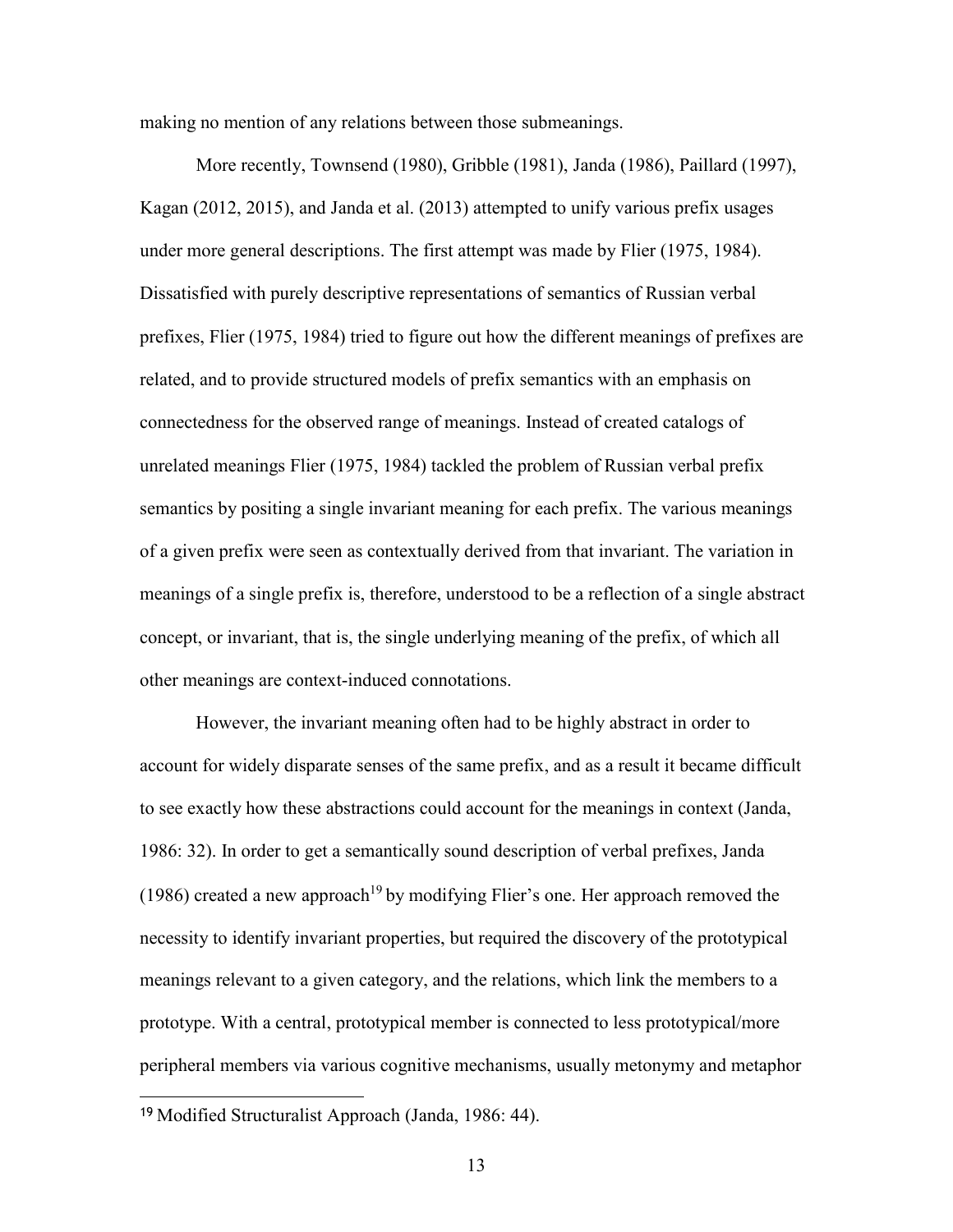making no mention of any relations between those submeanings.

More recently, Townsend (1980), Gribble (1981), Janda (1986), Paillard (1997), Kagan (2012, 2015), and Janda et al. (2013) attempted to unify various prefix usages under more general descriptions. The first attempt was made by Flier (1975, 1984). Dissatisfied with purely descriptive representations of semantics of Russian verbal prefixes, Flier (1975, 1984) tried to figure out how the different meanings of prefixes are related, and to provide structured models of prefix semantics with an emphasis on connectedness for the observed range of meanings. Instead of created catalogs of unrelated meanings Flier (1975, 1984) tackled the problem of Russian verbal prefix semantics by positing a single invariant meaning for each prefix. The various meanings of a given prefix were seen as contextually derived from that invariant. The variation in meanings of a single prefix is, therefore, understood to be a reflection of a single abstract concept, or invariant, that is, the single underlying meaning of the prefix, of which all other meanings are context-induced connotations.

However, the invariant meaning often had to be highly abstract in order to account for widely disparate senses of the same prefix, and as a result it became difficult to see exactly how these abstractions could account for the meanings in context (Janda, 1986: 32). In order to get a semantically sound description of verbal prefixes, Janda (1986) created a new approach[19] by modifying Flier's one. Her approach removed the necessity to identify invariant properties, but required the discovery of the prototypical meanings relevant to a given category, and the relations, which link the members to a prototype. With a central, prototypical member is connected to less prototypical/more peripheral members via various cognitive mechanisms, usually metonymy and metaphor

[19] Modified Structuralist Approach (Janda, 1986: 44).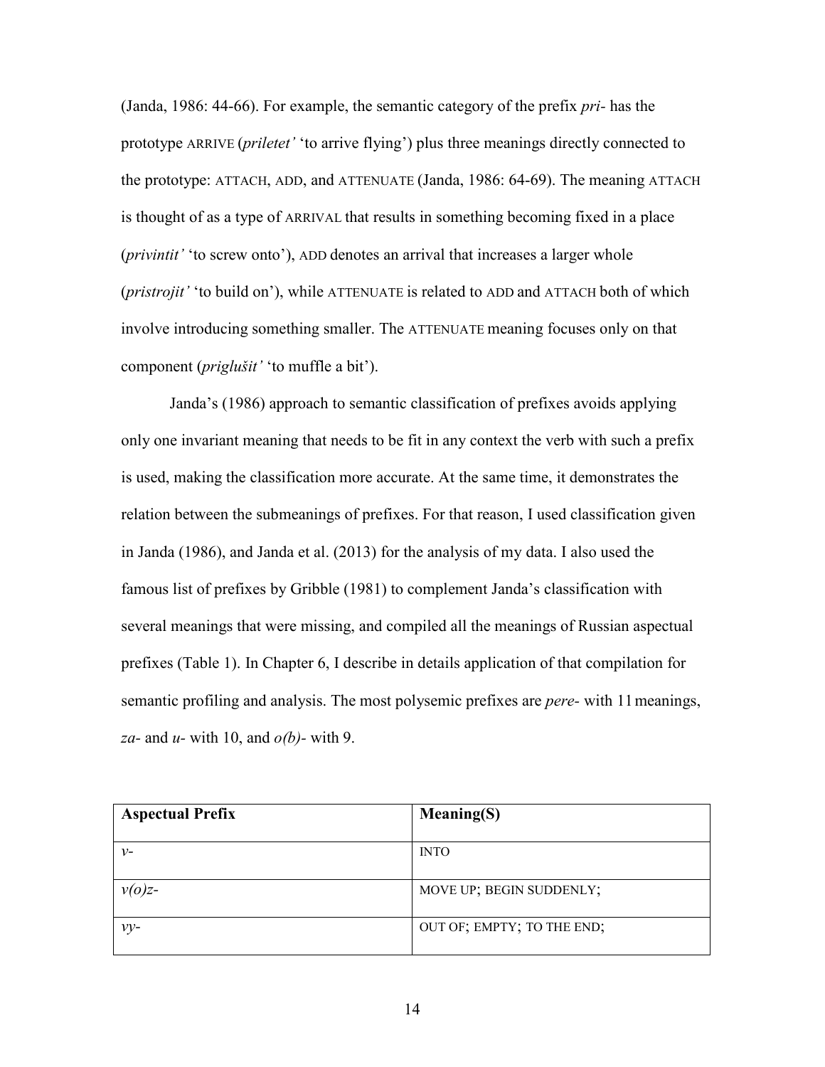(Janda, 1986: 44-66). For example, the semantic category of the prefix *pri-* has the prototype ARRIVE (*priletet'* 'to arrive flying') plus three meanings directly connected to the prototype: ATTACH, ADD, and ATTENUATE (Janda, 1986: 64-69). The meaning ATTACH is thought of as a type of ARRIVAL that results in something becoming fixed in a place (*privintit'* 'to screw onto'), ADD denotes an arrival that increases a larger whole (*pristrojit'* 'to build on'), while ATTENUATE is related to ADD and ATTACH both of which involve introducing something smaller. The ATTENUATE meaning focuses only on that component (*priglušit'* 'to muffle a bit').

Janda's (1986) approach to semantic classification of prefixes avoids applying only one invariant meaning that needs to be fit in any context the verb with such a prefix is used, making the classification more accurate. At the same time, it demonstrates the relation between the submeanings of prefixes. For that reason, I used classification given in Janda (1986), and Janda et al. (2013) for the analysis of my data. I also used the famous list of prefixes by Gribble (1981) to complement Janda's classification with several meanings that were missing, and compiled all the meanings of Russian aspectual prefixes (Table 1). In Chapter 6, I describe in details application of that compilation for semantic profiling and analysis. The most polysemic prefixes are *pere-* with 11 meanings, *za-* and *u-* with 10, and *o(b)-* with 9.

| **Aspectual Prefix** | **Meaning(S)** |
| --- | --- |
| *v-* | INTO |
| *v(o)z-* | MOVE UP; BEGIN SUDDENLY; |
| *vy-* | OUT OF; EMPTY; TO THE END; |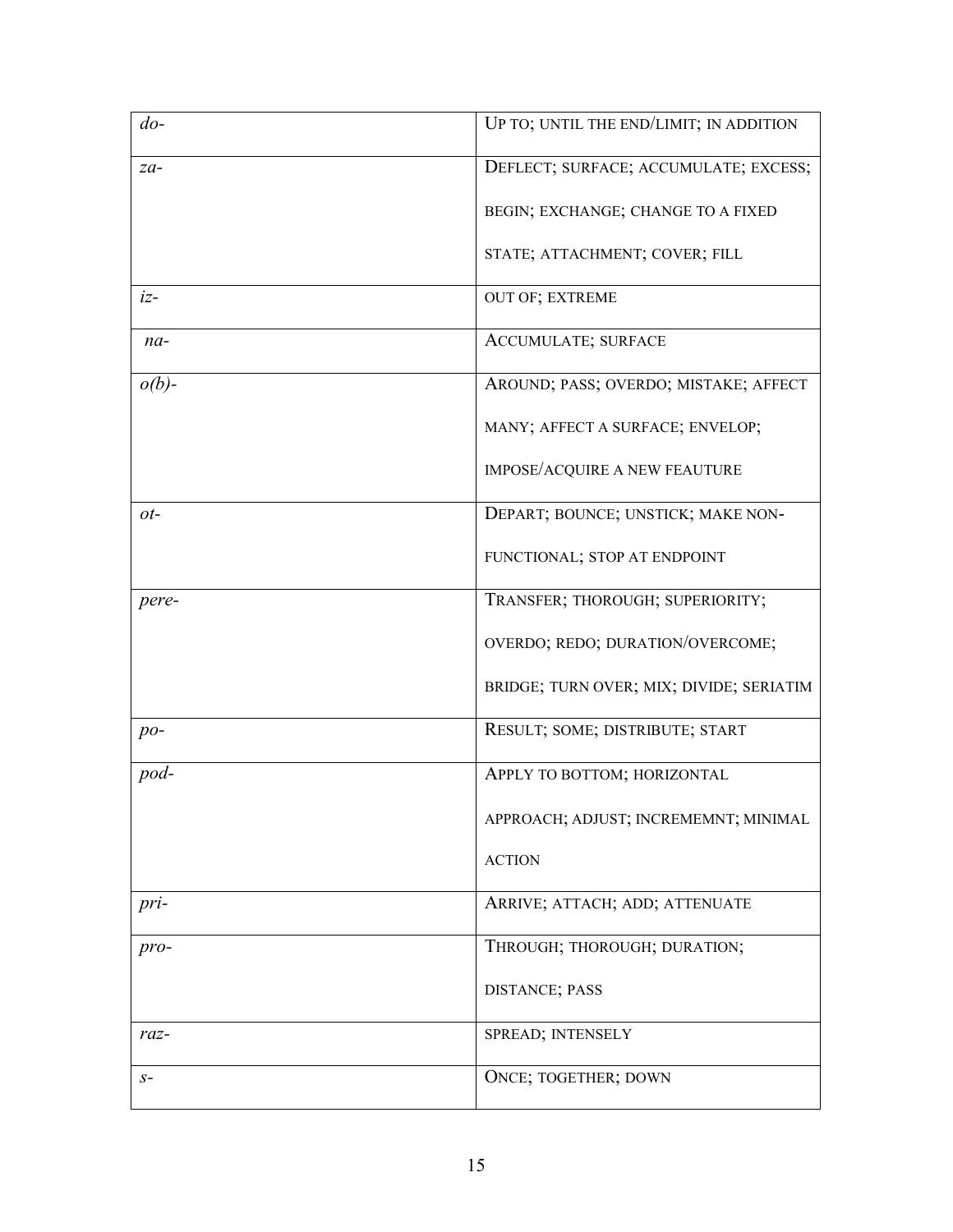| | |
|---|---|
| *do-* | UP TO; UNTIL THE END/LIMIT; IN ADDITION |
| *za-* | DEFLECT; SURFACE; ACCUMULATE; EXCESS; BEGIN; EXCHANGE; CHANGE TO A FIXED STATE; ATTACHMENT; COVER; FILL |
| *iz-* | OUT OF; EXTREME |
| *na-* | ACCUMULATE; SURFACE |
| *o(b)-* | AROUND; PASS; OVERDO; MISTAKE; AFFECT MANY; AFFECT A SURFACE; ENVELOP; IMPOSE/ACQUIRE A NEW FEAUTURE |
| *ot-* | DEPART; BOUNCE; UNSTICK; MAKE NON-FUNCTIONAL; STOP AT ENDPOINT |
| *pere-* | TRANSFER; THOROUGH; SUPERIORITY; OVERDO; REDO; DURATION/OVERCOME; BRIDGE; TURN OVER; MIX; DIVIDE; SERIATIM |
| *po-* | RESULT; SOME; DISTRIBUTE; START |
| *pod-* | APPLY TO BOTTOM; HORIZONTAL APPROACH; ADJUST; INCREMEMNT; MINIMAL ACTION |
| *pri-* | ARRIVE; ATTACH; ADD; ATTENUATE |
| *pro-* | THROUGH; THOROUGH; DURATION; DISTANCE; PASS |
| *raz-* | SPREAD; INTENSELY |
| *s-* | ONCE; TOGETHER; DOWN |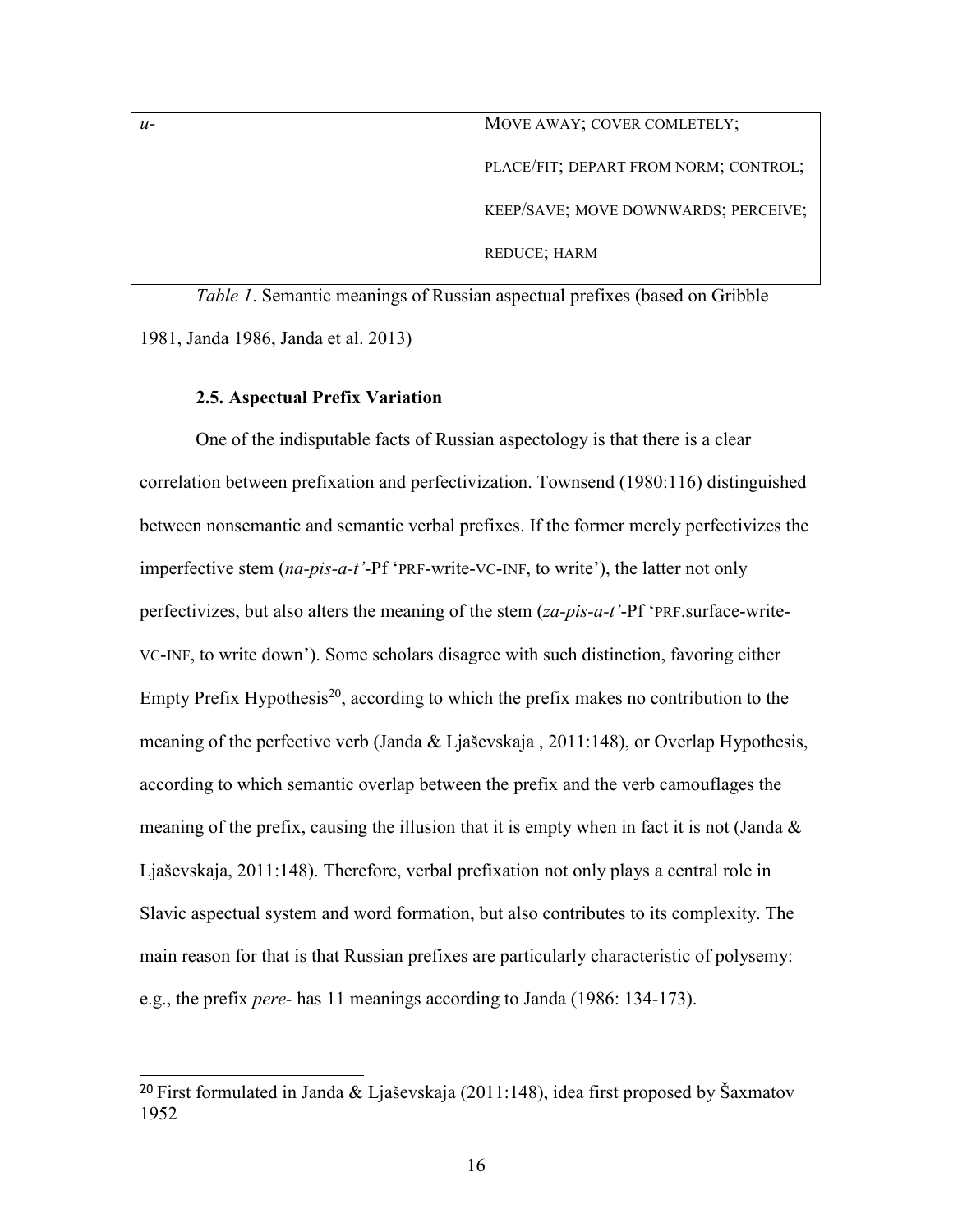| *u-* | MOVE AWAY; COVER COMLETELY; PLACE/FIT; DEPART FROM NORM; CONTROL; KEEP/SAVE; MOVE DOWNWARDS; PERCEIVE; REDUCE; HARM |
|---|---|

*Table 1*. Semantic meanings of Russian aspectual prefixes (based on Gribble 1981, Janda 1986, Janda et al. 2013)

### 2.5. Aspectual Prefix Variation

One of the indisputable facts of Russian aspectology is that there is a clear correlation between prefixation and perfectivization. Townsend (1980:116) distinguished between nonsemantic and semantic verbal prefixes. If the former merely perfectivizes the imperfective stem (*na-pis-a-t'*-Pf 'PRF-write-VC-INF, to write'), the latter not only perfectivizes, but also alters the meaning of the stem (*za-pis-a-t'*-Pf 'PRF.surface-write-VC-INF, to write down'). Some scholars disagree with such distinction, favoring either Empty Prefix Hypothesis[20], according to which the prefix makes no contribution to the meaning of the perfective verb (Janda & Ljaševskaja , 2011:148), or Overlap Hypothesis, according to which semantic overlap between the prefix and the verb camouflages the meaning of the prefix, causing the illusion that it is empty when in fact it is not (Janda & Ljaševskaja, 2011:148). Therefore, verbal prefixation not only plays a central role in Slavic aspectual system and word formation, but also contributes to its complexity. The main reason for that is that Russian prefixes are particularly characteristic of polysemy: e.g., the prefix *pere-* has 11 meanings according to Janda (1986: 134-173).

[20] First formulated in Janda & Ljaševskaja (2011:148), idea first proposed by Šaxmatov 1952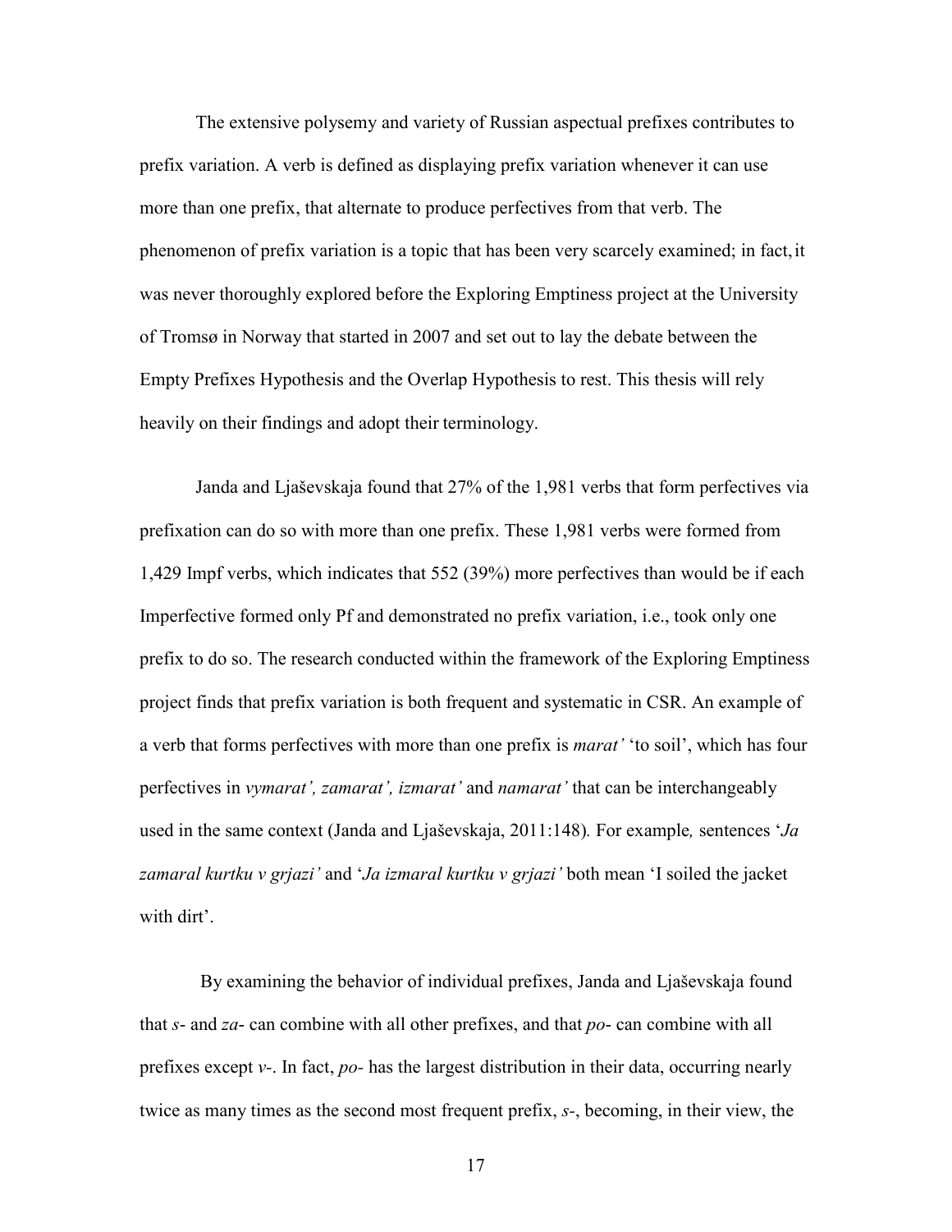The extensive polysemy and variety of Russian aspectual prefixes contributes to prefix variation. A verb is defined as displaying prefix variation whenever it can use more than one prefix, that alternate to produce perfectives from that verb. The phenomenon of prefix variation is a topic that has been very scarcely examined; in fact, it was never thoroughly explored before the Exploring Emptiness project at the University of Tromsø in Norway that started in 2007 and set out to lay the debate between the Empty Prefixes Hypothesis and the Overlap Hypothesis to rest. This thesis will rely heavily on their findings and adopt their terminology.

Janda and Lja͏ševskaja found that 27% of the 1,981 verbs that form perfectives via prefixation can do so with more than one prefix. These 1,981 verbs were formed from 1,429 Impf verbs, which indicates that 552 (39%) more perfectives than would be if each Imperfective formed only Pf and demonstrated no prefix variation, i.e., took only one prefix to do so. The research conducted within the framework of the Exploring Emptiness project finds that prefix variation is both frequent and systematic in CSR. An example of a verb that forms perfectives with more than one prefix is *marat'* 'to soil', which has four perfectives in *vymarat', zamarat', izmarat'* and *namarat'* that can be interchangeably used in the same context (Janda and Ljaševskaja, 2011:148). For example, sentences '*Ja zamaral kurtku v grjazi'* and '*Ja izmaral kurtku v grjazi'* both mean 'I soiled the jacket with dirt'.

By examining the behavior of individual prefixes, Janda and Ljaševskaja found that *s*- and *za*- can combine with all other prefixes, and that *po*- can combine with all prefixes except *v*-. In fact, *po*- has the largest distribution in their data, occurring nearly twice as many times as the second most frequent prefix, *s*-, becoming, in their view, the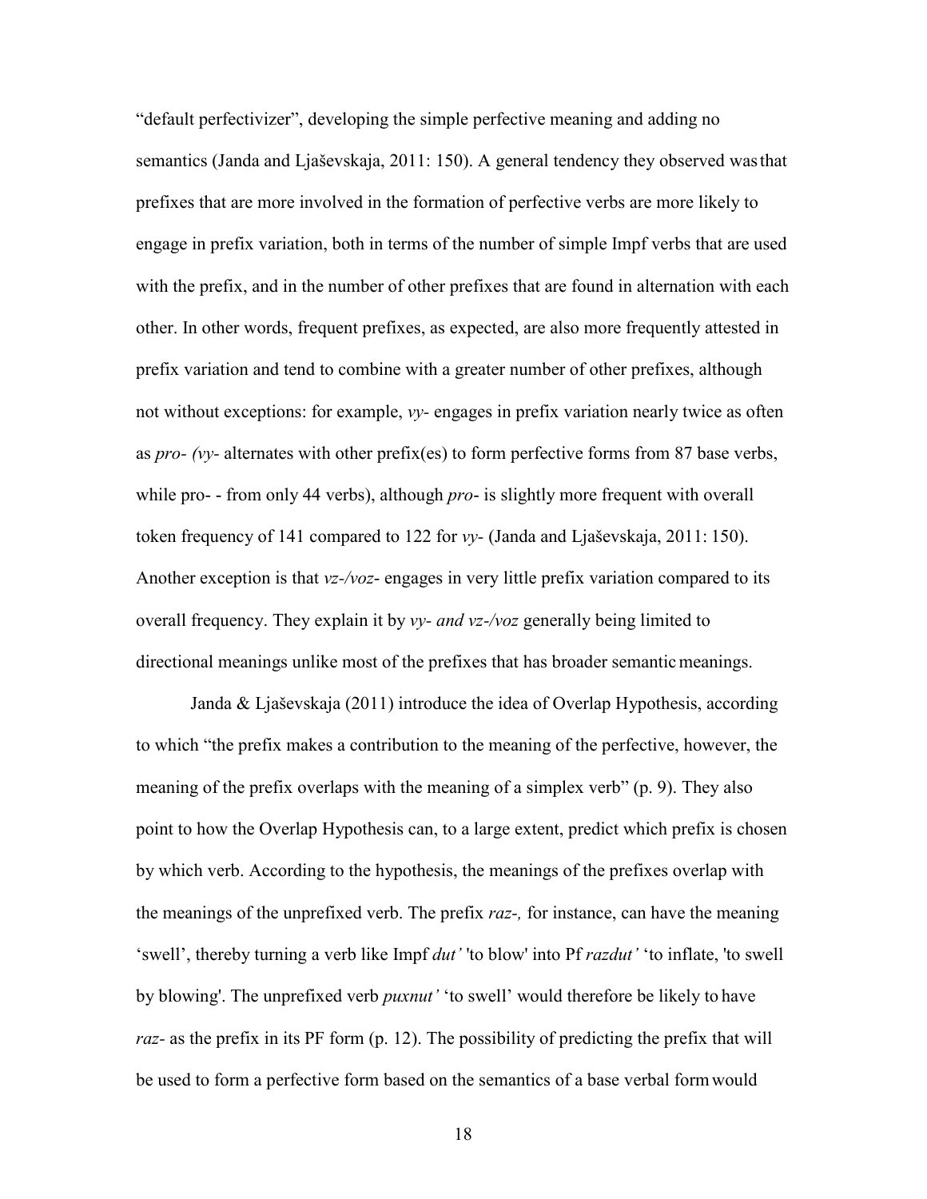"default perfectivizer", developing the simple perfective meaning and adding no semantics (Janda and Ljaševskaja, 2011: 150). A general tendency they observed was that prefixes that are more involved in the formation of perfective verbs are more likely to engage in prefix variation, both in terms of the number of simple Impf verbs that are used with the prefix, and in the number of other prefixes that are found in alternation with each other. In other words, frequent prefixes, as expected, are also more frequently attested in prefix variation and tend to combine with a greater number of other prefixes, although not without exceptions: for example, *vy-* engages in prefix variation nearly twice as often as *pro- (vy-* alternates with other prefix(es) to form perfective forms from 87 base verbs, while pro- - from only 44 verbs), although *pro-* is slightly more frequent with overall token frequency of 141 compared to 122 for *vy-* (Janda and Ljaševskaja, 2011: 150). Another exception is that *vz-/voz-* engages in very little prefix variation compared to its overall frequency. They explain it by *vy- and vz-/voz* generally being limited to directional meanings unlike most of the prefixes that has broader semantic meanings.

Janda & Ljaševskaja (2011) introduce the idea of Overlap Hypothesis, according to which "the prefix makes a contribution to the meaning of the perfective, however, the meaning of the prefix overlaps with the meaning of a simplex verb" (p. 9). They also point to how the Overlap Hypothesis can, to a large extent, predict which prefix is chosen by which verb. According to the hypothesis, the meanings of the prefixes overlap with the meanings of the unprefixed verb. The prefix *raz-,* for instance, can have the meaning 'swell', thereby turning a verb like Impf *dut'* 'to blow' into Pf *razdut'* 'to inflate, 'to swell by blowing'. The unprefixed verb *puxnut'* 'to swell' would therefore be likely to have *raz-* as the prefix in its PF form (p. 12). The possibility of predicting the prefix that will be used to form a perfective form based on the semantics of a base verbal form would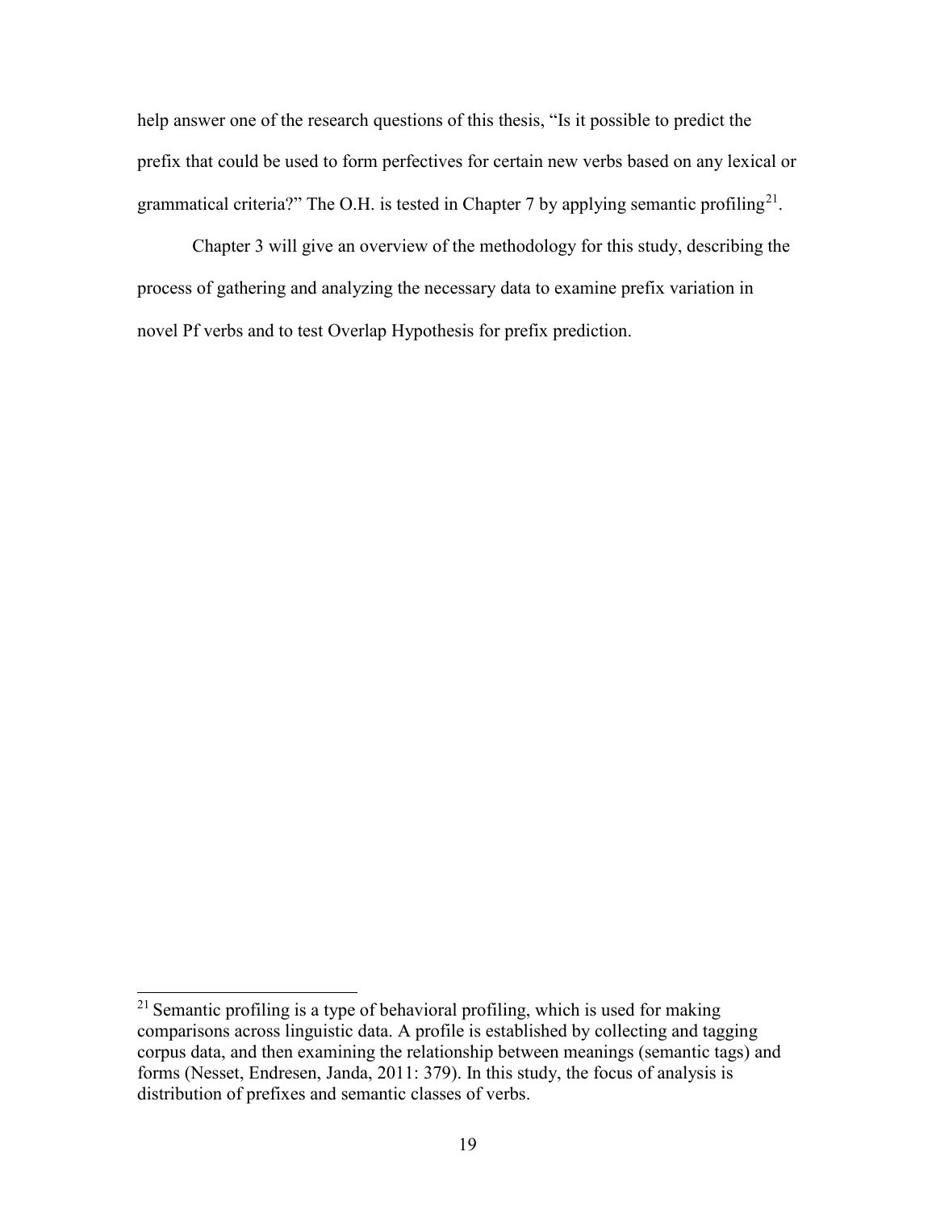help answer one of the research questions of this thesis, "Is it possible to predict the prefix that could be used to form perfectives for certain new verbs based on any lexical or grammatical criteria?" The O.H. is tested in Chapter 7 by applying semantic profiling[21].

Chapter 3 will give an overview of the methodology for this study, describing the process of gathering and analyzing the necessary data to examine prefix variation in novel Pf verbs and to test Overlap Hypothesis for prefix prediction.

---

[21] Semantic profiling is a type of behavioral profiling, which is used for making comparisons across linguistic data. A profile is established by collecting and tagging corpus data, and then examining the relationship between meanings (semantic tags) and forms (Nesset, Endresen, Janda, 2011: 379). In this study, the focus of analysis is distribution of prefixes and semantic classes of verbs.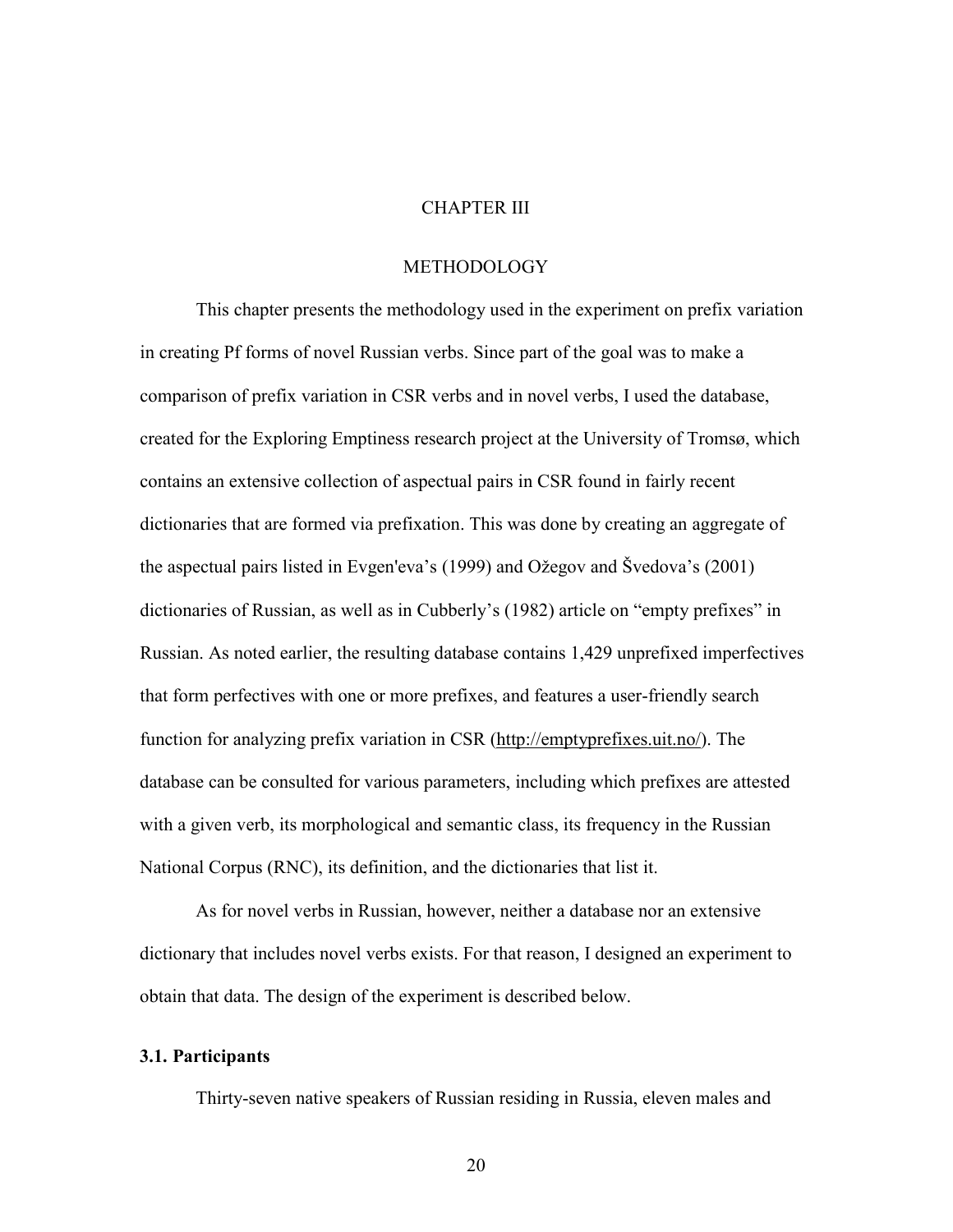# CHAPTER III

## METHODOLOGY

This chapter presents the methodology used in the experiment on prefix variation in creating Pf forms of novel Russian verbs. Since part of the goal was to make a comparison of prefix variation in CSR verbs and in novel verbs, I used the database, created for the Exploring Emptiness research project at the University of Tromsø, which contains an extensive collection of aspectual pairs in CSR found in fairly recent dictionaries that are formed via prefixation. This was done by creating an aggregate of the aspectual pairs listed in Evgen'eva's (1999) and Ožegov and Švedova's (2001) dictionaries of Russian, as well as in Cubberly's (1982) article on "empty prefixes" in Russian. As noted earlier, the resulting database contains 1,429 unprefixed imperfectives that form perfectives with one or more prefixes, and features a user-friendly search function for analyzing prefix variation in CSR (http://emptyprefixes.uit.no/). The database can be consulted for various parameters, including which prefixes are attested with a given verb, its morphological and semantic class, its frequency in the Russian National Corpus (RNC), its definition, and the dictionaries that list it.

As for novel verbs in Russian, however, neither a database nor an extensive dictionary that includes novel verbs exists. For that reason, I designed an experiment to obtain that data. The design of the experiment is described below.

### 3.1. Participants

Thirty-seven native speakers of Russian residing in Russia, eleven males and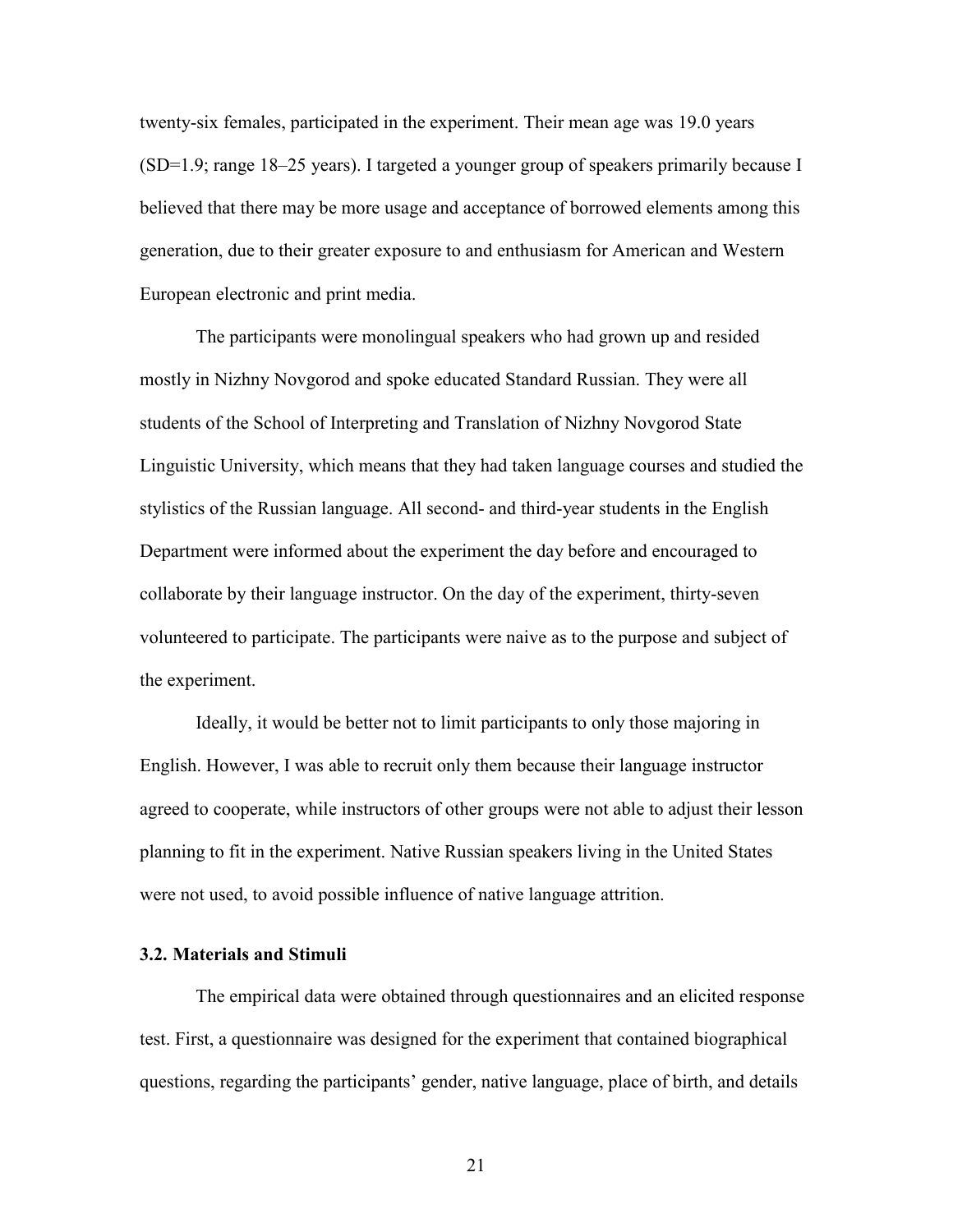twenty-six females, participated in the experiment. Their mean age was 19.0 years (SD=1.9; range 18–25 years). I targeted a younger group of speakers primarily because I believed that there may be more usage and acceptance of borrowed elements among this generation, due to their greater exposure to and enthusiasm for American and Western European electronic and print media.

The participants were monolingual speakers who had grown up and resided mostly in Nizhny Novgorod and spoke educated Standard Russian. They were all students of the School of Interpreting and Translation of Nizhny Novgorod State Linguistic University, which means that they had taken language courses and studied the stylistics of the Russian language. All second- and third-year students in the English Department were informed about the experiment the day before and encouraged to collaborate by their language instructor. On the day of the experiment, thirty-seven volunteered to participate. The participants were naive as to the purpose and subject of the experiment.

Ideally, it would be better not to limit participants to only those majoring in English. However, I was able to recruit only them because their language instructor agreed to cooperate, while instructors of other groups were not able to adjust their lesson planning to fit in the experiment. Native Russian speakers living in the United States were not used, to avoid possible influence of native language attrition.

### 3.2. Materials and Stimuli

The empirical data were obtained through questionnaires and an elicited response test. First, a questionnaire was designed for the experiment that contained biographical questions, regarding the participants' gender, native language, place of birth, and details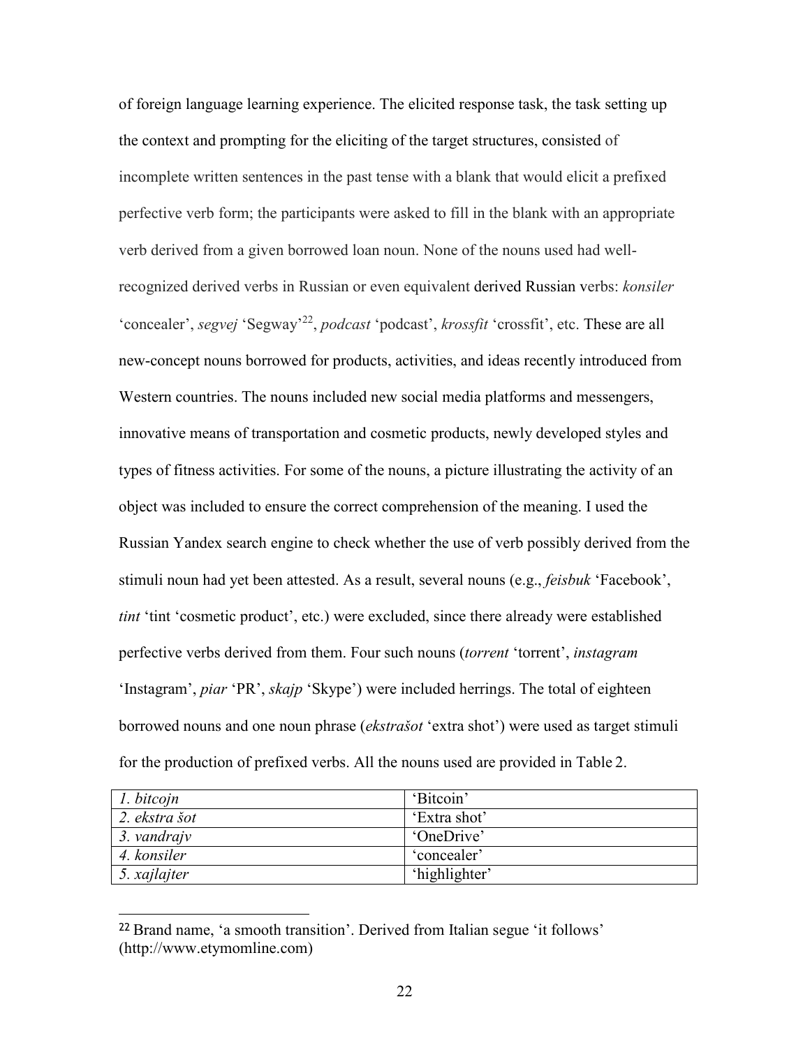of foreign language learning experience. The elicited response task, the task setting up the context and prompting for the eliciting of the target structures, consisted of incomplete written sentences in the past tense with a blank that would elicit a prefixed perfective verb form; the participants were asked to fill in the blank with an appropriate verb derived from a given borrowed loan noun. None of the nouns used had well-recognized derived verbs in Russian or even equivalent derived Russian verbs: *konsiler* 'concealer', *segvej* 'Segway'[22], *podcast* 'podcast', *krossfit* 'crossfit', etc. These are all new-concept nouns borrowed for products, activities, and ideas recently introduced from Western countries. The nouns included new social media platforms and messengers, innovative means of transportation and cosmetic products, newly developed styles and types of fitness activities. For some of the nouns, a picture illustrating the activity of an object was included to ensure the correct comprehension of the meaning. I used the Russian Yandex search engine to check whether the use of verb possibly derived from the stimuli noun had yet been attested. As a result, several nouns (e.g., *feisbuk* 'Facebook', *tint* 'tint 'cosmetic product', etc.) were excluded, since there already were established perfective verbs derived from them. Four such nouns (*torrent* 'torrent', *instagram* 'Instagram', *piar* 'PR', *skajp* 'Skype') were included herrings. The total of eighteen borrowed nouns and one noun phrase (*ekstrašot* 'extra shot') were used as target stimuli for the production of prefixed verbs. All the nouns used are provided in Table 2.

| | |
|---|---|
| *1. bitcojn* | 'Bitcoin' |
| *2. ekstra šot* | 'Extra shot' |
| *3. vandrajv* | 'OneDrive' |
| *4. konsiler* | 'concealer' |
| *5. xajlajter* | 'highlighter' |

[22] Brand name, 'a smooth transition'. Derived from Italian segue 'it follows' (http://www.etymomline.com)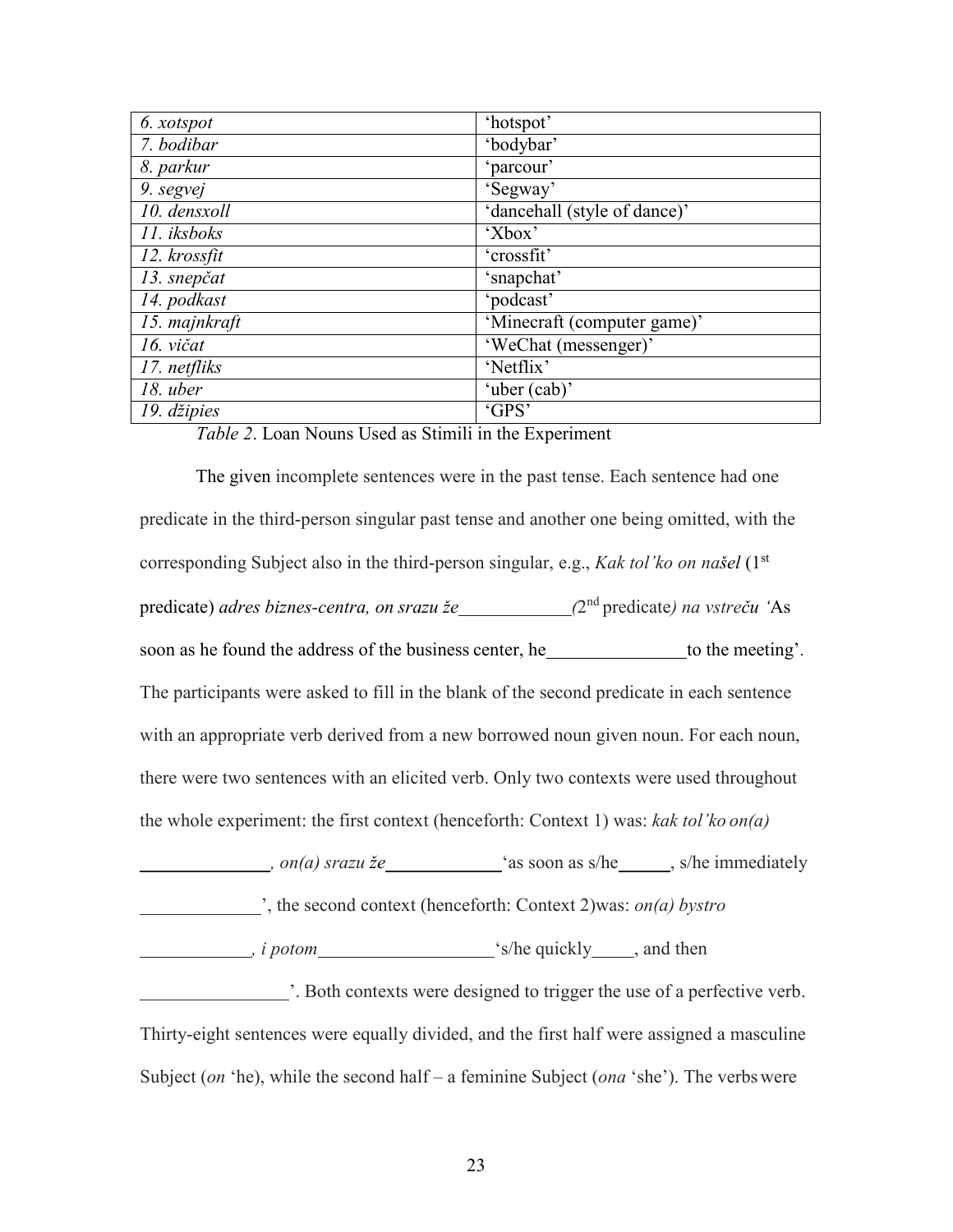| | |
|---|---|
| *6. xotspot* | 'hotspot' |
| *7. bodibar* | 'bodybar' |
| *8. parkur* | 'parcour' |
| *9. segvej* | 'Segway' |
| *10. densxoll* | 'dancehall (style of dance)' |
| *11. iksboks* | 'Xbox' |
| *12. krossfit* | 'crossfit' |
| *13. snepčat* | 'snapchat' |
| *14. podkast* | 'podcast' |
| *15. majnkraft* | 'Minecraft (computer game)' |
| *16. vičat* | 'WeChat (messenger)' |
| *17. netfliks* | 'Netflix' |
| *18. uber* | 'uber (cab)' |
| *19. džipies* | 'GPS' |

*Table 2*. Loan Nouns Used as Stimili in the Experiment

The given incomplete sentences were in the past tense. Each sentence had one predicate in the third-person singular past tense and another one being omitted, with the corresponding Subject also in the third-person singular, e.g., *Kak tol'ko on našel* (1st predicate) *adres biznes-centra, on srazu že*____________*(*2nd predicate*) na vstreču* 'As soon as he found the address of the business center, he_______________to the meeting'. The participants were asked to fill in the blank of the second predicate in each sentence with an appropriate verb derived from a new borrowed noun given noun. For each noun, there were two sentences with an elicited verb. Only two contexts were used throughout the whole experiment: the first context (henceforth: Context 1) was: *kak tol'ko on(a)* ______________*, on(a) srazu že*_____________ 'as soon as s/he_____, s/he immediately _____________', the second context (henceforth: Context 2)was: *on(a) bystro* ____________*, i potom*___________________ 's/he quickly_____, and then ________________'. Both contexts were designed to trigger the use of a perfective verb. Thirty-eight sentences were equally divided, and the first half were assigned a masculine Subject (*on* 'he), while the second half – a feminine Subject (*ona* 'she'). The verbs were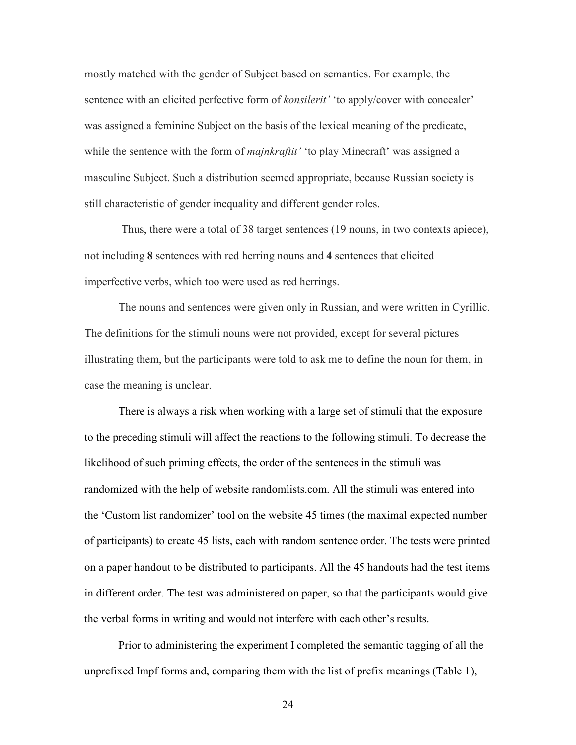mostly matched with the gender of Subject based on semantics. For example, the sentence with an elicited perfective form of *konsilerit'* 'to apply/cover with concealer' was assigned a feminine Subject on the basis of the lexical meaning of the predicate, while the sentence with the form of *majnkraftit'* 'to play Minecraft' was assigned a masculine Subject. Such a distribution seemed appropriate, because Russian society is still characteristic of gender inequality and different gender roles.

Thus, there were a total of 38 target sentences (19 nouns, in two contexts apiece), not including **8** sentences with red herring nouns and **4** sentences that elicited imperfective verbs, which too were used as red herrings.

The nouns and sentences were given only in Russian, and were written in Cyrillic. The definitions for the stimuli nouns were not provided, except for several pictures illustrating them, but the participants were told to ask me to define the noun for them, in case the meaning is unclear.

There is always a risk when working with a large set of stimuli that the exposure to the preceding stimuli will affect the reactions to the following stimuli. To decrease the likelihood of such priming effects, the order of the sentences in the stimuli was randomized with the help of website randomlists.com. All the stimuli was entered into the 'Custom list randomizer' tool on the website 45 times (the maximal expected number of participants) to create 45 lists, each with random sentence order. The tests were printed on a paper handout to be distributed to participants. All the 45 handouts had the test items in different order. The test was administered on paper, so that the participants would give the verbal forms in writing and would not interfere with each other's results.

Prior to administering the experiment I completed the semantic tagging of all the unprefixed Impf forms and, comparing them with the list of prefix meanings (Table 1),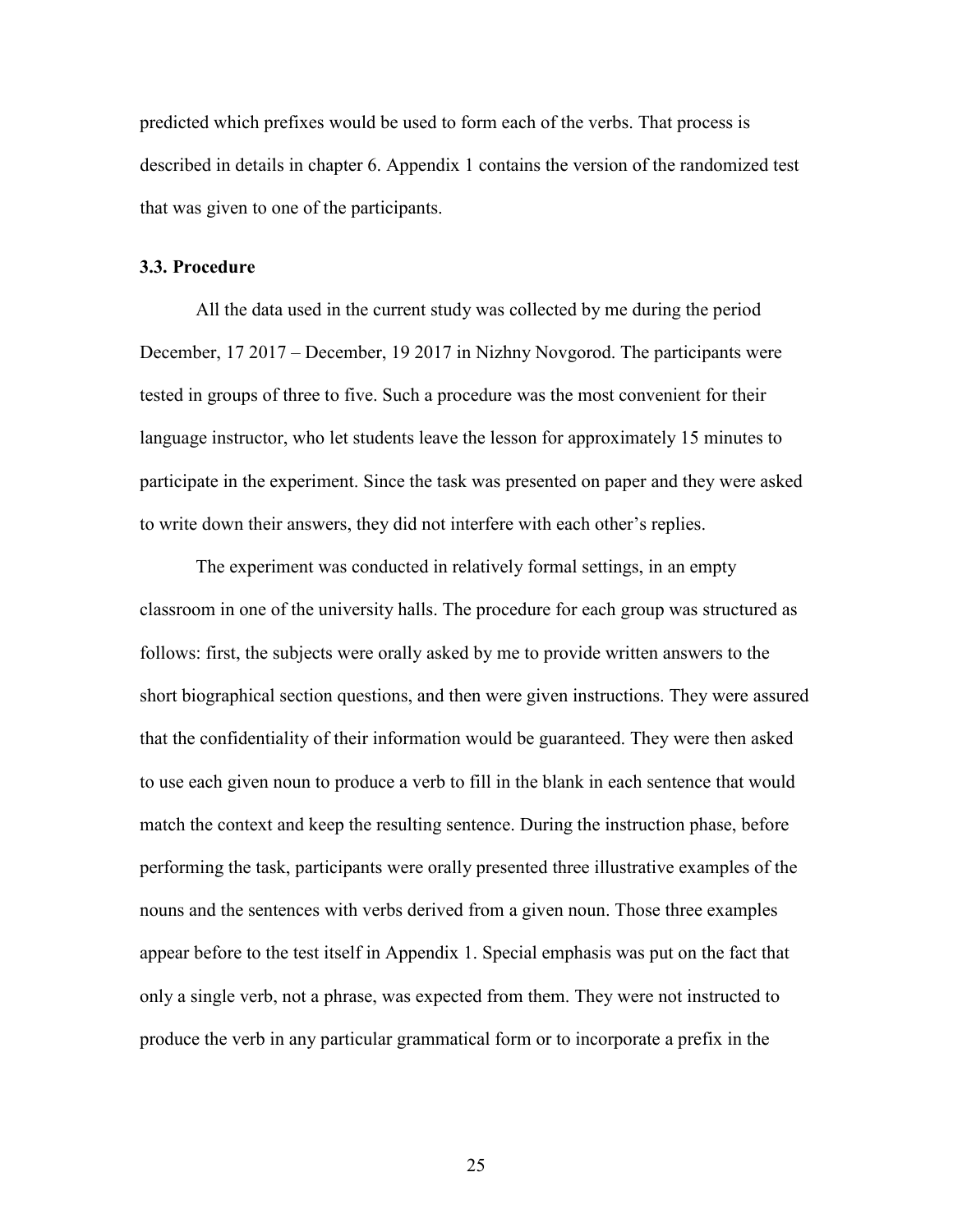predicted which prefixes would be used to form each of the verbs. That process is described in details in chapter 6. Appendix 1 contains the version of the randomized test that was given to one of the participants.

### 3.3. Procedure

All the data used in the current study was collected by me during the period December, 17 2017 – December, 19 2017 in Nizhny Novgorod. The participants were tested in groups of three to five. Such a procedure was the most convenient for their language instructor, who let students leave the lesson for approximately 15 minutes to participate in the experiment. Since the task was presented on paper and they were asked to write down their answers, they did not interfere with each other's replies.

The experiment was conducted in relatively formal settings, in an empty classroom in one of the university halls. The procedure for each group was structured as follows: first, the subjects were orally asked by me to provide written answers to the short biographical section questions, and then were given instructions. They were assured that the confidentiality of their information would be guaranteed. They were then asked to use each given noun to produce a verb to fill in the blank in each sentence that would match the context and keep the resulting sentence. During the instruction phase, before performing the task, participants were orally presented three illustrative examples of the nouns and the sentences with verbs derived from a given noun. Those three examples appear before to the test itself in Appendix 1. Special emphasis was put on the fact that only a single verb, not a phrase, was expected from them. They were not instructed to produce the verb in any particular grammatical form or to incorporate a prefix in the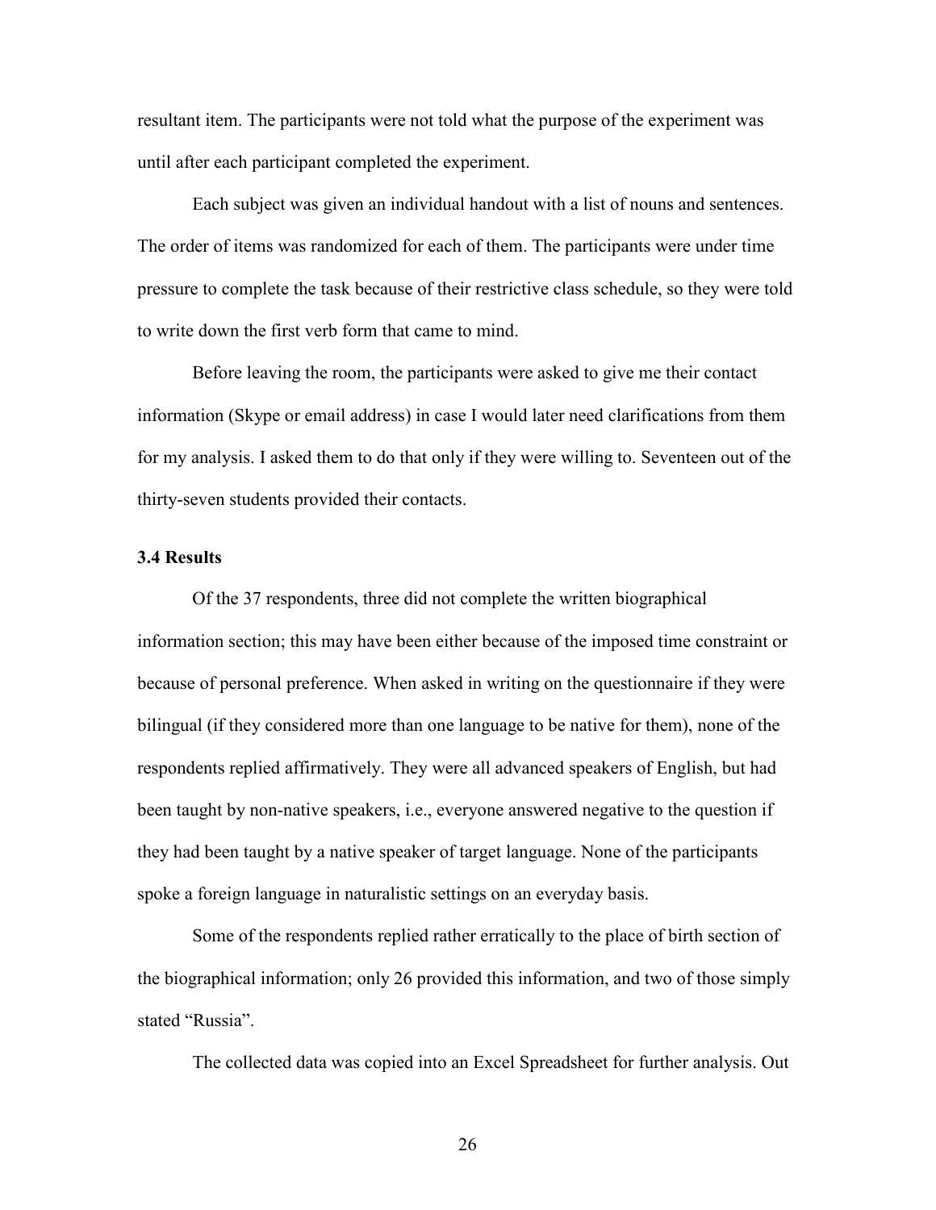resultant item. The participants were not told what the purpose of the experiment was until after each participant completed the experiment.

Each subject was given an individual handout with a list of nouns and sentences. The order of items was randomized for each of them. The participants were under time pressure to complete the task because of their restrictive class schedule, so they were told to write down the first verb form that came to mind.

Before leaving the room, the participants were asked to give me their contact information (Skype or email address) in case I would later need clarifications from them for my analysis. I asked them to do that only if they were willing to. Seventeen out of the thirty-seven students provided their contacts.

### 3.4 Results

Of the 37 respondents, three did not complete the written biographical information section; this may have been either because of the imposed time constraint or because of personal preference. When asked in writing on the questionnaire if they were bilingual (if they considered more than one language to be native for them), none of the respondents replied affirmatively. They were all advanced speakers of English, but had been taught by non-native speakers, i.e., everyone answered negative to the question if they had been taught by a native speaker of target language. None of the participants spoke a foreign language in naturalistic settings on an everyday basis.

Some of the respondents replied rather erratically to the place of birth section of the biographical information; only 26 provided this information, and two of those simply stated "Russia".

The collected data was copied into an Excel Spreadsheet for further analysis. Out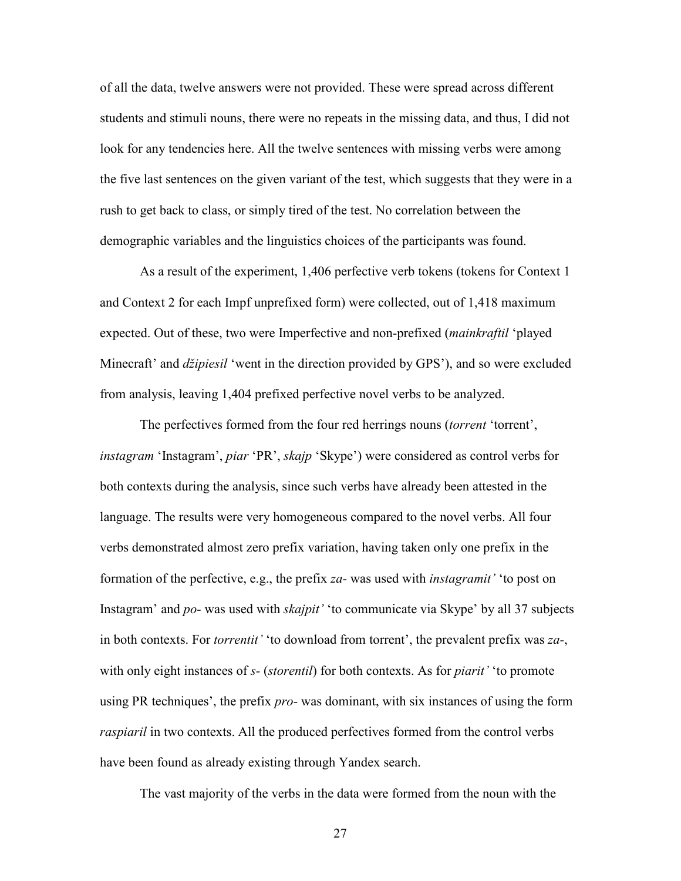of all the data, twelve answers were not provided. These were spread across different students and stimuli nouns, there were no repeats in the missing data, and thus, I did not look for any tendencies here. All the twelve sentences with missing verbs were among the five last sentences on the given variant of the test, which suggests that they were in a rush to get back to class, or simply tired of the test. No correlation between the demographic variables and the linguistics choices of the participants was found.

As a result of the experiment, 1,406 perfective verb tokens (tokens for Context 1 and Context 2 for each Impf unprefixed form) were collected, out of 1,418 maximum expected. Out of these, two were Imperfective and non-prefixed (*mainkraftil* 'played Minecraft' and *džipiesil* 'went in the direction provided by GPS'), and so were excluded from analysis, leaving 1,404 prefixed perfective novel verbs to be analyzed.

The perfectives formed from the four red herrings nouns (*torrent* 'torrent', *instagram* 'Instagram', *piar* 'PR', *skajp* 'Skype') were considered as control verbs for both contexts during the analysis, since such verbs have already been attested in the language. The results were very homogeneous compared to the novel verbs. All four verbs demonstrated almost zero prefix variation, having taken only one prefix in the formation of the perfective, e.g., the prefix *za-* was used with *instagramit'* 'to post on Instagram' and *po-* was used with *skajpit'* 'to communicate via Skype' by all 37 subjects in both contexts. For *torrentit'* 'to download from torrent', the prevalent prefix was *za-*, with only eight instances of *s-* (*storentil*) for both contexts. As for *piarit'* 'to promote using PR techniques', the prefix *pro-* was dominant, with six instances of using the form *raspiaril* in two contexts. All the produced perfectives formed from the control verbs have been found as already existing through Yandex search.

The vast majority of the verbs in the data were formed from the noun with the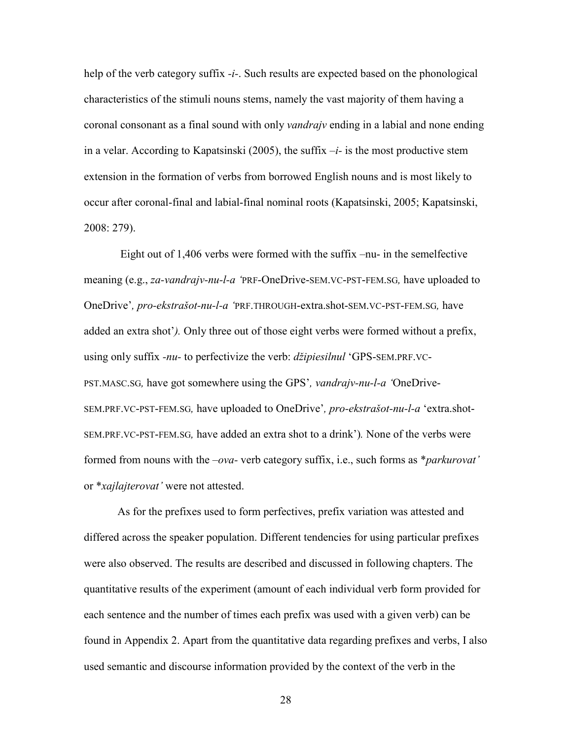help of the verb category suffix *-i-*. Such results are expected based on the phonological characteristics of the stimuli nouns stems, namely the vast majority of them having a coronal consonant as a final sound with only *vandrajv* ending in a labial and none ending in a velar. According to Kapatsinski (2005), the suffix *–i-* is the most productive stem extension in the formation of verbs from borrowed English nouns and is most likely to occur after coronal-final and labial-final nominal roots (Kapatsinski, 2005; Kapatsinski, 2008: 279).

Eight out of 1,406 verbs were formed with the suffix –nu- in the semelfective meaning (e.g., *za-vandrajv-nu-l-a '*PRF-OneDrive-SEM.VC-PST-FEM.SG*,* have uploaded to OneDrive'*, pro-ekstrašot-nu-l-a '*PRF.THROUGH-extra.shot-SEM.VC-PST-FEM.SG*,* have added an extra shot'*).* Only three out of those eight verbs were formed without a prefix, using only suffix *-nu-* to perfectivize the verb: *džipiesilnul* 'GPS-SEM.PRF.VC-PST.MASC.SG*,* have got somewhere using the GPS'*, vandrajv-nu-l-a '*OneDrive-SEM.PRF.VC-PST-FEM.SG*,* have uploaded to OneDrive'*, pro-ekstrašot-nu-l-a* 'extra.shot-SEM.PRF.VC-PST-FEM.SG*,* have added an extra shot to a drink')*.* None of the verbs were formed from nouns with the *–ova-* verb category suffix, i.e., such forms as \**parkurovat'* or \**xajlajterovat'* were not attested.

As for the prefixes used to form perfectives, prefix variation was attested and differed across the speaker population. Different tendencies for using particular prefixes were also observed. The results are described and discussed in following chapters. The quantitative results of the experiment (amount of each individual verb form provided for each sentence and the number of times each prefix was used with a given verb) can be found in Appendix 2. Apart from the quantitative data regarding prefixes and verbs, I also used semantic and discourse information provided by the context of the verb in the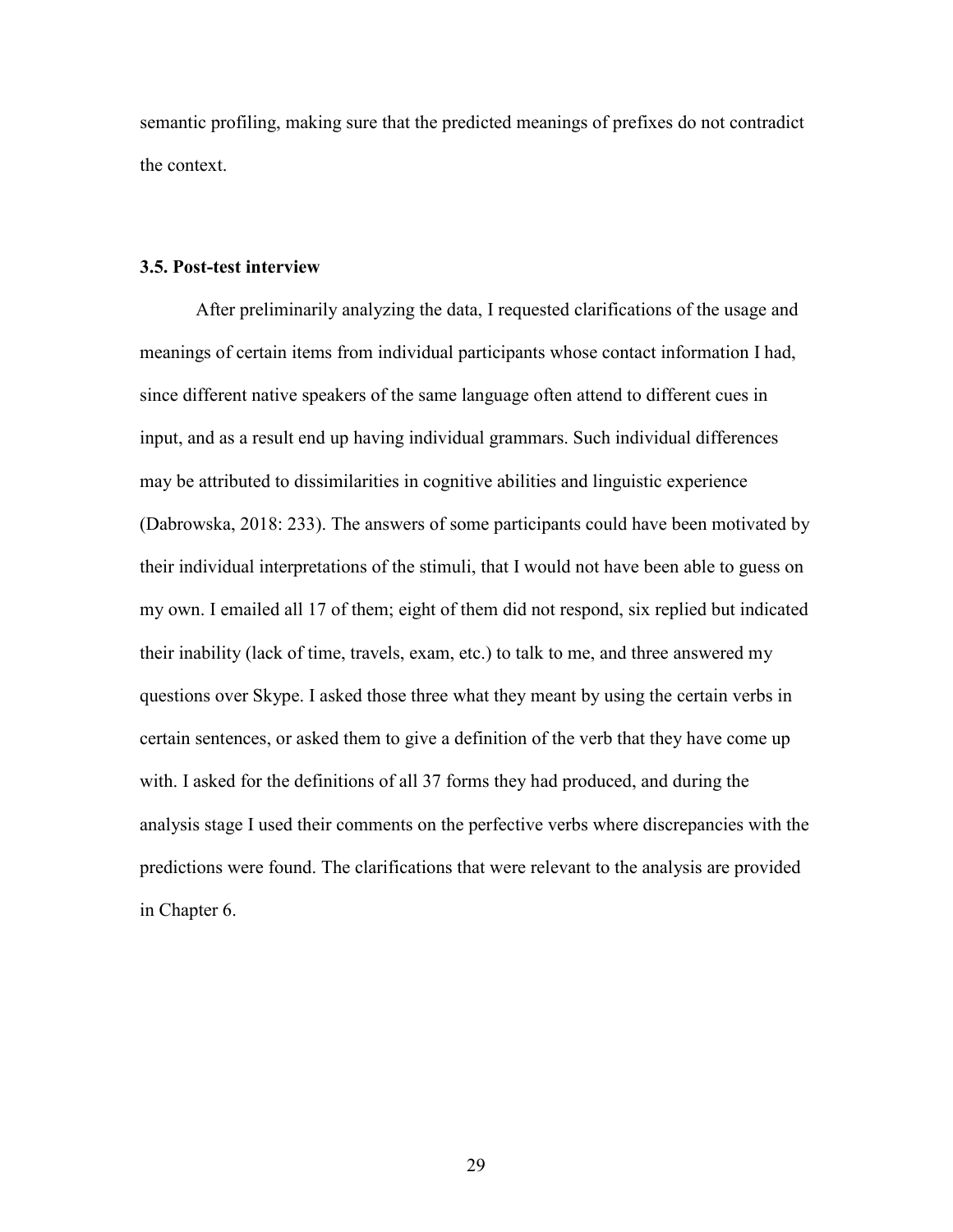semantic profiling, making sure that the predicted meanings of prefixes do not contradict the context.

### 3.5. Post-test interview

After preliminarily analyzing the data, I requested clarifications of the usage and meanings of certain items from individual participants whose contact information I had, since different native speakers of the same language often attend to different cues in input, and as a result end up having individual grammars. Such individual differences may be attributed to dissimilarities in cognitive abilities and linguistic experience (Dabrowska, 2018: 233). The answers of some participants could have been motivated by their individual interpretations of the stimuli, that I would not have been able to guess on my own. I emailed all 17 of them; eight of them did not respond, six replied but indicated their inability (lack of time, travels, exam, etc.) to talk to me, and three answered my questions over Skype. I asked those three what they meant by using the certain verbs in certain sentences, or asked them to give a definition of the verb that they have come up with. I asked for the definitions of all 37 forms they had produced, and during the analysis stage I used their comments on the perfective verbs where discrepancies with the predictions were found. The clarifications that were relevant to the analysis are provided in Chapter 6.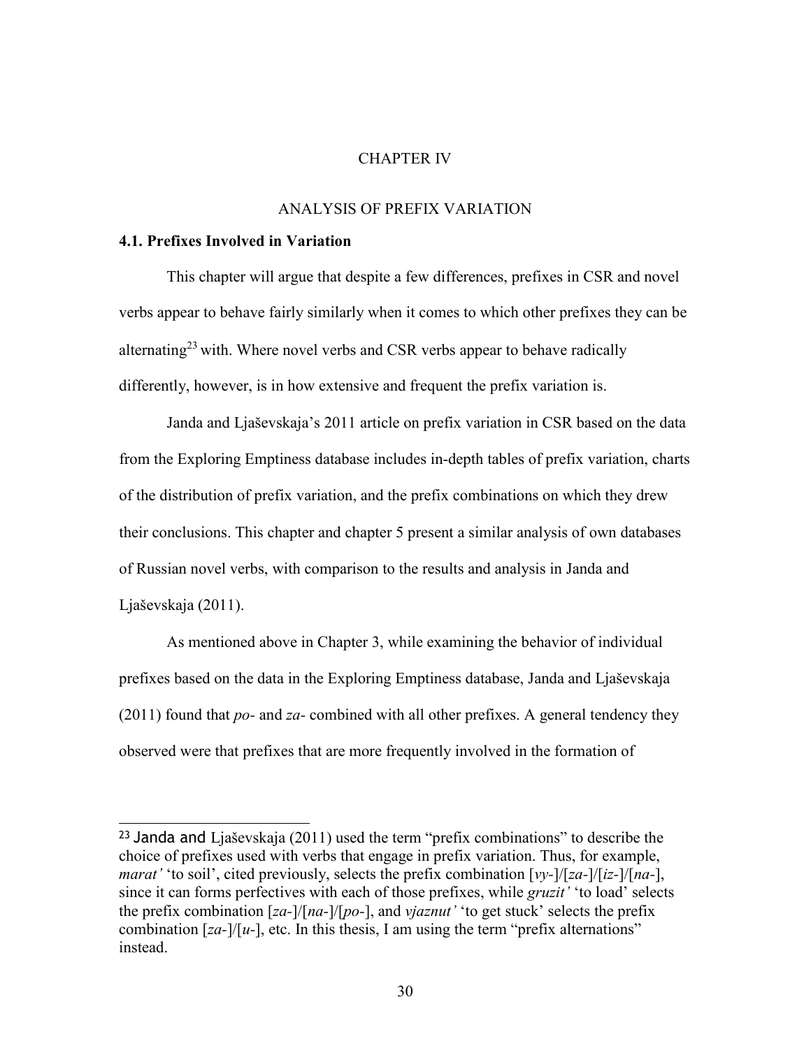# CHAPTER IV

# ANALYSIS OF PREFIX VARIATION

### 4.1. Prefixes Involved in Variation

This chapter will argue that despite a few differences, prefixes in CSR and novel verbs appear to behave fairly similarly when it comes to which other prefixes they can be alternating[23] with. Where novel verbs and CSR verbs appear to behave radically differently, however, is in how extensive and frequent the prefix variation is.

Janda and Ljaševskaja's 2011 article on prefix variation in CSR based on the data from the Exploring Emptiness database includes in-depth tables of prefix variation, charts of the distribution of prefix variation, and the prefix combinations on which they drew their conclusions. This chapter and chapter 5 present a similar analysis of own databases of Russian novel verbs, with comparison to the results and analysis in Janda and Ljaševskaja (2011).

As mentioned above in Chapter 3, while examining the behavior of individual prefixes based on the data in the Exploring Emptiness database, Janda and Ljaševskaja (2011) found that *po-* and *za-* combined with all other prefixes. A general tendency they observed were that prefixes that are more frequently involved in the formation of

[23] Janda and Ljaševskaja (2011) used the term "prefix combinations" to describe the choice of prefixes used with verbs that engage in prefix variation. Thus, for example, *marat'* 'to soil', cited previously, selects the prefix combination [*vy-*]/[*za-*]/[*iz-*]/[*na-*], since it can forms perfectives with each of those prefixes, while *gruzit'* 'to load' selects the prefix combination [*za-*]/[*na-*]/[*po-*], and *vjaznut'* 'to get stuck' selects the prefix combination [*za-*]/[*u-*], etc. In this thesis, I am using the term "prefix alternations" instead.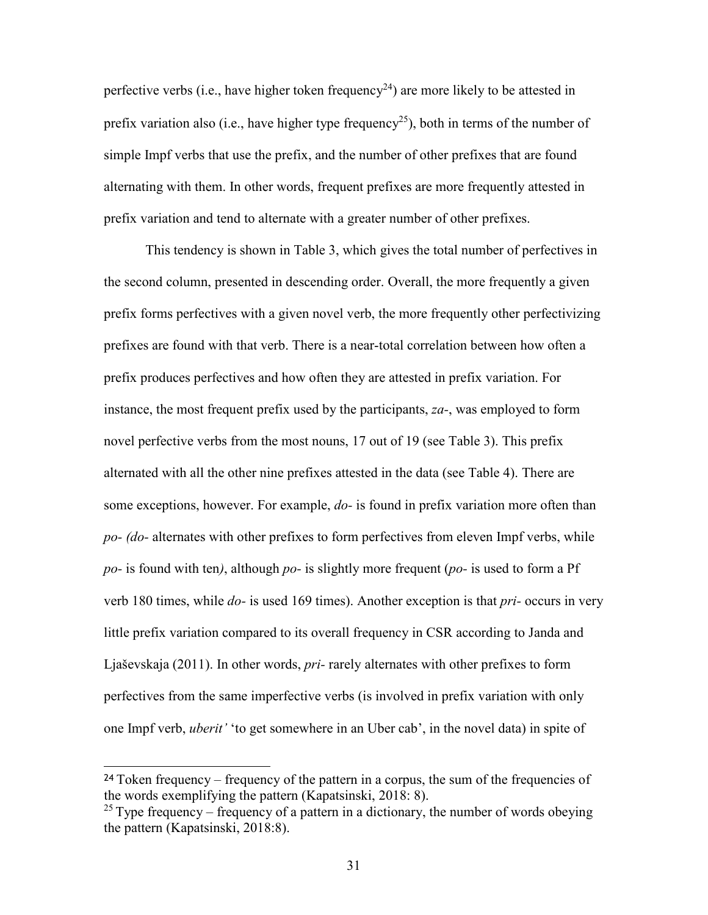perfective verbs (i.e., have higher token frequency[24]) are more likely to be attested in prefix variation also (i.e., have higher type frequency[25]), both in terms of the number of simple Impf verbs that use the prefix, and the number of other prefixes that are found alternating with them. In other words, frequent prefixes are more frequently attested in prefix variation and tend to alternate with a greater number of other prefixes.

This tendency is shown in Table 3, which gives the total number of perfectives in the second column, presented in descending order. Overall, the more frequently a given prefix forms perfectives with a given novel verb, the more frequently other perfectivizing prefixes are found with that verb. There is a near-total correlation between how often a prefix produces perfectives and how often they are attested in prefix variation. For instance, the most frequent prefix used by the participants, *za-*, was employed to form novel perfective verbs from the most nouns, 17 out of 19 (see Table 3). This prefix alternated with all the other nine prefixes attested in the data (see Table 4). There are some exceptions, however. For example, *do-* is found in prefix variation more often than *po- (do-* alternates with other prefixes to form perfectives from eleven Impf verbs, while *po-* is found with ten*)*, although *po-* is slightly more frequent (*po-* is used to form a Pf verb 180 times, while *do-* is used 169 times). Another exception is that *pri-* occurs in very little prefix variation compared to its overall frequency in CSR according to Janda and Ljaševskaja (2011). In other words, *pri-* rarely alternates with other prefixes to form perfectives from the same imperfective verbs (is involved in prefix variation with only one Impf verb, *uberit'* 'to get somewhere in an Uber cab', in the novel data) in spite of

---

[24] Token frequency – frequency of the pattern in a corpus, the sum of the frequencies of the words exemplifying the pattern (Kapatsinski, 2018: 8).

[25] Type frequency – frequency of a pattern in a dictionary, the number of words obeying the pattern (Kapatsinski, 2018:8).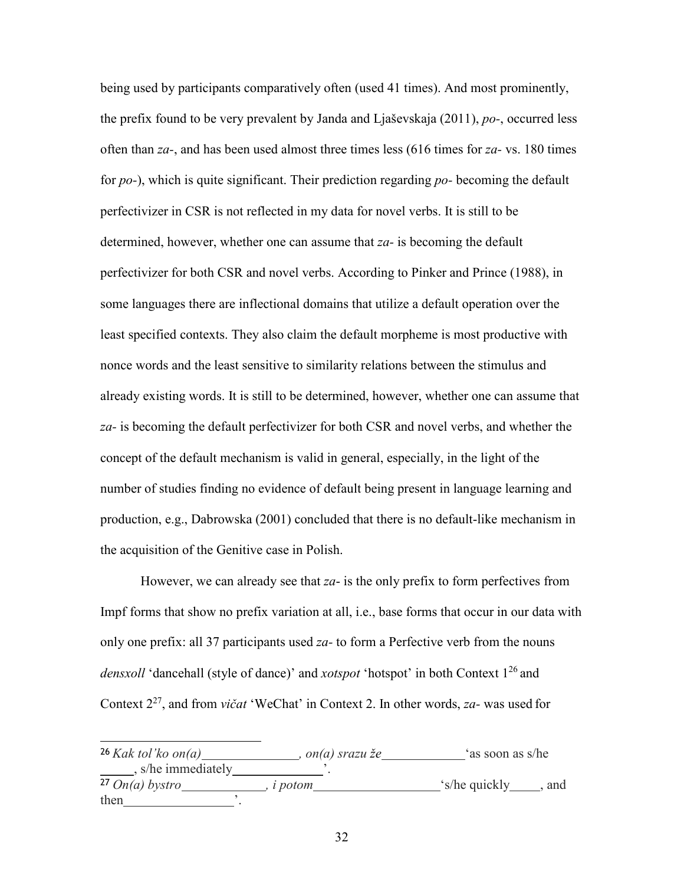being used by participants comparatively often (used 41 times). And most prominently, the prefix found to be very prevalent by Janda and Ljaševskaja (2011), *po*-, occurred less often than *za*-, and has been used almost three times less (616 times for *za*- vs. 180 times for *po*-), which is quite significant. Their prediction regarding *po*- becoming the default perfectivizer in CSR is not reflected in my data for novel verbs. It is still to be determined, however, whether one can assume that *za*- is becoming the default perfectivizer for both CSR and novel verbs. According to Pinker and Prince (1988), in some languages there are inflectional domains that utilize a default operation over the least specified contexts. They also claim the default morpheme is most productive with nonce words and the least sensitive to similarity relations between the stimulus and already existing words. It is still to be determined, however, whether one can assume that *za*- is becoming the default perfectivizer for both CSR and novel verbs, and whether the concept of the default mechanism is valid in general, especially, in the light of the number of studies finding no evidence of default being present in language learning and production, e.g., Dabrowska (2001) concluded that there is no default-like mechanism in the acquisition of the Genitive case in Polish.

However, we can already see that *za*- is the only prefix to form perfectives from Impf forms that show no prefix variation at all, i.e., base forms that occur in our data with only one prefix: all 37 participants used *za*- to form a Perfective verb from the nouns *densxoll* 'dancehall (style of dance)' and *xotspot* 'hotspot' in both Context 1[26] and Context 2[27], and from *vičat* 'WeChat' in Context 2. In other words, *za*- was used for

---

[26] *Kak tol'ko on(a)\_\_\_\_\_\_\_\_\_\_\_\_\_\_, on(a) srazu že\_\_\_\_\_\_\_\_\_\_\_\_* 'as soon as s/he \_\_\_\_\_, s/he immediately\_\_\_\_\_\_\_\_\_\_\_\_\_\_'.

[27] *On(a) bystro\_\_\_\_\_\_\_\_\_\_\_\_, i potom\_\_\_\_\_\_\_\_\_\_\_\_\_\_\_\_\_\_* 's/he quickly\_\_\_\_, and then\_\_\_\_\_\_\_\_\_\_\_\_\_\_\_\_'.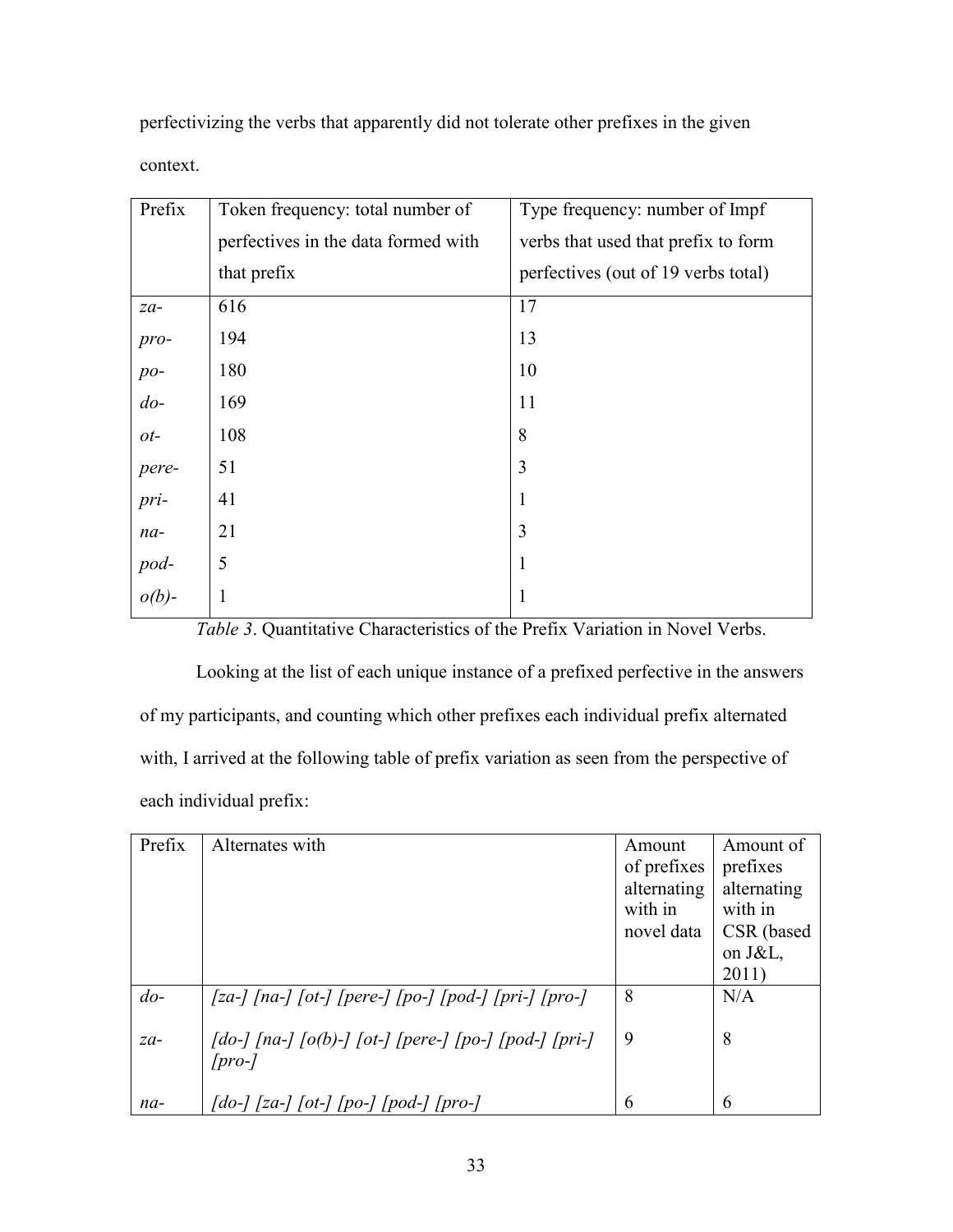perfectivizing the verbs that apparently did not tolerate other prefixes in the given context.

| Prefix | Token frequency: total number of perfectives in the data formed with that prefix | Type frequency: number of Impf verbs that used that prefix to form perfectives (out of 19 verbs total) |
|---|---|---|
| *za-* | 616 | 17 |
| *pro-* | 194 | 13 |
| *po-* | 180 | 10 |
| *do-* | 169 | 11 |
| *ot-* | 108 | 8 |
| *pere-* | 51 | 3 |
| *pri-* | 41 | 1 |
| *na-* | 21 | 3 |
| *pod-* | 5 | 1 |
| *o(b)-* | 1 | 1 |

*Table 3*. Quantitative Characteristics of the Prefix Variation in Novel Verbs.

Looking at the list of each unique instance of a prefixed perfective in the answers of my participants, and counting which other prefixes each individual prefix alternated with, I arrived at the following table of prefix variation as seen from the perspective of each individual prefix:

| Prefix | Alternates with | Amount of prefixes alternating with in novel data | Amount of prefixes alternating with in CSR (based on J&L, 2011) |
|---|---|---|---|
| *do-* | *[za-] [na-] [ot-] [pere-] [po-] [pod-] [pri-] [pro-]* | 8 | N/A |
| *za-* | *[do-] [na-] [o(b)-] [ot-] [pere-] [po-] [pod-] [pri-] [pro-]* | 9 | 8 |
| *na-* | *[do-] [za-] [ot-] [po-] [pod-] [pro-]* | 6 | 6 |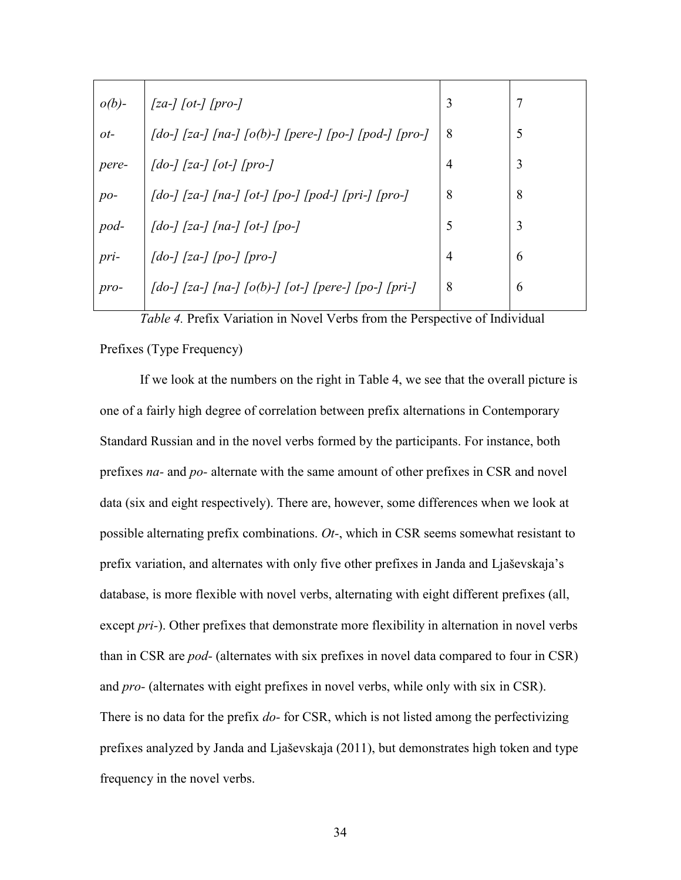| | | | |
|---|---|---|---|
| *o(b)-* | *[za-] [ot-] [pro-]* | 3 | 7 |
| *ot-* | *[do-] [za-] [na-] [o(b)-] [pere-] [po-] [pod-] [pro-]* | 8 | 5 |
| *pere-* | *[do-] [za-] [ot-] [pro-]* | 4 | 3 |
| *po-* | *[do-] [za-] [na-] [ot-] [po-] [pod-] [pri-] [pro-]* | 8 | 8 |
| *pod-* | *[do-] [za-] [na-] [ot-] [po-]* | 5 | 3 |
| *pri-* | *[do-] [za-] [po-] [pro-]* | 4 | 6 |
| *pro-* | *[do-] [za-] [na-] [o(b)-] [ot-] [pere-] [po-] [pri-]* | 8 | 6 |

*Table 4.* Prefix Variation in Novel Verbs from the Perspective of Individual Prefixes (Type Frequency)

If we look at the numbers on the right in Table 4, we see that the overall picture is one of a fairly high degree of correlation between prefix alternations in Contemporary Standard Russian and in the novel verbs formed by the participants. For instance, both prefixes *na-* and *po-* alternate with the same amount of other prefixes in CSR and novel data (six and eight respectively). There are, however, some differences when we look at possible alternating prefix combinations. *Ot-*, which in CSR seems somewhat resistant to prefix variation, and alternates with only five other prefixes in Janda and Ljaševskaja's database, is more flexible with novel verbs, alternating with eight different prefixes (all, except *pri-*). Other prefixes that demonstrate more flexibility in alternation in novel verbs than in CSR are *pod-* (alternates with six prefixes in novel data compared to four in CSR) and *pro-* (alternates with eight prefixes in novel verbs, while only with six in CSR). There is no data for the prefix *do-* for CSR, which is not listed among the perfectivizing prefixes analyzed by Janda and Ljaševskaja (2011), but demonstrates high token and type frequency in the novel verbs.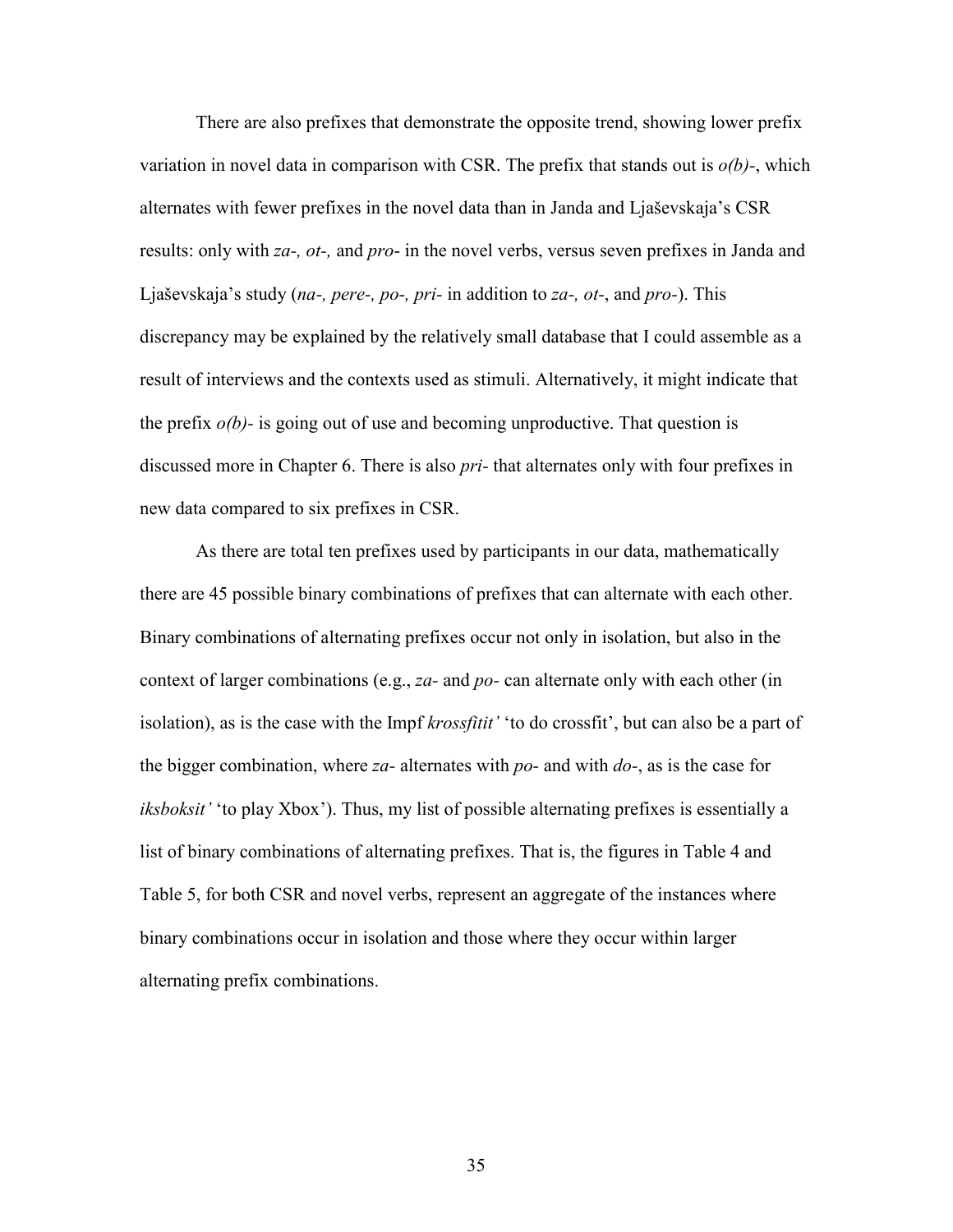There are also prefixes that demonstrate the opposite trend, showing lower prefix variation in novel data in comparison with CSR. The prefix that stands out is *o(b)-*, which alternates with fewer prefixes in the novel data than in Janda and Ljaševskaja's CSR results: only with *za-, ot-,* and *pro-* in the novel verbs, versus seven prefixes in Janda and Ljaševskaja's study (*na-, pere-, po-, pri-* in addition to *za-, ot-*, and *pro-*). This discrepancy may be explained by the relatively small database that I could assemble as a result of interviews and the contexts used as stimuli. Alternatively, it might indicate that the prefix *o(b)-* is going out of use and becoming unproductive. That question is discussed more in Chapter 6. There is also *pri-* that alternates only with four prefixes in new data compared to six prefixes in CSR.

As there are total ten prefixes used by participants in our data, mathematically there are 45 possible binary combinations of prefixes that can alternate with each other. Binary combinations of alternating prefixes occur not only in isolation, but also in the context of larger combinations (e.g., *za-* and *po-* can alternate only with each other (in isolation), as is the case with the Impf *krossfitit'* 'to do crossfit', but can also be a part of the bigger combination, where *za-* alternates with *po-* and with *do-*, as is the case for *iksboksit'* 'to play Xbox'). Thus, my list of possible alternating prefixes is essentially a list of binary combinations of alternating prefixes. That is, the figures in Table 4 and Table 5, for both CSR and novel verbs, represent an aggregate of the instances where binary combinations occur in isolation and those where they occur within larger alternating prefix combinations.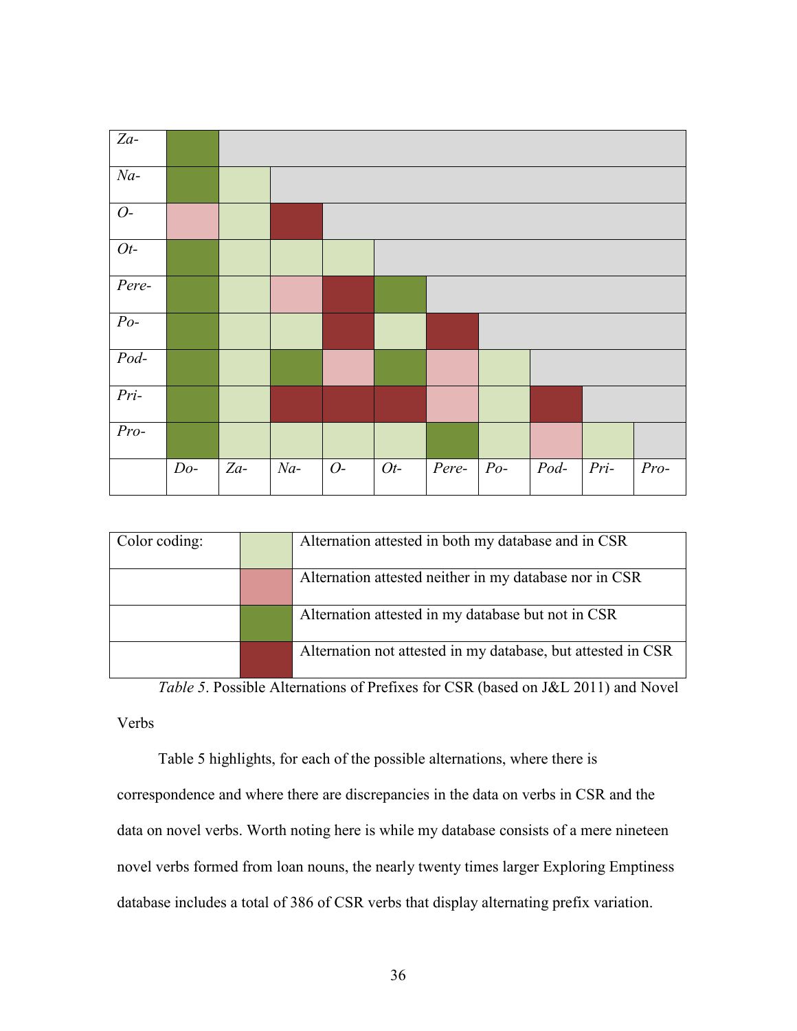| | *Do-* | *Za-* | *Na-* | *O-* | *Ot-* | *Pere-* | *Po-* | *Pod-* | *Pri-* | *Pro-* |
|---|---|---|---|---|---|---|---|---|---|---|
| *Za-* | [dark green] | | | | | | | | | |
| *Na-* | [dark green] | [light green] | | | | | | | | |
| *O-* | [pink] | [light green] | [dark red] | | | | | | | |
| *Ot-* | [dark green] | [light green] | [light green] | [light green] | | | | | | |
| *Pere-* | [dark green] | [light green] | [pink] | [dark red] | [dark green] | | | | | |
| *Po-* | [dark green] | [light green] | [light green] | [dark red] | [light green] | [dark red] | | | | |
| *Pod-* | [dark green] | [light green] | [dark green] | [pink] | [dark green] | [pink] | [light green] | | | |
| *Pri-* | [dark green] | [light green] | [dark red] | [dark red] | [dark red] | [pink] | [light green] | [dark red] | | |
| *Pro-* | [dark green] | [light green] | [light green] | [light green] | [light green] | [dark green] | [light green] | [pink] | [light green] | |

| Color coding: | | |
|---|---|---|
| | [light green] | Alternation attested in both my database and in CSR |
| | [pink] | Alternation attested neither in my database nor in CSR |
| | [dark green] | Alternation attested in my database but not in CSR |
| | [dark red] | Alternation not attested in my database, but attested in CSR |

*Table 5*. Possible Alternations of Prefixes for CSR (based on J&L 2011) and Novel Verbs

Table 5 highlights, for each of the possible alternations, where there is correspondence and where there are discrepancies in the data on verbs in CSR and the data on novel verbs. Worth noting here is while my database consists of a mere nineteen novel verbs formed from loan nouns, the nearly twenty times larger Exploring Emptiness database includes a total of 386 of CSR verbs that display alternating prefix variation.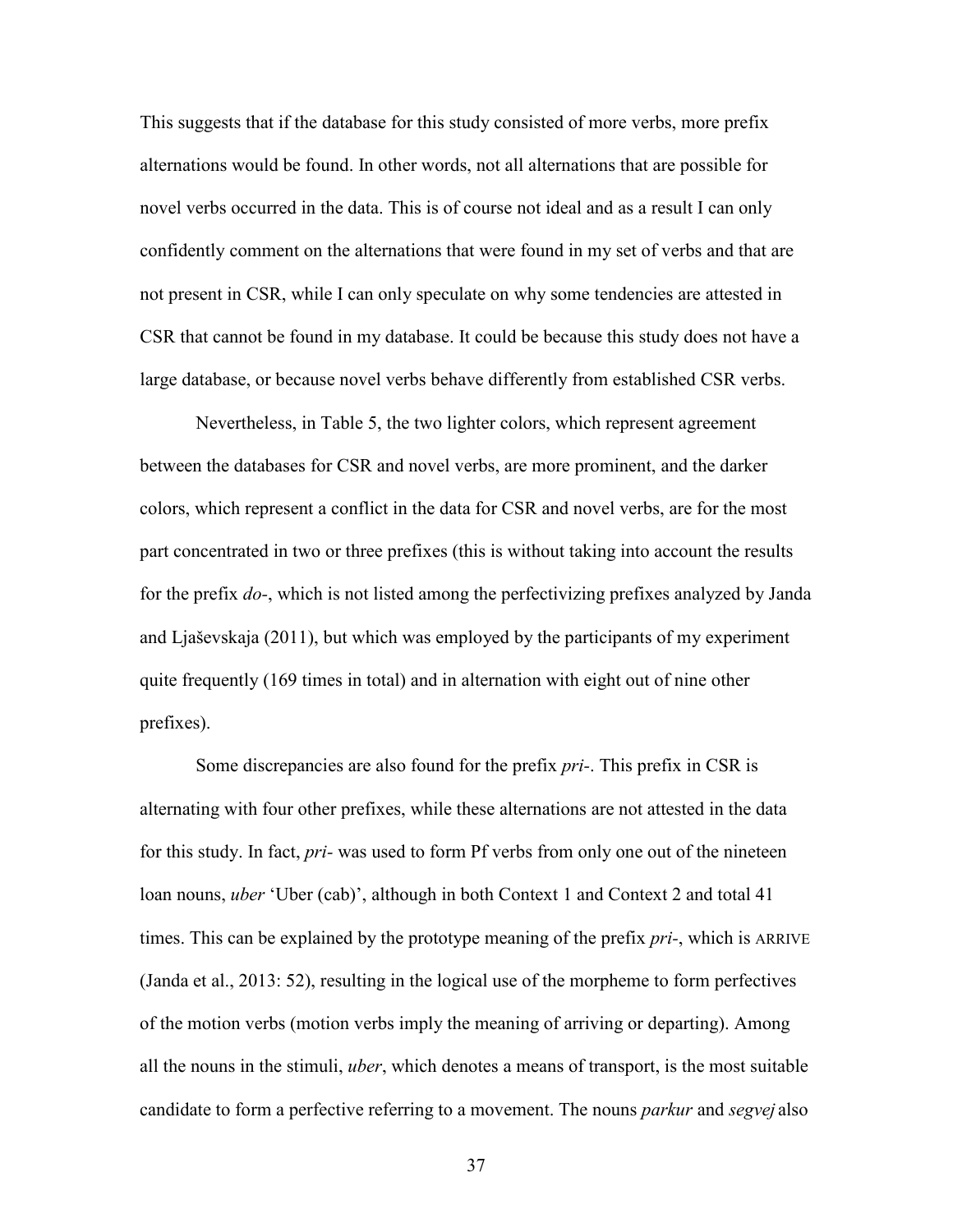This suggests that if the database for this study consisted of more verbs, more prefix alternations would be found. In other words, not all alternations that are possible for novel verbs occurred in the data. This is of course not ideal and as a result I can only confidently comment on the alternations that were found in my set of verbs and that are not present in CSR, while I can only speculate on why some tendencies are attested in CSR that cannot be found in my database. It could be because this study does not have a large database, or because novel verbs behave differently from established CSR verbs.

Nevertheless, in Table 5, the two lighter colors, which represent agreement between the databases for CSR and novel verbs, are more prominent, and the darker colors, which represent a conflict in the data for CSR and novel verbs, are for the most part concentrated in two or three prefixes (this is without taking into account the results for the prefix *do-*, which is not listed among the perfectivizing prefixes analyzed by Janda and Ljaševskaja (2011), but which was employed by the participants of my experiment quite frequently (169 times in total) and in alternation with eight out of nine other prefixes).

Some discrepancies are also found for the prefix *pri-*. This prefix in CSR is alternating with four other prefixes, while these alternations are not attested in the data for this study. In fact, *pri-* was used to form Pf verbs from only one out of the nineteen loan nouns, *uber* 'Uber (cab)', although in both Context 1 and Context 2 and total 41 times. This can be explained by the prototype meaning of the prefix *pri-*, which is ARRIVE (Janda et al., 2013: 52), resulting in the logical use of the morpheme to form perfectives of the motion verbs (motion verbs imply the meaning of arriving or departing). Among all the nouns in the stimuli, *uber*, which denotes a means of transport, is the most suitable candidate to form a perfective referring to a movement. The nouns *parkur* and *segvej* also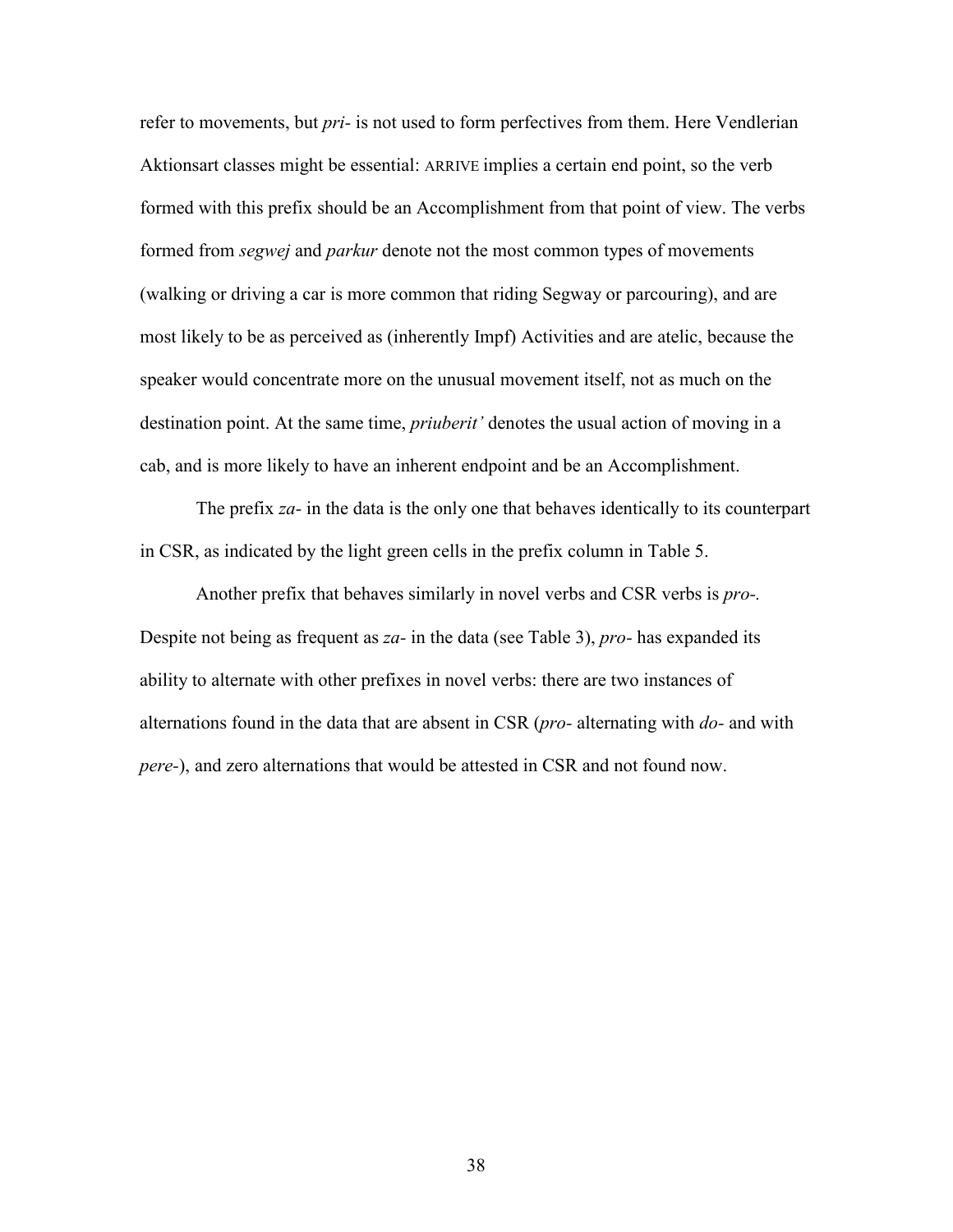refer to movements, but *pri-* is not used to form perfectives from them. Here Vendlerian Aktionsart classes might be essential: ARRIVE implies a certain end point, so the verb formed with this prefix should be an Accomplishment from that point of view. The verbs formed from *segwej* and *parkur* denote not the most common types of movements (walking or driving a car is more common that riding Segway or parcouring), and are most likely to be as perceived as (inherently Impf) Activities and are atelic, because the speaker would concentrate more on the unusual movement itself, not as much on the destination point. At the same time, *priuberit'* denotes the usual action of moving in a cab, and is more likely to have an inherent endpoint and be an Accomplishment.

The prefix *za-* in the data is the only one that behaves identically to its counterpart in CSR, as indicated by the light green cells in the prefix column in Table 5.

Another prefix that behaves similarly in novel verbs and CSR verbs is *pro-*. Despite not being as frequent as *za-* in the data (see Table 3), *pro-* has expanded its ability to alternate with other prefixes in novel verbs: there are two instances of alternations found in the data that are absent in CSR (*pro-* alternating with *do-* and with *pere-*), and zero alternations that would be attested in CSR and not found now.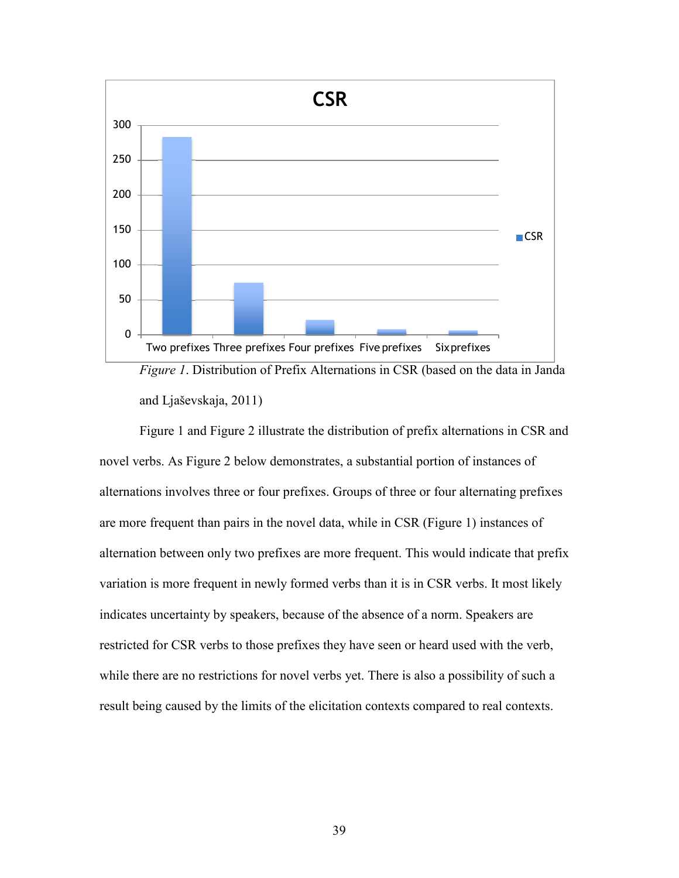*Figure 1*. Distribution of Prefix Alternations in CSR (based on the data in Janda and Ljaševskaja, 2011)

Figure 1 and Figure 2 illustrate the distribution of prefix alternations in CSR and novel verbs. As Figure 2 below demonstrates, a substantial portion of instances of alternations involves three or four prefixes. Groups of three or four alternating prefixes are more frequent than pairs in the novel data, while in CSR (Figure 1) instances of alternation between only two prefixes are more frequent. This would indicate that prefix variation is more frequent in newly formed verbs than it is in CSR verbs. It most likely indicates uncertainty by speakers, because of the absence of a norm. Speakers are restricted for CSR verbs to those prefixes they have seen or heard used with the verb, while there are no restrictions for novel verbs yet. There is also a possibility of such a result being caused by the limits of the elicitation contexts compared to real contexts.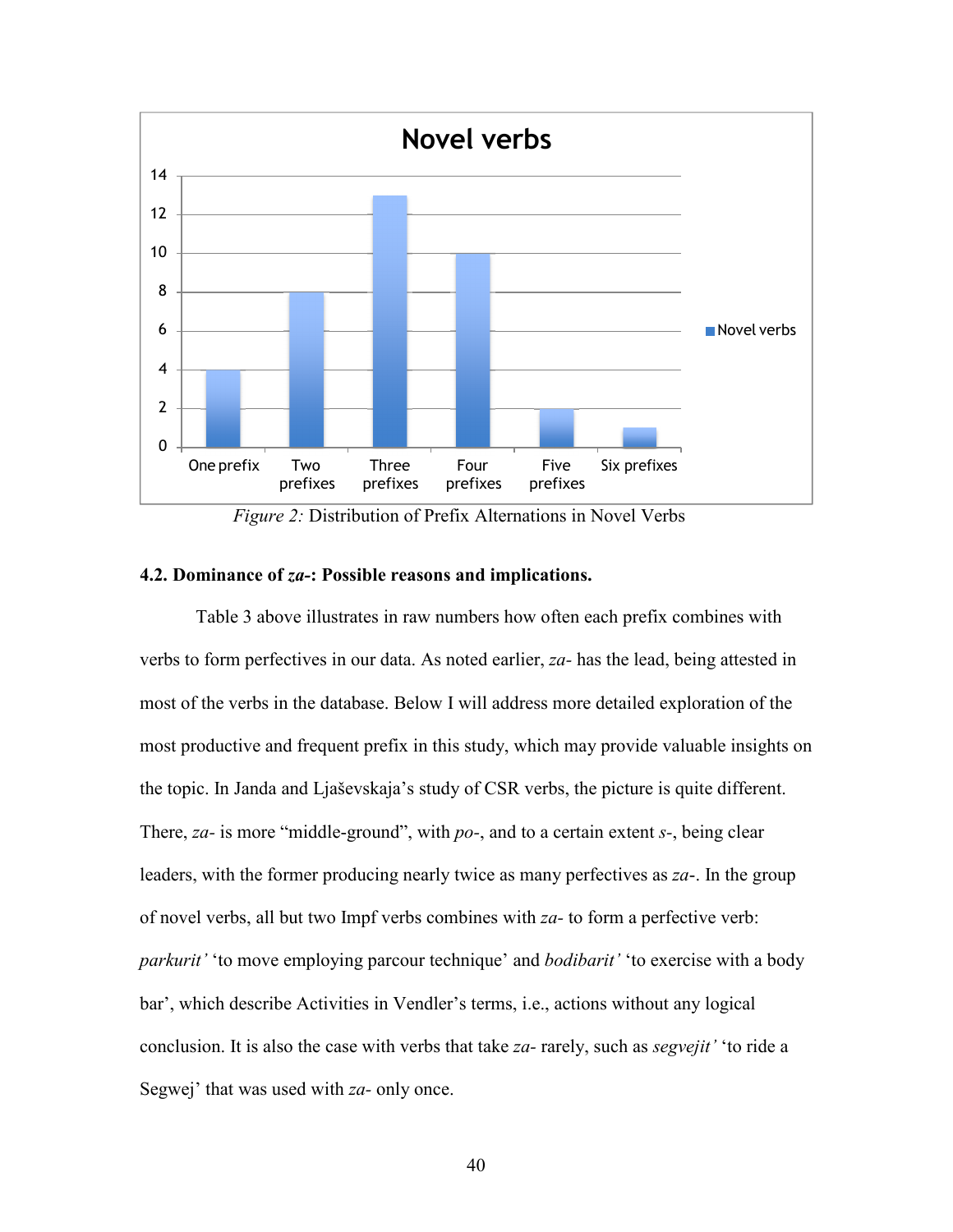**Novel verbs**

| | One prefix | Two prefixes | Three prefixes | Four prefixes | Five prefixes | Six prefixes |
|---|---|---|---|---|---|---|
| Novel verbs | 4 | 8 | 13 | 10 | 2 | 1 |

*Figure 2:* Distribution of Prefix Alternations in Novel Verbs

#### 4.2. Dominance of *za*-: Possible reasons and implications.

Table 3 above illustrates in raw numbers how often each prefix combines with verbs to form perfectives in our data. As noted earlier, *za-* has the lead, being attested in most of the verbs in the database. Below I will address more detailed exploration of the most productive and frequent prefix in this study, which may provide valuable insights on the topic. In Janda and Ljaševskaja's study of CSR verbs, the picture is quite different. There, *za-* is more "middle-ground", with *po-*, and to a certain extent *s-*, being clear leaders, with the former producing nearly twice as many perfectives as *za-*. In the group of novel verbs, all but two Impf verbs combines with *za-* to form a perfective verb: *parkurit'* 'to move employing parcour technique' and *bodibarit'* 'to exercise with a body bar', which describe Activities in Vendler's terms, i.e., actions without any logical conclusion. It is also the case with verbs that take *za-* rarely, such as *segvejit'* 'to ride a Segwej' that was used with *za-* only once.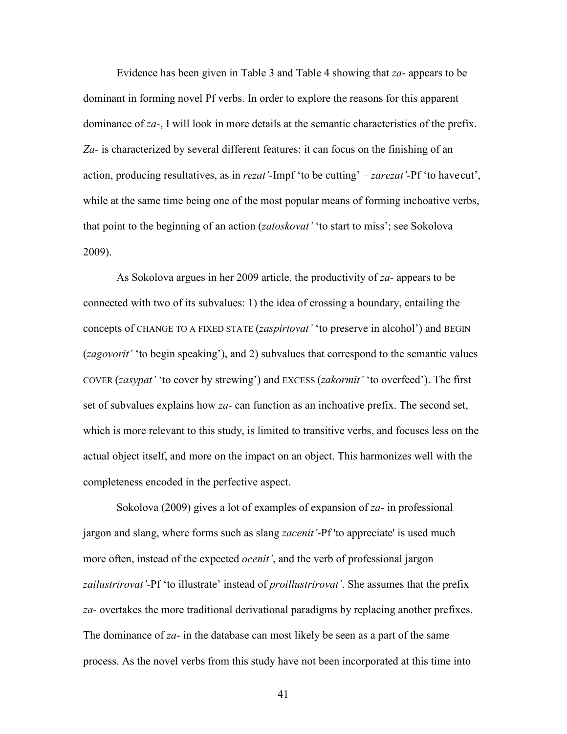Evidence has been given in Table 3 and Table 4 showing that *za-* appears to be dominant in forming novel Pf verbs. In order to explore the reasons for this apparent dominance of *za-*, I will look in more details at the semantic characteristics of the prefix. *Za-* is characterized by several different features: it can focus on the finishing of an action, producing resultatives, as in *rezat'*-Impf 'to be cutting' – *zarezat'*-Pf 'to have cut', while at the same time being one of the most popular means of forming inchoative verbs, that point to the beginning of an action (*zatoskovat'* 'to start to miss'; see Sokolova 2009).

As Sokolova argues in her 2009 article, the productivity of *za-* appears to be connected with two of its subvalues: 1) the idea of crossing a boundary, entailing the concepts of CHANGE TO A FIXED STATE (*zaspirtovat'* 'to preserve in alcohol') and BEGIN (*zagovorit'* 'to begin speaking'), and 2) subvalues that correspond to the semantic values COVER (*zasypat'* 'to cover by strewing') and EXCESS (*zakormit'* 'to overfeed'). The first set of subvalues explains how *za-* can function as an inchoative prefix. The second set, which is more relevant to this study, is limited to transitive verbs, and focuses less on the actual object itself, and more on the impact on an object. This harmonizes well with the completeness encoded in the perfective aspect.

Sokolova (2009) gives a lot of examples of expansion of *za-* in professional jargon and slang, where forms such as slang *zacenit'*-Pf 'to appreciate' is used much more often, instead of the expected *ocenit'*, and the verb of professional jargon *zailustrirovat'*-Pf 'to illustrate' instead of *proillustrirovat'*. She assumes that the prefix *za-* overtakes the more traditional derivational paradigms by replacing another prefixes. The dominance of *za-* in the database can most likely be seen as a part of the same process. As the novel verbs from this study have not been incorporated at this time into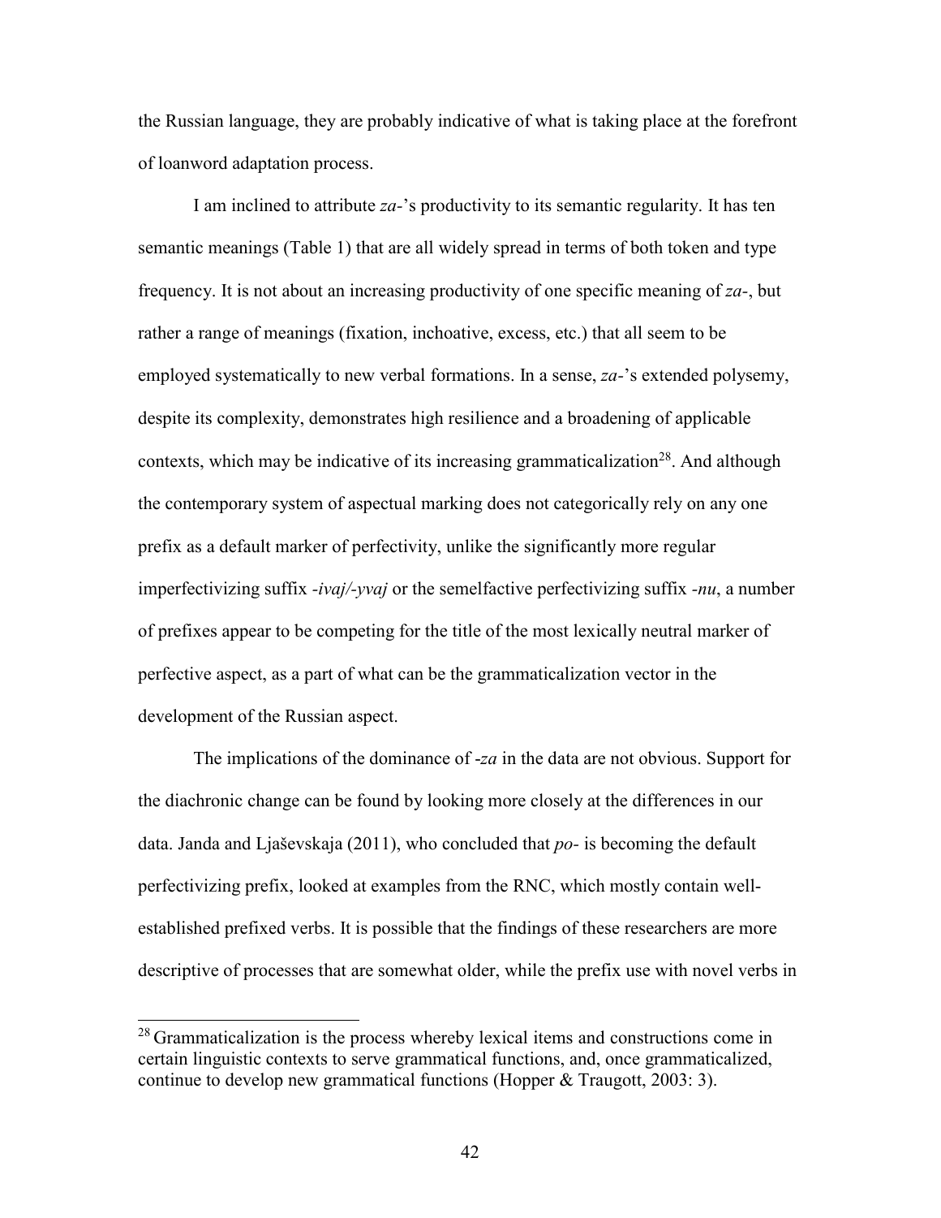the Russian language, they are probably indicative of what is taking place at the forefront of loanword adaptation process.

I am inclined to attribute *za-*'s productivity to its semantic regularity. It has ten semantic meanings (Table 1) that are all widely spread in terms of both token and type frequency. It is not about an increasing productivity of one specific meaning of *za-*, but rather a range of meanings (fixation, inchoative, excess, etc.) that all seem to be employed systematically to new verbal formations. In a sense, *za-*'s extended polysemy, despite its complexity, demonstrates high resilience and a broadening of applicable contexts, which may be indicative of its increasing grammaticalization[28]. And although the contemporary system of aspectual marking does not categorically rely on any one prefix as a default marker of perfectivity, unlike the significantly more regular imperfectivizing suffix *-ivaj/-yvaj* or the semelfactive perfectivizing suffix *-nu*, a number of prefixes appear to be competing for the title of the most lexically neutral marker of perfective aspect, as a part of what can be the grammaticalization vector in the development of the Russian aspect.

The implications of the dominance of *-za* in the data are not obvious. Support for the diachronic change can be found by looking more closely at the differences in our data. Janda and Ljaševskaja (2011), who concluded that *po-* is becoming the default perfectivizing prefix, looked at examples from the RNC, which mostly contain well-established prefixed verbs. It is possible that the findings of these researchers are more descriptive of processes that are somewhat older, while the prefix use with novel verbs in

[28] Grammaticalization is the process whereby lexical items and constructions come in certain linguistic contexts to serve grammatical functions, and, once grammaticalized, continue to develop new grammatical functions (Hopper & Traugott, 2003: 3).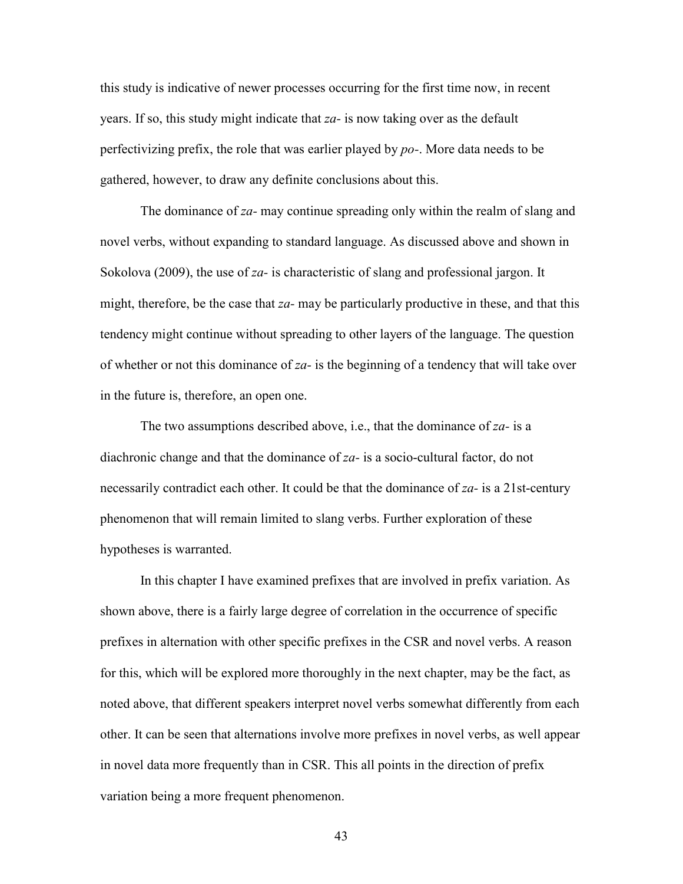this study is indicative of newer processes occurring for the first time now, in recent years. If so, this study might indicate that *za-* is now taking over as the default perfectivizing prefix, the role that was earlier played by *po-*. More data needs to be gathered, however, to draw any definite conclusions about this.

The dominance of *za-* may continue spreading only within the realm of slang and novel verbs, without expanding to standard language. As discussed above and shown in Sokolova (2009), the use of *za-* is characteristic of slang and professional jargon. It might, therefore, be the case that *za-* may be particularly productive in these, and that this tendency might continue without spreading to other layers of the language. The question of whether or not this dominance of *za-* is the beginning of a tendency that will take over in the future is, therefore, an open one.

The two assumptions described above, i.e., that the dominance of *za-* is a diachronic change and that the dominance of *za-* is a socio-cultural factor, do not necessarily contradict each other. It could be that the dominance of *za-* is a 21st-century phenomenon that will remain limited to slang verbs. Further exploration of these hypotheses is warranted.

In this chapter I have examined prefixes that are involved in prefix variation. As shown above, there is a fairly large degree of correlation in the occurrence of specific prefixes in alternation with other specific prefixes in the CSR and novel verbs. A reason for this, which will be explored more thoroughly in the next chapter, may be the fact, as noted above, that different speakers interpret novel verbs somewhat differently from each other. It can be seen that alternations involve more prefixes in novel verbs, as well appear in novel data more frequently than in CSR. This all points in the direction of prefix variation being a more frequent phenomenon.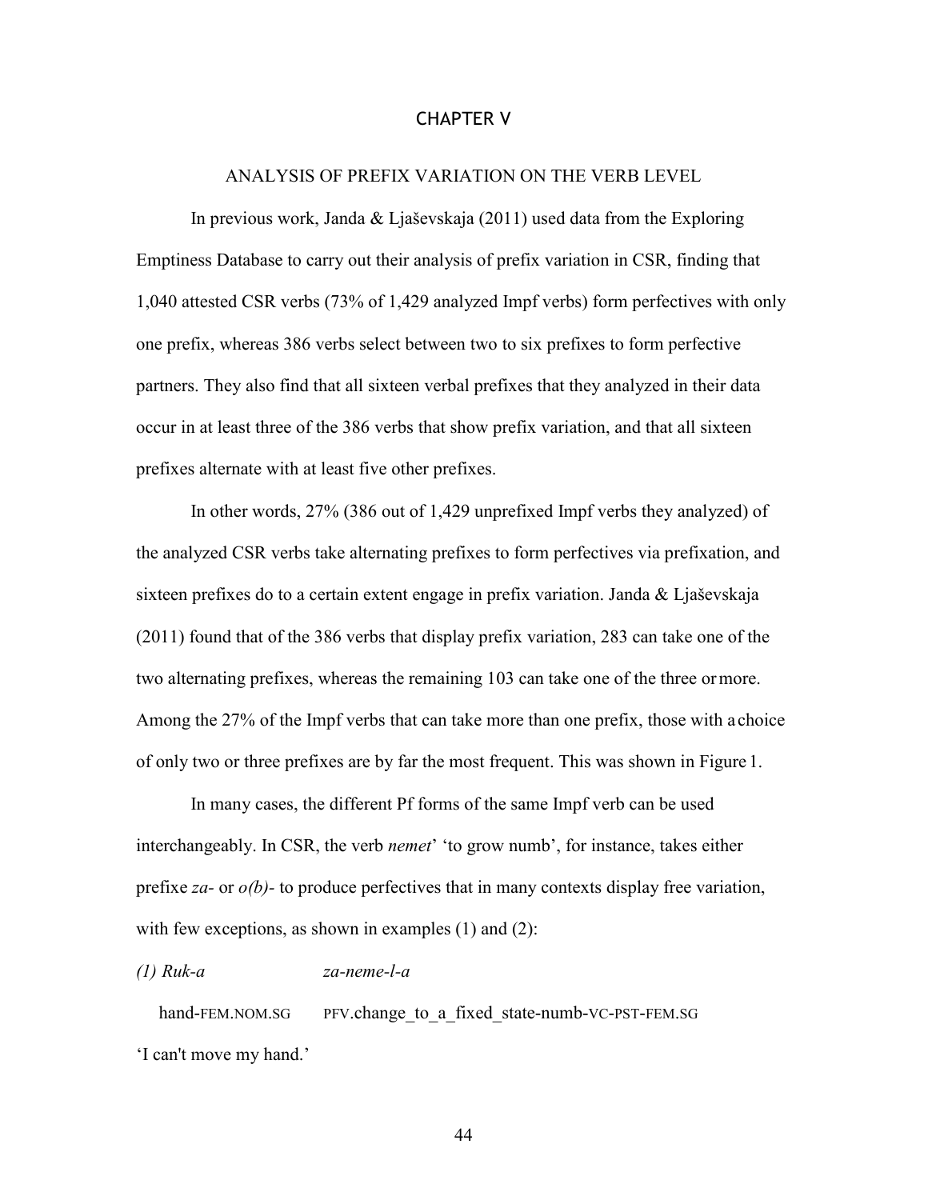# CHAPTER V

## ANALYSIS OF PREFIX VARIATION ON THE VERB LEVEL

In previous work, Janda & Ljaševskaja (2011) used data from the Exploring Emptiness Database to carry out their analysis of prefix variation in CSR, finding that 1,040 attested CSR verbs (73% of 1,429 analyzed Impf verbs) form perfectives with only one prefix, whereas 386 verbs select between two to six prefixes to form perfective partners. They also find that all sixteen verbal prefixes that they analyzed in their data occur in at least three of the 386 verbs that show prefix variation, and that all sixteen prefixes alternate with at least five other prefixes.

In other words, 27% (386 out of 1,429 unprefixed Impf verbs they analyzed) of the analyzed CSR verbs take alternating prefixes to form perfectives via prefixation, and sixteen prefixes do to a certain extent engage in prefix variation. Janda & Ljaševskaja (2011) found that of the 386 verbs that display prefix variation, 283 can take one of the two alternating prefixes, whereas the remaining 103 can take one of the three or more. Among the 27% of the Impf verbs that can take more than one prefix, those with a choice of only two or three prefixes are by far the most frequent. This was shown in Figure 1.

In many cases, the different Pf forms of the same Impf verb can be used interchangeably. In CSR, the verb *nemet*' 'to grow numb', for instance, takes either prefixe *za-* or *o(b)-* to produce perfectives that in many contexts display free variation, with few exceptions, as shown in examples (1) and (2):

*(1) Ruk-a* *za-neme-l-a*

hand-FEM.NOM.SG PFV.change_to_a_fixed_state-numb-VC-PST-FEM.SG

'I can't move my hand.'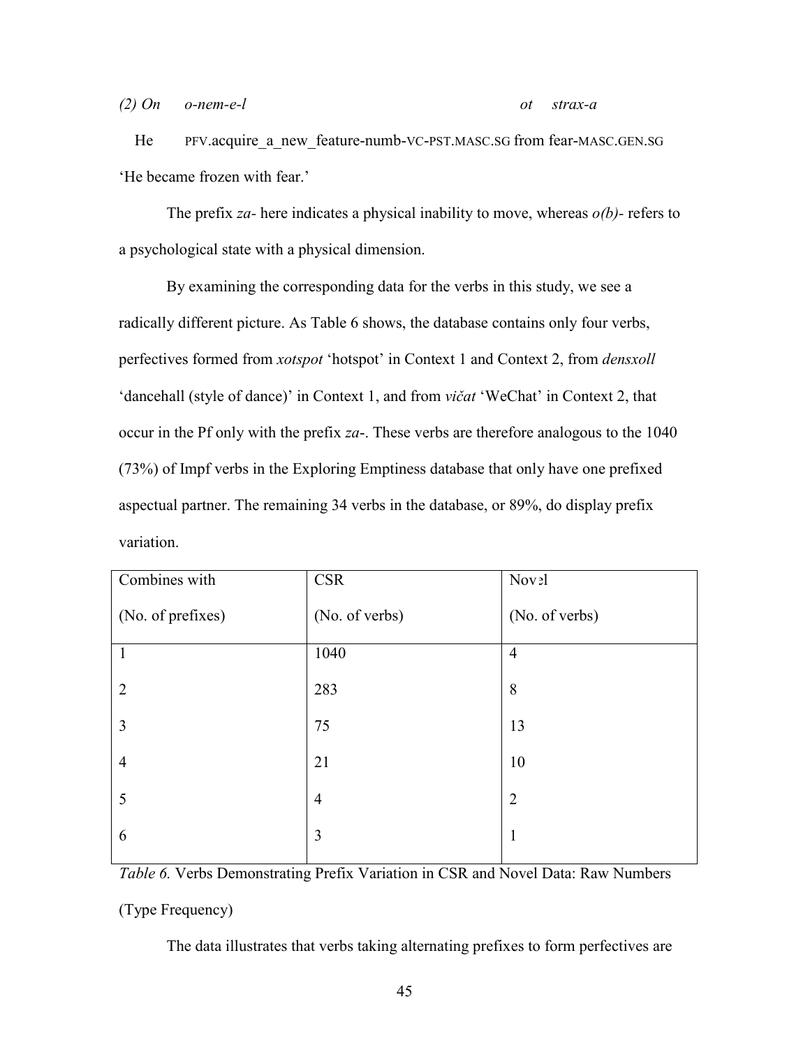*(2) On o-nem-e-l ot strax-a*

He PFV.acquire_a_new_feature-numb-VC-PST.MASC.SG from fear-MASC.GEN.SG

'He became frozen with fear.'

The prefix *za-* here indicates a physical inability to move, whereas *o(b)-* refers to a psychological state with a physical dimension.

By examining the corresponding data for the verbs in this study, we see a radically different picture. As Table 6 shows, the database contains only four verbs, perfectives formed from *xotspot* 'hotspot' in Context 1 and Context 2, from *densxoll* 'dancehall (style of dance)' in Context 1, and from *vičat* 'WeChat' in Context 2, that occur in the Pf only with the prefix *za-*. These verbs are therefore analogous to the 1040 (73%) of Impf verbs in the Exploring Emptiness database that only have one prefixed aspectual partner. The remaining 34 verbs in the database, or 89%, do display prefix variation.

| Combines with (No. of prefixes) | CSR (No. of verbs) | Novel (No. of verbs) |
|---|---|---|
| 1 | 1040 | 4 |
| 2 | 283 | 8 |
| 3 | 75 | 13 |
| 4 | 21 | 10 |
| 5 | 4 | 2 |
| 6 | 3 | 1 |

*Table 6.* Verbs Demonstrating Prefix Variation in CSR and Novel Data: Raw Numbers (Type Frequency)

The data illustrates that verbs taking alternating prefixes to form perfectives are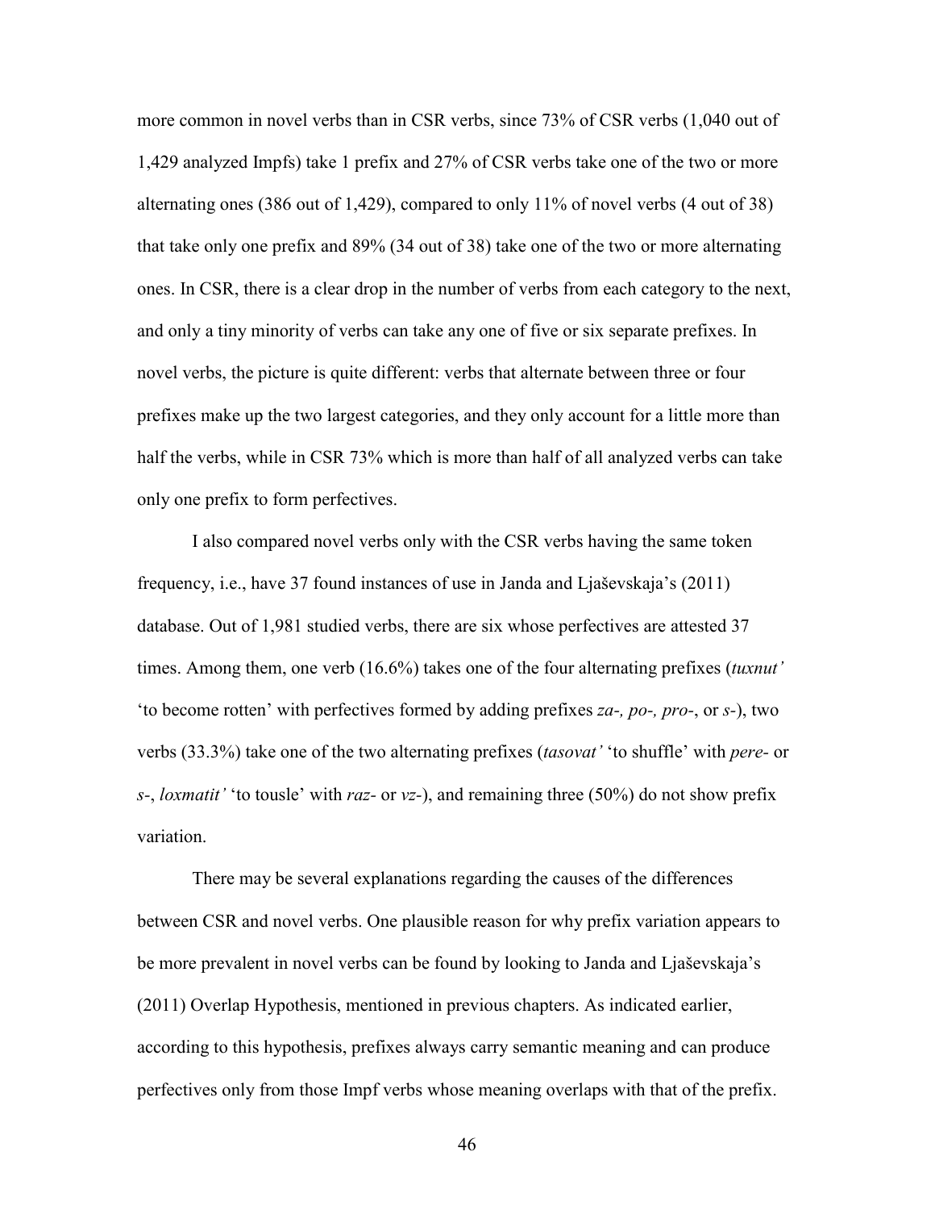more common in novel verbs than in CSR verbs, since 73% of CSR verbs (1,040 out of 1,429 analyzed Impfs) take 1 prefix and 27% of CSR verbs take one of the two or more alternating ones (386 out of 1,429), compared to only 11% of novel verbs (4 out of 38) that take only one prefix and 89% (34 out of 38) take one of the two or more alternating ones. In CSR, there is a clear drop in the number of verbs from each category to the next, and only a tiny minority of verbs can take any one of five or six separate prefixes. In novel verbs, the picture is quite different: verbs that alternate between three or four prefixes make up the two largest categories, and they only account for a little more than half the verbs, while in CSR 73% which is more than half of all analyzed verbs can take only one prefix to form perfectives.

I also compared novel verbs only with the CSR verbs having the same token frequency, i.e., have 37 found instances of use in Janda and Lyaševskaja's (2011) database. Out of 1,981 studied verbs, there are six whose perfectives are attested 37 times. Among them, one verb (16.6%) takes one of the four alternating prefixes (*tuxnut'* 'to become rotten' with perfectives formed by adding prefixes *za-, po-, pro-*, or *s-*), two verbs (33.3%) take one of the two alternating prefixes (*tasovat'* 'to shuffle' with *pere-* or *s-*, *loxmatit'* 'to tousle' with *raz-* or *vz-*), and remaining three (50%) do not show prefix variation.

There may be several explanations regarding the causes of the differences between CSR and novel verbs. One plausible reason for why prefix variation appears to be more prevalent in novel verbs can be found by looking to Janda and Lyaševskaja's (2011) Overlap Hypothesis, mentioned in previous chapters. As indicated earlier, according to this hypothesis, prefixes always carry semantic meaning and can produce perfectives only from those Impf verbs whose meaning overlaps with that of the prefix.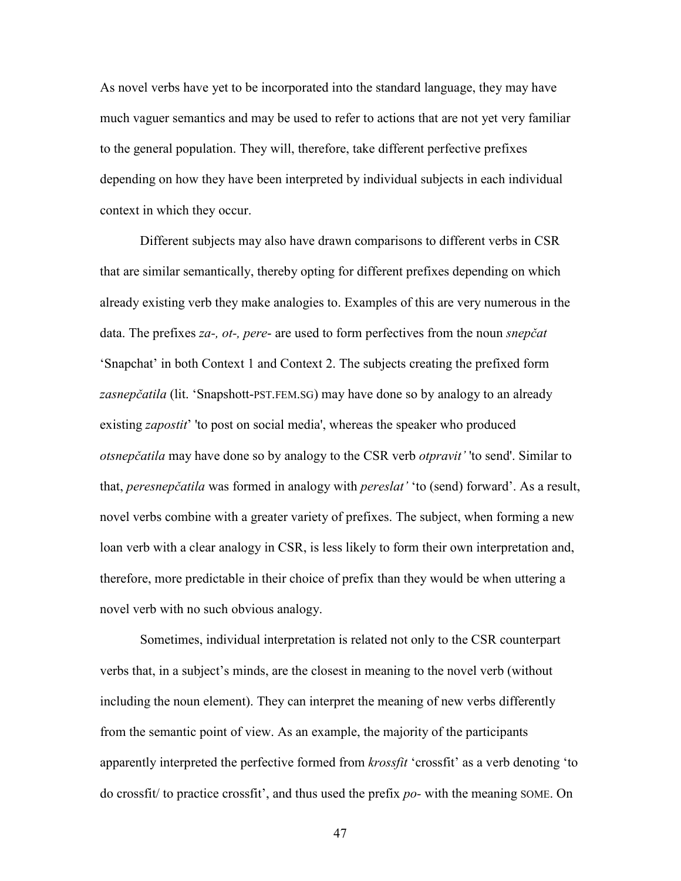As novel verbs have yet to be incorporated into the standard language, they may have much vaguer semantics and may be used to refer to actions that are not yet very familiar to the general population. They will, therefore, take different perfective prefixes depending on how they have been interpreted by individual subjects in each individual context in which they occur.

Different subjects may also have drawn comparisons to different verbs in CSR that are similar semantically, thereby opting for different prefixes depending on which already existing verb they make analogies to. Examples of this are very numerous in the data. The prefixes *za-, ot-, pere-* are used to form perfectives from the noun *snepčat* 'Snapchat' in both Context 1 and Context 2. The subjects creating the prefixed form *zasnepčatila* (lit. 'Snapshott-PST.FEM.SG) may have done so by analogy to an already existing *zapostit*' 'to post on social media', whereas the speaker who produced *otsnepčatila* may have done so by analogy to the CSR verb *otpravit'* 'to send'. Similar to that, *peresnepčatila* was formed in analogy with *pereslat'* 'to (send) forward'. As a result, novel verbs combine with a greater variety of prefixes. The subject, when forming a new loan verb with a clear analogy in CSR, is less likely to form their own interpretation and, therefore, more predictable in their choice of prefix than they would be when uttering a novel verb with no such obvious analogy.

Sometimes, individual interpretation is related not only to the CSR counterpart verbs that, in a subject's minds, are the closest in meaning to the novel verb (without including the noun element). They can interpret the meaning of new verbs differently from the semantic point of view. As an example, the majority of the participants apparently interpreted the perfective formed from *krossfit* 'crossfit' as a verb denoting 'to do crossfit/ to practice crossfit', and thus used the prefix *po-* with the meaning SOME. On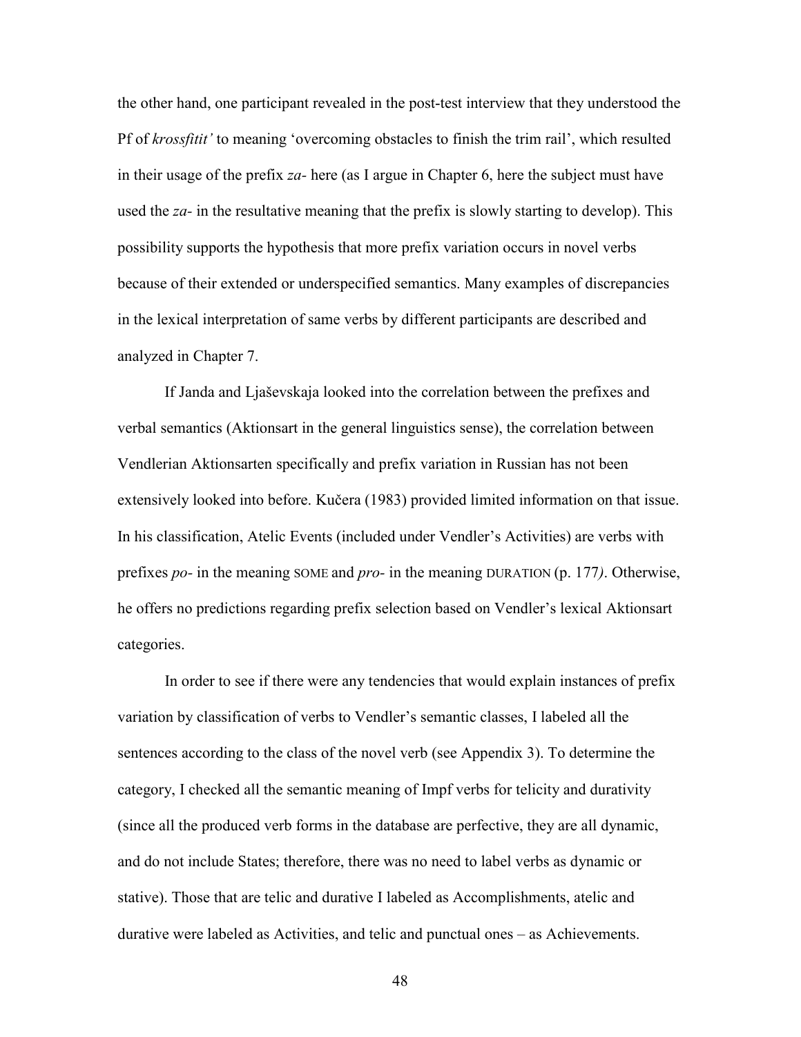the other hand, one participant revealed in the post-test interview that they understood the Pf of *krossfitit'* to meaning 'overcoming obstacles to finish the trim rail', which resulted in their usage of the prefix *za-* here (as I argue in Chapter 6, here the subject must have used the *za-* in the resultative meaning that the prefix is slowly starting to develop). This possibility supports the hypothesis that more prefix variation occurs in novel verbs because of their extended or underspecified semantics. Many examples of discrepancies in the lexical interpretation of same verbs by different participants are described and analyzed in Chapter 7.

If Janda and Lješevskaja looked into the correlation between the prefixes and verbal semantics (Aktionsart in the general linguistics sense), the correlation between Vendlerian Aktionsarten specifically and prefix variation in Russian has not been extensively looked into before. Kučera (1983) provided limited information on that issue. In his classification, Atelic Events (included under Vendler's Activities) are verbs with prefixes *po-* in the meaning SOME and *pro-* in the meaning DURATION (p. 177*)*. Otherwise, he offers no predictions regarding prefix selection based on Vendler's lexical Aktionsart categories.

In order to see if there were any tendencies that would explain instances of prefix variation by classification of verbs to Vendler's semantic classes, I labeled all the sentences according to the class of the novel verb (see Appendix 3). To determine the category, I checked all the semantic meaning of Impf verbs for telicity and durativity (since all the produced verb forms in the database are perfective, they are all dynamic, and do not include States; therefore, there was no need to label verbs as dynamic or stative). Those that are telic and durative I labeled as Accomplishments, atelic and durative were labeled as Activities, and telic and punctual ones – as Achievements.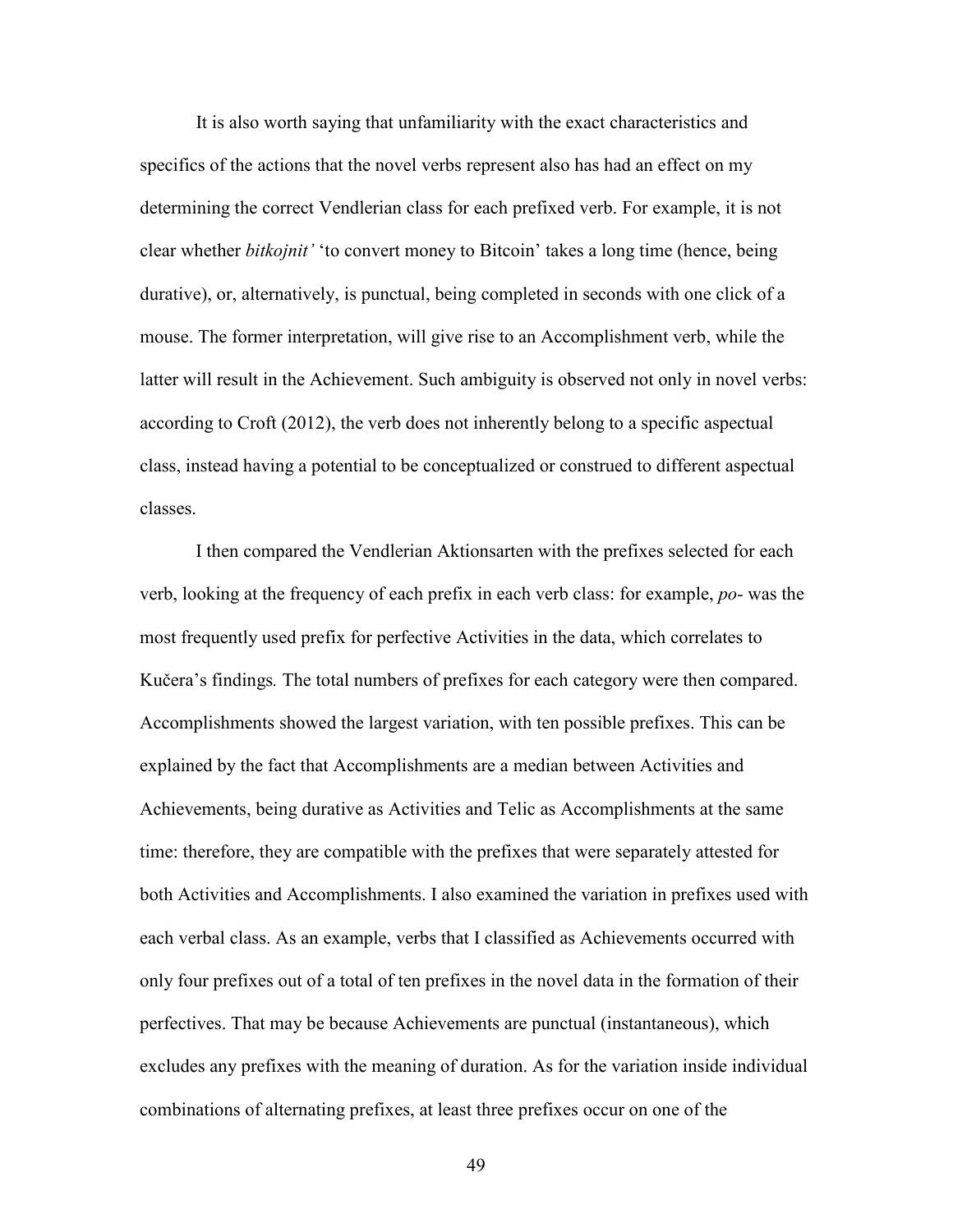It is also worth saying that unfamiliarity with the exact characteristics and specifics of the actions that the novel verbs represent also has had an effect on my determining the correct Vendlerian class for each prefixed verb. For example, it is not clear whether *bitkojnit'* 'to convert money to Bitcoin' takes a long time (hence, being durative), or, alternatively, is punctual, being completed in seconds with one click of a mouse. The former interpretation, will give rise to an Accomplishment verb, while the latter will result in the Achievement. Such ambiguity is observed not only in novel verbs: according to Croft (2012), the verb does not inherently belong to a specific aspectual class, instead having a potential to be conceptualized or construed to different aspectual classes.

I then compared the Vendlerian Aktionsarten with the prefixes selected for each verb, looking at the frequency of each prefix in each verb class: for example, *po-* was the most frequently used prefix for perfective Activities in the data, which correlates to Kučera's findings*.* The total numbers of prefixes for each category were then compared. Accomplishments showed the largest variation, with ten possible prefixes. This can be explained by the fact that Accomplishments are a median between Activities and Achievements, being durative as Activities and Telic as Accomplishments at the same time: therefore, they are compatible with the prefixes that were separately attested for both Activities and Accomplishments. I also examined the variation in prefixes used with each verbal class. As an example, verbs that I classified as Achievements occurred with only four prefixes out of a total of ten prefixes in the novel data in the formation of their perfectives. That may be because Achievements are punctual (instantaneous), which excludes any prefixes with the meaning of duration. As for the variation inside individual combinations of alternating prefixes, at least three prefixes occur on one of the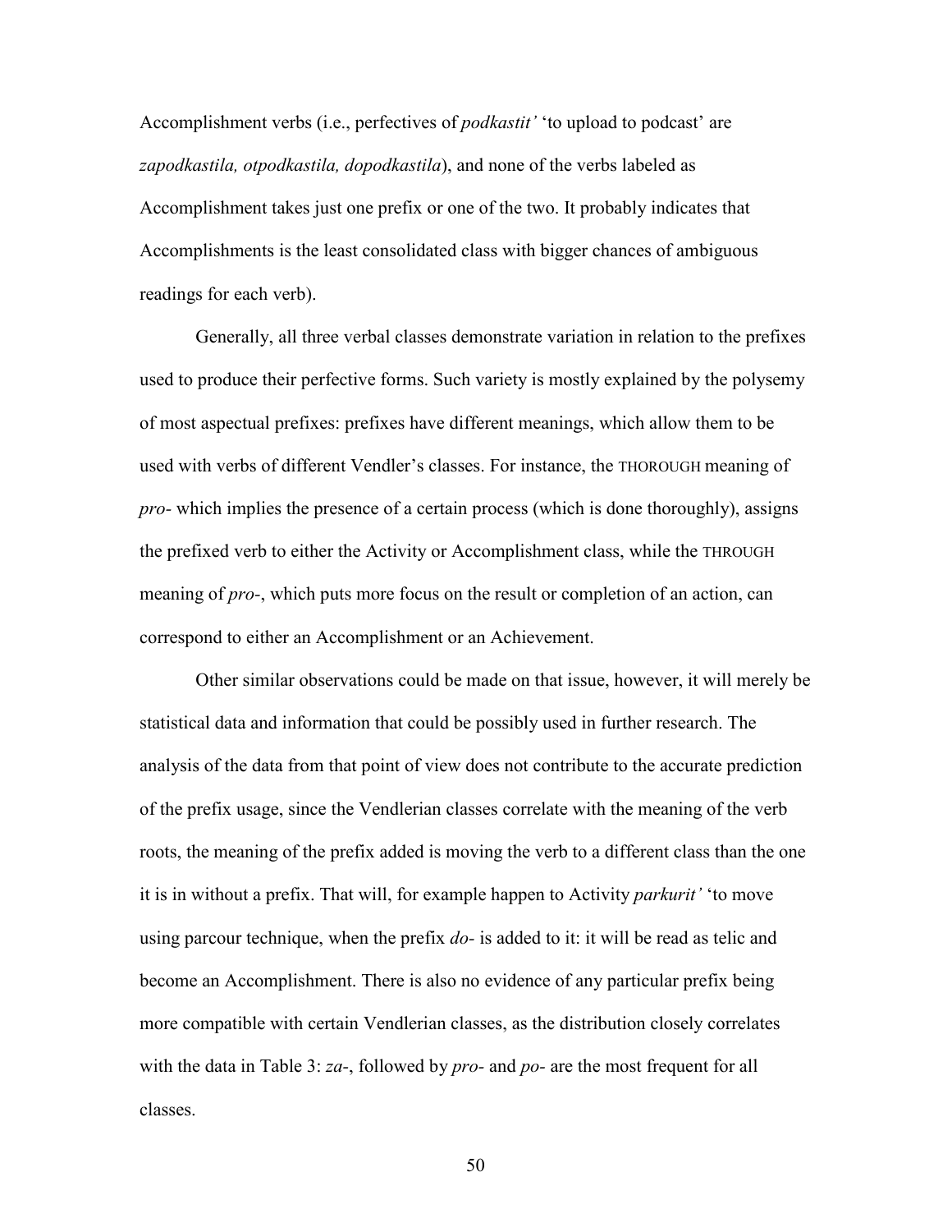Accomplishment verbs (i.e., perfectives of *podkastit'* 'to upload to podcast' are *zapodkastila, otpodkastila, dopodkastila*), and none of the verbs labeled as Accomplishment takes just one prefix or one of the two. It probably indicates that Accomplishments is the least consolidated class with bigger chances of ambiguous readings for each verb).

Generally, all three verbal classes demonstrate variation in relation to the prefixes used to produce their perfective forms. Such variety is mostly explained by the polysemy of most aspectual prefixes: prefixes have different meanings, which allow them to be used with verbs of different Vendler's classes. For instance, the THOROUGH meaning of *pro-* which implies the presence of a certain process (which is done thoroughly), assigns the prefixed verb to either the Activity or Accomplishment class, while the THROUGH meaning of *pro-*, which puts more focus on the result or completion of an action, can correspond to either an Accomplishment or an Achievement.

Other similar observations could be made on that issue, however, it will merely be statistical data and information that could be possibly used in further research. The analysis of the data from that point of view does not contribute to the accurate prediction of the prefix usage, since the Vendlerian classes correlate with the meaning of the verb roots, the meaning of the prefix added is moving the verb to a different class than the one it is in without a prefix. That will, for example happen to Activity *parkurit'* 'to move using parcour technique, when the prefix *do-* is added to it: it will be read as telic and become an Accomplishment. There is also no evidence of any particular prefix being more compatible with certain Vendlerian classes, as the distribution closely correlates with the data in Table 3: *za-*, followed by *pro-* and *po-* are the most frequent for all classes.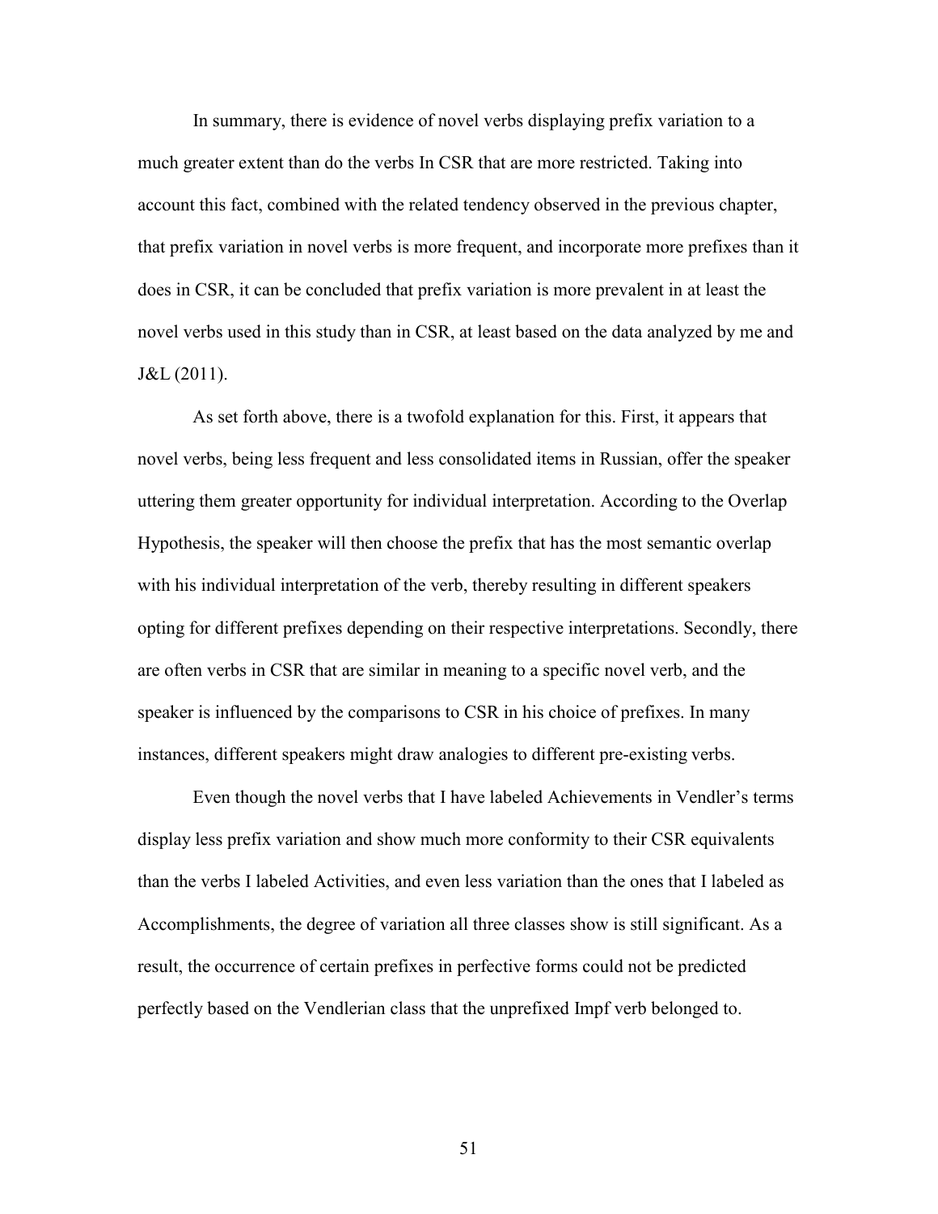In summary, there is evidence of novel verbs displaying prefix variation to a much greater extent than do the verbs In CSR that are more restricted. Taking into account this fact, combined with the related tendency observed in the previous chapter, that prefix variation in novel verbs is more frequent, and incorporate more prefixes than it does in CSR, it can be concluded that prefix variation is more prevalent in at least the novel verbs used in this study than in CSR, at least based on the data analyzed by me and J&L (2011).

As set forth above, there is a twofold explanation for this. First, it appears that novel verbs, being less frequent and less consolidated items in Russian, offer the speaker uttering them greater opportunity for individual interpretation. According to the Overlap Hypothesis, the speaker will then choose the prefix that has the most semantic overlap with his individual interpretation of the verb, thereby resulting in different speakers opting for different prefixes depending on their respective interpretations. Secondly, there are often verbs in CSR that are similar in meaning to a specific novel verb, and the speaker is influenced by the comparisons to CSR in his choice of prefixes. In many instances, different speakers might draw analogies to different pre-existing verbs.

Even though the novel verbs that I have labeled Achievements in Vendler's terms display less prefix variation and show much more conformity to their CSR equivalents than the verbs I labeled Activities, and even less variation than the ones that I labeled as Accomplishments, the degree of variation all three classes show is still significant. As a result, the occurrence of certain prefixes in perfective forms could not be predicted perfectly based on the Vendlerian class that the unprefixed Impf verb belonged to.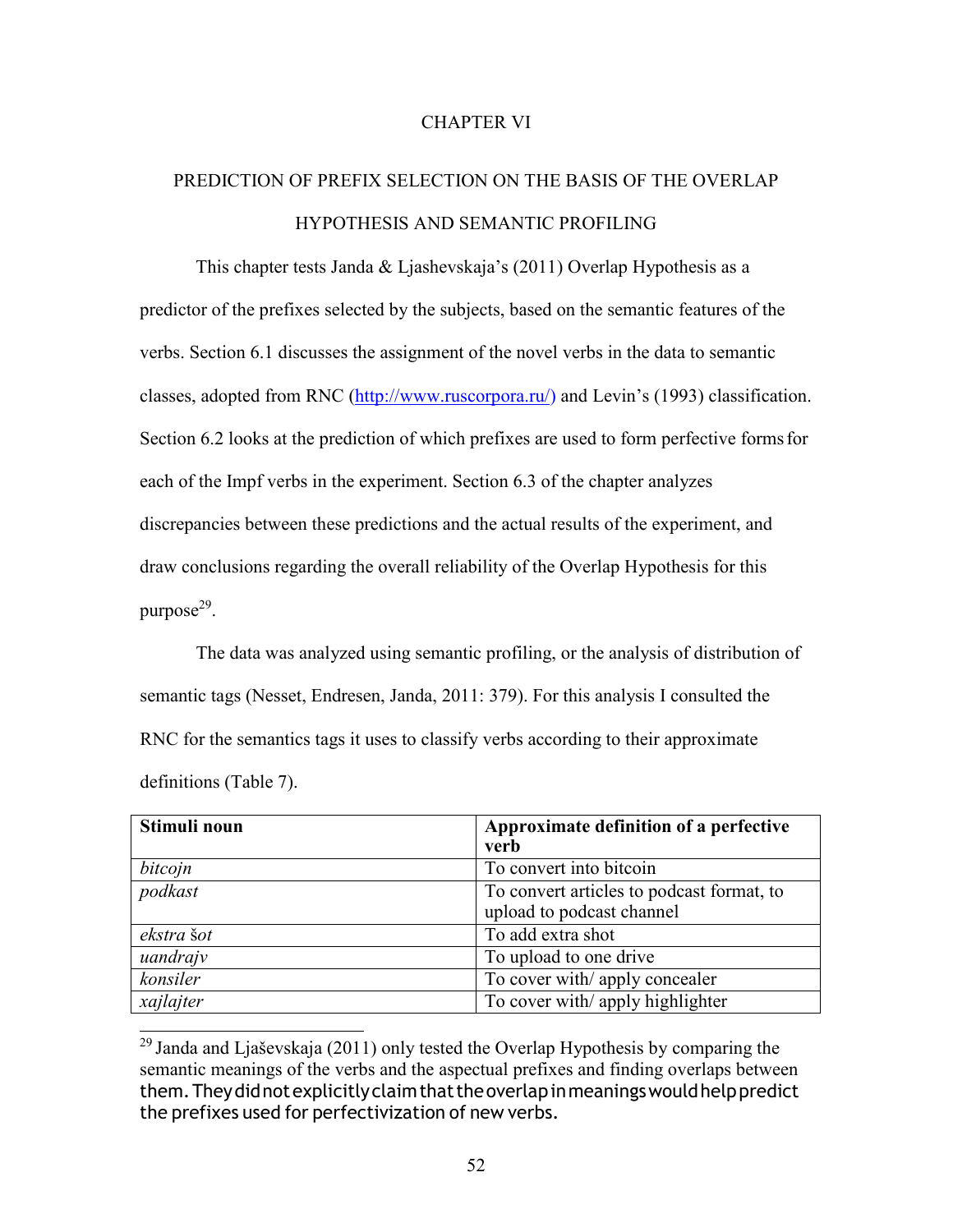# CHAPTER VI

## PREDICTION OF PREFIX SELECTION ON THE BASIS OF THE OVERLAP HYPOTHESIS AND SEMANTIC PROFILING

This chapter tests Janda & Ljashevskaja's (2011) Overlap Hypothesis as a predictor of the prefixes selected by the subjects, based on the semantic features of the verbs. Section 6.1 discusses the assignment of the novel verbs in the data to semantic classes, adopted from RNC (http://www.ruscorpora.ru/) and Levin's (1993) classification. Section 6.2 looks at the prediction of which prefixes are used to form perfective forms for each of the Impf verbs in the experiment. Section 6.3 of the chapter analyzes discrepancies between these predictions and the actual results of the experiment, and draw conclusions regarding the overall reliability of the Overlap Hypothesis for this purpose[29].

The data was analyzed using semantic profiling, or the analysis of distribution of semantic tags (Nesset, Endresen, Janda, 2011: 379). For this analysis I consulted the RNC for the semantics tags it uses to classify verbs according to their approximate definitions (Table 7).

| **Stimuli noun** | **Approximate definition of a perfective verb** |
|---|---|
| *bitcojn* | To convert into bitcoin |
| *podkast* | To convert articles to podcast format, to upload to podcast channel |
| *ekstra* *šot* | To add extra shot |
| *uandrajv* | To upload to one drive |
| *konsiler* | To cover with/ apply concealer |
| *xajlajter* | To cover with/ apply highlighter |

[29] Janda and Ljaševskaja (2011) only tested the Overlap Hypothesis by comparing the semantic meanings of the verbs and the aspectual prefixes and finding overlaps between them. They did not explicitly claim that the overlap in meanings would help predict the prefixes used for perfectivization of new verbs.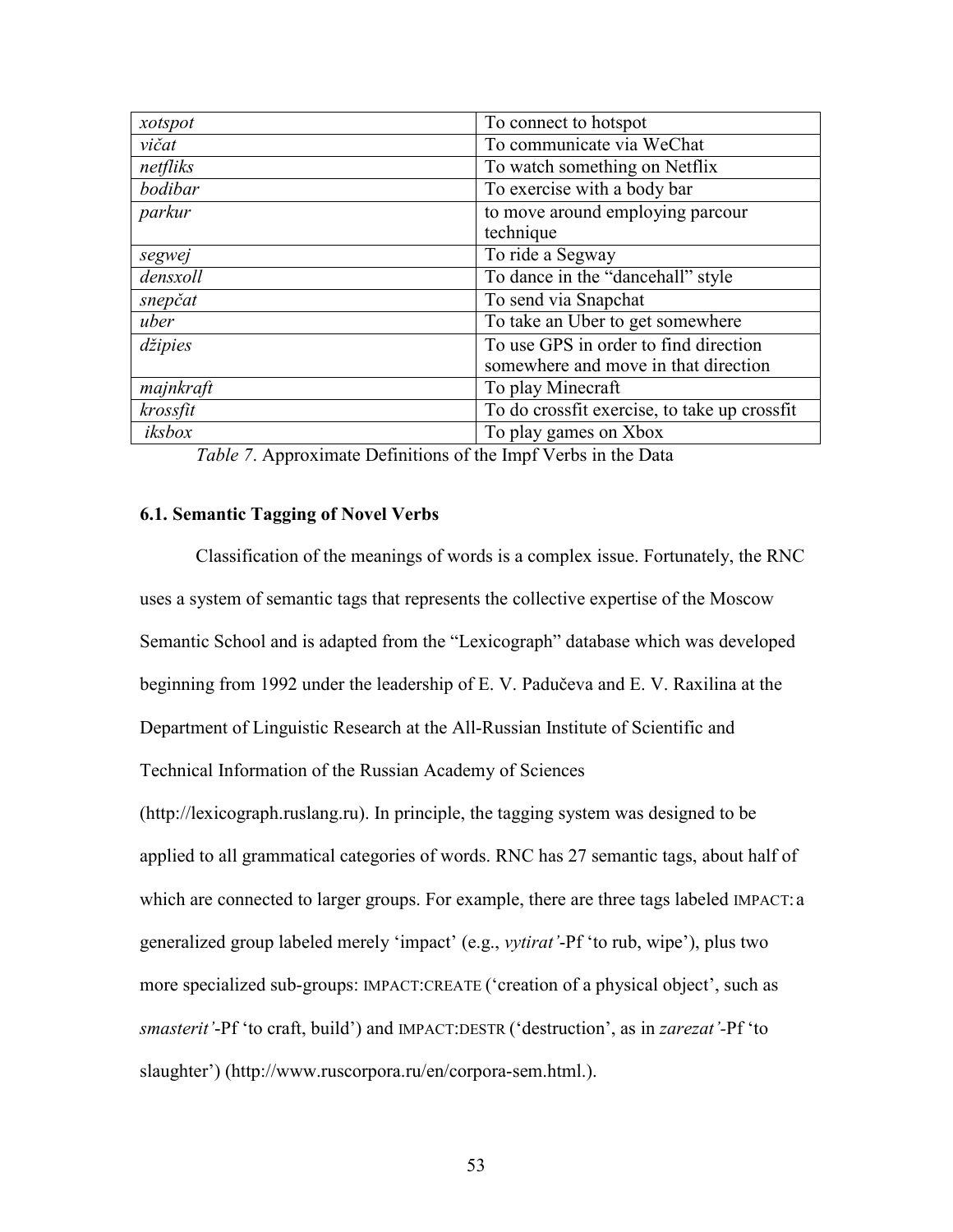| | |
|---|---|
| *xotspot* | To connect to hotspot |
| *vičat* | To communicate via WeChat |
| *netfliks* | To watch something on Netflix |
| *bodibar* | To exercise with a body bar |
| *parkur* | to move around employing parcour technique |
| *segwej* | To ride a Segway |
| *densxoll* | To dance in the "dancehall" style |
| *snepčat* | To send via Snapchat |
| *uber* | To take an Uber to get somewhere |
| *džipies* | To use GPS in order to find direction somewhere and move in that direction |
| *majnkraft* | To play Minecraft |
| *krossfit* | To do crossfit exercise, to take up crossfit |
| *iksbox* | To play games on Xbox |

*Table 7*. Approximate Definitions of the Impf Verbs in the Data

### 6.1. Semantic Tagging of Novel Verbs

Classification of the meanings of words is a complex issue. Fortunately, the RNC uses a system of semantic tags that represents the collective expertise of the Moscow Semantic School and is adapted from the "Lexicograph" database which was developed beginning from 1992 under the leadership of E. V. Padučeva and E. V. Raxilina at the Department of Linguistic Research at the All-Russian Institute of Scientific and Technical Information of the Russian Academy of Sciences (http://lexicograph.ruslang.ru). In principle, the tagging system was designed to be applied to all grammatical categories of words. RNC has 27 semantic tags, about half of which are connected to larger groups. For example, there are three tags labeled IMPACT: a generalized group labeled merely 'impact' (e.g., *vytirat'*-Pf 'to rub, wipe'), plus two more specialized sub-groups: IMPACT:CREATE ('creation of a physical object', such as *smasterit'*-Pf 'to craft, build') and IMPACT:DESTR ('destruction', as in *zarezat'*-Pf 'to slaughter') (http://www.ruscorpora.ru/en/corpora-sem.html.).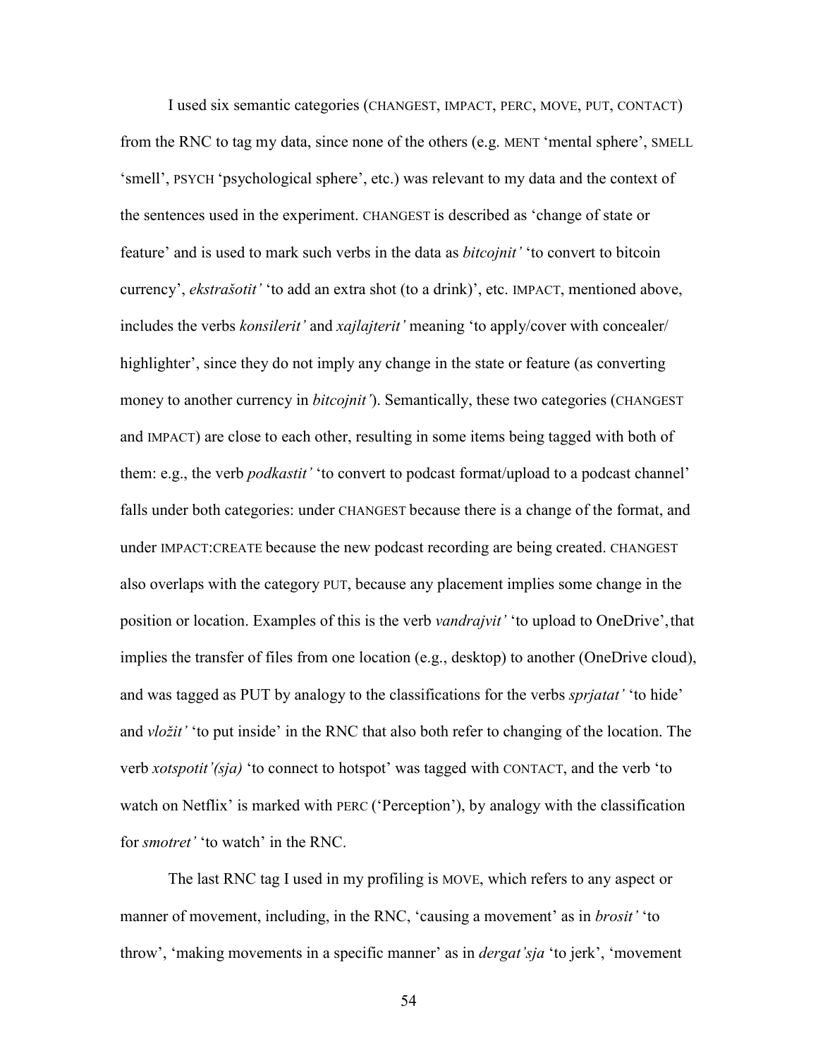I used six semantic categories (CHANGEST, IMPACT, PERC, MOVE, PUT, CONTACT) from the RNC to tag my data, since none of the others (e.g. MENT 'mental sphere', SMELL 'smell', PSYCH 'psychological sphere', etc.) was relevant to my data and the context of the sentences used in the experiment. CHANGEST is described as 'change of state or feature' and is used to mark such verbs in the data as *bitcojnit'* 'to convert to bitcoin currency', *ekstrašotit'* 'to add an extra shot (to a drink)', etc. IMPACT, mentioned above, includes the verbs *konsilerit'* and *xajlajterit'* meaning 'to apply/cover with concealer/ highlighter', since they do not imply any change in the state or feature (as converting money to another currency in *bitcojnit'*). Semantically, these two categories (CHANGEST and IMPACT) are close to each other, resulting in some items being tagged with both of them: e.g., the verb *podkastit'* 'to convert to podcast format/upload to a podcast channel' falls under both categories: under CHANGEST because there is a change of the format, and under IMPACT:CREATE because the new podcast recording are being created. CHANGEST also overlaps with the category PUT, because any placement implies some change in the position or location. Examples of this is the verb *vandrajvit'* 'to upload to OneDrive', that implies the transfer of files from one location (e.g., desktop) to another (OneDrive cloud), and was tagged as PUT by analogy to the classifications for the verbs *sprjatat'* 'to hide' and *vložit'* 'to put inside' in the RNC that also both refer to changing of the location. The verb *xotspotit'(sja)* 'to connect to hotspot' was tagged with CONTACT, and the verb 'to watch on Netflix' is marked with PERC ('Perception'), by analogy with the classification for *smotret'* 'to watch' in the RNC.

The last RNC tag I used in my profiling is MOVE, which refers to any aspect or manner of movement, including, in the RNC, 'causing a movement' as in *brosit'* 'to throw', 'making movements in a specific manner' as in *dergat'sja* 'to jerk', 'movement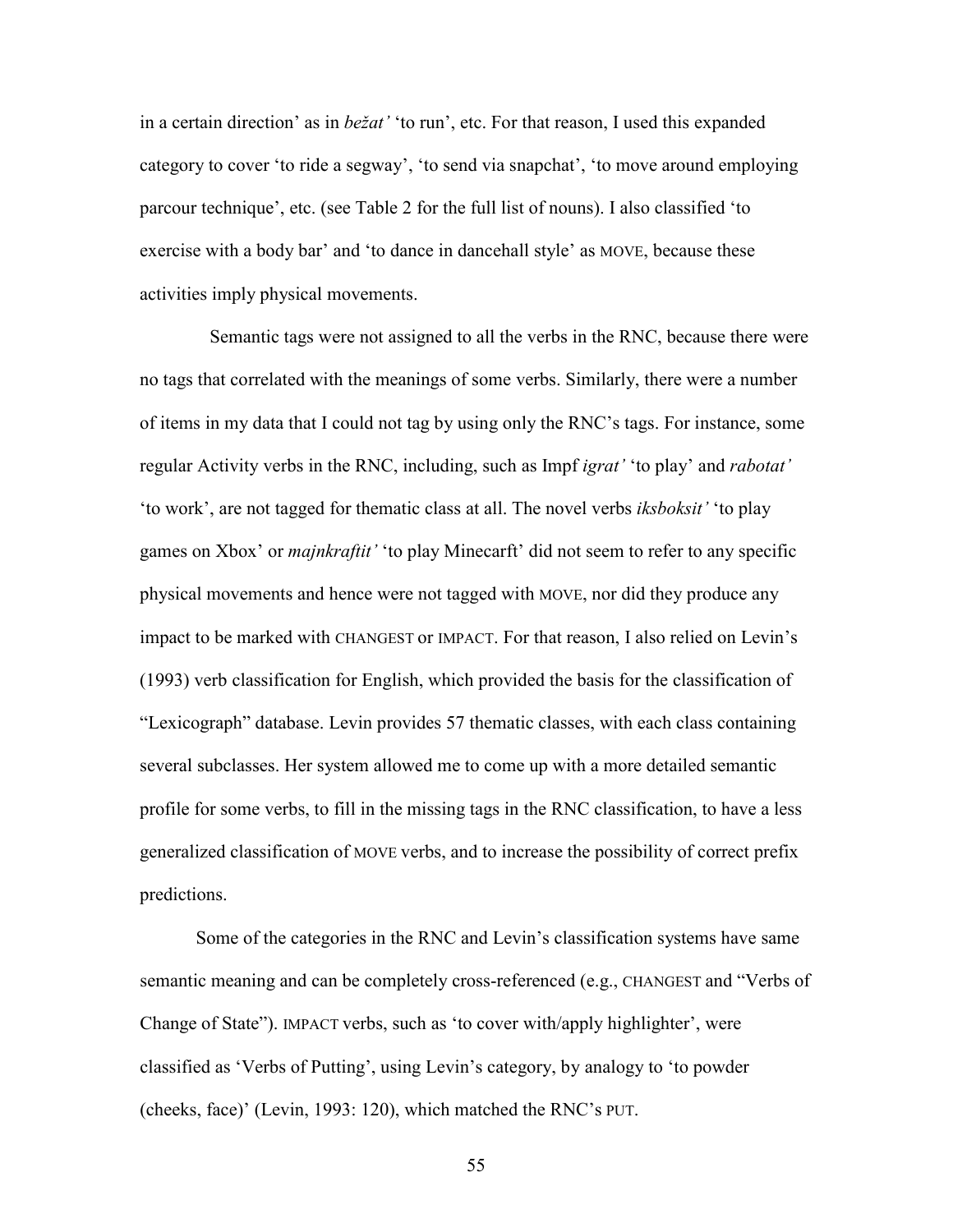in a certain direction' as in *bežat'* 'to run', etc. For that reason, I used this expanded category to cover 'to ride a segway', 'to send via snapchat', 'to move around employing parcour technique', etc. (see Table 2 for the full list of nouns). I also classified 'to exercise with a body bar' and 'to dance in dancehall style' as MOVE, because these activities imply physical movements.

Semantic tags were not assigned to all the verbs in the RNC, because there were no tags that correlated with the meanings of some verbs. Similarly, there were a number of items in my data that I could not tag by using only the RNC's tags. For instance, some regular Activity verbs in the RNC, including, such as Impf *igrat'* 'to play' and *rabotat'* 'to work', are not tagged for thematic class at all. The novel verbs *iksboksit'* 'to play games on Xbox' or *majnkraftit'* 'to play Minecarft' did not seem to refer to any specific physical movements and hence were not tagged with MOVE, nor did they produce any impact to be marked with CHANGEST or IMPACT. For that reason, I also relied on Levin's (1993) verb classification for English, which provided the basis for the classification of "Lexicograph" database. Levin provides 57 thematic classes, with each class containing several subclasses. Her system allowed me to come up with a more detailed semantic profile for some verbs, to fill in the missing tags in the RNC classification, to have a less generalized classification of MOVE verbs, and to increase the possibility of correct prefix predictions.

Some of the categories in the RNC and Levin's classification systems have same semantic meaning and can be completely cross-referenced (e.g., CHANGEST and "Verbs of Change of State"). IMPACT verbs, such as 'to cover with/apply highlighter', were classified as 'Verbs of Putting', using Levin's category, by analogy to 'to powder (cheeks, face)' (Levin, 1993: 120), which matched the RNC's PUT.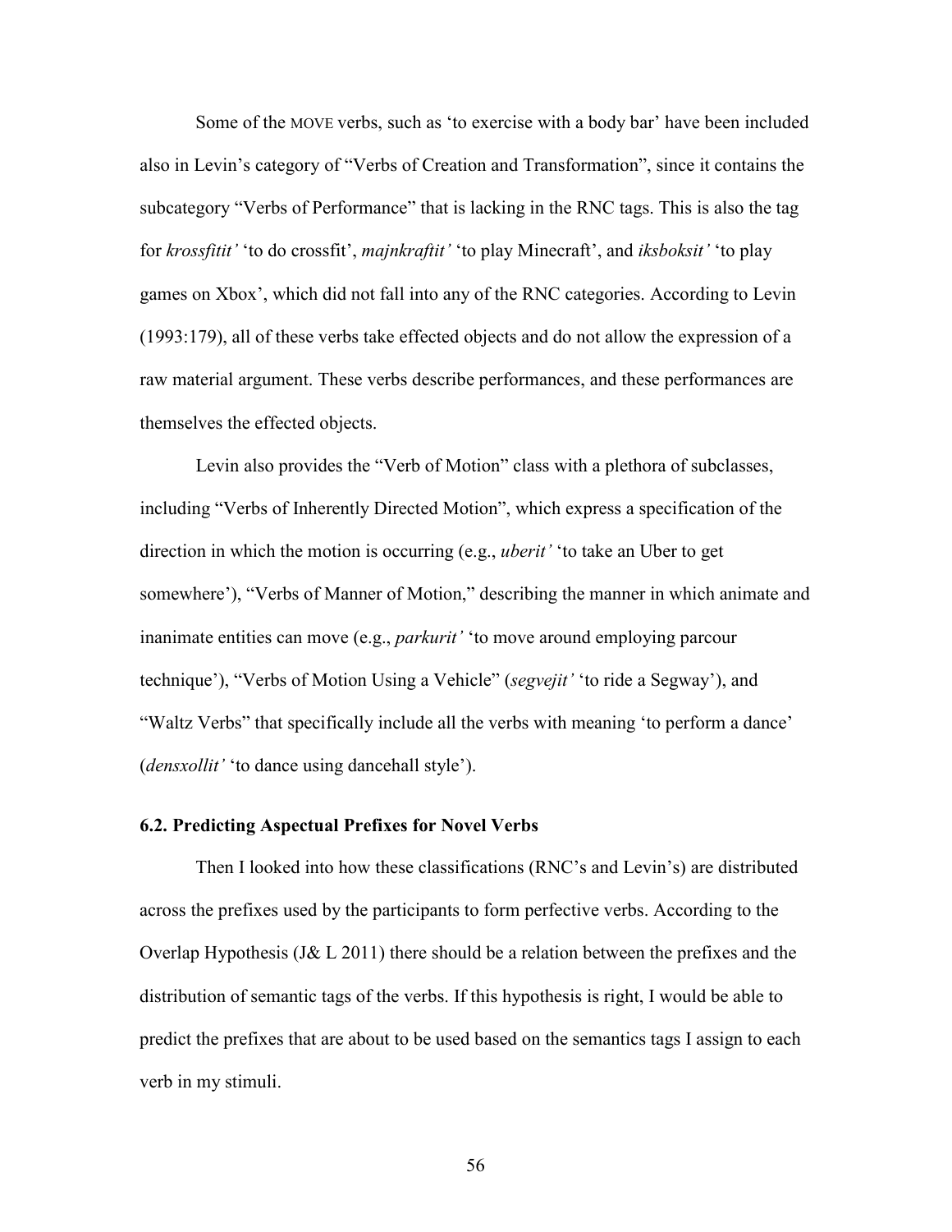Some of the MOVE verbs, such as 'to exercise with a body bar' have been included also in Levin's category of "Verbs of Creation and Transformation", since it contains the subcategory "Verbs of Performance" that is lacking in the RNC tags. This is also the tag for *krossfitit'* 'to do crossfit', *majnkraftit'* 'to play Minecraft', and *iksboksit'* 'to play games on Xbox', which did not fall into any of the RNC categories. According to Levin (1993:179), all of these verbs take effected objects and do not allow the expression of a raw material argument. These verbs describe performances, and these performances are themselves the effected objects.

Levin also provides the "Verb of Motion" class with a plethora of subclasses, including "Verbs of Inherently Directed Motion", which express a specification of the direction in which the motion is occurring (e.g., *uberit'* 'to take an Uber to get somewhere'), "Verbs of Manner of Motion," describing the manner in which animate and inanimate entities can move (e.g., *parkurit'* 'to move around employing parcour technique'), "Verbs of Motion Using a Vehicle" (*segvejit'* 'to ride a Segway'), and "Waltz Verbs" that specifically include all the verbs with meaning 'to perform a dance' (*densxollit'* 'to dance using dancehall style').

### 6.2. Predicting Aspectual Prefixes for Novel Verbs

Then I looked into how these classifications (RNC's and Levin's) are distributed across the prefixes used by the participants to form perfective verbs. According to the Overlap Hypothesis (J& L 2011) there should be a relation between the prefixes and the distribution of semantic tags of the verbs. If this hypothesis is right, I would be able to predict the prefixes that are about to be used based on the semantics tags I assign to each verb in my stimuli.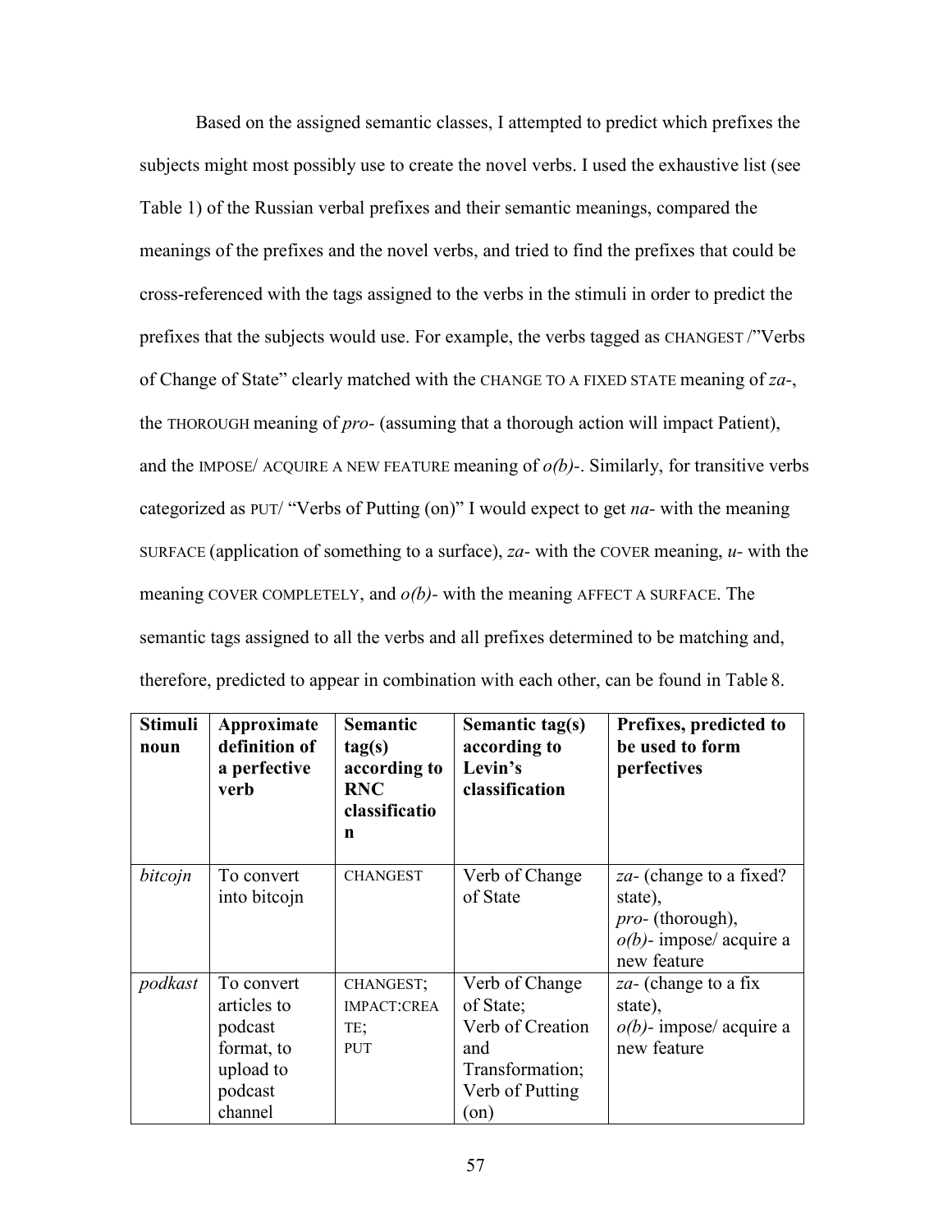Based on the assigned semantic classes, I attempted to predict which prefixes the subjects might most possibly use to create the novel verbs. I used the exhaustive list (see Table 1) of the Russian verbal prefixes and their semantic meanings, compared the meanings of the prefixes and the novel verbs, and tried to find the prefixes that could be cross-referenced with the tags assigned to the verbs in the stimuli in order to predict the prefixes that the subjects would use. For example, the verbs tagged as CHANGEST /"Verbs of Change of State" clearly matched with the CHANGE TO A FIXED STATE meaning of *za*-, the THOROUGH meaning of *pro*- (assuming that a thorough action will impact Patient), and the IMPOSE/ ACQUIRE A NEW FEATURE meaning of *o(b)*-. Similarly, for transitive verbs categorized as PUT/ "Verbs of Putting (on)" I would expect to get *na*- with the meaning SURFACE (application of something to a surface), *za*- with the COVER meaning, *u*- with the meaning COVER COMPLETELY, and *o(b)*- with the meaning AFFECT A SURFACE. The semantic tags assigned to all the verbs and all prefixes determined to be matching and, therefore, predicted to appear in combination with each other, can be found in Table 8.

| **Stimuli noun** | **Approximate definition of a perfective verb** | **Semantic tag(s) according to RNC classification** | **Semantic tag(s) according to Levin's classification** | **Prefixes, predicted to be used to form perfectives** |
|---|---|---|---|---|
| *bitcojn* | To convert into bitcojn | CHANGEST | Verb of Change of State | *za*- (change to a fixed? state), *pro*- (thorough), *o(b)*- impose/ acquire a new feature |
| *podkast* | To convert articles to podcast format, to upload to podcast channel | CHANGEST; IMPACT:CREATE; PUT | Verb of Change of State; Verb of Creation and Transformation; Verb of Putting (on) | *za*- (change to a fix state), *o(b)*- impose/ acquire a new feature |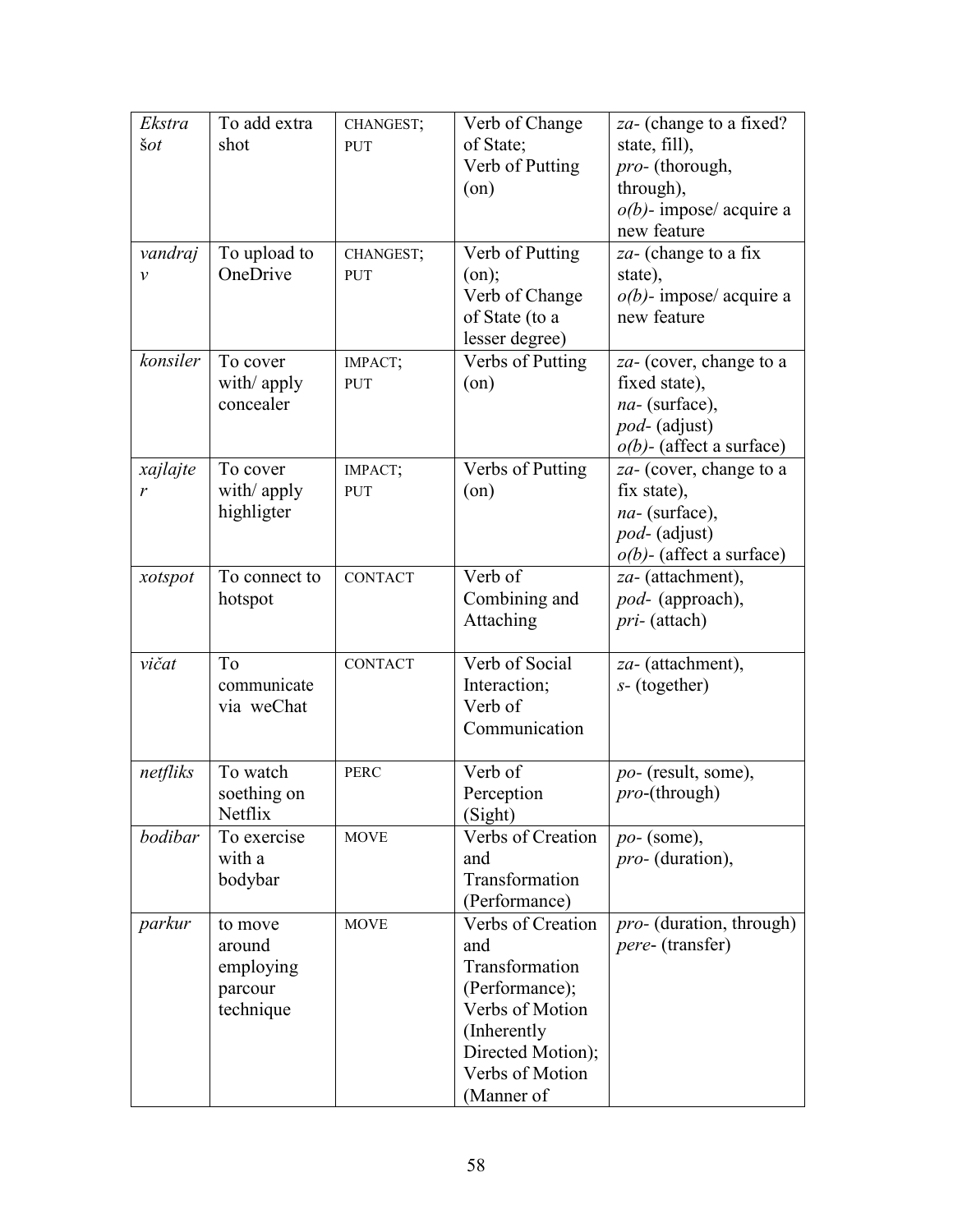| *Ekstra šot* | To add extra shot | CHANGEST; PUT | Verb of Change of State; Verb of Putting (on) | *za-* (change to a fixed? state, fill), *pro-* (thorough, through), *o(b)-* impose/ acquire a new feature |
|---|---|---|---|---|
| *vandrajv* | To upload to OneDrive | CHANGEST; PUT | Verb of Putting (on); Verb of Change of State (to a lesser degree) | *za-* (change to a fix state), *o(b)-* impose/ acquire a new feature |
| *konsiler* | To cover with/ apply concealer | IMPACT; PUT | Verbs of Putting (on) | *za-* (cover, change to a fixed state), *na-* (surface), *pod-* (adjust) *o(b)-* (affect a surface) |
| *xajlajter* | To cover with/ apply highligter | IMPACT; PUT | Verbs of Putting (on) | *za-* (cover, change to a fix state), *na-* (surface), *pod-* (adjust) *o(b)-* (affect a surface) |
| *xotspot* | To connect to hotspot | CONTACT | Verb of Combining and Attaching | *za-* (attachment), *pod-* (approach), *pri-* (attach) |
| *vičat* | To communicate via weChat | CONTACT | Verb of Social Interaction; Verb of Communication | *za-* (attachment), *s-* (together) |
| *netfliks* | To watch soething on Netflix | PERC | Verb of Perception (Sight) | *po-* (result, some), *pro-*(through) |
| *bodibar* | To exercise with a bodybar | MOVE | Verbs of Creation and Transformation (Performance) | *po-* (some), *pro-* (duration), |
| *parkur* | to move around employing parcour technique | MOVE | Verbs of Creation and Transformation (Performance); Verbs of Motion (Inherently Directed Motion); Verbs of Motion (Manner of | *pro-* (duration, through) *pere-* (transfer) |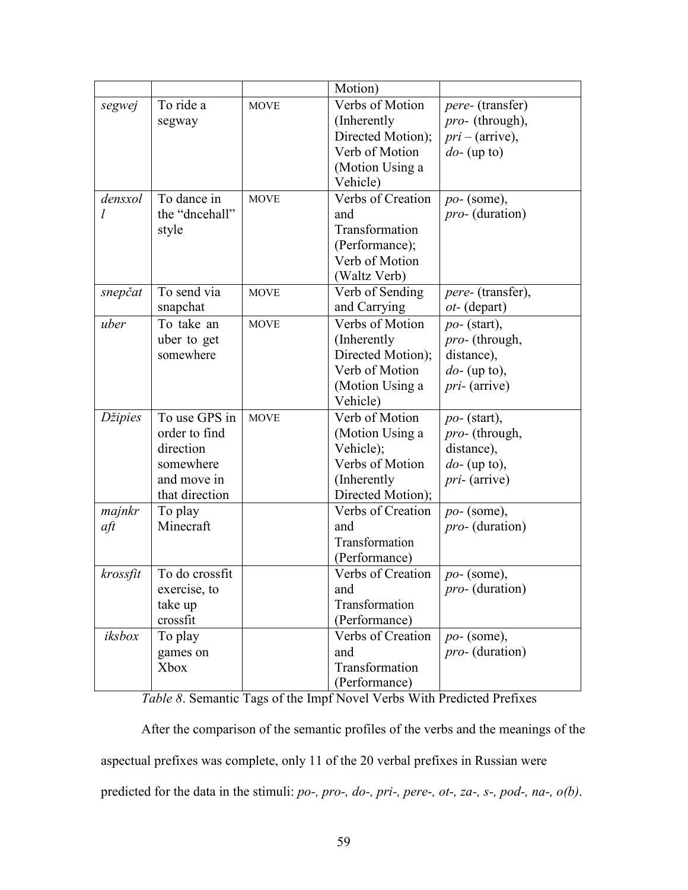| | | | Motion) | |
|---|---|---|---|---|
| *segwej* | To ride a segway | MOVE | Verbs of Motion (Inherently Directed Motion); Verb of Motion (Motion Using a Vehicle) | *pere-* (transfer) *pro-* (through), *pri* – (arrive), *do-* (up to) |
| *densxol l* | To dance in the "dncehall" style | MOVE | Verbs of Creation and Transformation (Performance); Verb of Motion (Waltz Verb) | *po-* (some), *pro-* (duration) |
| *snepčat* | To send via snapchat | MOVE | Verb of Sending and Carrying | *pere-* (transfer), *ot-* (depart) |
| *uber* | To take an uber to get somewhere | MOVE | Verbs of Motion (Inherently Directed Motion); Verb of Motion (Motion Using a Vehicle) | *po-* (start), *pro-* (through, distance), *do-* (up to), *pri-* (arrive) |
| *Džipies* | To use GPS in order to find direction somewhere and move in that direction | MOVE | Verb of Motion (Motion Using a Vehicle); Verbs of Motion (Inherently Directed Motion); | *po-* (start), *pro-* (through, distance), *do-* (up to), *pri-* (arrive) |
| *majnkr aft* | To play Minecraft | | Verbs of Creation and Transformation (Performance) | *po-* (some), *pro-* (duration) |
| *krossfit* | To do crossfit exercise, to take up crossfit | | Verbs of Creation and Transformation (Performance) | *po-* (some), *pro-* (duration) |
| *iksbox* | To play games on Xbox | | Verbs of Creation and Transformation (Performance) | *po-* (some), *pro-* (duration) |

*Table 8*. Semantic Tags of the Impf Novel Verbs With Predicted Prefixes

After the comparison of the semantic profiles of the verbs and the meanings of the aspectual prefixes was complete, only 11 of the 20 verbal prefixes in Russian were predicted for the data in the stimuli: *po-, pro-, do-, pri-, pere-, ot-, za-, s-, pod-, na-, o(b)*.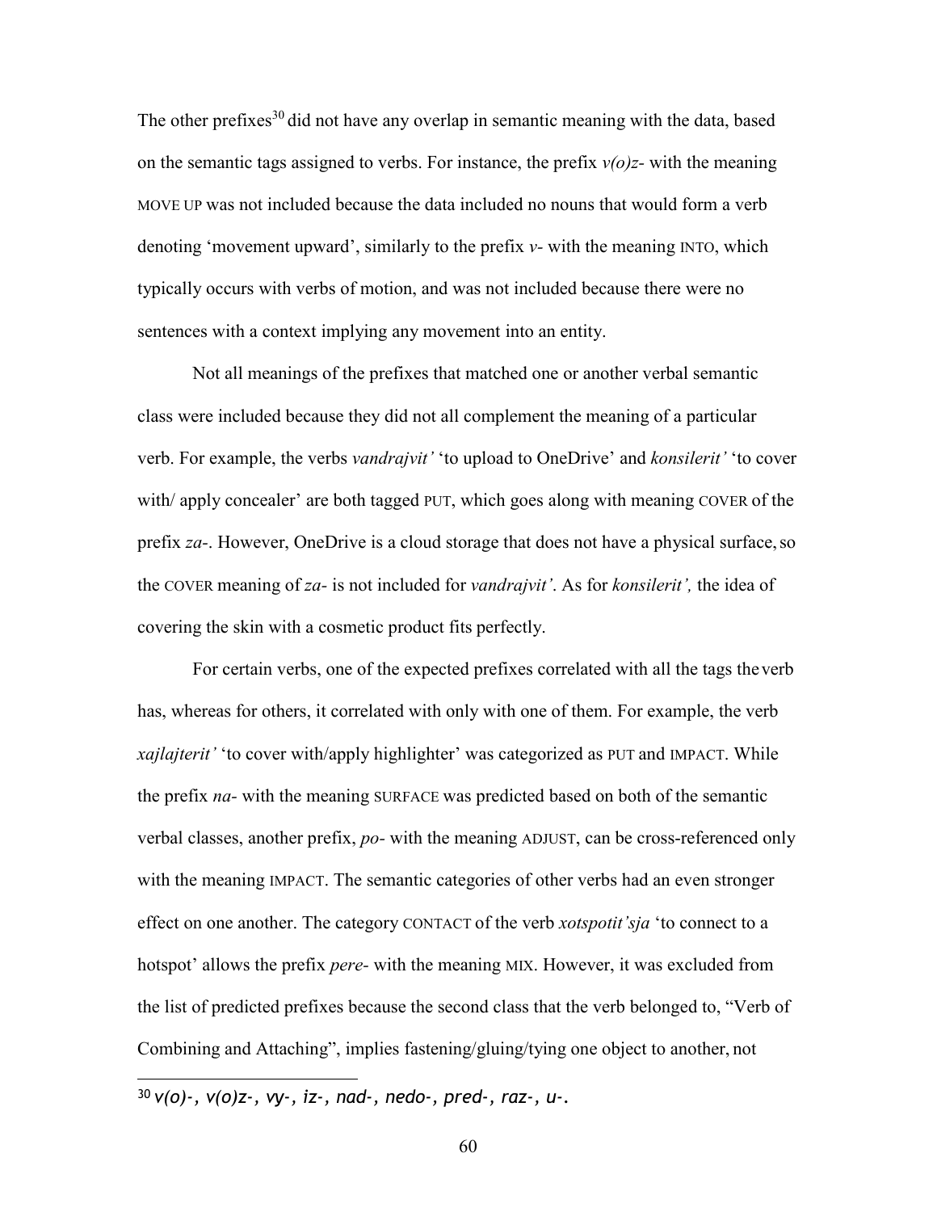The other prefixes[30] did not have any overlap in semantic meaning with the data, based on the semantic tags assigned to verbs. For instance, the prefix *v(o)z-* with the meaning MOVE UP was not included because the data included no nouns that would form a verb denoting 'movement upward', similarly to the prefix *v-* with the meaning INTO, which typically occurs with verbs of motion, and was not included because there were no sentences with a context implying any movement into an entity.

Not all meanings of the prefixes that matched one or another verbal semantic class were included because they did not all complement the meaning of a particular verb. For example, the verbs *vandrajvit'* 'to upload to OneDrive' and *konsilerit'* 'to cover with/ apply concealer' are both tagged PUT, which goes along with meaning COVER of the prefix *za-*. However, OneDrive is a cloud storage that does not have a physical surface, so the COVER meaning of *za-* is not included for *vandrajvit'*. As for *konsilerit',* the idea of covering the skin with a cosmetic product fits perfectly.

For certain verbs, one of the expected prefixes correlated with all the tags the verb has, whereas for others, it correlated with only with one of them. For example, the verb *xajlajterit'* 'to cover with/apply highlighter' was categorized as PUT and IMPACT. While the prefix *na-* with the meaning SURFACE was predicted based on both of the semantic verbal classes, another prefix, *po-* with the meaning ADJUST, can be cross-referenced only with the meaning IMPACT. The semantic categories of other verbs had an even stronger effect on one another. The category CONTACT of the verb *xotspotit'sja* 'to connect to a hotspot' allows the prefix *pere-* with the meaning MIX. However, it was excluded from the list of predicted prefixes because the second class that the verb belonged to, "Verb of Combining and Attaching", implies fastening/gluing/tying one object to another, not

[30] *v(o)-, v(o)z-, vy-, iz-, nad-, nedo-, pred-, raz-, u-.*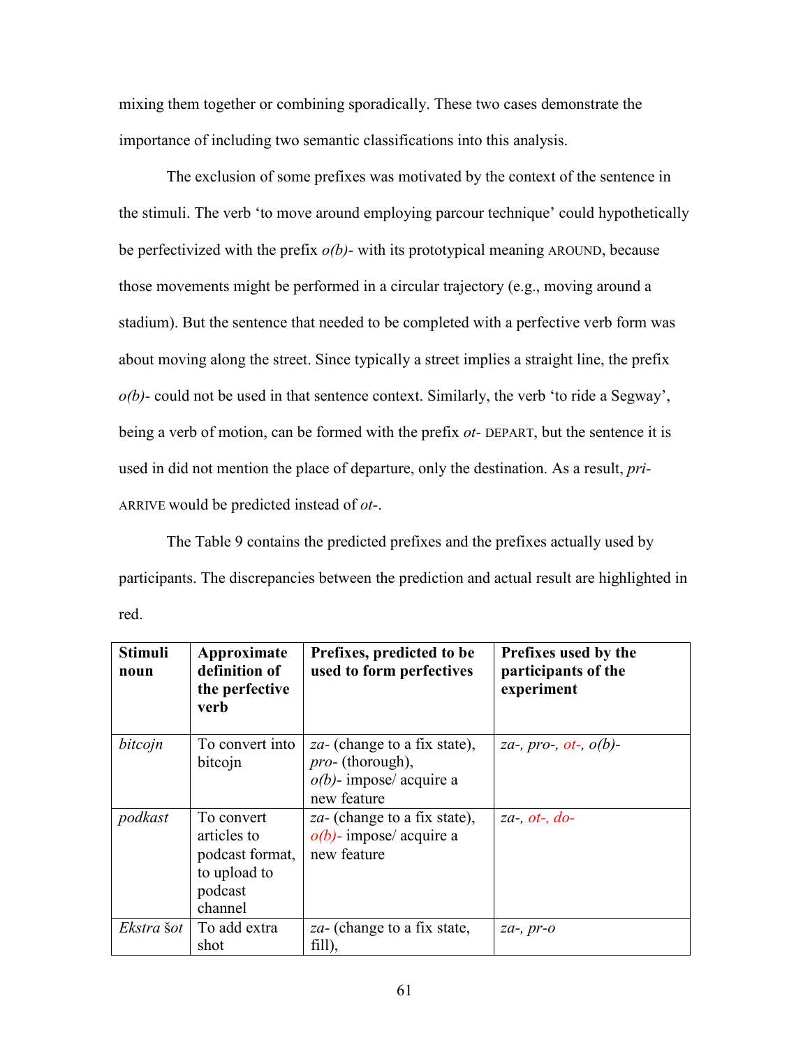mixing them together or combining sporadically. These two cases demonstrate the importance of including two semantic classifications into this analysis.

The exclusion of some prefixes was motivated by the context of the sentence in the stimuli. The verb 'to move around employing parcour technique' could hypothetically be perfectivized with the prefix *o(b)-* with its prototypical meaning AROUND, because those movements might be performed in a circular trajectory (e.g., moving around a stadium). But the sentence that needed to be completed with a perfective verb form was about moving along the street. Since typically a street implies a straight line, the prefix *o(b)-* could not be used in that sentence context. Similarly, the verb 'to ride a Segway', being a verb of motion, can be formed with the prefix *ot-* DEPART, but the sentence it is used in did not mention the place of departure, only the destination. As a result, *pri-* ARRIVE would be predicted instead of *ot-*.

The Table 9 contains the predicted prefixes and the prefixes actually used by participants. The discrepancies between the prediction and actual result are highlighted in red.

| **Stimuli noun** | **Approximate definition of the perfective verb** | **Prefixes, predicted to be used to form perfectives** | **Prefixes used by the participants of the experiment** |
|---|---|---|---|
| *bitcojn* | To convert into bitcojn | *za-* (change to a fix state), *pro-* (thorough), *o(b)-* impose/ acquire a new feature | *za-, pro-, ot-, o(b)-* |
| *podkast* | To convert articles to podcast format, to upload to podcast channel | *za-* (change to a fix state), *o(b)-* impose/ acquire a new feature | *za-, ot-, do-* |
| *Ekstra šot* | To add extra shot | *za-* (change to a fix state, fill), | *za-, pr-o* |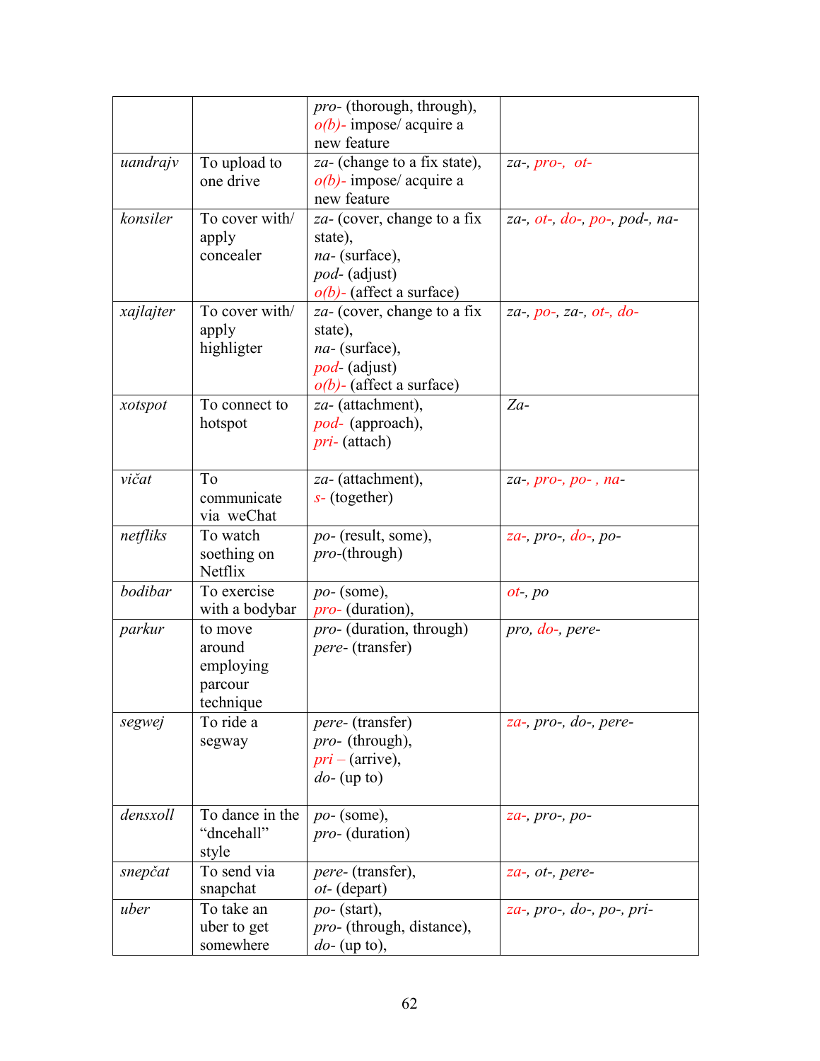| | | *pro-* (thorough, through), *o(b)-* impose/ acquire a new feature | |
|---|---|---|---|
| *uandrajv* | To upload to one drive | *za-* (change to a fix state), *o(b)-* impose/ acquire a new feature | *za-*, *pro-*, *ot-* |
| *konsiler* | To cover with/ apply concealer | *za-* (cover, change to a fix state), *na-* (surface), *pod-* (adjust) *o(b)-* (affect a surface) | *za-*, *ot-*, *do-*, *po-*, *pod-*, *na-* |
| *xajlajter* | To cover with/ apply highligter | *za-* (cover, change to a fix state), *na-* (surface), *pod-* (adjust) *o(b)-* (affect a surface) | *za-*, *po-*, *za-*, *ot-*, *do-* |
| *xotspot* | To connect to hotspot | *za-* (attachment), *pod-* (approach), *pri-* (attach) | *Za-* |
| *vičat* | To communicate via weChat | *za-* (attachment), *s-* (together) | *za-*, *pro-*, *po-* , *na-* |
| *netfliks* | To watch soething on Netflix | *po-* (result, some), *pro-*(through) | *za-*, *pro-*, *do-*, *po-* |
| *bodibar* | To exercise with a bodybar | *po-* (some), *pro-* (duration), | *ot-*, *po* |
| *parkur* | to move around employing parcour technique | *pro-* (duration, through) *pere-* (transfer) | *pro*, *do-*, *pere-* |
| *segwej* | To ride a segway | *pere-* (transfer) *pro-* (through), *pri –* (arrive), *do-* (up to) | *za-*, *pro-*, *do-*, *pere-* |
| *densxoll* | To dance in the "dncehall" style | *po-* (some), *pro-* (duration) | *za-*, *pro-*, *po-* |
| *snepčat* | To send via snapchat | *pere-* (transfer), *ot-* (depart) | *za-*, *ot-*, *pere-* |
| *uber* | To take an uber to get somewhere | *po-* (start), *pro-* (through, distance), *do-* (up to), | *za-*, *pro-*, *do-*, *po-*, *pri-* |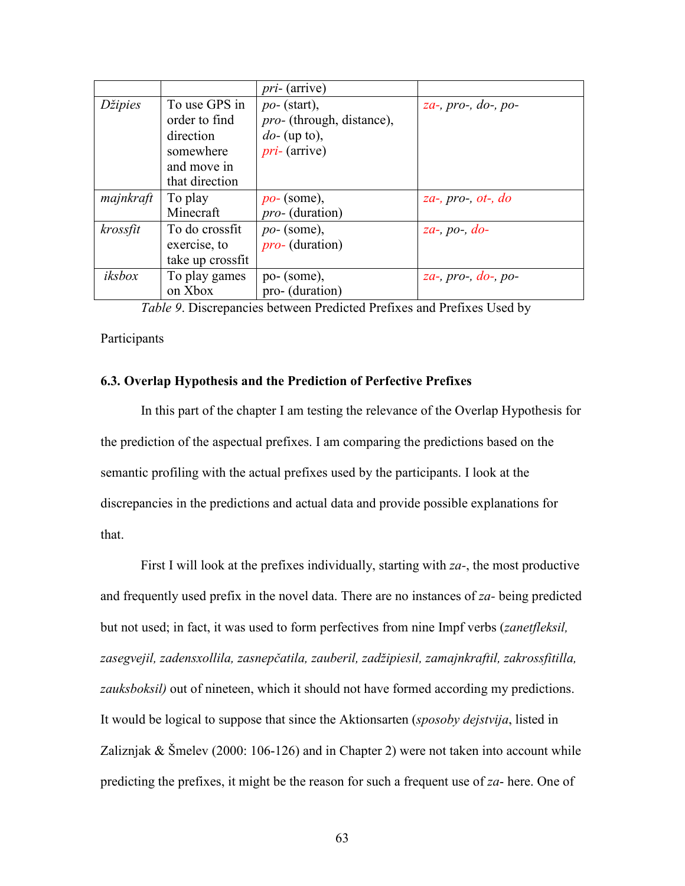| | | *pri-* (arrive) | |
|---|---|---|---|
| *Džipies* | To use GPS in order to find direction somewhere and move in that direction | *po-* (start), *pro-* (through, distance), *do-* (up to), *pri-* (arrive) | *za-*, *pro-*, *do-*, *po-* |
| *majnkraft* | To play Minecraft | *po-* (some), *pro-* (duration) | *za-*, *pro-*, *ot-*, *do* |
| *krossfit* | To do crossfit exercise, to take up crossfit | *po-* (some), *pro-* (duration) | *za-*, *po-*, *do-* |
| *iksbox* | To play games on Xbox | po- (some), pro- (duration) | *za-*, *pro-*, *do-*, *po-* |

*Table 9*. Discrepancies between Predicted Prefixes and Prefixes Used by Participants

### 6.3. Overlap Hypothesis and the Prediction of Perfective Prefixes

In this part of the chapter I am testing the relevance of the Overlap Hypothesis for the prediction of the aspectual prefixes. I am comparing the predictions based on the semantic profiling with the actual prefixes used by the participants. I look at the discrepancies in the predictions and actual data and provide possible explanations for that.

First I will look at the prefixes individually, starting with *za-*, the most productive and frequently used prefix in the novel data. There are no instances of *za-* being predicted but not used; in fact, it was used to form perfectives from nine Impf verbs (*zanetfleksil, zasegvejil, zadensxollila, zasnepčatila, zauberil, zadžipiesil, zamajnkraftil, zakrossfitilla, zauksboksil)* out of nineteen, which it should not have formed according my predictions. It would be logical to suppose that since the Aktionsarten (*sposoby dejstvija*, listed in Zaliznjak & Šmelev (2000: 106-126) and in Chapter 2) were not taken into account while predicting the prefixes, it might be the reason for such a frequent use of *za-* here. One of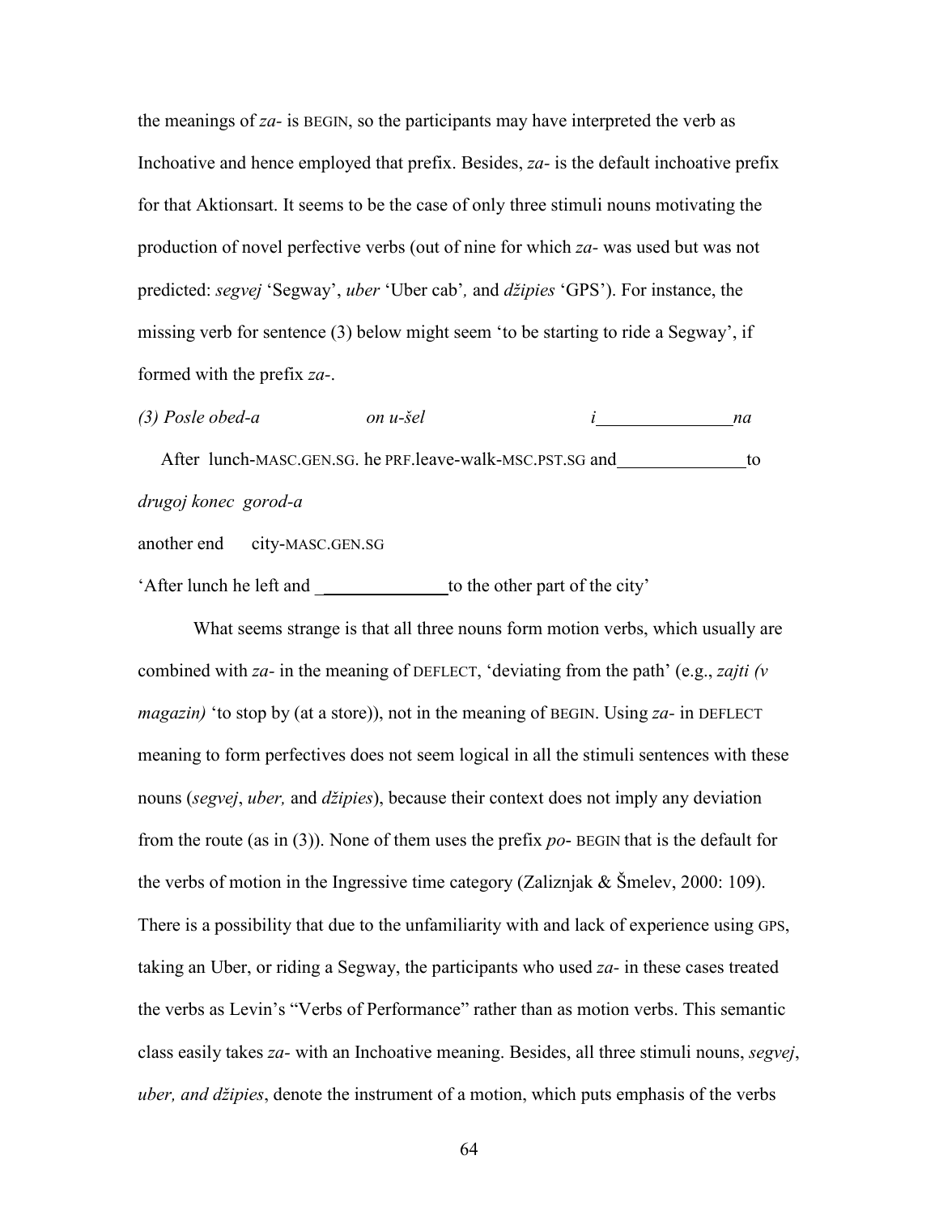the meanings of *za-* is BEGIN, so the participants may have interpreted the verb as Inchoative and hence employed that prefix. Besides, *za-* is the default inchoative prefix for that Aktionsart. It seems to be the case of only three stimuli nouns motivating the production of novel perfective verbs (out of nine for which *za-* was used but was not predicted: *segvej* 'Segway', *uber* 'Uber cab'*,* and *džipies* 'GPS'). For instance, the missing verb for sentence (3) below might seem 'to be starting to ride a Segway', if formed with the prefix *za-*.

*(3) Posle obed-a on u-šel i_______________na*

After lunch-MASC.GEN.SG. he PRF.leave-walk-MSC.PST.SG and_______________to

*drugoj konec gorod-a*

another end city-MASC.GEN.SG

'After lunch he left and _______________to the other part of the city'

What seems strange is that all three nouns form motion verbs, which usually are combined with *za-* in the meaning of DEFLECT, 'deviating from the path' (e.g., *zajti (v magazin)* 'to stop by (at a store)), not in the meaning of BEGIN. Using *za-* in DEFLECT meaning to form perfectives does not seem logical in all the stimuli sentences with these nouns (*segvej*, *uber,* and *džipies*), because their context does not imply any deviation from the route (as in (3)). None of them uses the prefix *po-* BEGIN that is the default for the verbs of motion in the Ingressive time category (Zaliznjak & Šmelev, 2000: 109). There is a possibility that due to the unfamiliarity with and lack of experience using GPS, taking an Uber, or riding a Segway, the participants who used *za-* in these cases treated the verbs as Levin's "Verbs of Performance" rather than as motion verbs. This semantic class easily takes *za-* with an Inchoative meaning. Besides, all three stimuli nouns, *segvej*, *uber, and džipies*, denote the instrument of a motion, which puts emphasis of the verbs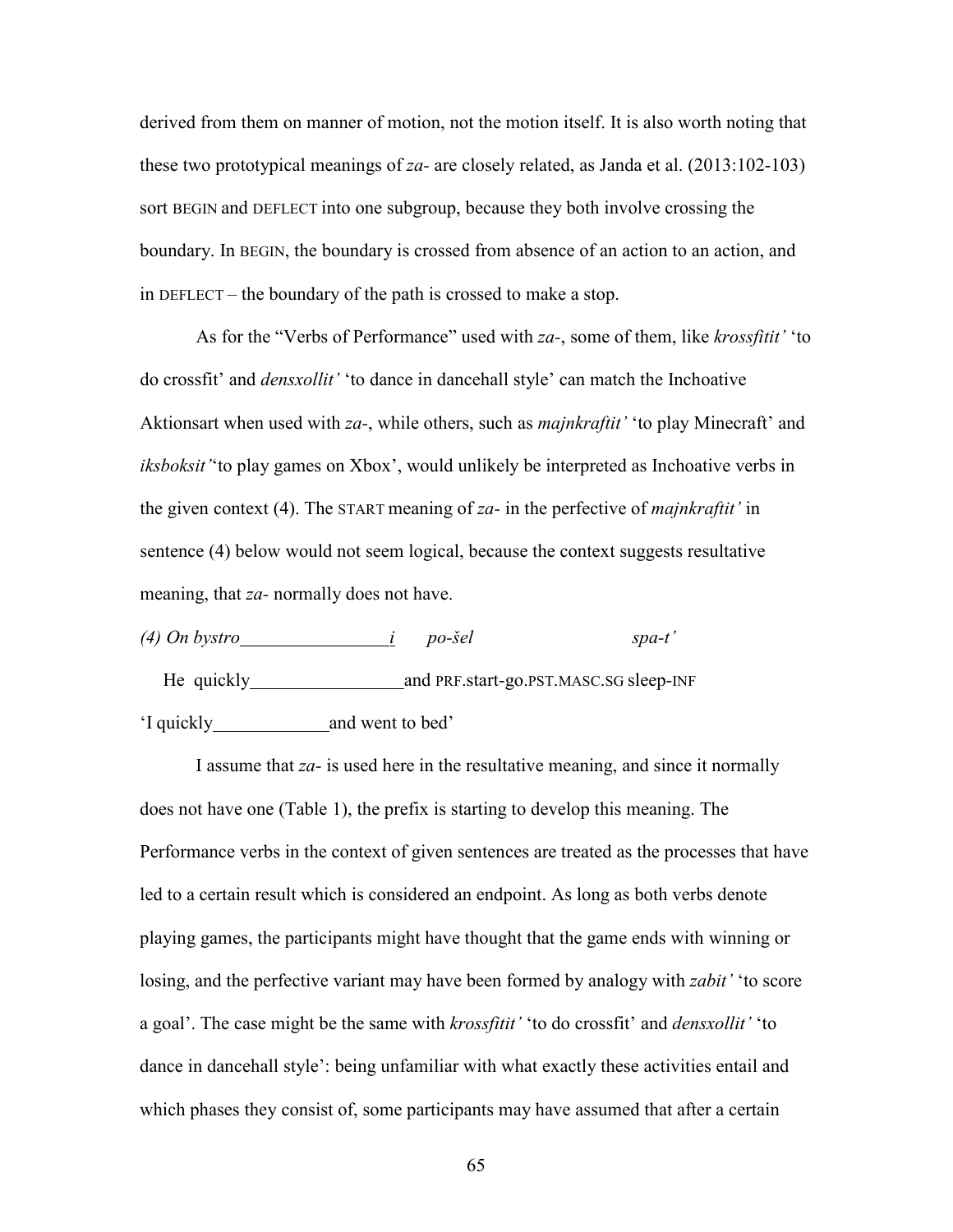derived from them on manner of motion, not the motion itself. It is also worth noting that these two prototypical meanings of *za-* are closely related, as Janda et al. (2013:102-103) sort BEGIN and DEFLECT into one subgroup, because they both involve crossing the boundary. In BEGIN, the boundary is crossed from absence of an action to an action, and in DEFLECT – the boundary of the path is crossed to make a stop.

As for the "Verbs of Performance" used with *za-*, some of them, like *krossfitit'* 'to do crossfit' and *densxollit'* 'to dance in dancehall style' can match the Inchoative Aktionsart when used with *za-*, while others, such as *majnkraftit'* 'to play Minecraft' and *iksboksit'* 'to play games on Xbox', would unlikely be interpreted as Inchoative verbs in the given context (4). The START meaning of *za-* in the perfective of *majnkraftit'* in sentence (4) below would not seem logical, because the context suggests resultative meaning, that *za-* normally does not have.

*(4) On bystro________________i po-šel spa-t'*

He quickly________________and PRF.start-go.PST.MASC.SG sleep-INF

'I quickly____________and went to bed'

I assume that *za-* is used here in the resultative meaning, and since it normally does not have one (Table 1), the prefix is starting to develop this meaning. The Performance verbs in the context of given sentences are treated as the processes that have led to a certain result which is considered an endpoint. As long as both verbs denote playing games, the participants might have thought that the game ends with winning or losing, and the perfective variant may have been formed by analogy with *zabit'* 'to score a goal'. The case might be the same with *krossfitit'* 'to do crossfit' and *densxollit'* 'to dance in dancehall style': being unfamiliar with what exactly these activities entail and which phases they consist of, some participants may have assumed that after a certain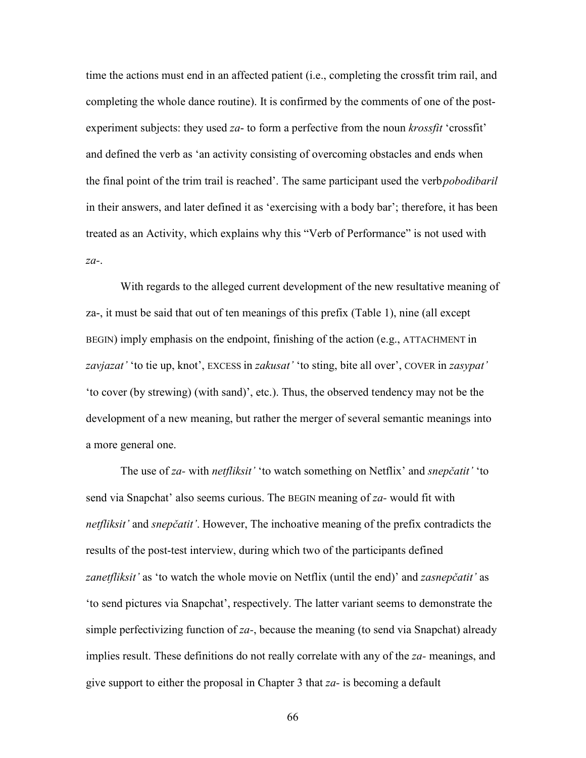time the actions must end in an affected patient (i.e., completing the crossfit trim rail, and completing the whole dance routine). It is confirmed by the comments of one of the post-experiment subjects: they used *za-* to form a perfective from the noun *krossfit* 'crossfit' and defined the verb as 'an activity consisting of overcoming obstacles and ends when the final point of the trim trail is reached'. The same participant used the verb *pobodibaril* in their answers, and later defined it as 'exercising with a body bar'; therefore, it has been treated as an Activity, which explains why this "Verb of Performance" is not used with *za-*.

With regards to the alleged current development of the new resultative meaning of za-, it must be said that out of ten meanings of this prefix (Table 1), nine (all except BEGIN) imply emphasis on the endpoint, finishing of the action (e.g., ATTACHMENT in *zavjazat'* 'to tie up, knot', EXCESS in *zakusat'* 'to sting, bite all over', COVER in *zasypat'* 'to cover (by strewing) (with sand)', etc.). Thus, the observed tendency may not be the development of a new meaning, but rather the merger of several semantic meanings into a more general one.

The use of *za-* with *netfliksit'* 'to watch something on Netflix' and *snepčatit'* 'to send via Snapchat' also seems curious. The BEGIN meaning of *za-* would fit with *netfliksit'* and *snepčatit'*. However, The inchoative meaning of the prefix contradicts the results of the post-test interview, during which two of the participants defined *zanetfliksit'* as 'to watch the whole movie on Netflix (until the end)' and *zasnepčatit'* as 'to send pictures via Snapchat', respectively. The latter variant seems to demonstrate the simple perfectivizing function of *za-*, because the meaning (to send via Snapchat) already implies result. These definitions do not really correlate with any of the *za-* meanings, and give support to either the proposal in Chapter 3 that *za-* is becoming a default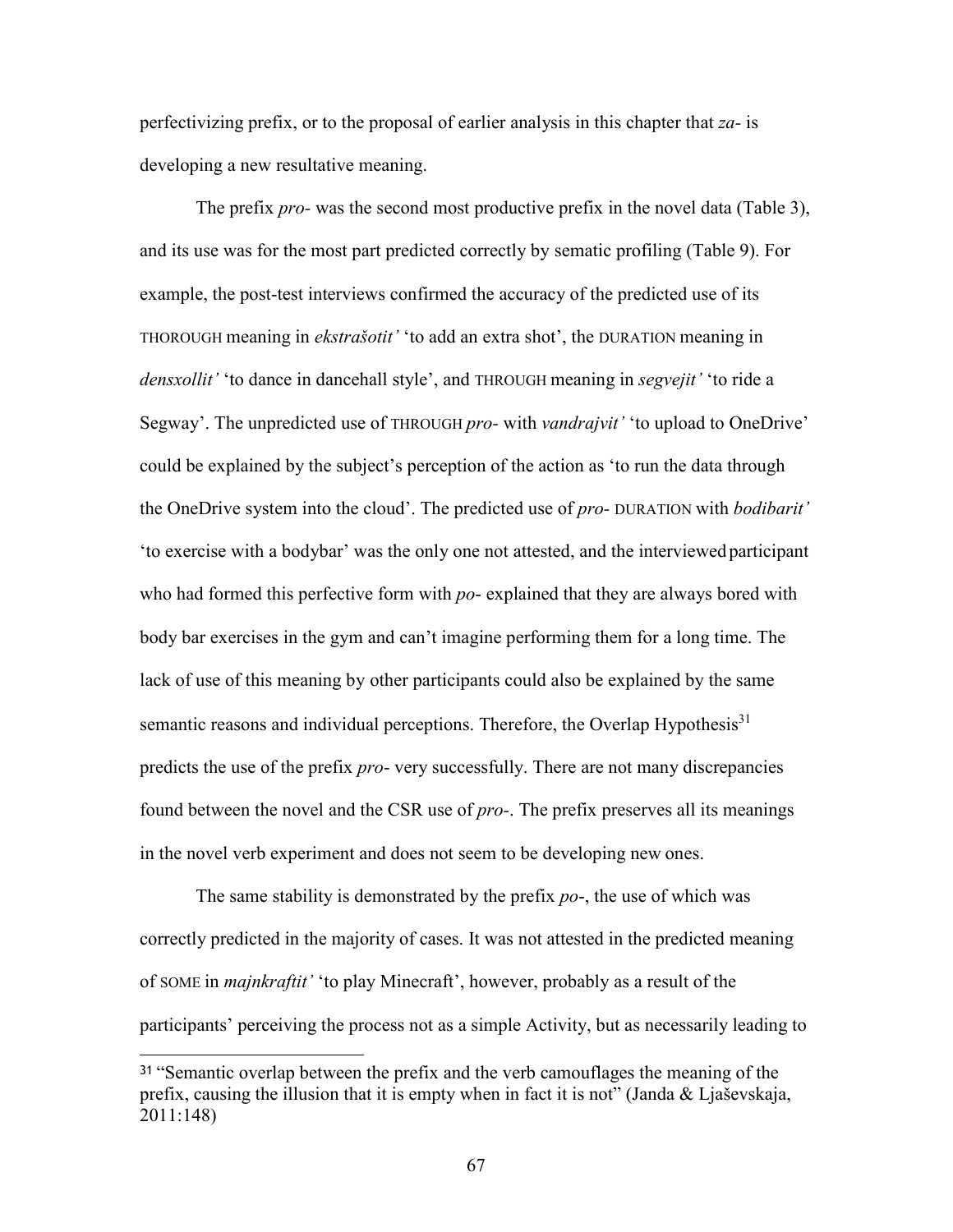perfectivizing prefix, or to the proposal of earlier analysis in this chapter that *za-* is developing a new resultative meaning.

The prefix *pro-* was the second most productive prefix in the novel data (Table 3), and its use was for the most part predicted correctly by sematic profiling (Table 9). For example, the post-test interviews confirmed the accuracy of the predicted use of its THOROUGH meaning in *ekstrašotit'* 'to add an extra shot', the DURATION meaning in *densxollit'* 'to dance in dancehall style', and THROUGH meaning in *segvejit'* 'to ride a Segway'. The unpredicted use of THROUGH *pro-* with *vandrajvit'* 'to upload to OneDrive' could be explained by the subject's perception of the action as 'to run the data through the OneDrive system into the cloud'. The predicted use of *pro-* DURATION with *bodibarit'* 'to exercise with a bodybar' was the only one not attested, and the interviewed participant who had formed this perfective form with *po-* explained that they are always bored with body bar exercises in the gym and can't imagine performing them for a long time. The lack of use of this meaning by other participants could also be explained by the same semantic reasons and individual perceptions. Therefore, the Overlap Hypothesis[31] predicts the use of the prefix *pro-* very successfully. There are not many discrepancies found between the novel and the CSR use of *pro-*. The prefix preserves all its meanings in the novel verb experiment and does not seem to be developing new ones.

The same stability is demonstrated by the prefix *po-*, the use of which was correctly predicted in the majority of cases. It was not attested in the predicted meaning of SOME in *majnkraftit'* 'to play Minecraft', however, probably as a result of the participants' perceiving the process not as a simple Activity, but as necessarily leading to

---

[31] "Semantic overlap between the prefix and the verb camouflages the meaning of the prefix, causing the illusion that it is empty when in fact it is not" (Janda & Ljaševskaja, 2011:148)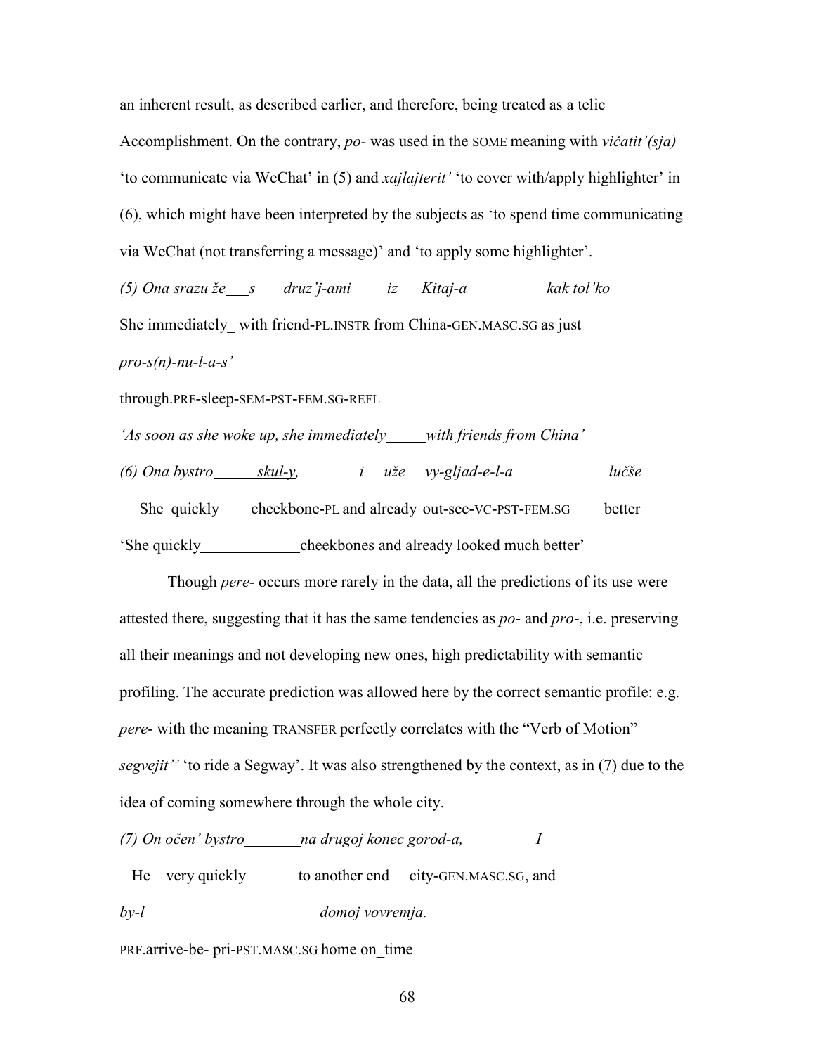an inherent result, as described earlier, and therefore, being treated as a telic Accomplishment. On the contrary, *po-* was used in the SOME meaning with *vičatit'(sja)* 'to communicate via WeChat' in (5) and *xajlajterit'* 'to cover with/apply highlighter' in (6), which might have been interpreted by the subjects as 'to spend time communicating via WeChat (not transferring a message)' and 'to apply some highlighter'.

*(5) Ona srazu že___s druz'j-ami iz Kitaj-a kak tol'ko*

She immediately_ with friend-PL.INSTR from China-GEN.MASC.SG as just

*pro-s(n)-nu-l-a-s'*

through.PRF-sleep-SEM-PST-FEM.SG-REFL

*'As soon as she woke up, she immediately_____with friends from China'*

*(6) Ona bystro______skul-y, i uže vy-gljad-e-l-a lučše*

She quickly____cheekbone-PL and already out-see-VC-PST-FEM.SG better

'She quickly_____________cheekbones and already looked much better'

Though *pere-* occurs more rarely in the data, all the predictions of its use were attested there, suggesting that it has the same tendencies as *po-* and *pro-*, i.e. preserving all their meanings and not developing new ones, high predictability with semantic profiling. The accurate prediction was allowed here by the correct semantic profile: e.g. *pere-* with the meaning TRANSFER perfectly correlates with the "Verb of Motion" *segvejit''* 'to ride a Segway'. It was also strengthened by the context, as in (7) due to the idea of coming somewhere through the whole city.

*(7) On očen' bystro_______na drugoj konec gorod-a, I*

He very quickly_______to another end city-GEN.MASC.SG, and

*by-l domoj vovremja.*

PRF.arrive-be- pri-PST.MASC.SG home on_time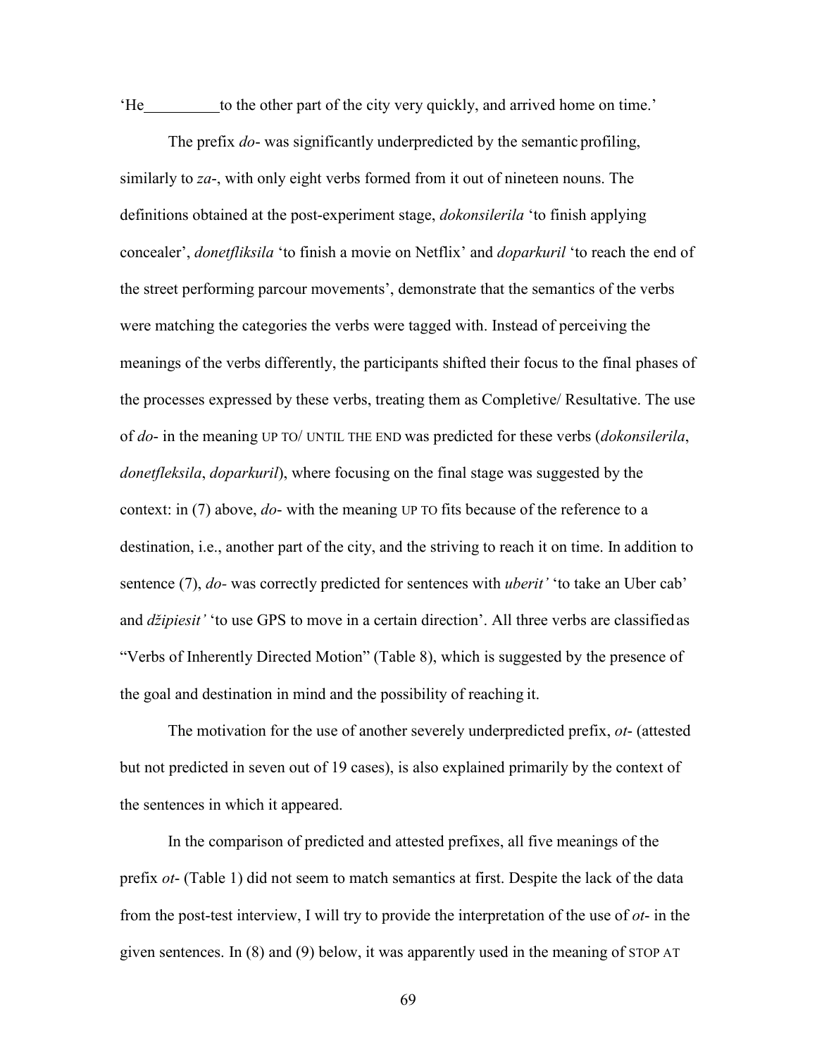'He__________to the other part of the city very quickly, and arrived home on time.'

The prefix *do*- was significantly underpredicted by the semantic profiling, similarly to *za*-, with only eight verbs formed from it out of nineteen nouns. The definitions obtained at the post-experiment stage, *dokonsilerila* 'to finish applying concealer', *donetfliksila* 'to finish a movie on Netflix' and *doparkuril* 'to reach the end of the street performing parcour movements', demonstrate that the semantics of the verbs were matching the categories the verbs were tagged with. Instead of perceiving the meanings of the verbs differently, the participants shifted their focus to the final phases of the processes expressed by these verbs, treating them as Completive/ Resultative. The use of *do*- in the meaning UP TO/ UNTIL THE END was predicted for these verbs (*dokonsilerila*, *donetfleksila*, *doparkuril*), where focusing on the final stage was suggested by the context: in (7) above, *do*- with the meaning UP TO fits because of the reference to a destination, i.e., another part of the city, and the striving to reach it on time. In addition to sentence (7), *do*- was correctly predicted for sentences with *uberit'* 'to take an Uber cab' and *džipiesit'* 'to use GPS to move in a certain direction'. All three verbs are classified as "Verbs of Inherently Directed Motion" (Table 8), which is suggested by the presence of the goal and destination in mind and the possibility of reaching it.

The motivation for the use of another severely underpredicted prefix, *ot*- (attested but not predicted in seven out of 19 cases), is also explained primarily by the context of the sentences in which it appeared.

In the comparison of predicted and attested prefixes, all five meanings of the prefix *ot*- (Table 1) did not seem to match semantics at first. Despite the lack of the data from the post-test interview, I will try to provide the interpretation of the use of *ot*- in the given sentences. In (8) and (9) below, it was apparently used in the meaning of STOP AT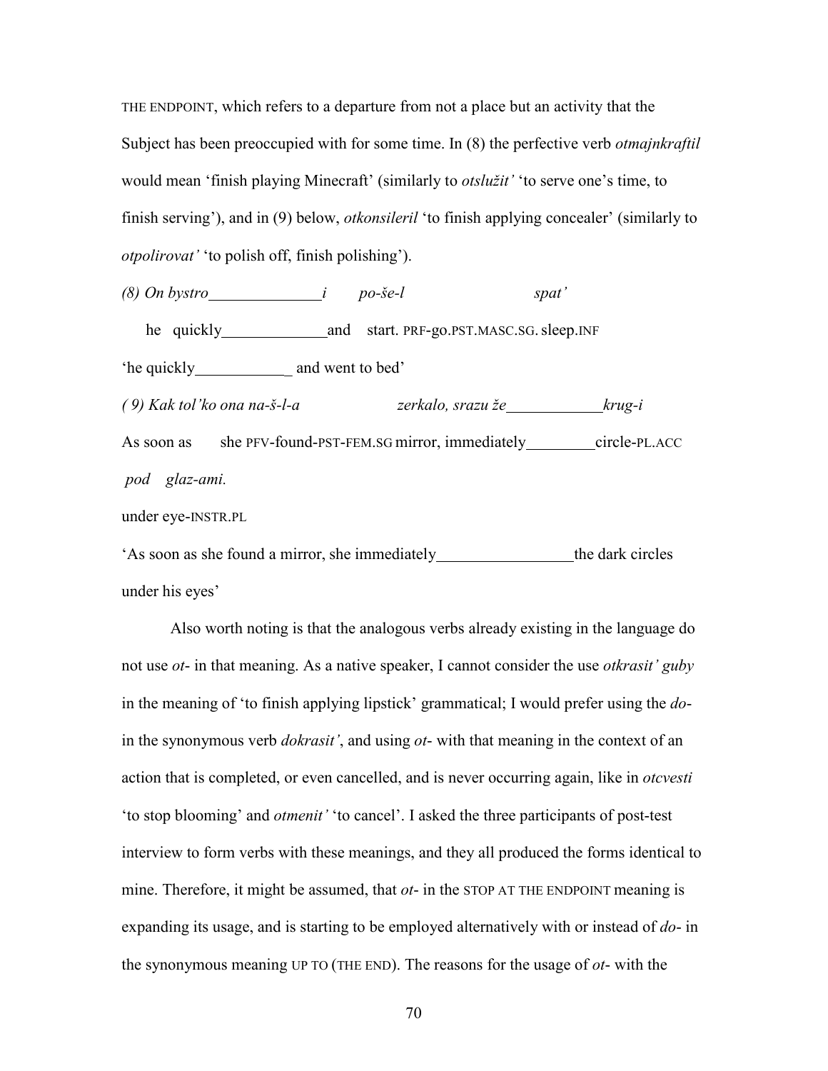THE ENDPOINT, which refers to a departure from not a place but an activity that the Subject has been preoccupied with for some time. In (8) the perfective verb *otmajnkraftil* would mean 'finish playing Minecraft' (similarly to *otslužit'* 'to serve one's time, to finish serving'), and in (9) below, *otkonsileril* 'to finish applying concealer' (similarly to *otpolirovat'* 'to polish off, finish polishing').

*(8) On bystro______________ i po-še-l spat'*

he quickly_____________ and start. PRF-go.PST.MASC.SG. sleep.INF

'he quickly____________ and went to bed'

*( 9) Kak tol'ko ona na-š-l-a zerkalo, srazu že____________ krug-i*

As soon as she PFV-found-PST-FEM.SG mirror, immediately_________ circle-PL.ACC

*pod glaz-ami.*

under eye-INSTR.PL

'As soon as she found a mirror, she immediately_________________ the dark circles under his eyes'

Also worth noting is that the analogous verbs already existing in the language do not use *ot-* in that meaning. As a native speaker, I cannot consider the use *otkrasit' guby* in the meaning of 'to finish applying lipstick' grammatical; I would prefer using the *do-* in the synonymous verb *dokrasit'*, and using *ot-* with that meaning in the context of an action that is completed, or even cancelled, and is never occurring again, like in *otcvesti* 'to stop blooming' and *otmenit'* 'to cancel'. I asked the three participants of post-test interview to form verbs with these meanings, and they all produced the forms identical to mine. Therefore, it might be assumed, that *ot-* in the STOP AT THE ENDPOINT meaning is expanding its usage, and is starting to be employed alternatively with or instead of *do-* in the synonymous meaning UP TO (THE END). The reasons for the usage of *ot-* with the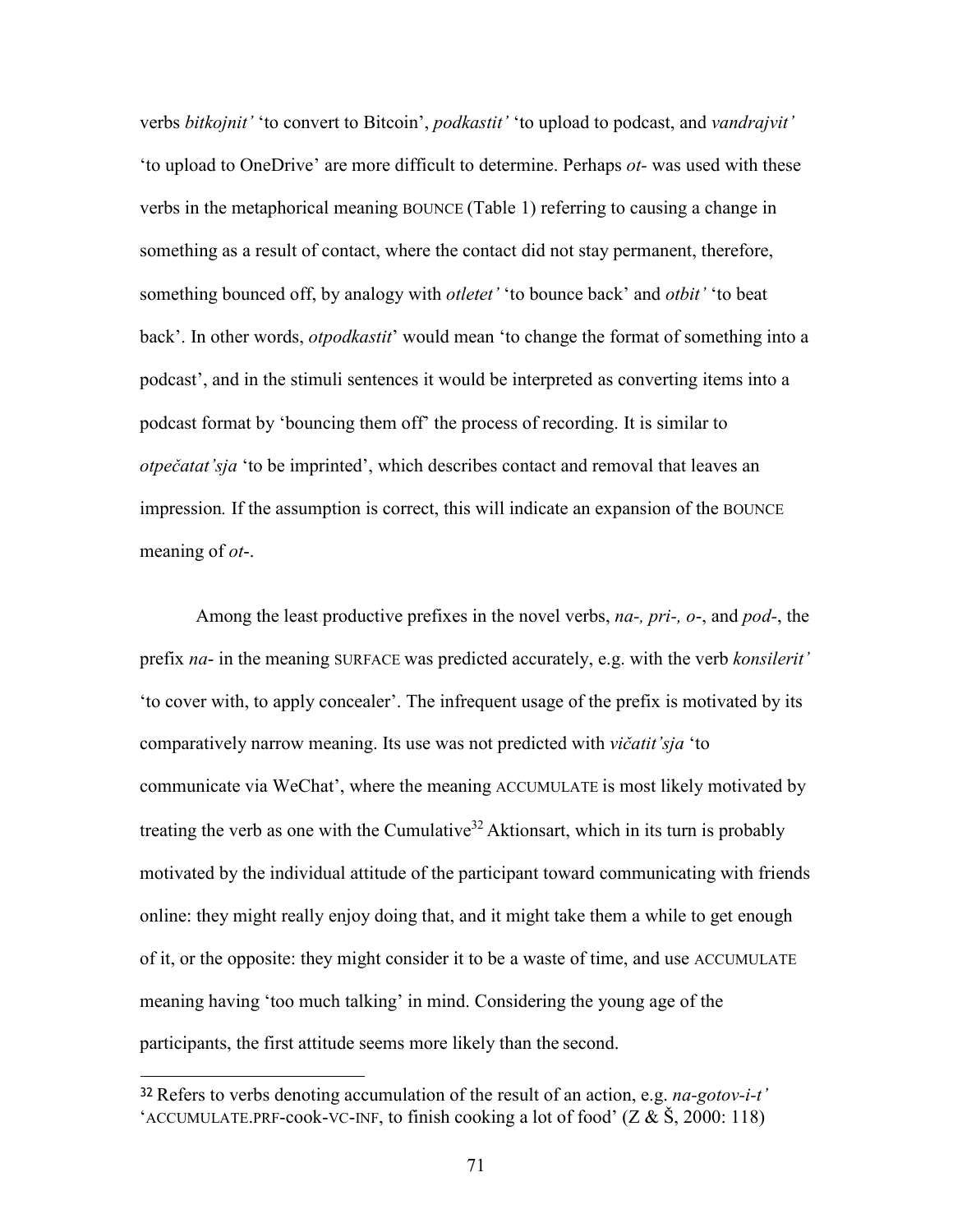verbs *bitkojnit'* 'to convert to Bitcoin', *podkastit'* 'to upload to podcast, and *vandrajvit'* 'to upload to OneDrive' are more difficult to determine. Perhaps *ot-* was used with these verbs in the metaphorical meaning BOUNCE (Table 1) referring to causing a change in something as a result of contact, where the contact did not stay permanent, therefore, something bounced off, by analogy with *otletet'* 'to bounce back' and *otbit'* 'to beat back'. In other words, *otpodkastit*' would mean 'to change the format of something into a podcast', and in the stimuli sentences it would be interpreted as converting items into a podcast format by 'bouncing them off' the process of recording. It is similar to *otpečatat'sja* 'to be imprinted', which describes contact and removal that leaves an impression. If the assumption is correct, this will indicate an expansion of the BOUNCE meaning of *ot-*.

Among the least productive prefixes in the novel verbs, *na-, pri-, o-*, and *pod-*, the prefix *na-* in the meaning SURFACE was predicted accurately, e.g. with the verb *konsilerit'* 'to cover with, to apply concealer'. The infrequent usage of the prefix is motivated by its comparatively narrow meaning. Its use was not predicted with *vičatit'sja* 'to communicate via WeChat', where the meaning ACCUMULATE is most likely motivated by treating the verb as one with the Cumulative[32] Aktionsart, which in its turn is probably motivated by the individual attitude of the participant toward communicating with friends online: they might really enjoy doing that, and it might take them a while to get enough of it, or the opposite: they might consider it to be a waste of time, and use ACCUMULATE meaning having 'too much talking' in mind. Considering the young age of the participants, the first attitude seems more likely than the second.

[32] Refers to verbs denoting accumulation of the result of an action, e.g. *na-gotov-i-t'* 'ACCUMULATE.PRF-cook-VC-INF, to finish cooking a lot of food' (Z & Š, 2000: 118)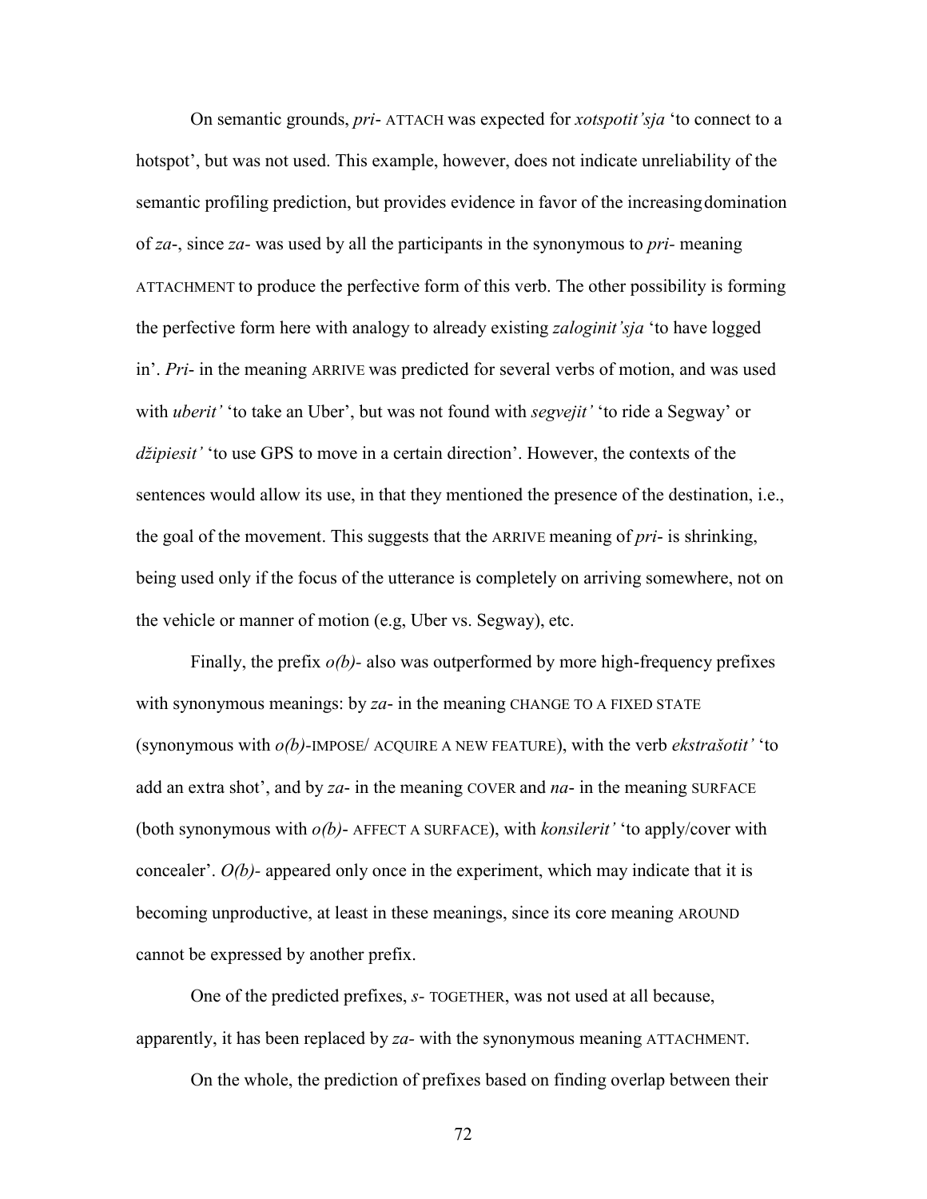On semantic grounds, *pri*- ATTACH was expected for *xotspotit'sja* 'to connect to a hotspot', but was not used. This example, however, does not indicate unreliability of the semantic profiling prediction, but provides evidence in favor of the increasing domination of *za*-, since *za-* was used by all the participants in the synonymous to *pri-* meaning ATTACHMENT to produce the perfective form of this verb. The other possibility is forming the perfective form here with analogy to already existing *zaloginit'sja* 'to have logged in'. *Pri*- in the meaning ARRIVE was predicted for several verbs of motion, and was used with *uberit'* 'to take an Uber', but was not found with *segvejit'* 'to ride a Segway' or *džipiesit'* 'to use GPS to move in a certain direction'. However, the contexts of the sentences would allow its use, in that they mentioned the presence of the destination, i.e., the goal of the movement. This suggests that the ARRIVE meaning of *pri*- is shrinking, being used only if the focus of the utterance is completely on arriving somewhere, not on the vehicle or manner of motion (e.g, Uber vs. Segway), etc.

Finally, the prefix *o(b)-* also was outperformed by more high-frequency prefixes with synonymous meanings: by *za*- in the meaning CHANGE TO A FIXED STATE (synonymous with *o(b)*-IMPOSE/ ACQUIRE A NEW FEATURE), with the verb *ekstrašotit'* 'to add an extra shot', and by *za*- in the meaning COVER and *na*- in the meaning SURFACE (both synonymous with *o(b)*- AFFECT A SURFACE), with *konsilerit'* 'to apply/cover with concealer'. *O(b)-* appeared only once in the experiment, which may indicate that it is becoming unproductive, at least in these meanings, since its core meaning AROUND cannot be expressed by another prefix.

One of the predicted prefixes, *s*- TOGETHER, was not used at all because, apparently, it has been replaced by *za*- with the synonymous meaning ATTACHMENT.

On the whole, the prediction of prefixes based on finding overlap between their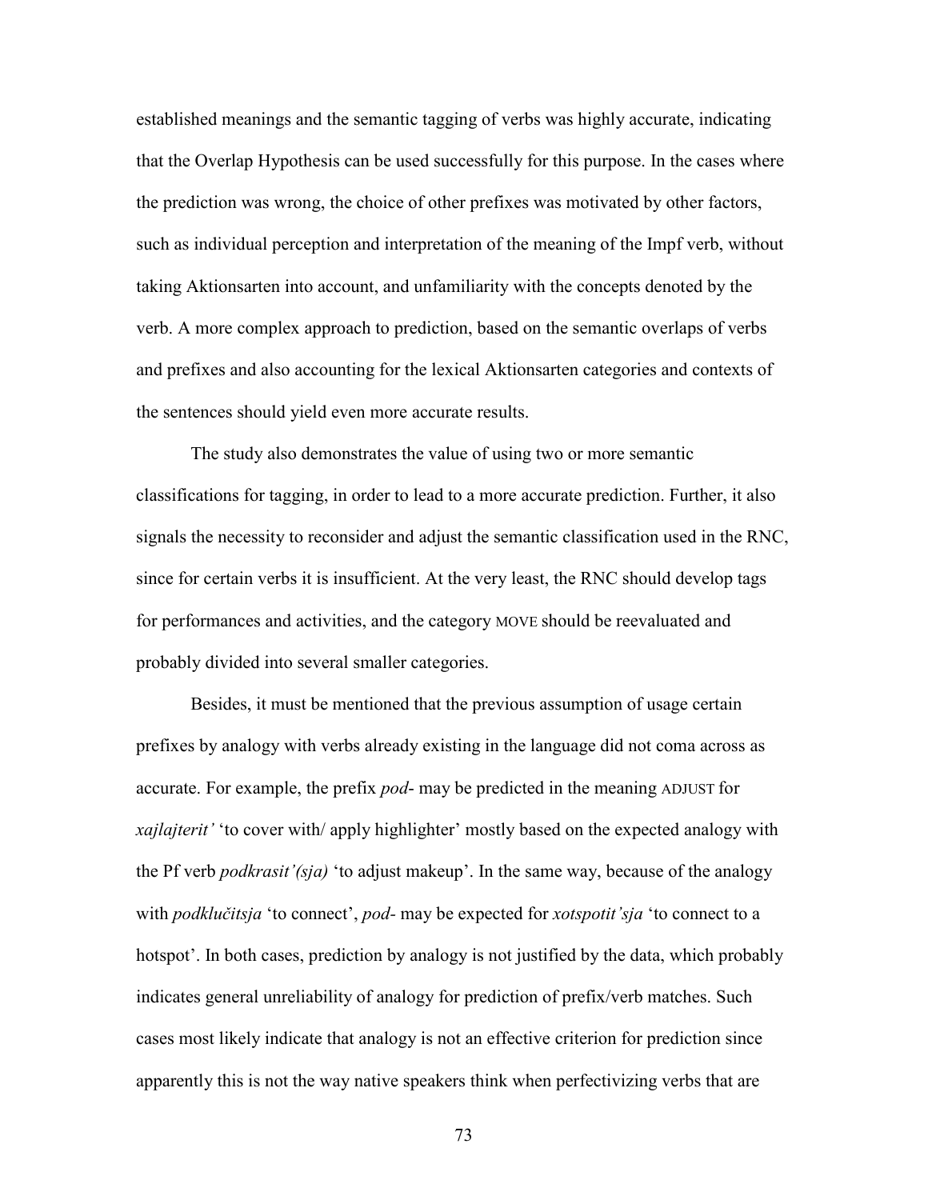established meanings and the semantic tagging of verbs was highly accurate, indicating that the Overlap Hypothesis can be used successfully for this purpose. In the cases where the prediction was wrong, the choice of other prefixes was motivated by other factors, such as individual perception and interpretation of the meaning of the Impf verb, without taking Aktionsarten into account, and unfamiliarity with the concepts denoted by the verb. A more complex approach to prediction, based on the semantic overlaps of verbs and prefixes and also accounting for the lexical Aktionsarten categories and contexts of the sentences should yield even more accurate results.

The study also demonstrates the value of using two or more semantic classifications for tagging, in order to lead to a more accurate prediction. Further, it also signals the necessity to reconsider and adjust the semantic classification used in the RNC, since for certain verbs it is insufficient. At the very least, the RNC should develop tags for performances and activities, and the category MOVE should be reevaluated and probably divided into several smaller categories.

Besides, it must be mentioned that the previous assumption of usage certain prefixes by analogy with verbs already existing in the language did not coma across as accurate. For example, the prefix *pod-* may be predicted in the meaning ADJUST for *xajlajterit'* 'to cover with/ apply highlighter' mostly based on the expected analogy with the Pf verb *podkrasit'(sja)* 'to adjust makeup'. In the same way, because of the analogy with *podključitsja* 'to connect', *pod-* may be expected for *xotspotit'sja* 'to connect to a hotspot'. In both cases, prediction by analogy is not justified by the data, which probably indicates general unreliability of analogy for prediction of prefix/verb matches. Such cases most likely indicate that analogy is not an effective criterion for prediction since apparently this is not the way native speakers think when perfectivizing verbs that are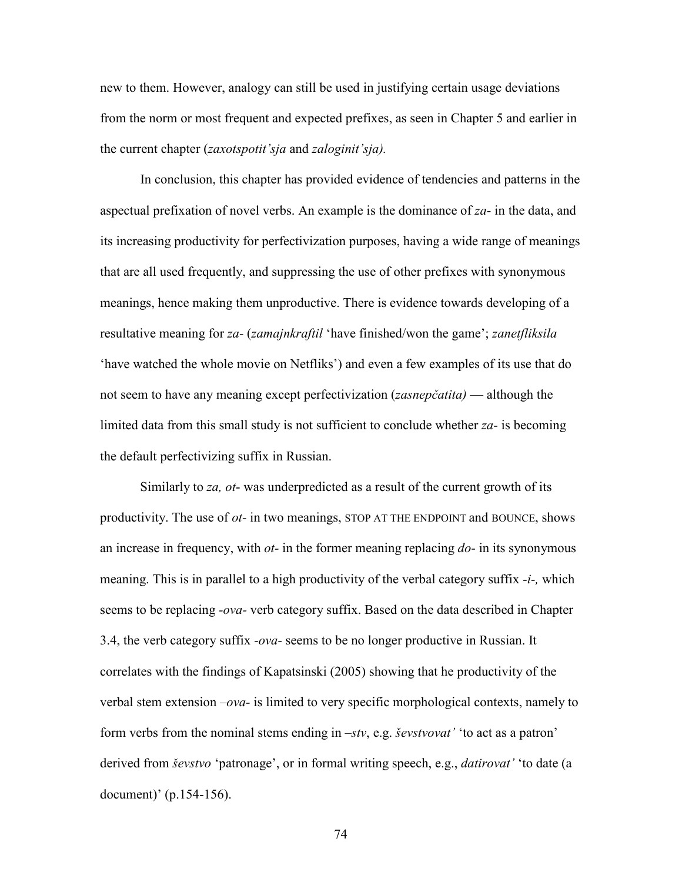new to them. However, analogy can still be used in justifying certain usage deviations from the norm or most frequent and expected prefixes, as seen in Chapter 5 and earlier in the current chapter (*zaxotspotit'sja* and *zaloginit'sja).*

In conclusion, this chapter has provided evidence of tendencies and patterns in the aspectual prefixation of novel verbs. An example is the dominance of *za*- in the data, and its increasing productivity for perfectivization purposes, having a wide range of meanings that are all used frequently, and suppressing the use of other prefixes with synonymous meanings, hence making them unproductive. There is evidence towards developing of a resultative meaning for *za-* (*zamajnkraftil* 'have finished/won the game'; *zanetfliksila* 'have watched the whole movie on Netfliks') and even a few examples of its use that do not seem to have any meaning except perfectivization (*zasnepčatita)* — although the limited data from this small study is not sufficient to conclude whether *za*- is becoming the default perfectivizing suffix in Russian.

Similarly to *za, ot*- was underpredicted as a result of the current growth of its productivity. The use of *ot*- in two meanings, STOP AT THE ENDPOINT and BOUNCE, shows an increase in frequency, with *ot*- in the former meaning replacing *do*- in its synonymous meaning. This is in parallel to a high productivity of the verbal category suffix *-i-,* which seems to be replacing *-ova-* verb category suffix. Based on the data described in Chapter 3.4, the verb category suffix *-ova-* seems to be no longer productive in Russian. It correlates with the findings of Kapatsinski (2005) showing that he productivity of the verbal stem extension *–ova-* is limited to very specific morphological contexts, namely to form verbs from the nominal stems ending in *–stv*, e.g. *ševstvovat'* 'to act as a patron' derived from *ševstvo* 'patronage', or in formal writing speech, e.g., *datirovat'* 'to date (a document)' (p.154-156).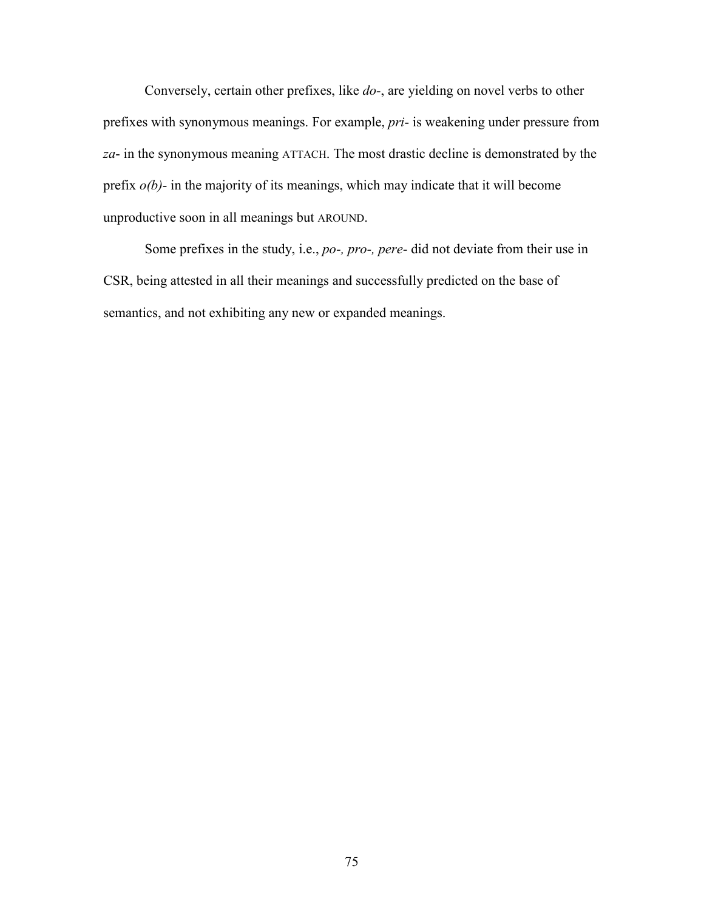Conversely, certain other prefixes, like *do-*, are yielding on novel verbs to other prefixes with synonymous meanings. For example, *pri-* is weakening under pressure from *za-* in the synonymous meaning ATTACH. The most drastic decline is demonstrated by the prefix *o(b)-* in the majority of its meanings, which may indicate that it will become unproductive soon in all meanings but AROUND.

Some prefixes in the study, i.e., *po-, pro-, pere-* did not deviate from their use in CSR, being attested in all their meanings and successfully predicted on the base of semantics, and not exhibiting any new or expanded meanings.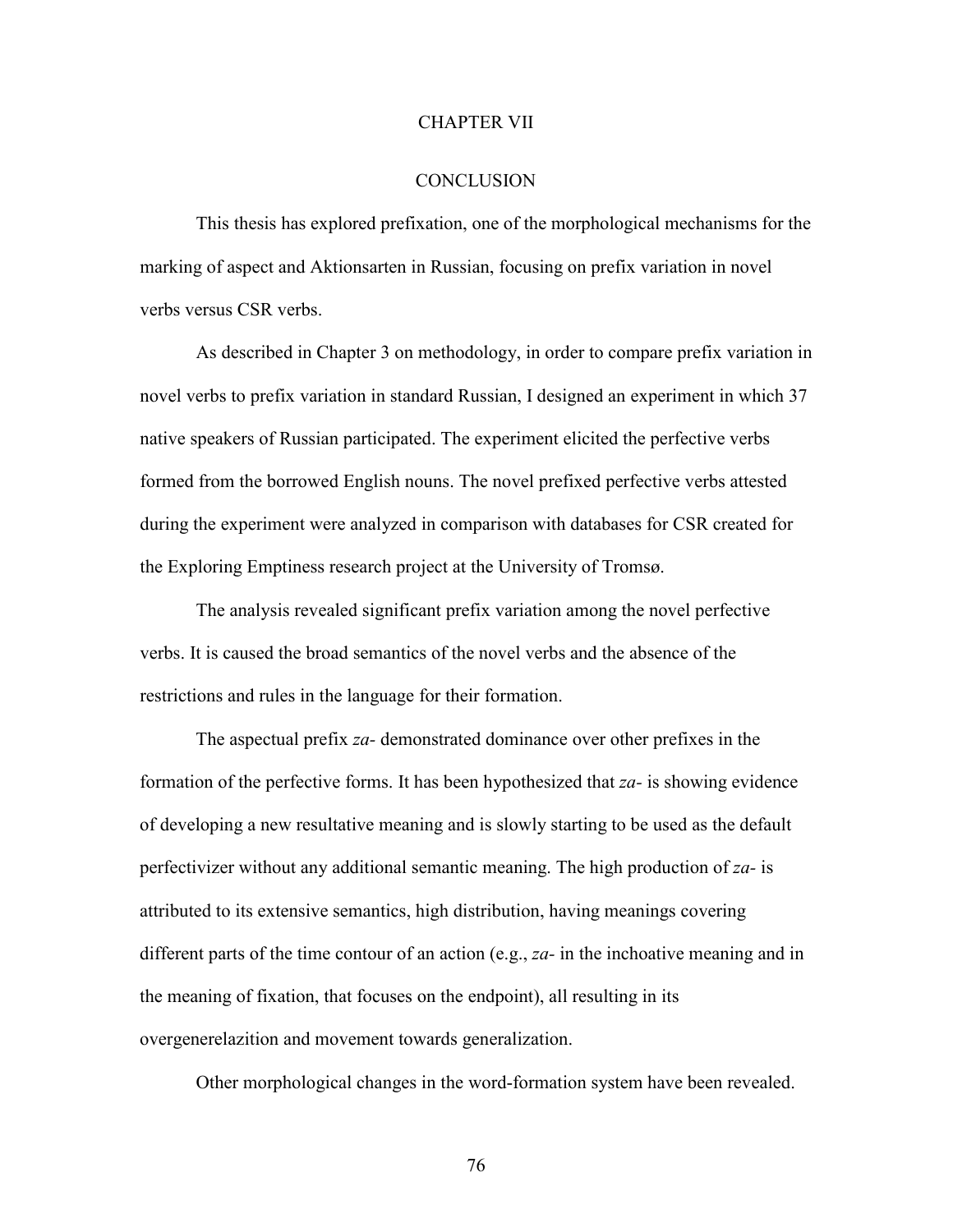# CHAPTER VII

# CONCLUSION

This thesis has explored prefixation, one of the morphological mechanisms for the marking of aspect and Aktionsarten in Russian, focusing on prefix variation in novel verbs versus CSR verbs.

As described in Chapter 3 on methodology, in order to compare prefix variation in novel verbs to prefix variation in standard Russian, I designed an experiment in which 37 native speakers of Russian participated. The experiment elicited the perfective verbs formed from the borrowed English nouns. The novel prefixed perfective verbs attested during the experiment were analyzed in comparison with databases for CSR created for the Exploring Emptiness research project at the University of Tromsø.

The analysis revealed significant prefix variation among the novel perfective verbs. It is caused the broad semantics of the novel verbs and the absence of the restrictions and rules in the language for their formation.

The aspectual prefix *za-* demonstrated dominance over other prefixes in the formation of the perfective forms. It has been hypothesized that *za-* is showing evidence of developing a new resultative meaning and is slowly starting to be used as the default perfectivizer without any additional semantic meaning. The high production of *za-* is attributed to its extensive semantics, high distribution, having meanings covering different parts of the time contour of an action (e.g., *za-* in the inchoative meaning and in the meaning of fixation, that focuses on the endpoint), all resulting in its overgenerelazition and movement towards generalization.

Other morphological changes in the word-formation system have been revealed.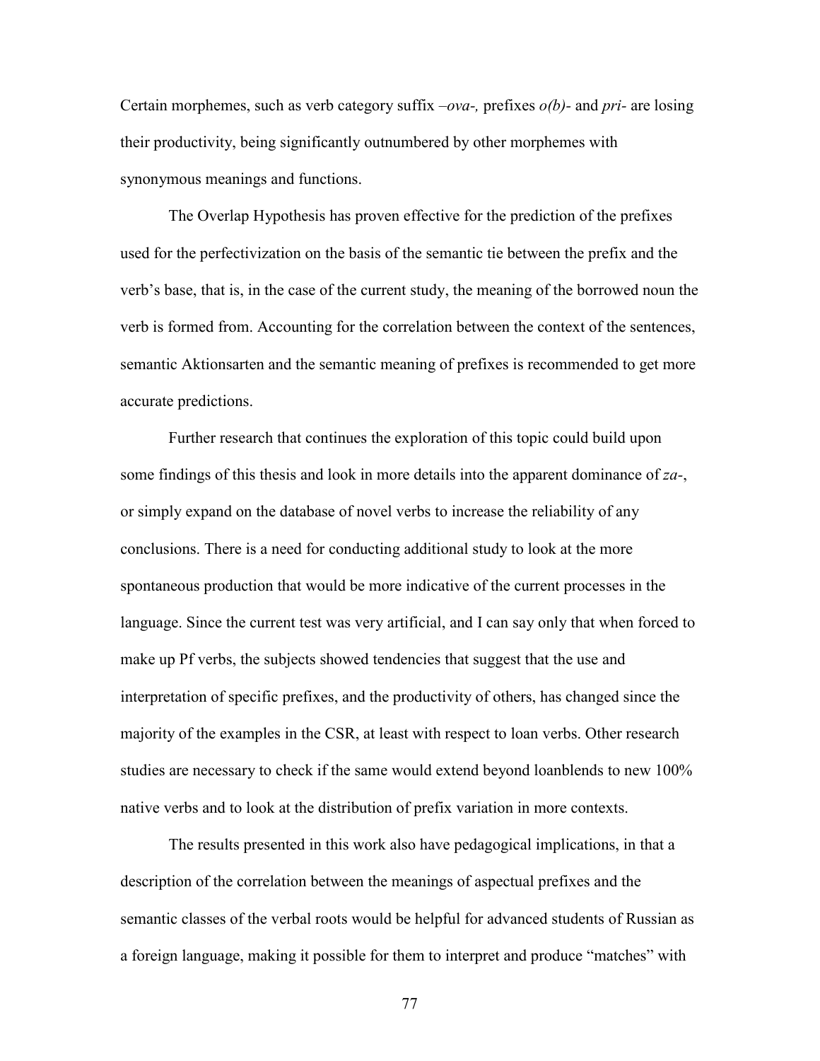Certain morphemes, such as verb category suffix *–ova-,* prefixes *o(b)-* and *pri-* are losing their productivity, being significantly outnumbered by other morphemes with synonymous meanings and functions.

The Overlap Hypothesis has proven effective for the prediction of the prefixes used for the perfectivization on the basis of the semantic tie between the prefix and the verb's base, that is, in the case of the current study, the meaning of the borrowed noun the verb is formed from. Accounting for the correlation between the context of the sentences, semantic Aktionsarten and the semantic meaning of prefixes is recommended to get more accurate predictions.

Further research that continues the exploration of this topic could build upon some findings of this thesis and look in more details into the apparent dominance of *za-*, or simply expand on the database of novel verbs to increase the reliability of any conclusions. There is a need for conducting additional study to look at the more spontaneous production that would be more indicative of the current processes in the language. Since the current test was very artificial, and I can say only that when forced to make up Pf verbs, the subjects showed tendencies that suggest that the use and interpretation of specific prefixes, and the productivity of others, has changed since the majority of the examples in the CSR, at least with respect to loan verbs. Other research studies are necessary to check if the same would extend beyond loanblends to new 100% native verbs and to look at the distribution of prefix variation in more contexts.

The results presented in this work also have pedagogical implications, in that a description of the correlation between the meanings of aspectual prefixes and the semantic classes of the verbal roots would be helpful for advanced students of Russian as a foreign language, making it possible for them to interpret and produce "matches" with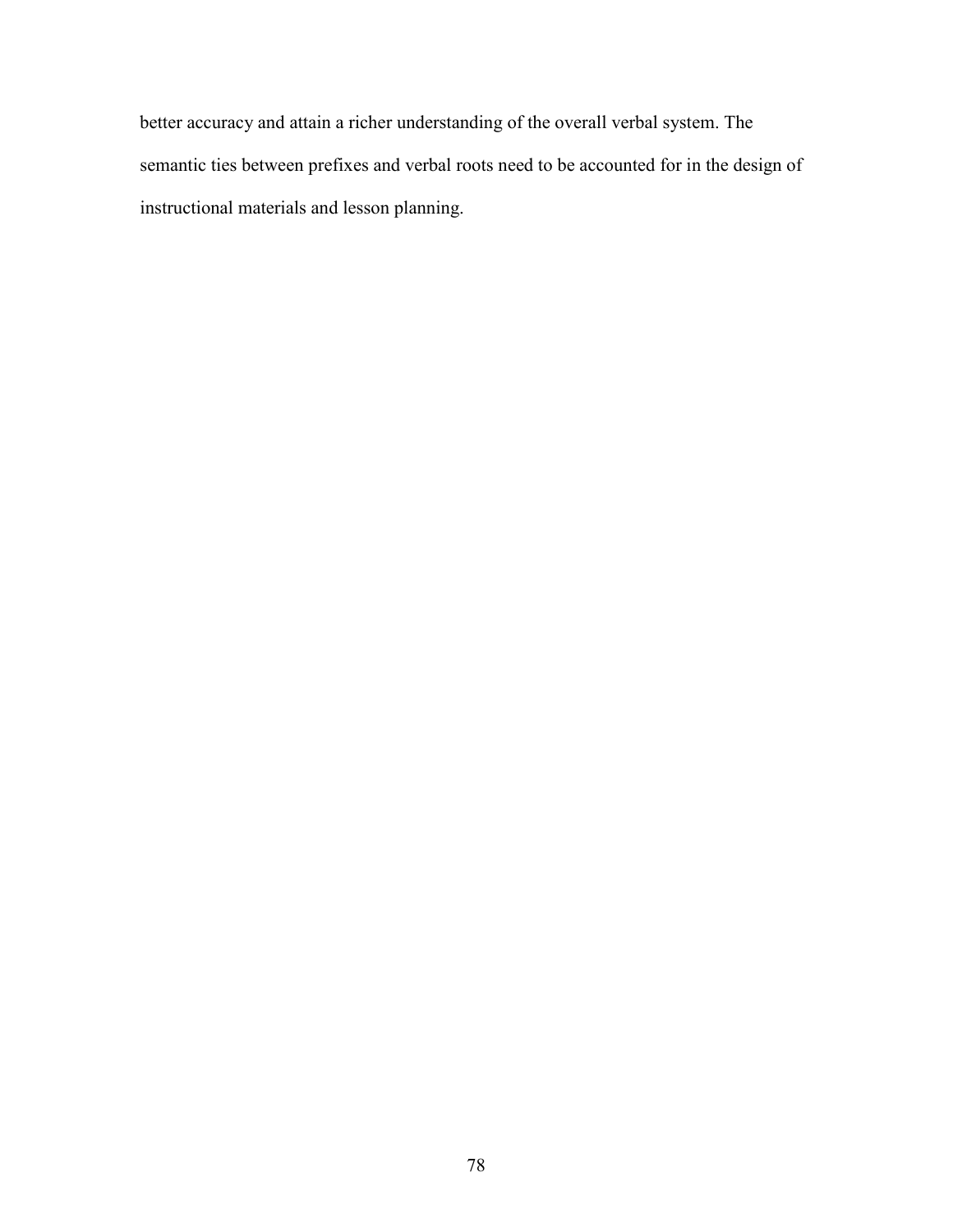better accuracy and attain a richer understanding of the overall verbal system. The semantic ties between prefixes and verbal roots need to be accounted for in the design of instructional materials and lesson planning.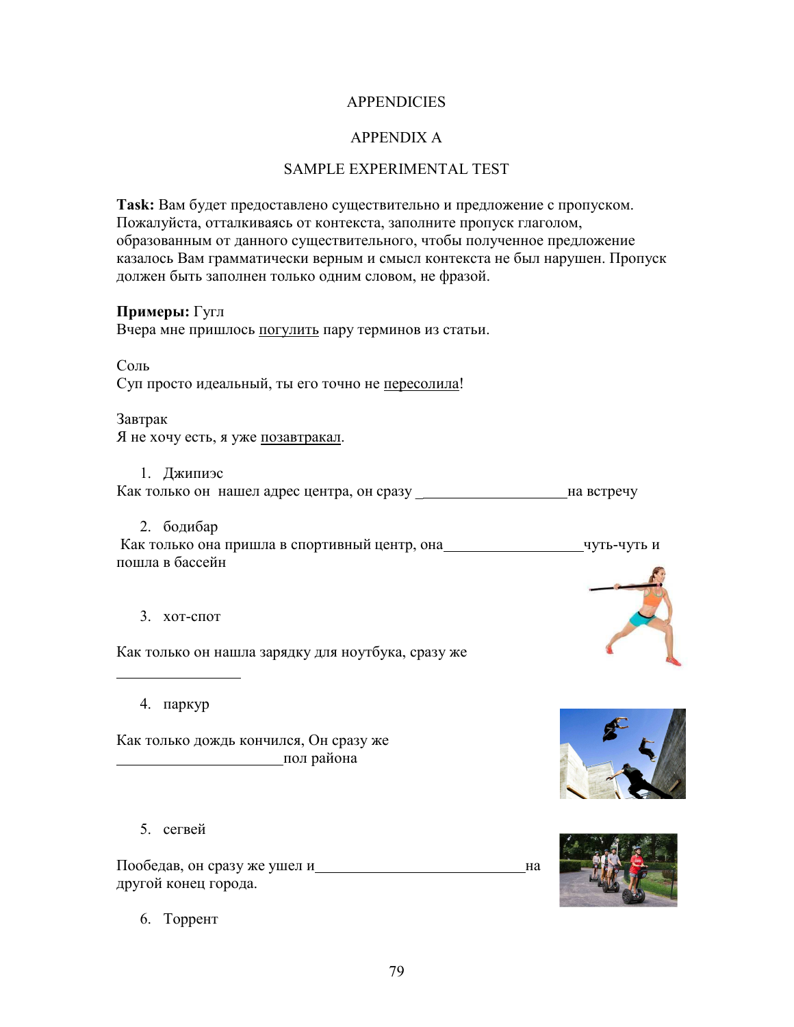APPENDICIES

APPENDIX A

SAMPLE EXPERIMENTAL TEST

**Task:** Вам будет предоставлено существительно и предложение с пропуском. Пожалуйста, отталкиваясь от контекста, заполните пропуск глаголом, образованным от данного существительного, чтобы полученное предложение казалось Вам грамматически верным и смысл контекста не был нарушен. Пропуск должен быть заполнен только одним словом, не фразой.

**Примеры:** Гугл
Вчера мне пришлось <u>погулить</u> пару терминов из статьи.

Соль
Суп просто идеальный, ты его точно не <u>пересолила</u>!

Завтрак
Я не хочу есть, я уже <u>позавтракал</u>.

1. Джипиэс

Как только он нашел адрес центра, он сразу ___________________ на встречу

2. бодибар

Как только она пришла в спортивный центр, она_________________ чуть-чуть и пошла в бассейн

3. хот-спот

Как только он нашла зарядку для ноутбука, сразу же

________________

4. паркур

Как только дождь кончился, Он сразу же
______________________пол района

5. сегвей

Пообедав, он сразу же ушел и___________________________на другой конец города.

6. Торрент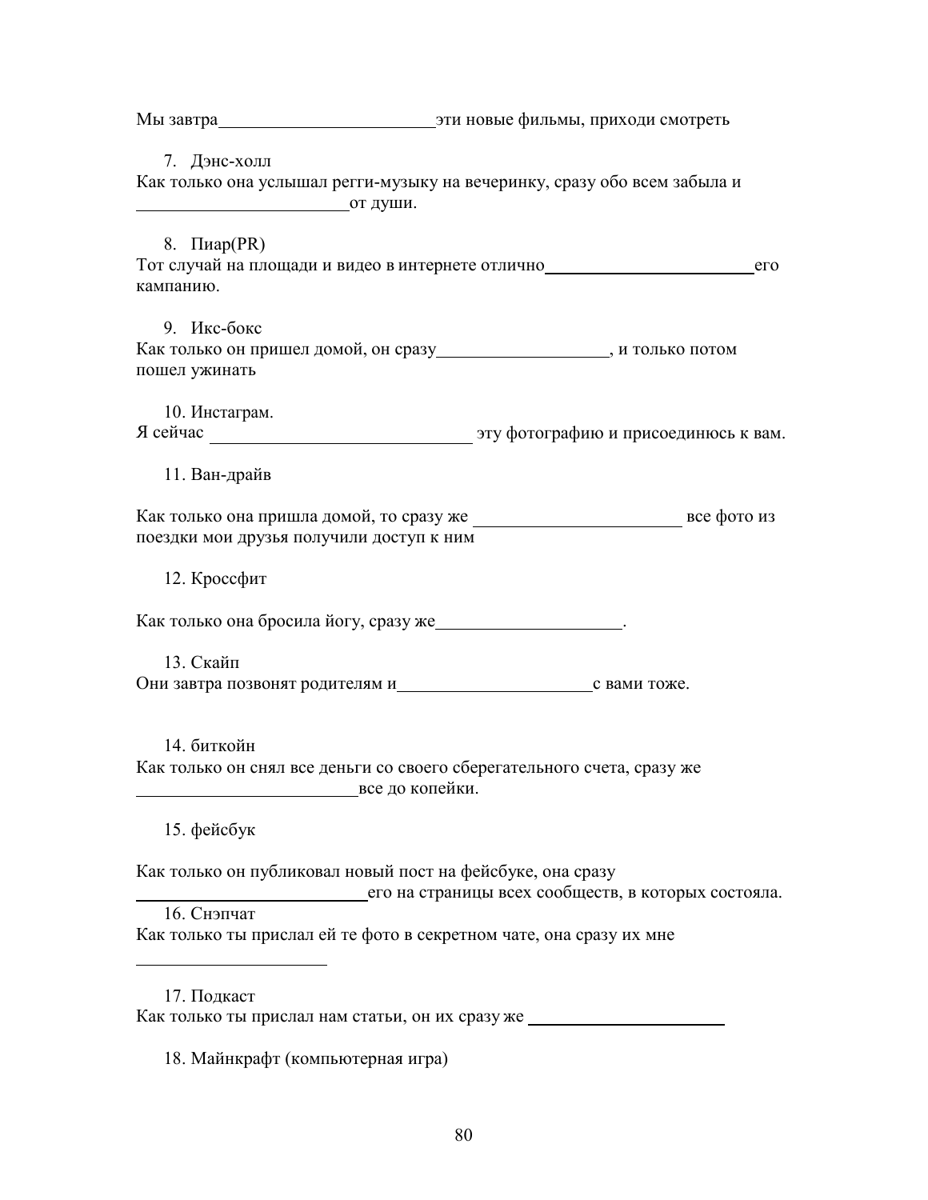Мы завтра________________________эти новые фильмы, приходи смотреть

7. Дэнс-холл

Как только она услышал регги-музыку на вечеринку, сразу обо всем забыла и ________________________от души.

8. Пиар(PR)

Тот случай на площади и видео в интернете отлично________________________его кампанию.

9. Икс-бокс

Как только он пришел домой, он сразу___________________, и только потом пошел ужинать

10. Инстаграм.

Я сейчас _____________________________ эту фотографию и присоединюсь к вам.

11. Ван-драйв

Как только она пришла домой, то сразу же _______________________ все фото из поездки мои друзья получили доступ к ним

12. Кроссфит

Как только она бросила йогу, сразу же____________________.

13. Скайп

Они завтра позвонят родителям и______________________с вами тоже.

14. биткойн

Как только он снял все деньги со своего сберегательного счета, сразу же ________________________все до копейки.

15. фейсбук

Как только он публиковал новый пост на фейсбуке, она сразу ___________________________его на страницы всех сообществ, в которых состояла.

16. Снэпчат

Как только ты прислал ей те фото в секретном чате, она сразу их мне ______________________

17. Подкаст

Как только ты прислал нам статьи, он их сразу же ______________________

18. Майнкрафт (компьютерная игра)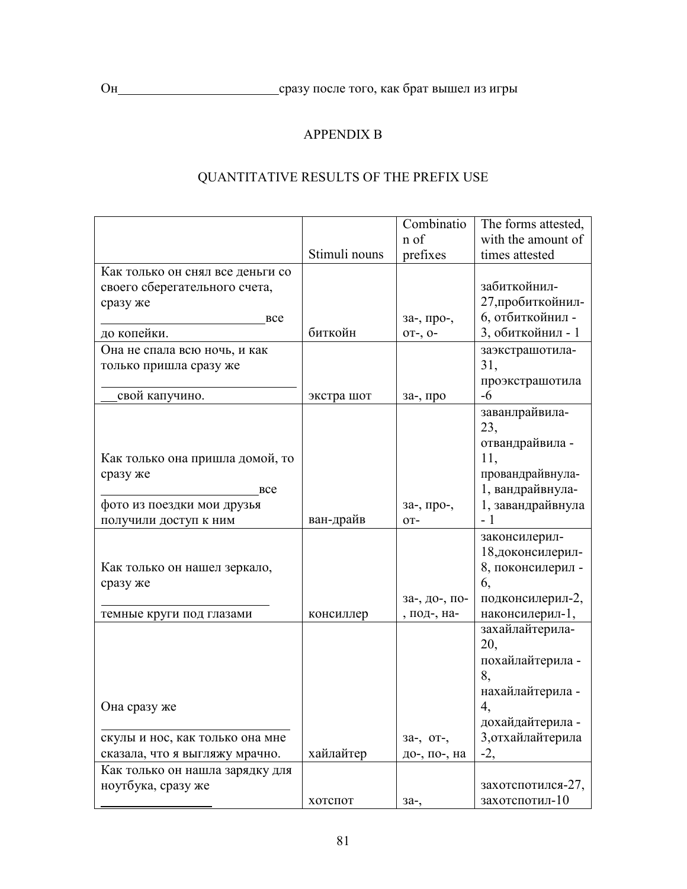Он________________________сразу после того, как брат вышел из игры

# APPENDIX B

## QUANTITATIVE RESULTS OF THE PREFIX USE

| | Stimuli nouns | Combination of prefixes | The forms attested, with the amount of times attested |
|---|---|---|---|
| Как только он снял все деньги со своего сберегательного счета, сразу же ________________________все до копейки. | биткойн | за-, про-, от-, о- | забиткойнил-27,пробиткойнил-6, отбиткойнил - 3, обиткойнил - 1 |
| Она не спала всю ночь, и как только пришла сразу же ____________________________свой капучино. | экстра шот | за-, про | заэкстрашотила-31, проэкстрашотила -6 |
| Как только она пришла домой, то сразу же ________________________все фото из поездки мои друзья получили доступ к ним | ван-драйв | за-, про-, от- | заванлрайвила-23, отвандрайвила - 11, провандрайвнула-1, вандрайвнула-1, завандрайвнула - 1 |
| Как только он нашел зеркало, сразу же __________________________ темные круги под глазами | консиллер | за-, до-, по-, под-, на- | законсилерил-18,доконсилерил-8, поконсилерил - 6, подконсилерил-2, наконсилерил-1, |
| Она сразу же ____________________________ скулы и нос, как только она мне сказала, что я выгляжу мрачно. | хайлайтер | за-, от-, до-, по-, на | захайлайтерила-20, похайлайтерила - 8, нахайлайтерила - 4, дохайдайтерила - 3,отхайлайтерила -2, |
| Как только он нашла зарядку для ноутбука, сразу же __________________ | хотспот | за-, | захотспотился-27, захотспотил-10 |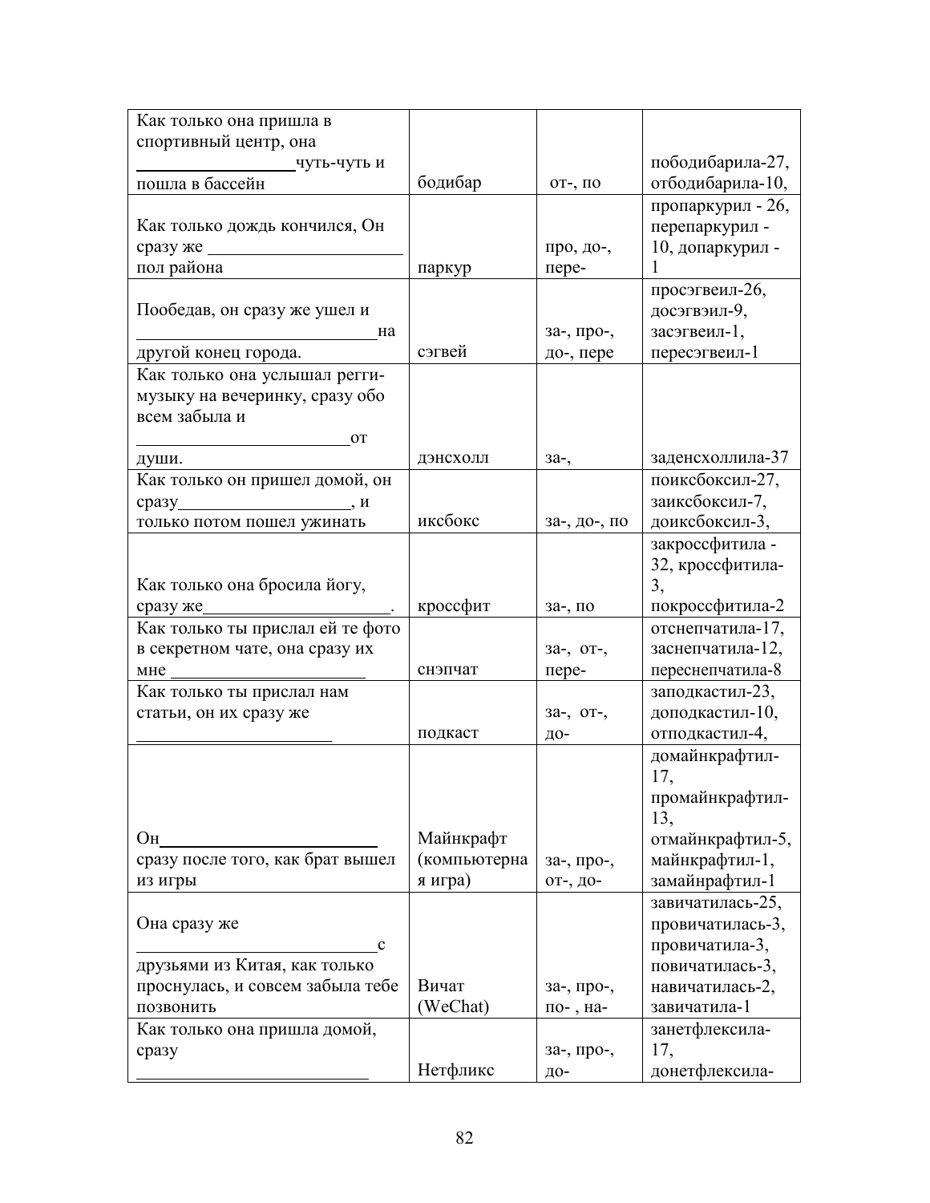| | | | |
|---|---|---|---|
| Как только она пришла в спортивный центр, она __________________чуть-чуть и пошла в бассейн | бодибар | от-, по | пободибарила-27, отбодибарила-10, |
| Как только дождь кончился, Он сразу же ____________________ пол района | паркур | про, до-, пере- | пропаркурил - 26, перепаркурил - 10, допаркурил - 1 |
| Пообедав, он сразу же ушел и ________________________на другой конец города. | сэгвей | за-, про-, до-, пере | просэгвеил-26, досэгвэил-9, засэгвеил-1, пересэгвеил-1 |
| Как только она услышал регги-музыку на вечеринку, сразу обо всем забыла и ______________________от души. | дэнсхолл | за-, | заденсхоллила-37 |
| Как только он пришел домой, он сразу__________________, и только потом пошел ужинать | иксбокс | за-, до-, по | поиксбоксил-27, заиксбоксил-7, доиксбоксил-3, |
| Как только она бросила йогу, сразу же____________________. | кроссфит | за-, по | закроссфитила - 32, кроссфитила-3, покроссфитила-2 |
| Как только ты прислал ей те фото в секретном чате, она сразу их мне ____________________ | снэпчат | за-, от-, пере- | отснепчатила-17, заснепчатила-12, переснепчатила-8 |
| Как только ты прислал нам статьи, он их сразу же ____________________ | подкаст | за-, от-, до- | заподкастил-23, доподкастил-10, отподкастил-4, |
| Он____________________ сразу после того, как брат вышел из игры | Майнкрафт (компьютерная игра) | за-, про-, от-, до- | домайнкрафтил-17, промайнкрафтил-13, отмайнкрафтил-5, майнкрафтил-1, замайнрафтил-1 |
| Она сразу же ________________________с друзьями из Китая, как только проснулась, и совсем забыла тебе позвонить | Вичат (WeChat) | за-, про-, по- , на- | завичатилась-25, провичатилась-3, провичатила-3, повичатилась-3, навичатилась-2, завичатила-1 |
| Как только она пришла домой, сразу ________________________ | Нетфликс | за-, про-, до- | занетфлексила-17, донетфлексила- |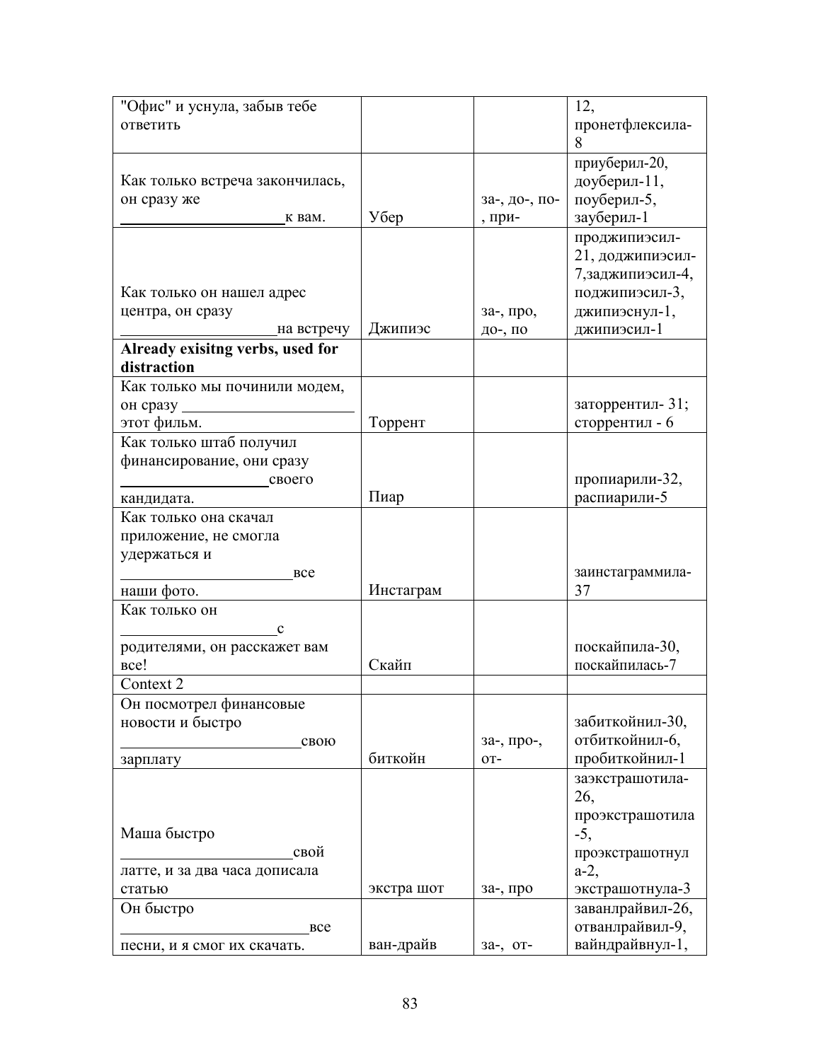| | | | |
|---|---|---|---|
| "Офис" и уснула, забыв тебе ответить | | | 12, пронетфлексила-8 |
| Как только встреча закончилась, он сразу же ____________________к вам. | Убер | за-, до-, по-, при- | приуберил-20, доуберил-11, поуберил-5, зауберил-1 |
| Как только он нашел адрес центра, он сразу ____________________на встречу | Джипиэс | за-, про, до-, по | проджипиэсил-21, доджипиэсил-7,заджипиэсил-4, поджипиэсил-3, джипиэснул-1, джипиэсил-1 |
| **Already exisitng verbs, used for distraction** | | | |
| Как только мы починили модем, он сразу ____________________ этот фильм. | Торрент | | заторрентил- 31; сторрентил - 6 |
| Как только штаб получил финансирование, они сразу ____________________своего кандидата. | Пиар | | пропиарили-32, распиарили-5 |
| Как только она скачал приложение, не смогла удержаться и ____________________все наши фото. | Инстаграм | | заинстаграммила-37 |
| Как только он ____________________с родителями, он расскажет вам все! | Скайп | | поскайпила-30, поскайпилась-7 |
| Context 2 | | | |
| Он посмотрел финансовые новости и быстро ____________________свою зарплату | биткойн | за-, про-, от- | забиткойнил-30, отбиткойнил-6, пробиткойнил-1 |
| Маша быстро ____________________свой латте, и за два часа дописала статью | экстра шот | за-, про | заэкстрашотила-26, проэкстрашотила-5, проэкстрашотнула-2, экстрашотнула-3 |
| Он быстро ____________________все песни, и я смог их скачать. | ван-драйв | за-, от- | заванлрайвил-26, отванлрайвил-9, вайндрайвнул-1, |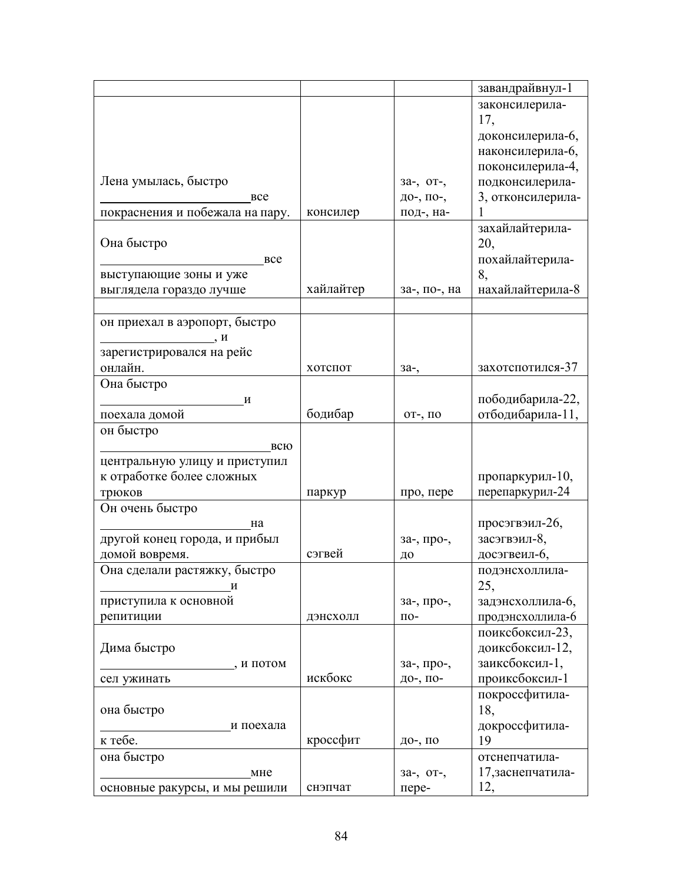| | | | |
|---|---|---|---|
| | | | завандрайвнул-1 |
| Лена умылась, быстро ________________________все покраснения и побежала на пару. | консилер | за-, от-, до-, по-, под-, на- | законсилерила-17, доконсилерила-6, наконсилерила-6, поконсилерила-4, подконсилерила-3, отконсилерила-1 |
| Она быстро ________________________все выступающие зоны и уже выглядела гораздо лучше | хайлайтер | за-, по-, на | захайлайтерила-20, похайлайтерила-8, нахайлайтерила-8 |
| | | | |
| он приехал в аэропорт, быстро ________________, и зарегистрировался на рейс онлайн. | хотспот | за-, | захотспотился-37 |
| Она быстро ______________________и поехала домой | бодибар | от-, по | пободибарила-22, отбодибарила-11, |
| он быстро ____________________________всю центральную улицу и приступил к отработке более сложных трюков | паркур | про, пере | пропаркурил-10, перепаркурил-24 |
| Он очень быстро _______________________на другой конец города, и прибыл домой вовремя. | сэгвей | за-, про-, до | просэгвэил-26, засэгвэил-8, досэгвеил-6, |
| Она сделали растяжку, быстро ____________________и приступила к основной репитиции | дэнсхолл | за-, про-, по- | подэнсхоллила-25, задэнсхоллила-6, продэнсхоллила-6 |
| Дима быстро ____________________, и потом сел ужинать | искбокс | за-, про-, до-, по- | поиксбоксил-23, доиксбоксил-12, заиксбоксил-1, проиксбоксил-1 |
| она быстро ___________________и поехала к тебе. | кроссфит | до-, по | покроссфитила-18, докроссфитила-19 |
| она быстро _______________________мне основные ракурсы, и мы решили | снэпчат | за-, от-, пере- | отснепчатила-17,заснепчатила-12, |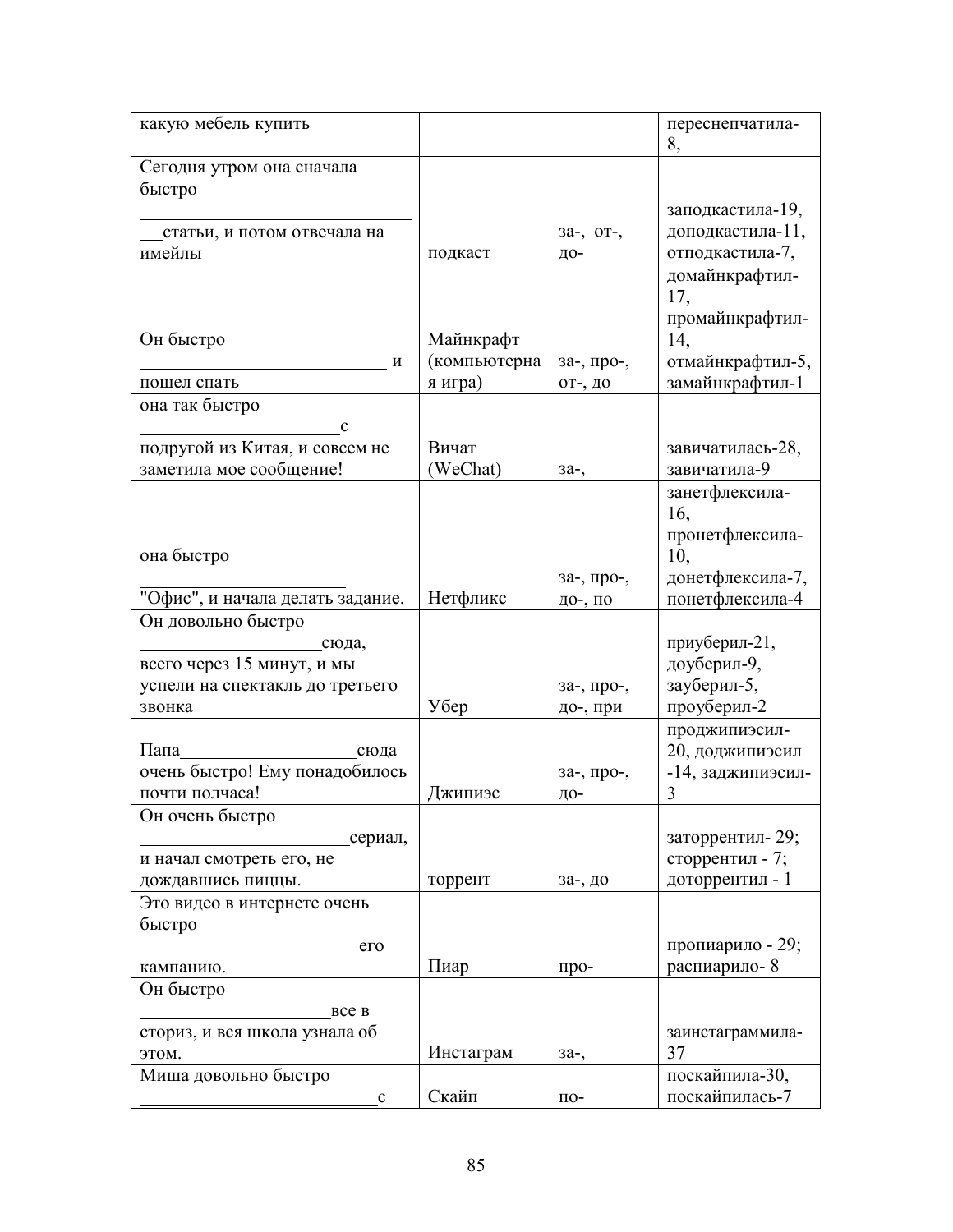| | | | |
|---|---|---|---|
| какую мебель купить | | | переснепчатила-8, |
| Сегодня утром она сначала быстро ___________________________статьи, и потом отвечала на имейлы | подкаст | за-, от-, до- | заподкастила-19, доподкастила-11, отподкастила-7, |
| Он быстро ___________________________ и пошел спать | Майнкрафт (компьютерная игра) | за-, про-, от-, до | домайнкрафтил-17, промайнкрафтил-14, отмайнкрафтил-5, замайнкрафтил-1 |
| она так быстро ______________________с подругой из Китая, и совсем не заметила мое сообщение! | Вичат (WeChat) | за-, | завичатилась-28, завичатила-9 |
| она быстро ______________________ "Офис", и начала делать задание. | Нетфликс | за-, про-, до-, по | занетфлексила-16, пронетфлексила-10, донетфлексила-7, понетфлексила-4 |
| Он довольно быстро ___________________сюда, всего через 15 минут, и мы успели на спектакль до третьего звонка | Убер | за-, про-, до-, при | приуберил-21, доуберил-9, зауберил-5, проуберил-2 |
| Папа___________________сюда очень быстро! Ему понадобилось почти полчаса! | Джипиэс | за-, про-, до- | проджипиэсил-20, доджипиэсил -14, заджипиэсил-3 |
| Он очень быстро ______________________сериал, и начал смотреть его, не дождавшись пиццы. | торрент | за-, до | заторрентил- 29; сторрентил - 7; доторрентил - 1 |
| Это видео в интернете очень быстро ______________________его кампанию. | Пиар | про- | пропиарило - 29; распиарило- 8 |
| Он быстро ____________________все в сториз, и вся школа узнала об этом. | Инстаграм | за-, | заинстаграммила-37 |
| Миша довольно быстро ___________________________с | Скайп | по- | поскайпила-30, поскайпилась-7 |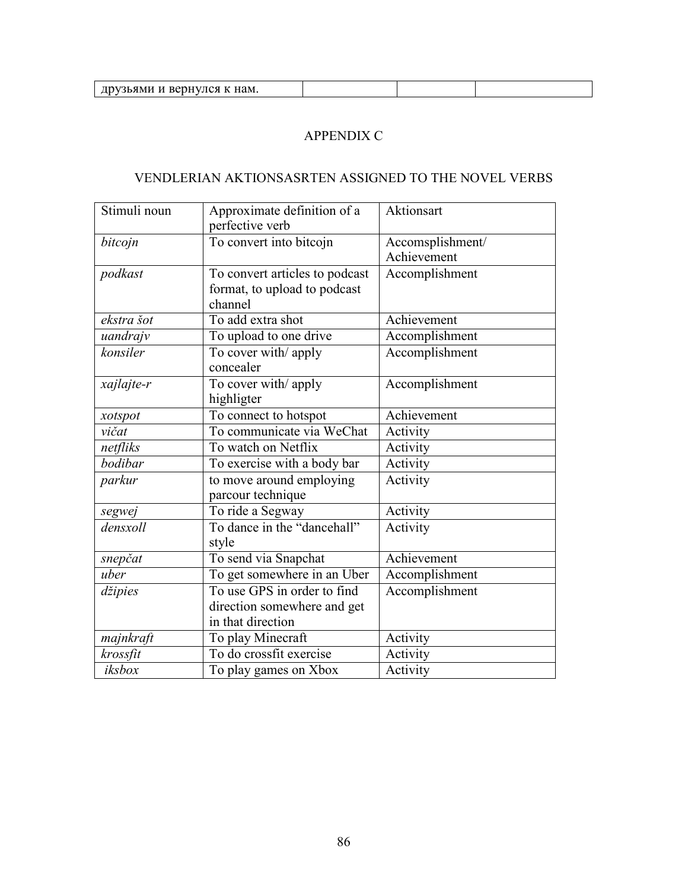| друзьями и вернулся к нам. | | | |
|---|---|---|---|

## APPENDIX C

### VENDLERIAN AKTIONSASRTEN ASSIGNED TO THE NOVEL VERBS

| Stimuli noun | Approximate definition of a perfective verb | Aktionsart |
|---|---|---|
| *bitcojn* | To convert into bitcojn | Accomsplishment/ Achievement |
| *podkast* | To convert articles to podcast format, to upload to podcast channel | Accomplishment |
| *ekstra šot* | To add extra shot | Achievement |
| *uandrajv* | To upload to one drive | Accomplishment |
| *konsiler* | To cover with/ apply concealer | Accomplishment |
| *xajlajte-r* | To cover with/ apply highligter | Accomplishment |
| *xotspot* | To connect to hotspot | Achievement |
| *vičat* | To communicate via WeChat | Activity |
| *netfliks* | To watch on Netflix | Activity |
| *bodibar* | To exercise with a body bar | Activity |
| *parkur* | to move around employing parcour technique | Activity |
| *segwej* | To ride a Segway | Activity |
| *densxoll* | To dance in the "dancehall" style | Activity |
| *snepčat* | To send via Snapchat | Achievement |
| *uber* | To get somewhere in an Uber | Accomplishment |
| *džipies* | To use GPS in order to find direction somewhere and get in that direction | Accomplishment |
| *majnkraft* | To play Minecraft | Activity |
| *krossfit* | To do crossfit exercise | Activity |
| *iksbox* | To play games on Xbox | Activity |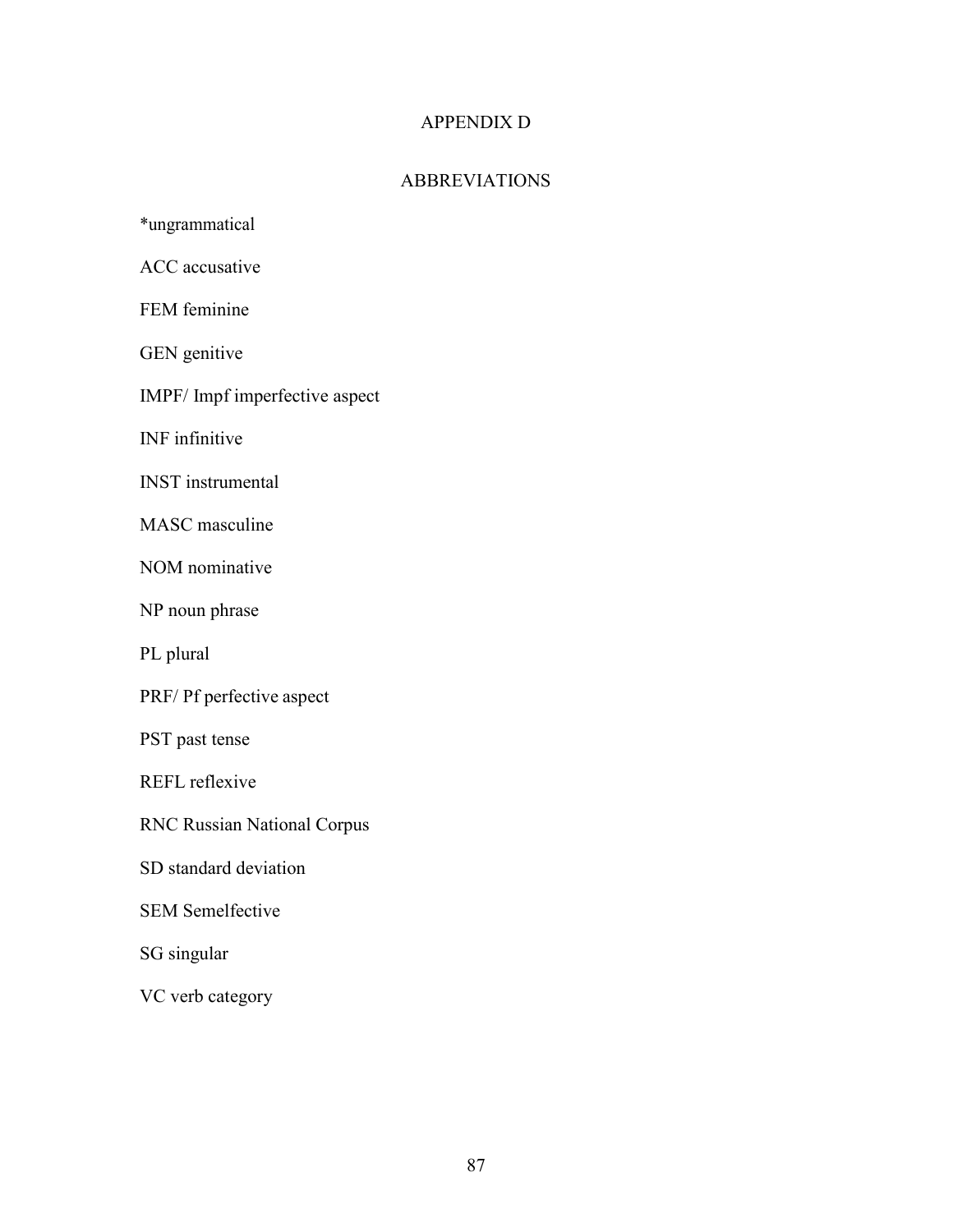# APPENDIX D

## ABBREVIATIONS

*ungrammatical

ACC accusative

FEM feminine

GEN genitive

IMPF/ Impf imperfective aspect

INF infinitive

INST instrumental

MASC masculine

NOM nominative

NP noun phrase

PL plural

PRF/ Pf perfective aspect

PST past tense

REFL reflexive

RNC Russian National Corpus

SD standard deviation

SEM Semelfective

SG singular

VC verb category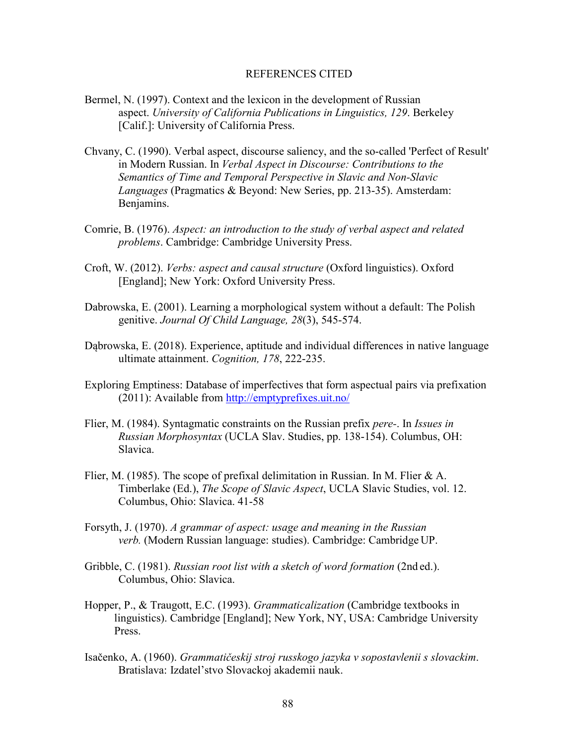# REFERENCES CITED

Bermel, N. (1997). Context and the lexicon in the development of Russian aspect. *University of California Publications in Linguistics, 129*. Berkeley [Calif.]: University of California Press.

Chvany, C. (1990). Verbal aspect, discourse saliency, and the so-called 'Perfect of Result' in Modern Russian. In *Verbal Aspect in Discourse: Contributions to the Semantics of Time and Temporal Perspective in Slavic and Non-Slavic Languages* (Pragmatics & Beyond: New Series, pp. 213-35). Amsterdam: Benjamins.

Comrie, B. (1976). *Aspect: an introduction to the study of verbal aspect and related problems*. Cambridge: Cambridge University Press.

Croft, W. (2012). *Verbs: aspect and causal structure* (Oxford linguistics). Oxford [England]; New York: Oxford University Press.

Dabrowska, E. (2001). Learning a morphological system without a default: The Polish genitive. *Journal Of Child Language, 28*(3), 545-574.

Dąbrowska, E. (2018). Experience, aptitude and individual differences in native language ultimate attainment. *Cognition, 178*, 222-235.

Exploring Emptiness: Database of imperfectives that form aspectual pairs via prefixation (2011): Available from http://emptyprefixes.uit.no/

Flier, M. (1984). Syntagmatic constraints on the Russian prefix *pere-*. In *Issues in Russian Morphosyntax* (UCLA Slav. Studies, pp. 138-154). Columbus, OH: Slavica.

Flier, M. (1985). The scope of prefixal delimitation in Russian. In M. Flier & A. Timberlake (Ed.), *The Scope of Slavic Aspect*, UCLA Slavic Studies, vol. 12. Columbus, Ohio: Slavica. 41-58

Forsyth, J. (1970). *A grammar of aspect: usage and meaning in the Russian verb.* (Modern Russian language: studies). Cambridge: Cambridge UP.

Gribble, C. (1981). *Russian root list with a sketch of word formation* (2nd ed.). Columbus, Ohio: Slavica.

Hopper, P., & Traugott, E.C. (1993). *Grammaticalization* (Cambridge textbooks in linguistics). Cambridge [England]; New York, NY, USA: Cambridge University Press.

Isačenko, A. (1960). *Grammatičeskij stroj russkogo jazyka v sopostavlenii s slovackim*. Bratislava: Izdatel'stvo Slovackoj akademii nauk.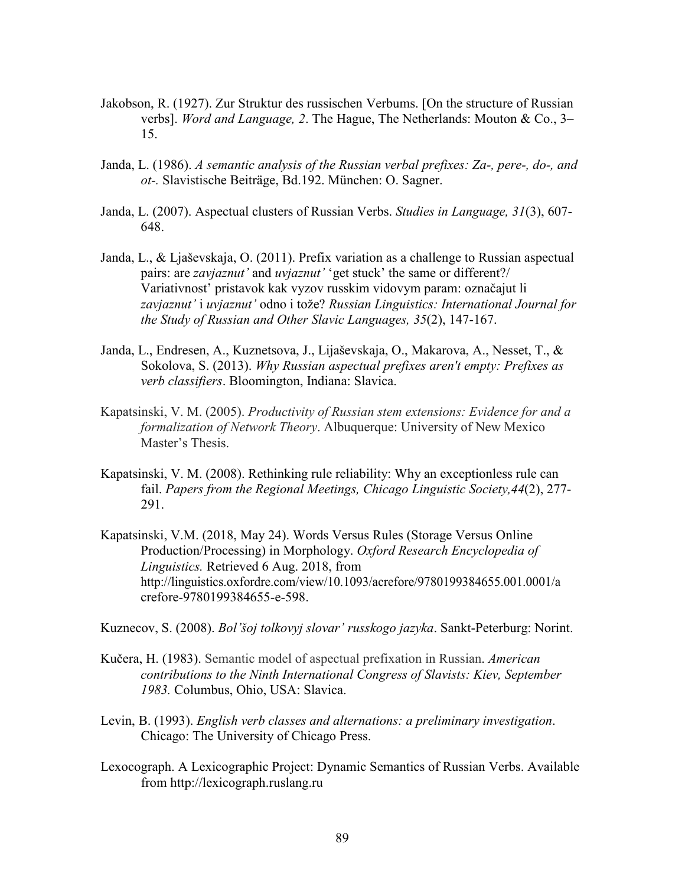Jakobson, R. (1927). Zur Struktur des russischen Verbums. [On the structure of Russian verbs]. *Word and Language, 2*. The Hague, The Netherlands: Mouton & Co., 3–15.

Janda, L. (1986). *A semantic analysis of the Russian verbal prefixes: Za-, pere-, do-, and ot-.* Slavistische Beiträge, Bd.192. München: O. Sagner.

Janda, L. (2007). Aspectual clusters of Russian Verbs. *Studies in Language, 31*(3), 607-648.

Janda, L., & Ljaševskaja, O. (2011). Prefix variation as a challenge to Russian aspectual pairs: are *zavjaznut'* and *uvjaznut'* 'get stuck' the same or different?/ Variativnost' pristavok kak vyzov russkim vidovym param: označajut li *zavjaznut'* i *uvjaznut'* odno i tože? *Russian Linguistics: International Journal for the Study of Russian and Other Slavic Languages, 35*(2), 147-167.

Janda, L., Endresen, A., Kuznetsova, J., Lijaševskaja, O., Makarova, A., Nesset, T., & Sokolova, S. (2013). *Why Russian aspectual prefixes aren't empty: Prefixes as verb classifiers*. Bloomington, Indiana: Slavica.

Kapatsinski, V. M. (2005). *Productivity of Russian stem extensions: Evidence for and a formalization of Network Theory*. Albuquerque: University of New Mexico Master's Thesis.

Kapatsinski, V. M. (2008). Rethinking rule reliability: Why an exceptionless rule can fail. *Papers from the Regional Meetings, Chicago Linguistic Society,44*(2), 277-291.

Kapatsinski, V.M. (2018, May 24). Words Versus Rules (Storage Versus Online Production/Processing) in Morphology. *Oxford Research Encyclopedia of Linguistics.* Retrieved 6 Aug. 2018, from http://linguistics.oxfordre.com/view/10.1093/acrefore/9780199384655.001.0001/acrefore-9780199384655-e-598.

Kuznecov, S. (2008). *Bol'šoj tolkovyj slovar' russkogo jazyka*. Sankt-Peterburg: Norint.

Kučera, H. (1983). Semantic model of aspectual prefixation in Russian. *American contributions to the Ninth International Congress of Slavists: Kiev, September 1983.* Columbus, Ohio, USA: Slavica.

Levin, B. (1993). *English verb classes and alternations: a preliminary investigation*. Chicago: The University of Chicago Press.

Lexocograph. A Lexicographic Project: Dynamic Semantics of Russian Verbs. Available from http://lexicograph.ruslang.ru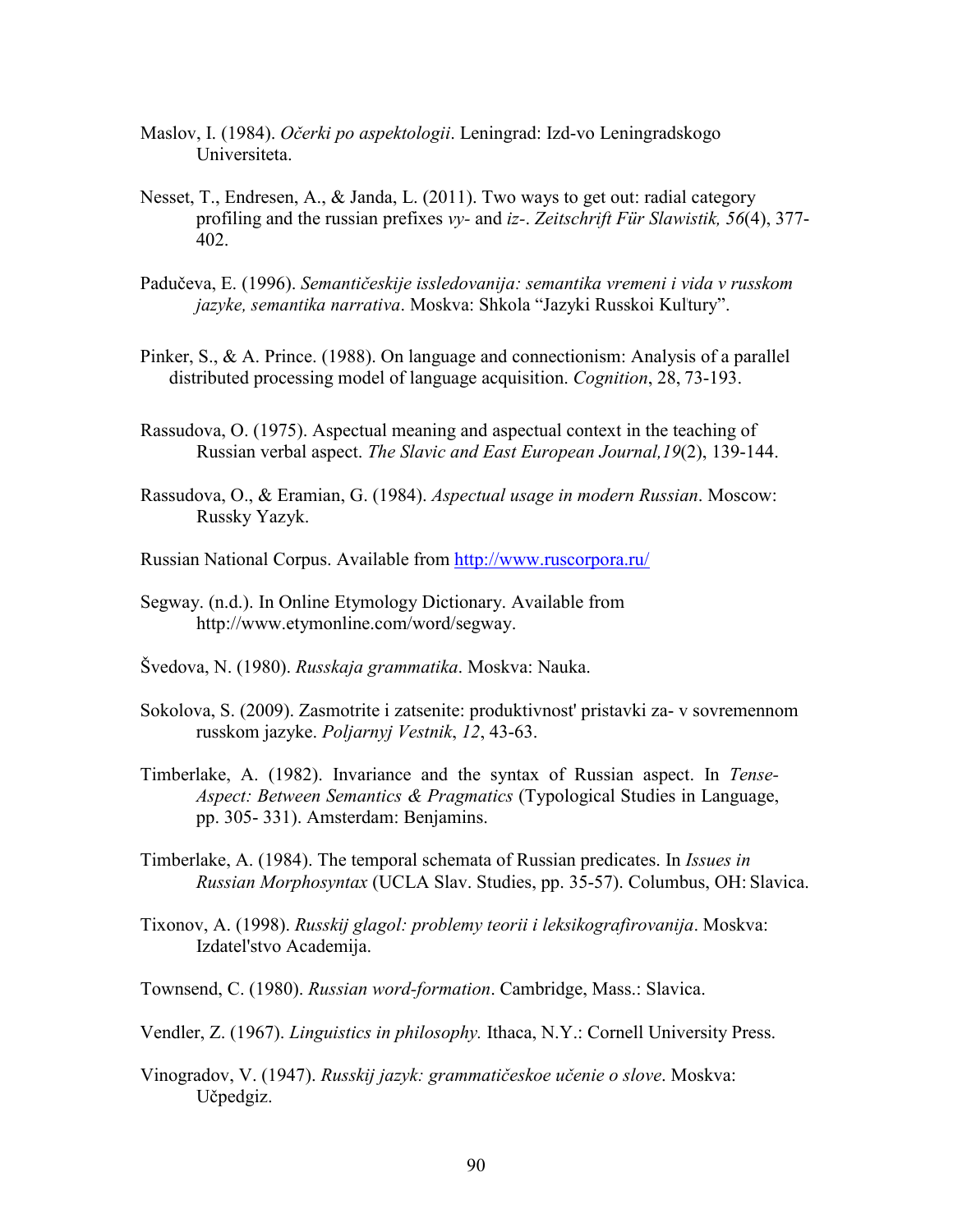Maslov, I. (1984). *Očerki po aspektologii*. Leningrad: Izd-vo Leningradskogo Universiteta.

Nesset, T., Endresen, A., & Janda, L. (2011). Two ways to get out: radial category profiling and the russian prefixes *vy-* and *iz-*. *Zeitschrift Für Slawistik, 56*(4), 377-402.

Padučeva, E. (1996). *Semantičeskije issledovanija: semantika vremeni i vida v russkom jazyke, semantika narrativa*. Moskva: Shkola "Jazyki Russkoi Kul'tury".

Pinker, S., & A. Prince. (1988). On language and connectionism: Analysis of a parallel distributed processing model of language acquisition. *Cognition*, 28, 73-193.

Rassudova, O. (1975). Aspectual meaning and aspectual context in the teaching of Russian verbal aspect. *The Slavic and East European Journal,19*(2), 139-144.

Rassudova, O., & Eramian, G. (1984). *Aspectual usage in modern Russian*. Moscow: Russky Yazyk.

Russian National Corpus. Available from http://www.ruscorpora.ru/

Segway. (n.d.). In Online Etymology Dictionary. Available from http://www.etymonline.com/word/segway.

Švedova, N. (1980). *Russkaja grammatika*. Moskva: Nauka.

Sokolova, S. (2009). Zasmotrite i zatsenite: produktivnost' pristavki za- v sovremennom russkom jazyke. *Poljarnyj Vestnik*, *12*, 43-63.

Timberlake, A. (1982). Invariance and the syntax of Russian aspect. In *Tense-Aspect: Between Semantics & Pragmatics* (Typological Studies in Language, pp. 305- 331). Amsterdam: Benjamins.

Timberlake, A. (1984). The temporal schemata of Russian predicates. In *Issues in Russian Morphosyntax* (UCLA Slav. Studies, pp. 35-57). Columbus, OH: Slavica.

Tixonov, A. (1998). *Russkij glagol: problemy teorii i leksikografirovanija*. Moskva: Izdatel'stvo Academija.

Townsend, C. (1980). *Russian word-formation*. Cambridge, Mass.: Slavica.

Vendler, Z. (1967). *Linguistics in philosophy.* Ithaca, N.Y.: Cornell University Press.

Vinogradov, V. (1947). *Russkij jazyk: grammatičeskoe učenie o slove*. Moskva: Učpedgiz.